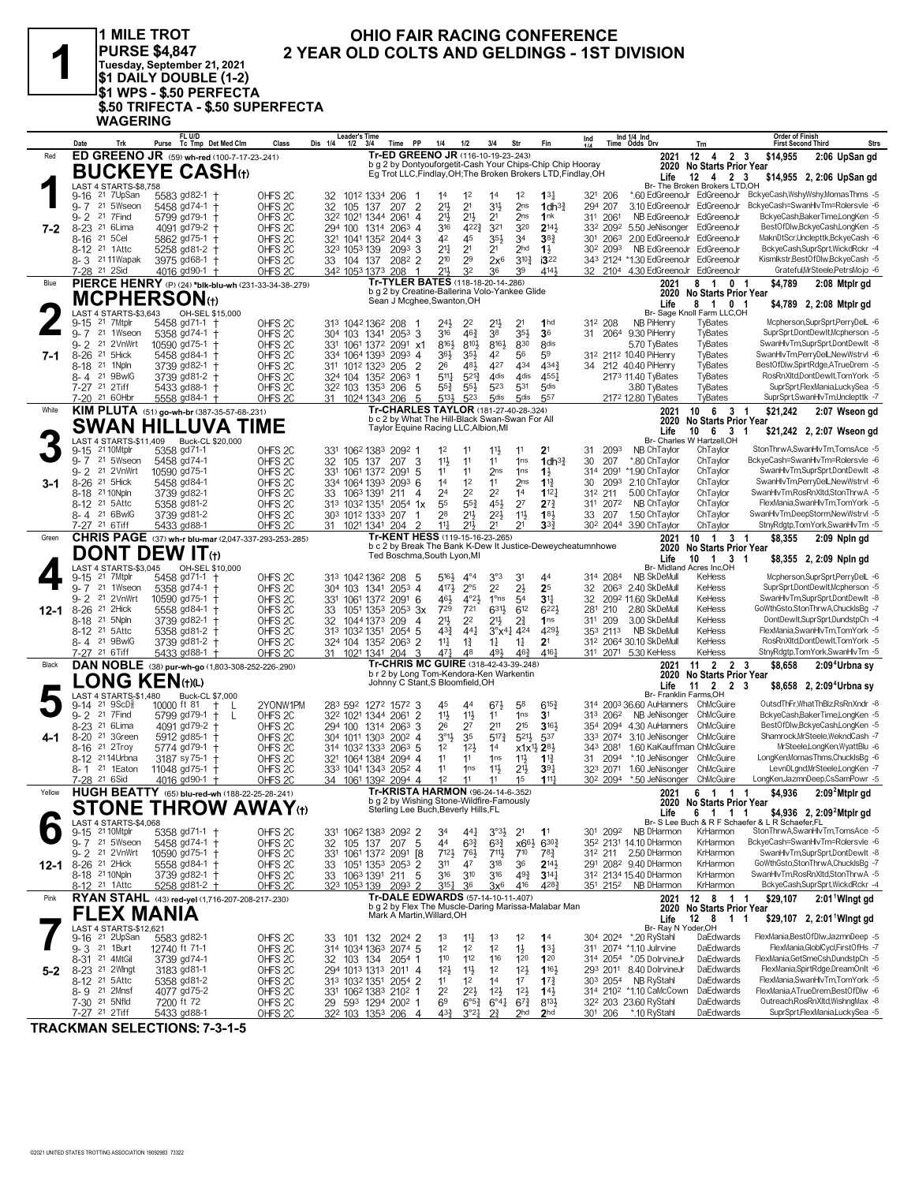# 1 MILE TROT

**PURSE $4,847**
**Tuesday, September 21, 2021**
**$1 DAILY DOUBLE (1-2)**
**$1 WPS - $.50 PERFECTA**
**$.50 TRIFECTA - $.50 SUPERFECTA**
**WAGERING**

## OHIO FAIR RACING CONFERENCE
## 2 YEAR OLD COLTS AND GELDINGS - 1ST DIVISION

---

### 1 — Red — 7-2
**ED GREENO JR** (59) wh-red (100-7-17-23-.241)
**BUCKEYE CASH(t)**
Tr-ED GREENO JR (116-10-19-23-.243)
b g 2 by Dontyouforgetit-Cash Your Chips-Chip Chip Hooray
Eg Trot LLC,Findlay,OH;The Broken Brokers LTD,Findlay,OH
2021: 12 4 2 3 $14,955 2:06 UpSan gd
2020 No Starts Prior Year
Life: 12 4 2 3 $14,955 2, 2:06 UpSan gd
Br- The Broken Brokers LTD,OH
LAST 4 STARTS-$8,758

| Date | Trk | Purse | Cond | Class | 1/4 | 1/2 | 3/4 | Time | PP | 1/4 | 1/2 | 3/4 | Str | Fin | Ind 1/4 | Ind Time | Odds | Drv | Trn | Order of Finish |
|---|---|---|---|---|---|---|---|---|---|---|---|---|---|---|---|---|---|---|---|---|
| 9-16 21 | 7UpSan | 5583 | gd82-1 † | OHFS 2C | 32 | 101² | 133⁴ | 206 | 1 | 1⁴ | 1² | 1⁴ | 1² | 1³¾ | 32¹ | 206 | *.60 | EdGreenoJr | EdGreenoJr | BckyeCash,WshyWshy,MomasThms -5 |
| 9-7 21 | 5Wseon | 5458 | gd74-1 † | OHFS 2C | 32 | 105 | 137 | 207 | 2 | 2¹½ | 2¹ | 3¹½ | 2ns | 1dh³¾ | 29⁴ | 207 | 3.10 | EdGreenoJr | EdGreenoJr | BckyeCash=SwanHlvTm=Rolersvle -6 |
| 9-2 21 | 7Find | 5799 | gd79-1 † | OHFS 2C | 32² | 102¹ | 134⁴ | 206¹ | 4 | 2¹½ | 2¹½ | 2¹ | 2ns | 1nk | 31¹ | 206¹ | NB | EdGreenoJr | EdGreenoJr | BckyeCash,BakerTime,LongKen -5 |
| 8-23 21 | 6Lima | 4091 | gd79-2 † | OHFS 2C | 29⁴ | 100 | 131⁴ | 206³ | 4 | 3¹⁶ | 4²²¾ | 3²¹ | 3²⁰ | 2¹⁴½ | 33² | 209² | 5.50 | JeNisonger | EdGreenoJr | BestOfDlw,BckyeCash,LongKen -5 |
| 8-16 21 | 5Cel | 5862 | gd75-1 † | OHFS 2C | 32¹ | 104¹ | 135² | 204⁴ | 3 | 4² | 4⁵ | 3⁵½ | 3⁴ | 3⁸¾ | 30¹ | 206³ | 2.00 | EdGreenoJr | EdGreenoJr | MaknDtScr,Unclepttk,BckyeCash -6 |
| 8-12 21 | 1Attc | 5258 | gd81-2 † | OHFS 2C | 32³ | 105³ | 139 | 209³ | 3 | 2¹½ | 2¹ | 2¹ | 2hd | 1½ | 30² | 209³ | NB | EdGreenoJr | EdGreenoJr | BckyeCash,SuprSprt,WickdRckr -4 |
| 8-3 21 | 11Wapak | 3975 | gd68-1 † | OHFS 2C | 33 | 104 | 137 | 208² | 2 | 2¹⁰ | 2⁹ | 2x⁶ | 3¹⁰¾ | i3²² | 34³ | 212⁴ | *1.30 | EdGreenoJr | EdGreenoJr | Kismlkstr,BestOfDlw,BckyeCash -5 |
| 7-28 21 | 2Sid | 4016 | gd90-1 † | OHFS 2C | 34² | 105³ | 137³ | 208 | 1 | 2¹½ | 3² | 3⁶ | 3⁹ | 4¹⁴½ | 32 | 210⁴ | 4.30 | EdGreenoJr | EdGreenoJr | GratefulMrSteele,PetrsMojo -6 |

---

### 2 — Blue — 7-1
**PIERCE HENRY** (P) (24) *blk-blu-wh (231-33-34-38-.279)
**MCPHERSON(t)**
Tr-TYLER BATES (118-18-20-14-.286)
b g 2 by Creatine-Ballerina Volo-Yankee Glide
Sean J Mcghee,Swanton,OH
2021: 8 1 0 1 $4,789 2:08 Mtplr gd
2020 No Starts Prior Year
Life: 8 1 0 1 $4,789 2, 2:08 Mtplr gd
Br- Sage Knoll Farm LLC,OH
LAST 4 STARTS-$3,643 OH-SEL $15,000

| Date | Trk | Purse | Cond | Class | 1/4 | 1/2 | 3/4 | Time | PP | 1/4 | 1/2 | 3/4 | Str | Fin | Ind 1/4 | Ind Time | Odds | Drv | Trn | Order of Finish |
|---|---|---|---|---|---|---|---|---|---|---|---|---|---|---|---|---|---|---|---|---|
| 9-15 21 | 7Mtplr | 5458 | gd71-1 † | OHFS 2C | 31³ | 104² | 136² | 208 | 1 | 2⁴½ | 2² | 2¹½ | 2¹ | 1hd | 31² | 208 | NB | PiHenry | TyBates | Mcpherson,SuprSprt,PerryDelL -6 |
| 9-7 21 | 1Wseon | 5358 | gd74-1 † | OHFS 2C | 30⁴ | 103 | 134¹ | 205³ | 3 | 3¹⁶ | 4⁶¾ | 3⁸ | 3⁵½ | 3⁶ | 31 | 206⁴ | 9.30 | PiHenry | TyBates | SuprSprt,DontDewIt,Mcpherson -5 |
| 9-2 21 | 2VnWrt | 10590 | gd75-1 † | OHFS 2C | 33¹ | 106¹ | 137² | 209¹ | x1 | 8¹⁶½ | 8¹⁰½ | 8¹⁶½ | 8³⁰ | 8dis | | | 5.70 | TyBates | TyBates | SwanHlvTm,SuprSprt,DontDewIt -8 |
| 8-26 21 | 5Hick | 5458 | gd84-1 † | OHFS 2C | 33⁴ | 106⁴ | 139³ | 209³ | 6 | 3⁶½ | 3⁵½ | 4² | 5⁶ | 5⁹ | 31² | 211² | 10.40 | PiHenry | TyBates | SwanHlvTm,PerryDelL,NewWstrvl -6 |
| 8-18 21 | 1Npln | 3739 | gd82-1 † | OHFS 2C | 31¹ | 101² | 132³ | 205 | 2 | 2⁶ | 4⁸½ | 4²⁷ | 4³⁴ | 4³⁴¾ | 34 | 212 | 40.40 | PiHenry | TyBates | BestOfDlw,SpirtRdge,ATrueDrem -5 |
| 8-4 21 | 9BwlG | 3739 | gd81-2 † | OHFS 2C | 32⁴ | 104 | 135² | 206³ | 2 | 5¹¹½ | 5²¹¾ | 4dis | 4dis | 4⁵⁵¼ | | 217³ | 11.40 | TyBates | TyBates | RosRnXltd,DontDewIt,TomYork -5 |
| 7-27 21 | 2Tiff | 5433 | gd88-1 † | OHFS 2C | 32² | 103 | 135³ | 206 | 5 | 5⁵¾ | 5⁵½ | 5²³ | 5³¹ | 5dis | | | 3.80 | TyBates | TyBates | SuprSprt,FlexMania,LuckySea -5 |
| 7-20 21 | 6OHbr | 5558 | gd84-1 † | OHFS 2C | 31 | 102⁴ | 134³ | 206 | 5 | 5¹³½ | 5²³ | 5dis | 5dis | 5⁵⁷ | | 217² | 12.80 | TyBates | TyBates | SuprSprt,SwanHlvTm,Unclepttk -7 |

---

### 3 — White — 3-1
**KIM PLUTA** (51) go-wh-br (387-35-57-68-.231)
**SWAN HILLUVA TIME**
Tr-CHARLES TAYLOR (181-27-40-28-.324)
b c 2 by What The Hill-Black Swan-Swan For All
Taylor Equine Racing LLC,Albion,MI
2021: 10 6 3 1 $21,242 2:07 Wseon gd
2020 No Starts Prior Year
Life: 10 6 3 1 $21,242 2, 2:07 Wseon gd
Br- Charles W Hartzell,OH
LAST 4 STARTS-$11,409 Buck-CL $20,000

| Date | Trk | Purse | Cond | Class | 1/4 | 1/2 | 3/4 | Time | PP | 1/4 | 1/2 | 3/4 | Str | Fin | Ind 1/4 | Ind Time | Odds | Drv | Trn | Order of Finish |
|---|---|---|---|---|---|---|---|---|---|---|---|---|---|---|---|---|---|---|---|---|
| 9-15 21 | 10Mtplr | 5358 | gd71-1 | OHFS 2C | 33¹ | 106² | 138³ | 209² | 1 | 1² | 1¹ | 1¹½ | 1¹ | 2¹ | 31 | 209³ | NB | ChTaylor | ChTaylor | StonThrwA,SwanHlvTm,TomsAce -5 |
| 9-7 21 | 5Wseon | 5458 | gd74-1 | OHFS 2C | 32 | 105 | 137 | 207 | 3 | 1¹½ | 1¹ | 1¹ | 1ns | 1dh³¾ | 30 | 207 | *.80 | ChTaylor | ChTaylor | BckyeCash=SwanHlvTm=Rolersvle -6 |
| 9-2 21 | 2VnWrt | 10590 | gd75-1 | OHFS 2C | 33¹ | 106¹ | 137² | 209¹ | 5 | 1¹ | 1¹ | 2ns | 1ns | 1½ | 31⁴ | 209¹ | *1.90 | ChTaylor | ChTaylor | SwanHlvTm,SuprSprt,DontDewIt -8 |
| 8-26 21 | 5Hick | 5458 | gd84-1 | OHFS 2C | 33⁴ | 106⁴ | 139³ | 209³ | 6 | 1⁴ | 1² | 1¹ | 2ns | 1¹¾ | 30 | 209³ | 2.10 | ChTaylor | ChTaylor | SwanHlvTm,PerryDelL,NewWstrvl -6 |
| 8-18 21 | 10Npln | 3739 | gd82-1 | OHFS 2C | 33 | 106³ | 139¹ | 211 | 4 | 2⁴ | 2² | 2² | 1⁴ | 1¹²½ | 31² | 211 | 5.00 | ChTaylor | ChTaylor | SwanHlvTm,RosRnXltd,StonThrwA -5 |
| 8-12 21 | 5Attc | 5358 | gd81-2 | OHFS 2C | 31³ | 103² | 135¹ | 205⁴ | 1x | 5⁵ | 5⁵¾ | 4⁵½ | 2⁷ | 2⁷¾ | 31¹ | 207² | NB | ChTaylor | ChTaylor | FlexMania,SwanHlvTm,TomYork -5 |
| 8-4 21 | 6BwlG | 3739 | gd81-2 | OHFS 2C | 30³ | 101² | 133³ | 207 | 1 | 2⁸ | 2¹½ | 2²½ | 1¹½ | 1⁸½ | 33 | 207 | 1.50 | ChTaylor | ChTaylor | SwanHlvTm,DeepStorm,NewWstrvl -5 |
| 7-27 21 | 6Tiff | 5433 | gd88-1 | OHFS 2C | 31 | 102¹ | 134¹ | 204 | 2 | 1¹½ | 2¹½ | 2¹ | 2¹ | 3³¾ | 30² | 204⁴ | 3.90 | ChTaylor | ChTaylor | StnyRdgtp,TomYork,SwanHlvTm -5 |

---

### 4 — Green — 12-1
**CHRIS PAGE** (37) wh-r blu-mar (2,047-337-293-253-.285)
**DONT DEW IT(t)**
Tr-KENT HESS (119-15-16-23-.265)
b c 2 by Break The Bank K-Dew It Justice-Deweycheatumnhowe
Ted Boschma,South Lyon,MI
2021: 10 1 3 1 $8,355 2:09 Npln gd
2020 No Starts Prior Year
Life: 10 1 3 1 $8,355 2, 2:09 Npln gd
Br- Midland Acres Inc,OH
LAST 4 STARTS-$3,045 OH-SEL $10,000

| Date | Trk | Purse | Cond | Class | 1/4 | 1/2 | 3/4 | Time | PP | 1/4 | 1/2 | 3/4 | Str | Fin | Ind 1/4 | Ind Time | Odds | Drv | Trn | Order of Finish |
|---|---|---|---|---|---|---|---|---|---|---|---|---|---|---|---|---|---|---|---|---|
| 9-15 21 | 7Mtplr | 5458 | gd71-1 † | OHFS 2C | 31³ | 104² | 136² | 208 | 5 | 5¹⁶½ | 4°⁴ | 3°³ | 3¹ | 4⁴ | 31⁴ | 208⁴ | NB | SkDeMull | KeHess | Mcpherson,SuprSprt,PerryDelL -6 |
| 9-7 21 | 1Wseon | 5358 | gd74-1 † | OHFS 2C | 30⁴ | 103 | 134¹ | 205³ | 4 | 4¹⁷½ | 2°⁵ | 2² | 2½ | 2⁵ | 32 | 206³ | 2.40 | SkDeMull | KeHess | SuprSprt,DontDewIt,Mcpherson -5 |
| 9-2 21 | 2VnWrt | 10590 | gd75-1 † | OHFS 2C | 33¹ | 106¹ | 137² | 209¹ | 6 | 4⁶½ | 4°²½ | 1°ns | 5⁴ | 3¹½ | 32 | 209² | 11.60 | SkDeMull | KeHess | SwanHlvTm,SuprSprt,DontDewIt -8 |
| 8-26 21 | 2Hick | 5558 | gd84-1 † | OHFS 2C | 33 | 105¹ | 135³ | 205³ | 3x | 7²⁹ | 7²¹ | 6³¹½ | 6¹² | 6²²½ | 28¹ | 210 | 2.80 | SkDeMull | KeHess | GoWthGsto,StonThrwA,ChucklsBg -7 |
| 8-18 21 | 5Npln | 3739 | gd82-1 † | OHFS 2C | 32 | 104⁴ | 137³ | 209 | 4 | 2¹½ | 2² | 2¹½ | 2¾ | 1ns | 31¹ | 209 | 3.00 | SkDeMull | KeHess | DontDewIt,SuprSprt,DundstpCh -4 |
| 8-12 21 | 5Attc | 5358 | gd81-2 † | OHFS 2C | 31³ | 103² | 135¹ | 205⁴ | 5 | 4³¾ | 4⁴½ | 3°x⁴½ | 4²⁴ | 4²⁹½ | 35³ | 211³ | NB | SkDeMull | KeHess | FlexMania,SwanHlvTm,TomYork -5 |
| 8-4 21 | 9BwlG | 3739 | gd81-2 † | OHFS 2C | 32⁴ | 104 | 135² | 206³ | 2 | 1¹½ | 1¾ | 1½ | 1½ | 2¹ | 31² | 206⁴ | 30.10 | SkDeMull | KeHess | RosRnXltd,DontDewIt,TomYork -5 |
| 7-27 21 | 6Tiff | 5433 | gd88-1 † | OHFS 2C | 31 | 102¹ | 134¹ | 204 | 3 | 4⁷½ | 4⁸ | 4⁹½ | 4⁶¾ | 4¹⁶½ | 31¹ | 207¹ | 5.30 | KeHess | KeHess | StnyRdgtp,TomYork,SwanHlvTm -5 |

---

### 5 — Black — 4-1
**DAN NOBLE** (38) pur-wh-go (1,803-308-252-226-.290)
**LONG KEN(t)(L)**
Tr-CHRIS MC GUIRE (318-42-43-39-.248)
b r 2 by Long Tom-Kendora-Ken Warkentin
Johnny C Stant,S Bloomfield,OH
2021: 11 2 2 3 $8,658 2:09⁴Urbna sy
2020 No Starts Prior Year
Life: 11 2 2 3 $8,658 2, 2:09⁴Urbna sy
Br- Franklin Farms,OH
LAST 4 STARTS-$1,480 Buck-CL $7,000

| Date | Trk | Purse | Cond | Class | 1/4 | 1/2 | 3/4 | Time | PP | 1/4 | 1/2 | 3/4 | Str | Fin | Ind 1/4 | Ind Time | Odds | Drv | Trn | Order of Finish |
|---|---|---|---|---|---|---|---|---|---|---|---|---|---|---|---|---|---|---|---|---|
| 9-14 21 | 9ScD⅝ | 10000 | ft 81 † L | 2YONW1PM | 28³ | 59² | 127² | 157³ | 3 | 4⁵ | 4⁴ | 6⁷½ | 5⁸ | 6¹⁵¾ | 31⁴ | 200³ | 36.60 | AuHanners | ChMcGuire | OutsdThFr,WhatThBlz,RsRnXndr -8 |
| 9-2 21 | 7Find | 5799 | gd79-1 † L | OHFS 2C | 32² | 102¹ | 134⁴ | 206¹ | 2 | 1¹½ | 1¹½ | 1¹ | 1ns | 3¹ | 31³ | 206² | NB | JeNisonger | ChMcGuire | BckyeCash,BakerTime,LongKen -5 |
| 8-23 21 | 6Lima | 4091 | gd79-2 † | OHFS 2C | 29⁴ | 100 | 131⁴ | 206³ | 3 | 2⁶ | 2⁷ | 2¹¹ | 2¹⁵ | 3¹⁶½ | 35⁴ | 209⁴ | 4.30 | AuHanners | ChMcGuire | BestOfDlw,BckyeCash,LongKen -5 |
| 8-20 21 | 3Green | 5912 | gd85-1 † | OHFS 2C | 30⁴ | 101¹ | 130³ | 200² | 4 | 3°¹½ | 3⁵ | 5¹⁷¾ | 5²¹½ | 5³⁷ | 33³ | 207⁴ | 3.10 | JeNisonger | ChMcGuire | Shamrock,MrSteele,WekndCash -7 |
| 8-16 21 | 2Troy | 5774 | gd79-1 † | OHFS 2C | 31⁴ | 103² | 133³ | 206³ | 5 | 1² | 1²½ | 1⁴ | x1x¹½ | 2⁸½ | 34³ | 208¹ | 1.60 | KaKauffman | ChMcGuire | MrSteele,LongKen,WyattBlu -6 |
| 8-12 21 | 14Urbna | 3187 | sy75-1 † | OHFS 2C | 32¹ | 106⁴ | 138⁴ | 209⁴ | 4 | 1¹ | 1¹ | 1ns | 1¹½ | 1¹¾ | 31 | 209⁴ | *.10 | JeNisonger | ChMcGuire | LongKen,MomasThms,ChucklsBg -6 |
| 8-1 21 | 1Eaton | 11048 | gd75-1 † | OHFS 2C | 33³ | 104¹ | 134³ | 205² | 4 | 1¹ | 1ns | 1¹½ | 2¹½ | 3⁹½ | 32³ | 207¹ | 1.60 | JeNisonger | ChMcGuire | LevnDLgnd,MrSteele,LongKen -7 |
| 7-28 21 | 6Sid | 4016 | gd90-1 † | OHFS 2C | 34 | 106¹ | 139² | 209⁴ | 2 | 1² | 1¹ | 1¹ | 1⁵ | 1¹¹½ | 30² | 209⁴ | *.50 | JeNisonger | ChMcGuire | LongKen,JazmnDeep,CsSamPowr -5 |

---

### 6 — Yellow — 12-1
**HUGH BEATTY** (65) blu-red-wh (188-22-25-28-.241)
**STONE THROW AWAY(t)**
Tr-KRISTA HARMON (96-24-14-6-.352)
b g 2 by Wishing Stone-Wildfire-Famously
Sterling Lee Buch,Beverly Hills,FL
2021: 6 1 1 1 $4,936 2:09²Mtplr gd
2020 No Starts Prior Year
Life: 6 1 1 1 $4,936 2, 2:09²Mtplr gd
Br- S Lee Buch & R F Schaefer & L R Schaefer,FL
LAST 4 STARTS-$4,068

| Date | Trk | Purse | Cond | Class | 1/4 | 1/2 | 3/4 | Time | PP | 1/4 | 1/2 | 3/4 | Str | Fin | Ind 1/4 | Ind Time | Odds | Drv | Trn | Order of Finish |
|---|---|---|---|---|---|---|---|---|---|---|---|---|---|---|---|---|---|---|---|---|
| 9-15 21 | 10Mtplr | 5358 | gd71-1 † | OHFS 2C | 33¹ | 106² | 138³ | 209² | 2 | 3⁴ | 4⁴½ | 3°³½ | 2¹ | 1¹ | 30¹ | 209² | NB | DHarmon | KrHarmon | StonThrwA,SwanHlvTm,TomsAce -5 |
| 9-7 21 | 5Wseon | 5458 | gd74-1 † | OHFS 2C | 32 | 105 | 137 | 207 | 5 | 4⁴ | 6³¾ | 6³¾ | x6⁶½ | 6³⁰¾ | 35² | 213¹ | 14.10 | DHarmon | KrHarmon | BckyeCash=SwanHlvTm=Rolersvle -6 |
| 9-2 21 | 2VnWrt | 10590 | gd75-1 † | OHFS 2C | 33¹ | 106¹ | 137² | 209¹ | [8 | 7¹²½ | 7⁶½ | 7¹¹½ | 7¹⁰ | 7⁸¾ | 31² | 211 | 2.50 | DHarmon | KrHarmon | SwanHlvTm,SuprSprt,DontDewIt -8 |
| 8-26 21 | 2Hick | 5558 | gd84-1 † | OHFS 2C | 33 | 105¹ | 135³ | 205³ | 2 | 3¹¹ | 4⁷ | 3¹⁸ | 3⁶ | 2¹⁴½ | 29¹ | 208² | 9.40 | DHarmon | KrHarmon | GoWthGsto,StonThrwA,ChucklsBg -7 |
| 8-18 21 | 10Npln | 3739 | gd82-1 † | OHFS 2C | 33 | 106³ | 139¹ | 211 | 5 | 3¹⁶ | 3¹⁰ | 3¹⁶ | 4⁹¾ | 3¹⁴½ | 31² | 213⁴ | 15.40 | DHarmon | KrHarmon | SwanHlvTm,RosRnXltd,StonThrwA -5 |
| 8-12 21 | 1Attc | 5258 | gd81-2 † | OHFS 2C | 32³ | 105³ | 139 | 209³ | 2 | 3¹⁵½ | 3⁶ | 3x⁶ | 4¹⁶ | 4²⁸¾ | 35¹ | 215² | NB | DHarmon | KrHarmon | BckyeCash,SuprSprt,WickdRckr -4 |

---

### 7 — Pink — 5-2
**RYAN STAHL** (43) red-yel (1,716-207-208-217-.230)
**FLEX MANIA**
Tr-DALE EDWARDS (57-14-10-11-.407)
b g 2 by Flex The Muscle-Daring Marissa-Malabar Man
Mark A Martin,Willard,OH
2021: 12 8 1 1 $29,107 2:01¹Wlngt gd
2020 No Starts Prior Year
Life: 12 8 1 1 $29,107 2, 2:01¹Wlngt gd
Br- Ray N Yoder,OH
LAST 4 STARTS-$12,621

| Date | Trk | Purse | Cond | Class | 1/4 | 1/2 | 3/4 | Time | PP | 1/4 | 1/2 | 3/4 | Str | Fin | Ind 1/4 | Ind Time | Odds | Drv | Trn | Order of Finish |
|---|---|---|---|---|---|---|---|---|---|---|---|---|---|---|---|---|---|---|---|---|
| 9-16 21 | 2UpSan | 5583 | gd82-1 | OHFS 2C | 33 | 101 | 132 | 202⁴ | 2 | 1³ | 1¹½ | 1³ | 1² | 1⁴ | 30⁴ | 202⁴ | *.20 | RyStahl | DaEdwards | FlexMania,BestOfDlw,JazmnDeep -5 |
| 9-3 21 | 1Burt | 12740 | ft 71-1 | OHFS 2C | 31⁴ | 103⁴ | 136³ | 207⁴ | 5 | 1² | 1² | 1² | 1½ | 1³½ | 31¹ | 207⁴ | *1.10 | JulIrvine | DaEdwards | FlexMania,GloblCycl,FirstOfHs -7 |
| 8-31 21 | 4MtGil | 3739 | gd74-1 | OHFS 2C | 32 | 103 | 134 | 205⁴ | 1 | 1¹⁰ | 1¹² | 1¹⁶ | 1²⁰ | 1²⁰ | 31⁴ | 205⁴ | *.05 | DoIrvineJr | DaEdwards | FlexMania,GetMeCsh,DundstpCh -5 |
| 8-23 21 | 2Wlngt | 3183 | gd81-1 | OHFS 2C | 29⁴ | 101³ | 131³ | 201¹ | 4 | 1²½ | 1¹½ | 1² | 1²½ | 1¹⁶½ | 29³ | 201¹ | 8.40 | DoIrvineJr | DaEdwards | FlexMania,SpirtRdge,DreamOnlt -6 |
| 8-12 21 | 5Attc | 5358 | gd81-2 | OHFS 2C | 31³ | 103² | 135¹ | 205⁴ | 2 | 1¹ | 1² | 1⁴ | 1⁷ | 1⁷¾ | 30³ | 205⁴ | NB | RyStahl | DaEdwards | FlexMania,SwanHlvTm,TomYork -5 |
| 8-9 21 | 2Mnsf | 4077 | gd75-2 | OHFS 2C | 33¹ | 106² | 138³ | 210² | 1 | 2² | 2²½ | 1²½ | 1²½ | 1⁴½ | 31⁴ | 210² | *1.10 | CaMcCown | DaEdwards | FlexMania,ATrueDrem,BestOfDlw -6 |
| 7-30 21 | 5Nfld | 7200 | ft 72 | OHFS 2C | 29 | 59³ | 129⁴ | 200² | 1 | 6⁹ | 6°⁵¾ | 6°⁴½ | 6⁷¾ | 8¹³½ | 32² | 203 | 23.60 | RyStahl | DaEdwards | Outreach,RosRnXltd,WishngMax -8 |
| 7-27 21 | 2Tiff | 5433 | gd88-1 | OHFS 2C | 32² | 103 | 135³ | 206 | 4 | 4³¾ | 3°²½ | 2¾ | 2hd | 2hd | 30¹ | 206 | *.10 | RyStahl | DaEdwards | SuprSprt,FlexMania,LuckySea -5 |

---

**TRACKMAN SELECTIONS: 7-3-1-5**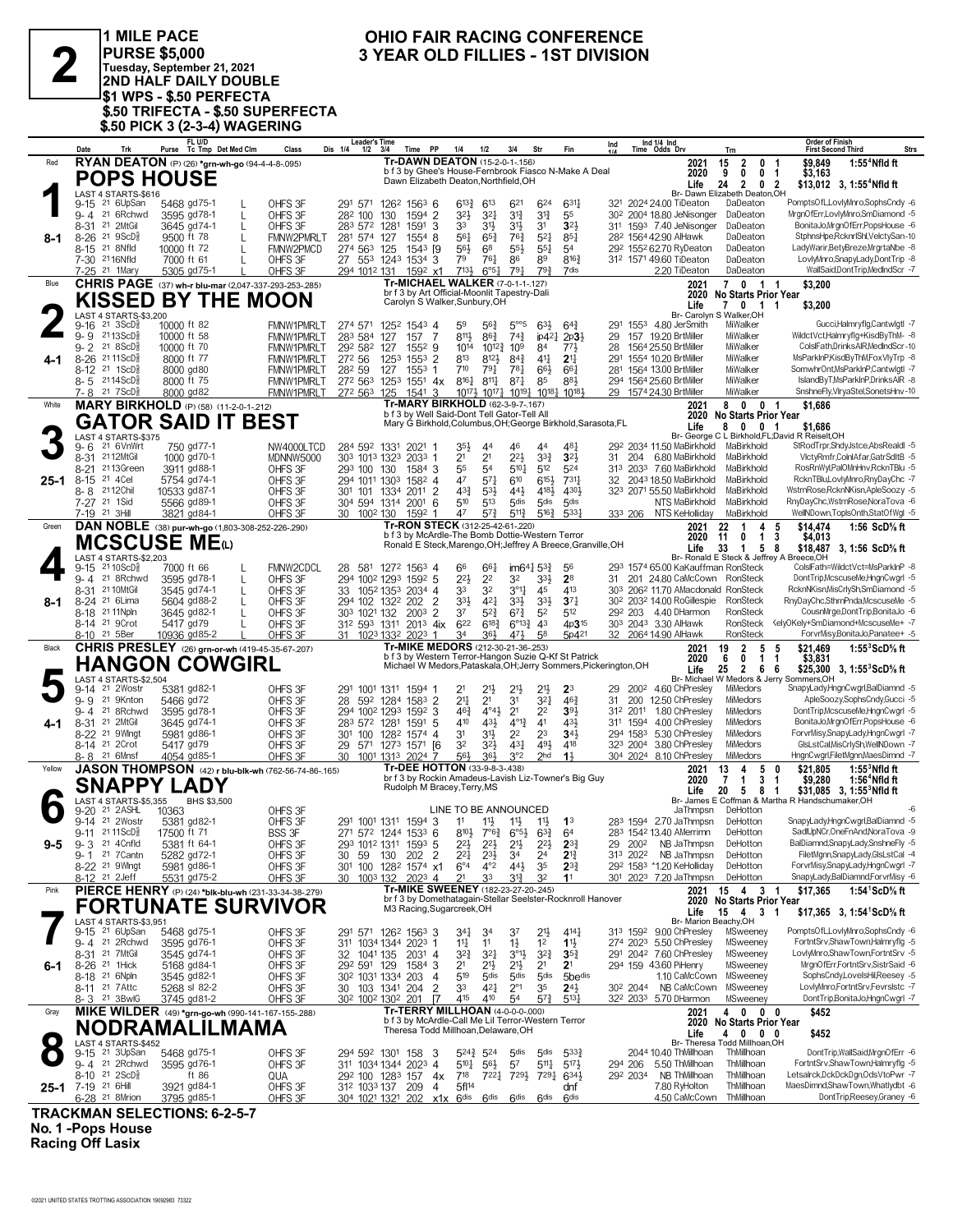# 2

**1 MILE PACE**
**PURSE $5,000**
**Tuesday, September 21, 2021**
**2ND HALF DAILY DOUBLE**
**$1 WPS - $.50 PERFECTA**
**$.50 TRIFECTA - $.50 SUPERFECTA**
**$.50 PICK 3 (2-3-4) WAGERING**

## OHIO FAIR RACING CONFERENCE
## 3 YEAR OLD FILLIES - 1ST DIVISION

---

### 1 — Red — 8-1
**RYAN DEATON** (P) (26) *grn-wh-go (94-4-4-8-.095)

**POPS HOUSE**
Tr-DAWN DEATON (15-2-0-1-.156)
b f 3 by Ghee's House-Fernbrook Fiasco N-Make A Deal
Dawn Elizabeth Deaton,Northfield,OH
Br- Dawn Elizabeth Deaton,OH
2021: 15 2 0 1 $9,849 1:55⁴Nfld ft
2020: 9 0 0 1 $3,163
Life: 24 2 0 2 $13,012 3, 1:55⁴Nfld ft
LAST 4 STARTS-$616

| Date | Trk | Purse | Cond | Class | Fractions | Time | PP | 1/4 | 1/2 | 3/4 | Str | Fin | Ind | Time Odds Drv | Trn | Order of Finish |
|---|---|---|---|---|---|---|---|---|---|---|---|---|---|---|---|---|
| 9-15 21 | 6UpSan | 5468 | gd75-1 L | OHFS 3F | 29¹ 57¹ 126² | 156³ | 6 | 6¹³¾ | 6¹³ | 6²¹ | 6²⁴ | 6³¹¼ | 32¹ | 202⁴ 24.00 TiDeaton | DaDeaton | PomptsOfL,LovlyMnro,SophsCndy -6 |
| 9-4 21 | 6Rchwd | 3595 | gd78-1 L | OHFS 3F | 28² 100 130 | 159⁴ | 2 | 3²¼ | 3²¼ | 3¹¾ | 3¹¾ | 5⁵ | 30² | 200⁴ 18.80 JeNisonger | DaDeaton | MrgnOfErr,LovlyMnro,SnDiamond -5 |
| 8-31 21 | 2MtGil | 3645 | gd74-1 L | OHFS 3F | 28³ 57² 128¹ | 159¹ | 3 | 3³ | 3¹¼ | 3¹½ | 3¹ | 3²½ | 31¹ | 159³ 7.40 JeNisonger | DaDeaton | BonitaJo,MrgnOfErr,PopsHouse -6 |
| 8-26 21 | 9ScD⅝ | 9500 | ft 78 L | FMNW2PMRLT | 28¹ 57⁴ 127 | 155⁴ | 8 | 5⁶¼ | 6⁵¾ | 7⁶¾ | 5²¼ | 8⁵¼ | 28² | 156⁴ 42.90 AlHawk | DaDeaton | StphnsHpe,RcknrlShl,VelctySan-10 |
| 8-15 21 | 8Nfld | 10000 | ft 72 L | FMNW2PMCD | 27⁴ 56³ 125 | 154³ | [9 | 5⁶½ | 6⁸ | 5⁵½ | 5⁵¼ | 5⁴ | 29² | 155² 62.70 RyDeaton | DaDeaton | LadyWarir,BetyBreze,MrgrtaNbe -8 |
| 7-30 21 | 16Nfld | 7000 | ft 61 L | OHFS 3F | 27 55³ 124³ | 153⁴ | 3 | 7⁹ | 7⁶½ | 8⁶ | 8⁹ | 8¹⁶¾ | 31² | 157¹ 49.60 TiDeaton | DaDeaton | LovlyMnro,SnapyLady,DontTrip -8 |
| 7-25 21 | 1Mary | 5305 | gd75-1 | OHFS 3F | 29⁴ 101² 131 | 159² | x1 | 7¹³½ | 6*⁵¼ | 7⁹¼ | 7⁹¾ | 7dis | | 2.20 TiDeaton | DaDeaton | WallSaid,DontTrip,MedlndScr -7 |

---

### 2 — Blue — 4-1
**CHRIS PAGE** (37) wh-r blu-mar (2,047-337-293-253-.285)

**KISSED BY THE MOON**
Tr-MICHAEL WALKER (7-0-1-1-.127)
br f 3 by Art Official-Moonlit Tapestry-Dali
Carolyn S Walker,Sunbury,OH
Br- Carolyn S Walker,OH
2021: 7 0 1 1 $3,200
2020: No Starts Prior Year
Life: 7 0 1 1 $3,200
LAST 4 STARTS-$3,200

| Date | Trk | Purse | Cond | Class | Fractions | Time | PP | 1/4 | 1/2 | 3/4 | Str | Fin | Ind | Time Odds Drv | Trn | Order of Finish |
|---|---|---|---|---|---|---|---|---|---|---|---|---|---|---|---|---|
| 9-16 21 | 3ScD⅝ | 10000 | ft 82 | FMNW1PMRLT | 27⁴ 57¹ 125² | 154³ | 4 | 5⁹ | 5⁶¾ | 5*°⁵ | 6³½ | 6⁴¾ | 29¹ | 155³ 4.80 JerSmith | MiWalker | Gucci,Halmryflg,Cantwlgtl -7 |
| 9-9 21 | 13ScD⅝ | 10000 | ft 58 | FMNW1PMRLT | 28³ 58⁴ 127 | 157 | 7 | 8¹¹¼ | 8⁶¾ | 7⁴¾ | ip4²¼ | 2p3½ | 29 | 157 19.20 BrtMiller | MiWalker | WildctVct,Halmryflg+KisdByThM- -8 |
| 9-2 21 | 8ScD⅝ | 10000 | ft 70 | FMNW1PMRLT | 29² 58² 127 | 155² | 9 | 10¹⁴ | 10¹²¾ | 10⁹ | 8⁴ | 7⁷½ | 28 | 156⁴ 25.00 BrtMiller | MiWalker | ColslFath,DrinksAIR,MedlndScr -10 |
| 8-26 21 | 11ScD⅝ | 8000 | ft 77 | FMNW1PMRLT | 27² 56 125³ | 155³ | 2 | 8¹³ | 8¹²½ | 8⁴¾ | 4¹¾ | 2¹¾ | 29¹ | 155⁴ 10.20 BrtMiller | MiWalker | MsParkInP,KisdByThM,FoxVlyTrp -8 |
| 8-12 21 | 1ScD⅝ | 8000 | gd80 | FMNW1PMRLT | 28² 59 127 | 155³ | 1 | 7¹⁰ | 7⁹½ | 7⁸¾ | 6⁶½ | 6⁶¼ | 28¹ | 156⁴ 13.00 BrtMiller | MiWalker | SomwhrOnt,MsParkInP,Cantwlgtl -7 |
| 8-5 21 | 14ScD⅝ | 8000 | ft 75 | FMNW1PMRLT | 27² 56³ 125³ | 155¹ | 4x | 8¹⁶½ | 8¹¹½ | 8⁷¼ | 8⁵ | 8⁸½ | 29⁴ | 156⁴ 25.60 BrtMiller | MiWalker | IslandByT,MsParkInP,DrinksAIR -8 |
| 7-8 21 | 7ScD⅝ | 8000 | gd82 | FMNW1PMRLT | 27² 56³ 125 | 154¹ | 3 | 10¹⁷½ | 10¹⁷¼ | 10¹⁹¾ | 10¹⁸½ | 10¹⁸½ | 29 | 157⁴ 24.30 BrtMiller | MiWalker | SnshneFly,VlryaStel,SonetsHnv -10 |

---

### 3 — White — 25-1
**MARY BIRKHOLD** (P) (58) (11-2-0-1-.212)

**GATOR SAID IT BEST**
Tr-MARY BIRKHOLD (62-3-9-7-.167)
b f 3 by Well Said-Dont Tell Gator-Tell All
Mary G Birkhold,Columbus,OH;George Birkhold,Sarasota,FL
Br- George C L Birkhold,FL;David R Reisel,OH
2021: 8 0 0 1 $1,686
2020: No Starts Prior Year
Life: 8 0 0 1 $1,686
LAST 4 STARTS-$375

| Date | Trk | Purse | Cond | Class | Fractions | Time | PP | 1/4 | 1/2 | 3/4 | Str | Fin | Ind | Time Odds Drv | Trn | Order of Finish |
|---|---|---|---|---|---|---|---|---|---|---|---|---|---|---|---|---|
| 9-6 21 | 6VnWrt | 750 | gd77-1 | NW4000LTCD | 28⁴ 59² 133¹ | 202¹ | 4 | 3⁵½ | 4⁴ | 4⁶ | 4⁴ | 4⁸¼ | 29² | 203⁴ 11.50 MaBirkhold | MaBirkhold | StRodTrpr,ShdyJstce,AbsRealdl -5 |
| 8-31 21 | 12MtGil | 1000 | gd70-1 | MDNNW5000 | 30³ 101³ 132³ | 203³ | 1 | 2¹ | 2¹ | 2²½ | 3³¾ | 3²½ | 31 | 204 6.80 MaBirkhold | MaBirkhold | VlctyRmfr,ColnlAfar,GatrSdltB -5 |
| 8-21 21 | 13Green | 3911 | gd88-1 | OHFS 3F | 29³ 100 130 | 158⁴ | 3 | 5⁵ | 5⁴ | 5¹⁰¼ | 5¹² | 5²⁴ | 31³ | 203³ 7.60 MaBirkhold | MaBirkhold | RosRnWy,PalOMnHnv,RcknTBlu -5 |
| 8-15 21 | 4Cel | 5754 | gd74-1 | OHFS 3F | 29⁴ 101¹ 130³ | 158² | 4 | 4⁷ | 5⁷½ | 6¹⁰ | 6¹⁵½ | 7³¹½ | 32 | 204³ 18.50 MaBirkhold | MaBirkhold | RcknTBlu,LovlyMnro,RnyDayChc -7 |
| 8-8 21 | 12Chil | 10533 | gd87-1 | OHFS 3F | 30¹ 101 133⁴ | 201¹ | 2 | 4³¾ | 5³½ | 4⁴½ | 4¹⁸½ | 4³⁰½ | 32³ | 207¹ 55.50 MaBirkhold | MaBirkhold | WstrnRose,RcknNKisn,ApleSoozy -5 |
| 7-27 21 | 1Sid | 5566 | gd89-1 | OHFS 3F | 30⁴ 59⁴ 131⁴ | 200¹ | 6 | 5¹⁰ | 5¹³ | 5dis | 5dis | 5dis | | NTS MaBirkhold | MaBirkhold | RnyDayChc,WstrnRose,NoraTova -6 |
| 7-19 21 | 3Hill | 3821 | gd84-1 | OHFS 3F | 30 100² 130 | 159² | 1 | 4⁷ | 5⁷¾ | 5¹¹½ | 5¹⁶¾ | 5³³¼ | 33³ | 206 NTS KeHolliday | MaBirkhold | WellNDown,ToplsOnth,StatOfWgl -5 |

---

### 4 — Green — 8-1
**DAN NOBLE** (38) pur-wh-go (1,803-308-252-226-.290)

**MCSCUSE ME(L)**
Tr-RON STECK (312-25-42-61-.220)
b f 3 by McArdle-The Bomb Dottie-Western Terror
Ronald E Steck,Marengo,OH;Jeffrey A Breece,Granville,OH
Br- Ronald E Steck & Jeffrey A Breece,OH
2021: 22 1 4 5 $14,474 1:56 ScD⅝ ft
2020: 11 0 1 3 $4,013
Life: 33 1 5 8 $18,487 3, 1:56 ScD⅝ ft
LAST 4 STARTS-$2,203

| Date | Trk | Purse | Cond | Class | Fractions | Time | PP | 1/4 | 1/2 | 3/4 | Str | Fin | Ind | Time Odds Drv | Trn | Order of Finish |
|---|---|---|---|---|---|---|---|---|---|---|---|---|---|---|---|---|
| 9-15 21 | 10ScD⅝ | 7000 | ft 66 L | FMNW2CDCL | 28 58¹ 127² | 156³ | 4 | 6⁶ | 6⁶¼ | im6⁴¼ | 5³¾ | 5⁶ | 29³ | 157⁴ 65.00 KaKauffman | RonSteck | ColslFath=WildctVct=MsParkInP -8 |
| 9-4 21 | 8Rchwd | 3595 | gd78-1 L | OHFS 3F | 29⁴ 100² 129³ | 159² | 5 | 2²½ | 2² | 3² | 3³½ | 2⁸ | 31 | 201 24.80 CaMcCown | RonSteck | DontTrip,McscuseMe,HngnCwgrl -5 |
| 8-31 21 | 10MtGil | 3545 | gd74-1 L | OHFS 3F | 33 105² 135³ | 203⁴ | 4 | 3³ | 3² | 3*¹¼ | 4⁵ | 4¹³ | 30³ | 206² 11.70 AMacdonald | RonSteck | RcknNKisn,MisCrlySh,SmDiamond -5 |
| 8-24 21 | 6Lima | 5604 | gd88-2 L | OHFS 3F | 29⁴ 102 132² | 202 | 2 | 3³½ | 4²½ | 3³½ | 3³½ | 3⁷½ | 30² | 203² 14.00 RoGillespie | RonSteck | RnyDayChc,SthrnPbda,McscuseMe -5 |
| 8-18 21 | 11Npln | 3645 | gd82-1 L | OHFS 3F | 30³ 102¹ 132 | 200³ | 2 | 3⁷ | 5²¾ | 6⁷¾ | 5² | 5¹² | 29² | 203 4.40 DHarmon | RonSteck | CousnMrge,DontTrip,BonitaJo -6 |
| 8-14 21 | 9Crot | 5417 | gd79 L | OHFS 3F | 31² 59³ 131¹ | 201³ | 4ix | 6²² | 6¹⁸¾ | 6*¹³¾ | 4³ | 4p3¹⁵ | 30³ | 204³ 3.30 AlHawk | RonSteck | KelyOKely+SmDiamond+McscuseMe+ -7 |
| 8-10 21 | 5Ber | 10936 | gd85-2 L | OHFS 3F | 31 102³ 133² | 202³ | 1 | 3⁴ | 3⁶½ | 4⁷½ | 5⁸ | 5p4²¹ | 32 | 206⁴ 14.90 AlHawk | RonSteck | ForvrMisy,BonitaJo,Panatee+ -5 |

---

### 5 — Black — 4-1
**CHRIS PRESLEY** (26) grn-or-wh (419-45-35-67-.207)

**HANGON COWGIRL**
Tr-MIKE MEDORS (212-30-21-36-.253)
b f 3 by Western Terror-Hangon Suzie Q-Kf St Patrick
Michael W Medors,Pataskala,OH;Jerry Sommers,Pickerington,OH
Br- Michael W Medors & Jerry Sommers,OH
2021: 19 2 5 5 $21,469 1:55³ScD⅝ ft
2020: 6 0 1 1 $3,831
Life: 25 2 6 6 $25,300 3, 1:55³ScD⅝ ft
LAST 4 STARTS-$2,504

| Date | Trk | Purse | Cond | Class | Fractions | Time | PP | 1/4 | 1/2 | 3/4 | Str | Fin | Ind | Time Odds Drv | Trn | Order of Finish |
|---|---|---|---|---|---|---|---|---|---|---|---|---|---|---|---|---|
| 9-14 21 | 2Wostr | 5381 | gd82-1 | OHFS 3F | 29¹ 100¹ 131¹ | 159⁴ | 1 | 2¹ | 2¹½ | 2¹½ | 2¹½ | 2³ | 29 | 200² 4.60 ChPresley | MiMedors | SnapyLady,HngnCwgrl,BalDiamnd -5 |
| 9-9 21 | 9Knton | 5466 | gd72 | OHFS 3F | 28 59² 128⁴ | 158³ | 2 | 2¹½ | 2¹ | 3¹ | 3²¼ | 4⁶¾ | 31 | 200 12.50 ChPresley | MiMedors | ApleSoozy,SophsCndy,Gucci -5 |
| 9-4 21 | 8Rchwd | 3595 | gd78-1 | OHFS 3F | 29⁴ 100² 129³ | 159² | 3 | 4⁶¾ | 4*⁴½ | 2¹ | 2² | 3⁹½ | 31² | 201¹ 1.80 ChPresley | MiMedors | DontTrip,McscuseMe,HngnCwgrl -5 |
| 8-31 21 | 2MtGil | 3645 | gd74-1 | OHFS 3F | 28³ 57² 128¹ | 159¹ | 5 | 4¹⁰ | 4³½ | 4*¹¾ | 4¹ | 4³½ | 31¹ | 159⁴ 4.00 ChPresley | MiMedors | BonitaJo,MrgnOfErr,PopsHouse -6 |
| 8-22 21 | 9Wlngt | 5981 | gd86-1 | OHFS 3F | 30¹ 100 128² | 157⁴ | 4 | 3¹ | 3¹½ | 2² | 2³ | 3⁴½ | 29⁴ | 158³ 5.30 ChPresley | MiMedors | ForvrMisy,SnapyLady,HngnCwgrl -7 |
| 8-14 21 | 2Crot | 5417 | gd79 | OHFS 3F | 29 57¹ 127³ | 157¹ | [6 | 3² | 3²½ | 4³¼ | 4⁹½ | 4¹⁸ | 32³ | 200⁴ 3.80 ChPresley | MiMedors | GlsLstCal,MisCrlySh,WellNDown -7 |
| 8-8 21 | 6Mnsf | 4054 | gd85-1 | OHFS 3F | 30 100¹ 131³ | 202⁴ | 7 | 5⁶½ | 3⁶½ | 3*² | 2hd | 1½ | 30⁴ | 202⁴ 8.10 ChPresley | MiMedors | HngnCwgrl,FiletMgnn,MaesDimnd -7 |

---

### 6 — Yellow — 9-5
**JASON THOMPSON** (42) r blu-blk-wh (762-56-74-86-.165)

**SNAPPY LADY**
Tr-DEE HOTTON (33-9-8-3-.438)
br f 3 by Rockin Amadeus-Lavish Liz-Towner's Big Guy
Rudolph M Bracey,Terry,MS
Br- James E Coffman & Martha R Handschumaker,OH
2021: 13 4 5 0 $21,805 1:55³Nfld ft
2020: 7 1 3 1 $9,280 1:56⁴Nfld ft
Life: 20 5 8 1 $31,085 3, 1:55³Nfld ft
LAST 4 STARTS-$5,355 BHS $3,500

| Date | Trk | Purse | Cond | Class | Fractions | Time | PP | 1/4 | 1/2 | 3/4 | Str | Fin | Ind | Time Odds Drv | Trn | Order of Finish |
|---|---|---|---|---|---|---|---|---|---|---|---|---|---|---|---|---|
| 9-20 21 | 2ASHL | 10363 | | OHFS 3F | LINE TO BE ANNOUNCED | | | | | | | | | JaThmpsn | DeHotton | -6 |
| 9-14 21 | 2Wostr | 5381 | gd82-1 | OHFS 3F | 29¹ 100¹ 131¹ | 159⁴ | 3 | 1¹ | 1¹½ | 1¹½ | 1¹½ | 1³ | 28³ | 159⁴ 2.70 JaThmpsn | DeHotton | SnapyLady,HngnCwgrl,BalDiamnd -5 |
| 9-11 21 | 11ScD⅝ | 17500 | ft 71 | BSS 3F | 27¹ 57² 124⁴ | 153³ | 6 | 8¹⁰½ | 7*⁶¾ | 6*⁵½ | 6³¾ | 6⁴ | 28³ | 154² 13.40 AMerrimn | DeHotton | SadlUpNCr,OneFnAnd,NoraTova -9 |
| 9-3 21 | 4Cnfld | 5381 | ft 64-1 | OHFS 3F | 29³ 101² 131¹ | 159³ | 5 | 2²½ | 2²½ | 2¹½ | 2²¼ | 2³¾ | 29 | 200² NB JaThmpsn | DeHotton | BalDiamnd,SnapyLady,SnshneFly -5 |
| 9-1 21 | 7Cantn | 5282 | gd72-1 | OHFS 3F | 30 59 130 | 202 | 2 | 2²¼ | 2³½ | 3⁴ | 2⁴ | 2¹¾ | 31³ | 202² NB JaThmpsn | DeHotton | FiletMgnn,SnapyLady,GlsLstCal -4 |
| 8-22 21 | 9Wlngt | 5981 | gd86-1 | OHFS 3F | 30¹ 100 128² | 157⁴ | x1 | 6*⁴ | 4*² | 4⁴½ | 3⁵ | 2³¾ | 29² | 158³ *1.20 KeHolliday | DeHotton | ForvrMisy,SnapyLady,HngnCwgrl -7 |
| 8-12 21 | 2Jeff | 5531 | gd75-2 | OHFS 3F | 30 100³ 132 | 202³ | 4 | 2¹ | 3³ | 3¹¾ | 3² | 1¹ | 30¹ | 202³ 7.20 JaThmpsn | DeHotton | SnapyLady,BalDiamnd,ForvrMisy -6 |

---

### 7 — Pink — 6-1
**PIERCE HENRY** (P) (24) *blk-blu-wh (231-33-34-38-.279)

**FORTUNATE SURVIVOR**
Tr-MIKE SWEENEY (182-23-27-20-.245)
br f 3 by Domethatagain-Stellar Seelster-Rocknroll Hanover
M3 Racing,Sugarcreek,OH
Br- Marion Beachy,OH
2021: 15 4 3 1 $17,365 1:54¹ScD⅝ ft
2020: No Starts Prior Year
Life: 15 4 3 1 $17,365 3, 1:54¹ScD⅝ ft
LAST 4 STARTS-$3,951

| Date | Trk | Purse | Cond | Class | Fractions | Time | PP | 1/4 | 1/2 | 3/4 | Str | Fin | Ind | Time Odds Drv | Trn | Order of Finish |
|---|---|---|---|---|---|---|---|---|---|---|---|---|---|---|---|---|
| 9-15 21 | 6UpSan | 5468 | gd75-1 | OHFS 3F | 29¹ 57¹ 126² | 156³ | 3 | 3⁴½ | 3⁴ | 3⁷ | 2¹½ | 4¹⁴¼ | 31³ | 159² 9.00 ChPresley | MSweeney | PomptsOfL,LovlyMnro,SophsCndy -6 |
| 9-4 21 | 2Rchwd | 3595 | gd76-1 | OHFS 3F | 31¹ 103⁴ 134⁴ | 202³ | 1 | 1¹½ | 1¹ | 1½ | 1² | 1¹½ | 27⁴ | 202³ 5.50 ChPresley | MSweeney | FortntSrv,ShawTown,Halmryflg -5 |
| 8-31 21 | 7MtGil | 3545 | gd74-1 | OHFS 3F | 32 104¹ 135 | 203¹ | 4 | 3²¾ | 3²½ | 3*¹½ | 3²¾ | 3⁵¾ | 29¹ | 204² 7.60 ChPresley | MSweeney | LovlyMnro,ShawTown,FortntSrv -5 |
| 8-26 21 | 1Hick | 5168 | gd84-1 | OHFS 3F | 29² 59¹ 129 | 158⁴ | 3 | 2¹ | 2¹½ | 2¹½ | 2¹ | 2¹ | 29⁴ | 159 43.60 PiHenry | MSweeney | MrgnOfErr,FortntSrv,SistrSaid -6 |
| 8-18 21 | 6Npln | 3545 | gd82-1 | OHFS 3F | 30² 103¹ 133⁴ | 203 | 4 | 5¹⁹ | 5dis | 5dis | 5dis | 5bedis | | 1.10 CaMcCown | MSweeney | SophsCndy,LovelsHil,Reesey -5 |
| 8-11 21 | 7Attc | 5268 | sl 82-2 | OHFS 3F | 30 103 134¹ | 204 | 2 | 3³ | 4²½ | 2*¹ | 3⁵ | 2⁴½ | 30² | 204⁴ NB CaMcCown | MSweeney | LovlyMnro,FortntSrv,Fevrslstc -7 |
| 8-3 21 | 3BwlG | 3745 | gd81-2 | OHFS 3F | 30² 100² 130² | 201 | [7 | 4¹⁵ | 4¹⁰ | 5⁴ | 5⁷¾ | 5¹³½ | 32² | 203³ 5.70 DHarmon | MSweeney | DontTrip,BonitaJo,HngnCwgrl -7 |

---

### 8 — Gray — 25-1
**MIKE WILDER** (49) *grn-go-wh (990-141-167-155-.288)

**NODRAMALILMAMA**
Tr-TERRY MILLHOAN (4-0-0-0-.000)
b f 3 by McArdle-Call Me Lil Terror-Western Terror
Theresa Todd Millhoan,Delaware,OH
Br- Theresa Todd Millhoan,OH
2021: 4 0 0 0 $452
2020: No Starts Prior Year
Life: 4 0 0 0 $452
LAST 4 STARTS-$452

| Date | Trk | Purse | Cond | Class | Fractions | Time | PP | 1/4 | 1/2 | 3/4 | Str | Fin | Ind | Time Odds Drv | Trn | Order of Finish |
|---|---|---|---|---|---|---|---|---|---|---|---|---|---|---|---|---|
| 9-15 21 | 3UpSan | 5468 | gd75-1 | OHFS 3F | 29⁴ 59² 130¹ | 158 | 3 | 5²⁴¾ | 5²⁴ | 5dis | 5dis | 5³³¾ | | 204⁴ 10.40 ThMillhoan | ThMillhoan | DontTrip,WallSaid,MrgnOfErr -6 |
| 9-4 21 | 2Rchwd | 3595 | gd76-1 | OHFS 3F | 31¹ 103⁴ 134⁴ | 202³ | 4 | 5¹⁰½ | 5⁶½ | 5⁷ | 5¹¹ | 5¹⁷½ | 29⁴ | 206 5.50 ThMillhoan | ThMillhoan | FortntSrv,ShawTown,Halmryflg -5 |
| 8-10 21 | 2ScD⅝ | | ft 86 | QUA | 29² 100 128³ | 157 | 4x | 7¹⁸ | 7²²¼ | 7²⁹½ | 7²⁹¼ | 6³⁴½ | 29² | 203⁴ NB ThMillhoan | ThMillhoan | Letsalrck,DckDckDgn,OdsVtoPwr -7 |
| 7-19 21 | 6Hill | 3921 | gd84-1 | OHFS 3F | 31² 103³ 137 | 209 | 4 | 5fl¹⁴ | | | | dnf | | 7.80 RyHolton | ThMillhoan | MaesDimnd,ShawTown,Whatlydbt -6 |
| 6-28 21 | 8Mrion | 3795 | gd85-1 | OHFS 3F | 30⁴ 102¹ 132¹ | 202 | x1x | 6dis | 6dis | 6dis | 6dis | 6dis | | 4.50 CaMcCown | ThMillhoan | DontTrip,Reesey,Graney -6 |

---

**TRACKMAN SELECTIONS: 6-2-5-7**
**No. 1 -Pops House**
**Racing Off Lasix**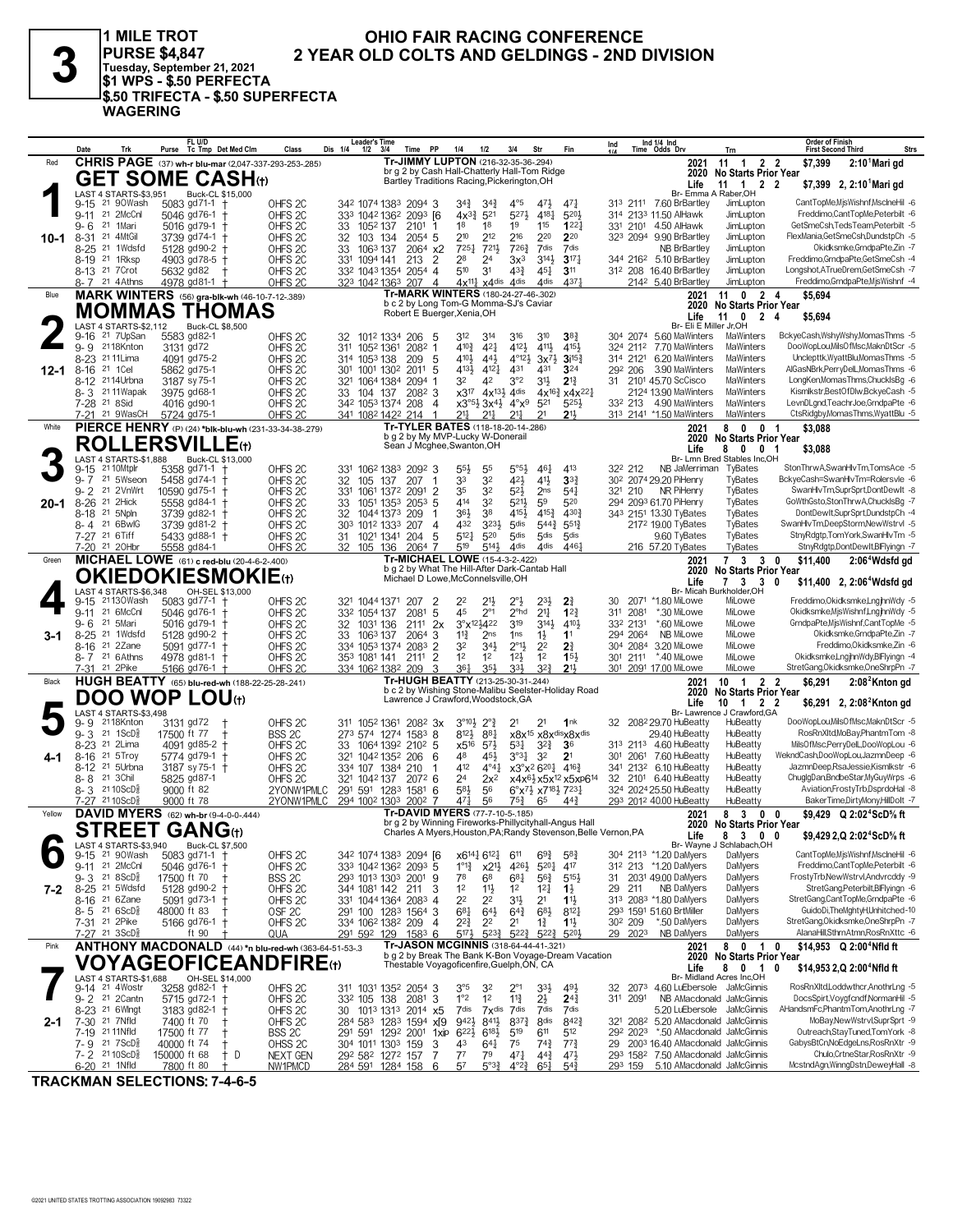# 3

**1 MILE TROT**
**PURSE $4,847**
**Tuesday, September 21, 2021**
**$1 WPS - $.50 PERFECTA**
**$.50 TRIFECTA - $.50 SUPERFECTA**
**WAGERING**

## OHIO FAIR RACING CONFERENCE
## 2 YEAR OLD COLTS AND GELDINGS - 2ND DIVISION

---

### 1 — Red — 10-1
**CHRIS PAGE** (37) wh-r blu-mar (2,047-337-293-253-.285)

**GET SOME CASH(t)**
Tr-JIMMY LUPTON (216-32-35-36-.294)
br g 2 by Cash Hall-Chatterly Hall-Tom Ridge
Bartley Traditions Racing,Pickerington,OH
2021: 11 1 2 2 $7,399 2, 2:10¹Mari gd
2020 No Starts Prior Year
Life: 11 1 2 2 $7,399 2, 2:10¹Mari gd
LAST 4 STARTS-$3,951 Buck-CL $15,000
Br- Emma A Raber,OH

| Date | Trk | Purse | Cond | Class | 1/4 | 1/2 | 3/4 | Time | PP | 1/4 | 1/2 | 3/4 | Str | Fin | Ind | Odds Drv | Trn | Order of Finish |
|---|---|---|---|---|---|---|---|---|---|---|---|---|---|---|---|---|---|---|
| 9-15 21 | 9OWash | 5083 | gd71-1 † | OHFS 2C | 34² | 107⁴ | 138³ | 209⁴ | 3 | 3⁴¾ | 3⁴¾ | 4°⁵ | 4⁷½ | 4⁷¾ | 31³ 211¹ 7.60 BrBartley | JimLupton | CantTopMe,MjsWishnf,MsclneHil -6 |
| 9-11 21 | 2MrcCnl | 5046 | gd76-1 † | OHFS 2C | 33³ | 104² | 136² | 209³ | [6 | 4x³¾ | 5²¹ | 5²⁷½ | 4¹⁸¼ | 5²⁰½ | 31⁴ 213³ 11.50 AlHawk | JimLupton | Freddimo,CantTopMe,Peterbilt -6 |
| 9-6 21 | 1Mari | 5016 | gd79-1 † | OHFS 2C | 33 | 105² | 137 | 210¹ | 1 | 1⁸ | 1⁸ | 1⁹ | 1¹⁵ | 1²²¼ | 33¹ 210¹ 4.50 AlHawk | JimLupton | GetSmeCsh,TedsTeam,Peterbilt -5 |
| 8-31 21 | 4MtGil | 3739 | gd74-1 † | OHFS 2C | 32 | 103 | 134 | 205⁴ | 5 | 2¹⁰ | 2¹² | 2¹⁶ | 2²⁰ | 2²⁰ | 32³ 209⁴ 9.90 BrBartley | JimLupton | FlexMania,GetSmeCsh,DundstpCh -5 |
| 8-25 21 | 1Wdsfd | 5128 | gd90-2 † | OHFS 2C | 33 | 106³ | 137 | 206⁴ | x2 | 7²⁵½ | 7²¹½ | 7²⁶¾ | 7dis | 7dis | NB BrBartley | JimLupton | Okidksmke,GrndpaPte,Zin -7 |
| 8-19 21 | 1Rksp | 4903 | gd78-5 † | OHFS 2C | 33¹ | 109⁴ | 141 | 213 | 2 | 2⁸ | 2⁴ | 3x³ | 3¹⁴½ | 3¹⁷¼ | 34⁴ 216² 5.10 BrBartley | JimLupton | Freddimo,GrndpaPte,GetSmeCsh -4 |
| 8-13 21 | 7Crot | 5632 | gd82 † | OHFS 2C | 33² | 104³ | 135⁴ | 205⁴ | 4 | 5¹⁰ | 3¹ | 4³¾ | 4⁵¼ | 3¹¹ | 31² 208 16.40 BrBartley | JimLupton | Longshot,ATrueDrem,GetSmeCsh -7 |
| 8-7 21 | 4Athns | 4978 | gd81-1 † | OHFS 2C | 32³ | 104² | 136³ | 207 | 4 | 4x¹¹¼ | x4dis | 4dis | 4dis | 4³⁷¼ | 214² 5.40 BrBartley | JimLupton | Freddimo,GrndpaPte,MjsWishnf -4 |

### 2 — Blue — 12-1
**MARK WINTERS** (56) gra-blk-wh (46-10-7-12-.389)

**MOMMAS THOMAS**
Tr-MARK WINTERS (180-24-27-46-.302)
b c 2 by Long Tom-G Momma-SJ's Caviar
Robert E Buerger,Xenia,OH
2021: 11 0 2 4 $5,694
2020 No Starts Prior Year
Life: 11 0 2 4 $5,694
LAST 4 STARTS-$2,112 Buck-CL $8,500
Br- Eli E Miller Jr,OH

| Date | Trk | Purse | Cond | Class | 1/4 | 1/2 | 3/4 | Time | PP | 1/4 | 1/2 | 3/4 | Str | Fin | Ind | Odds Drv | Trn | Order of Finish |
|---|---|---|---|---|---|---|---|---|---|---|---|---|---|---|---|---|---|---|
| 9-16 21 | 7UpSan | 5583 | gd82-1 | OHFS 2C | 32 | 101² | 133⁴ | 206 | 5 | 3¹² | 3¹⁴ | 3¹⁶ | 3¹⁰ | 3⁸¾ | 30⁴ 207⁴ 5.60 MaWinters | MaWinters | BckyeCash,WshyWshy,MomasThms -5 |
| 9-9 21 | 18Knton | 3131 | gd72 | OHFS 2C | 31¹ | 105² | 136¹ | 208² | 1 | 4¹⁰¾ | 4²¼ | 4¹²½ | 4¹¹½ | 4¹⁵½ | 32⁴ 211² 7.70 MaWinters | MaWinters | DooWopLou,MilsOfMsc,MaknDtScr -5 |
| 8-23 21 | 11Lima | 4091 | gd75-2 | OHFS 2C | 31⁴ | 105³ | 138 | 209 | 5 | 4¹⁰½ | 4⁴½ | 4°¹²½ | 3x⁷½ | 3¹⁵¾ | 31⁴ 212¹ 6.20 MaWinters | MaWinters | Uncleptlk,WyattBlu,MomasThms -5 |
| 8-16 21 | 1Cel | 5862 | gd75-1 | OHFS 2C | 30¹ | 100¹ | 130² | 201¹ | 5 | 4¹³½ | 4¹²¼ | 4³¹ | 4³¹ | 3²⁴ | 29² 206 3.90 MaWinters | MaWinters | AlGasNBrk,PerryDelL,MomasThms -6 |
| 8-12 21 | 14Urbna | 3187 | sy75-1 | OHFS 2C | 32¹ | 106⁴ | 138⁴ | 209⁴ | 1 | 3² | 4² | 3°² | 3¹½ | 2¹¾ | 31 210¹ 45.70 ScCisco | MaWinters | LongKen,MomasThms,ChucklsBg -6 |
| 8-3 21 | 11Wapak | 3975 | gd68-1 | OHFS 2C | 33 | 104 | 137 | 208² | 3 | x3¹⁷ | 4x¹³¾ | 4dis | 4x¹⁶¾ | x4x²²¼ | 212⁴ 13.90 MaWinters | MaWinters | Kismlkstr,BestOfDlw,BckyeCash -5 |
| 7-28 21 | 8Sid | 4016 | gd90-1 | OHFS 2C | 34² | 105³ | 137⁴ | 208 | 4 | x3°⁵½ | 3x⁴½ | 4°x⁹ | 5²¹ | 5²⁵½ | 33² 213 4.90 MaWinters | MaWinters | LevnDLgnd,TeachrJoe,GrndpaPte -6 |
| 7-21 21 | 9WasCH | 5724 | gd75-1 | OHFS 2C | 34¹ | 108² | 142² | 214 | 1 | 2¹¾ | 2¹¾ | 2¹¾ | 2¹ | 2¹½ | 31³ 214¹ *1.50 MaWinters | MaWinters | CtsRdgby,MomasThms,WyattBlu -5 |

### 3 — White — 20-1
**PIERCE HENRY** (P) (24) *blk-blu-wh (231-33-34-38-.279)

**ROLLERSVILLE(t)**
Tr-TYLER BATES (118-18-20-14-.286)
b g 2 by My MVP-Lucky W-Donerail
Sean J Mcghee,Swanton,OH
2021: 8 0 0 1 $3,088
2020 No Starts Prior Year
Life: 8 0 0 1 $3,088
LAST 4 STARTS-$1,888 Buck-CL $13,000
Br- Lmn Bred Stables Inc,OH

| Date | Trk | Purse | Cond | Class | 1/4 | 1/2 | 3/4 | Time | PP | 1/4 | 1/2 | 3/4 | Str | Fin | Ind | Odds Drv | Trn | Order of Finish |
|---|---|---|---|---|---|---|---|---|---|---|---|---|---|---|---|---|---|---|
| 9-15 21 | 10Mtplr | 5358 | gd71-1 † | OHFS 2C | 33¹ | 106² | 138³ | 209² | 3 | 5⁵½ | 5⁵ | 5°⁵½ | 4⁶¼ | 4¹³ | 32² 212 NB JaMerriman | TyBates | StonThrwA,SwanHlvTm,TomsAce -5 |
| 9-7 21 | 5Wseon | 5458 | gd74-1 † | OHFS 2C | 32 | 105 | 137 | 207 | 1 | 3³ | 3² | 4²½ | 4¹½ | 3³¾ | 30² 207⁴ 29.20 PiHenry | TyBates | BckyeCash=SwanHlvTm=Rolersvle -6 |
| 9-2 21 | 2VnWrt | 10590 | gd75-1 † | OHFS 2C | 33¹ | 106¹ | 137² | 209¹ | 2 | 3⁵ | 3² | 5²½ | 2ns | 5⁴¼ | 32¹ 210 NR PiHenry | TyBates | SwanHlvTm,SuprSprt,DontDewlt -8 |
| 8-26 21 | 2Hick | 5558 | gd84-1 † | OHFS 2C | 33 | 105¹ | 135³ | 205³ | 5 | 4¹⁴ | 3² | 5²¹½ | 5⁹ | 5²⁰ | 29⁴ 209³ 61.70 PiHenry | TyBates | GoWthGsto,StonThrwA,ChucklsBg -7 |
| 8-18 21 | 5Npln | 3739 | gd82-1 † | OHFS 2C | 32 | 104⁴ | 137³ | 209 | 1 | 3⁶½ | 3⁸ | 4¹⁵½ | 4¹⁵¾ | 4³⁰¾ | 34³ 215¹ 13.30 TyBates | TyBates | DontDewlt,SuprSprt,DundstpCh -4 |
| 8-4 21 | 6BwlG | 3739 | gd81-2 † | OHFS 2C | 30³ | 101² | 133³ | 207 | 4 | 4³² | 3²³½ | 5dis | 5⁴⁴¾ | 5⁵¹¾ | 217² 19.00 TyBates | TyBates | SwanHlvTm,DeepStorm,NewWstrvl -5 |
| 7-27 21 | 6Tiff | 5433 | gd88-1 † | OHFS 2C | 31 | 102¹ | 134¹ | 204 | 5 | 5¹²½ | 5²⁰ | 5dis | 5dis | 5dis | 9.60 TyBates | TyBates | StnyRdgtp,TomYork,SwanHlvTm -5 |
| 7-20 21 | 20Hbr | 5558 | gd84-1 | OHFS 2C | 32 | 105 | 136 | 206⁴ | 7 | 5¹⁹ | 5¹⁴½ | 4dis | 4dis | 4⁴⁶¼ | 216 57.20 TyBates | TyBates | StnyRdgtp,DontDewlt,BlFlyingn -7 |

### 4 — Green — 3-1
**MICHAEL LOWE** (61) c red-blu (20-4-6-2-.400)

**OKIEDOKIESMOKIE(t)**
Tr-MICHAEL LOWE (15-4-3-2-.422)
b g 2 by What The Hill-After Dark-Cantab Hall
Michael D Lowe,McConnelsville,OH
2021: 7 3 3 0 $11,400 2:06⁴Wdsfd gd
2020 No Starts Prior Year
Life: 7 3 3 0 $11,400 2, 2:06⁴Wdsfd gd
LAST 4 STARTS-$6,348 OH-SEL $13,000
Br- Micah Burkholder,OH

| Date | Trk | Purse | Cond | Class | 1/4 | 1/2 | 3/4 | Time | PP | 1/4 | 1/2 | 3/4 | Str | Fin | Ind | Odds Drv | Trn | Order of Finish |
|---|---|---|---|---|---|---|---|---|---|---|---|---|---|---|---|---|---|---|
| 9-15 21 | 13OWash | 5083 | gd77-1 † | OHFS 2C | 32¹ | 104⁴ | 137¹ | 207 | 2 | 2² | 2¹½ | 2°½ | 2³½ | 2¾ | 30 207¹ *1.80 MiLowe | MiLowe | Freddimo,Okidksmke,LngjhnWdy -5 |
| 9-11 21 | 6MrcCnl | 5046 | gd76-1 † | OHFS 2C | 33² | 105⁴ | 137 | 208¹ | 5 | 4⁵ | 2°¹ | 2°hd | 2¹¼ | 1²¾ | 31¹ 208¹ *.30 MiLowe | MiLowe | Okidksmke,MjsWishnf,LngjhnWdy -5 |
| 9-6 21 | 5Mari | 5016 | gd79-1 † | OHFS 2C | 32 | 103¹ | 136 | 211¹ | 2x | 3°x¹²¾ | 4²² | 3¹⁹ | 3¹⁴½ | 4¹⁰½ | 33² 213¹ *.60 MiLowe | MiLowe | GrndpaPte,MjsWishnf,CantTopMe -5 |
| 8-25 21 | 1Wdsfd | 5128 | gd90-2 † | OHFS 2C | 33 | 106³ | 137 | 206⁴ | 3 | 1¹¾ | 2ns | 1ns | 1½ | 1¹ | 29⁴ 206⁴ NB MiLowe | MiLowe | Okidksmke,GrndpaPte,Zin -7 |
| 8-16 21 | 2Zane | 5091 | gd77-1 † | OHFS 2C | 33⁴ | 105³ | 137⁴ | 208³ | 2 | 3² | 3⁴½ | 2°¹½ | 2² | 2¾ | 30⁴ 208⁴ 3.20 MiLowe | MiLowe | Freddimo,Okidksmke,Zin -6 |
| 8-7 21 | 6Athns | 4978 | gd81-1 † | OHFS 2C | 35³ | 108¹ | 141 | 211¹ | 2 | 1² | 1² | 1²½ | 1² | 1⁵½ | 30¹ 211¹ *.40 MiLowe | MiLowe | Okidksmke,LngjhnWdy,BlFlyingn -4 |
| 7-31 21 | 2Pike | 5166 | gd76-1 † | OHFS 2C | 33⁴ | 106² | 138² | 209 | 3 | 3⁶¼ | 3⁵½ | 3³½ | 3²¾ | 2¹½ | 30¹ 209¹ 17.00 MiLowe | MiLowe | StretGang,Okidksmke,OneShrpPn -7 |

### 5 — Black — 4-1
**HUGH BEATTY** (65) blu-red-wh (188-22-25-28-.241)

**DOO WOP LOU(t)**
Tr-HUGH BEATTY (213-25-30-31-.244)
b c 2 by Wishing Stone-Malibu Seelster-Holiday Road
Lawrence J Crawford,Woodstock,GA
2021: 10 1 2 2 $6,291 2:08²Knton gd
2020 No Starts Prior Year
Life: 10 1 2 2 $6,291 2, 2:08²Knton gd
LAST 4 STARTS-$3,498
Br- Lawrence J Crawford,GA

| Date | Trk | Purse | Cond | Class | 1/4 | 1/2 | 3/4 | Time | PP | 1/4 | 1/2 | 3/4 | Str | Fin | Ind | Odds Drv | Trn | Order of Finish |
|---|---|---|---|---|---|---|---|---|---|---|---|---|---|---|---|---|---|---|
| 9-9 21 | 18Knton | 3131 | gd72 † | OHFS 2C | 31¹ | 105² | 136¹ | 208² | 3x | 3°¹⁰½ | 2°¾ | 2¹ | 2¹ | 1nk | 32 208² 29.70 HuBeatty | HuBeatty | DooWopLou,MilsOfMsc,MaknDtScr -5 |
| 9-3 21 | 1ScD⅝ | 17500 | ft 77 † | BSS 2C | 27³ | 57⁴ | 127⁴ | 158³ | 8 | 8¹²½ | 8⁸¼ | x8x¹⁵ | x8xdis | x8xdis | 29.40 HuBeatty | HuBeatty | RosRnXltd,MoBay,PhantmTom -8 |
| 8-23 21 | 2Lima | 4091 | gd85-2 † | OHFS 2C | 33 | 106⁴ | 139² | 210² | 5 | x5¹⁶ | 5⁷½ | 5³¼ | 3²¾ | 3⁶ | 31³ 211³ 4.60 HuBeatty | HuBeatty | MilsOfMsc,PerryDelL,DooWopLou -6 |
| 8-16 21 | 5Troy | 5774 | gd79-1 † | OHFS 2C | 32¹ | 104² | 135² | 206 | 6 | 4⁸ | 4⁵½ | 3°³¼ | 3² | 2¹ | 30¹ 206¹ 7.60 HuBeatty | HuBeatty | WekndCash,DooWopLou,JazmnDeep -6 |
| 8-12 21 | 5Urbna | 3187 | sy75-1 † | OHFS 2C | 33⁴ | 107 | 138⁴ | 210 | 1 | 4¹² | 4°⁴½ | x3°x² | 6²⁰¼ | 4¹⁶³ | 34¹ 213² 6.10 HuBeatty | HuBeatty | JazmnDeep,RsaJessie,Kismlkstr -6 |
| 8-8 21 | 3Chil | 5825 | gd87-1 | OHFS 2C | 32¹ | 104² | 137 | 207² | 6 | 2⁴ | 2x² | x4x⁶½ | x5x¹² | x5xp6¹⁴ | 32 210¹ 6.40 HuBeatty | HuBeatty | ChuglgDan,BndbeStar,MyGuyWrps -6 |
| 8-3 21 | 10ScD⅝ | 9000 | ft 82 | 2YONW1PMLC | 29¹ | 59¹ | 128³ | 158¹ | 6 | 5⁸½ | 5⁶ | 6°x⁷½ | x7¹⁸½ | 7²³¼ | 32⁴ 202⁴ 25.50 HuBeatty | HuBeatty | Aviation,FrostyTrb,DsprdoHal -8 |
| 7-27 21 | 10ScD⅝ | 9000 | ft 78 | 2YONW1PMLC | 29⁴ | 100² | 130³ | 200² | 7 | 4⁷¼ | 5⁶ | 7⁵¾ | 6⁵ | 4⁴¾ | 29³ 201² 40.00 HuBeatty | HuBeatty | BakerTime,DirtyMony,HillDolt -7 |

### 6 — Yellow — 7-2
**DAVID MYERS** (62) wh-br (9-4-0-0-.444)

**STREET GANG(t)**
Tr-DAVID MYERS (77-7-10-5-.185)
br g 2 by Winning Fireworks-Phillycityhall-Angus Hall
Charles A Myers,Houston,PA;Randy Stevenson,Belle Vernon,PA
2021: 8 3 0 0 $9,429 Q 2:02⁴ScD⅝ ft
2020 No Starts Prior Year
Life: 8 3 0 0 $9,429 2,Q 2:02⁴ScD⅝ ft
LAST 4 STARTS-$3,940 Buck-CL $7,500
Br- Wayne J Schlabach,OH

| Date | Trk | Purse | Cond | Class | 1/4 | 1/2 | 3/4 | Time | PP | 1/4 | 1/2 | 3/4 | Str | Fin | Ind | Odds Drv | Trn | Order of Finish |
|---|---|---|---|---|---|---|---|---|---|---|---|---|---|---|---|---|---|---|
| 9-15 21 | 9OWash | 5083 | gd71-1 † | OHFS 2C | 34² | 107⁴ | 138³ | 209⁴ | [6 | x6¹⁴¼ | 6¹²¼ | 6¹¹ | 6⁹¾ | 5⁸¾ | 30⁴ 211³ *1.20 DaMyers | DaMyers | CantTopMe,MjsWishnf,MsclneHil -6 |
| 9-11 21 | 2MrcCnl | 5046 | gd76-1 † | OHFS 2C | 33³ | 104² | 136² | 209³ | 5 | 1°¹¾ | x2¹½ | 4²⁶½ | 5²⁰¼ | 4¹⁷ | 31² 213 *1.20 DaMyers | DaMyers | Freddimo,CantTopMe,Peterbilt -6 |
| 9-3 21 | 8ScD⅝ | 17500 | ft 70 † | BSS 2C | 29³ | 101³ | 130³ | 201 | 9 | 7⁸ | 6⁸ | 6⁸¼ | 5⁶¾ | 5¹⁵½ | 31 203¹ 49.00 DaMyers | DaMyers | FrostyTrb,NewWstrvl,Andvrcddy -9 |
| 8-25 21 | 5Wdsfd | 5128 | gd90-2 † | OHFS 2C | 34⁴ | 108¹ | 142 | 211 | 3 | 1² | 1¹½ | 1² | 1²¼ | 1½ | 29 211 NB DaMyers | DaMyers | StretGang,Peterbilt,BlFlyingn -6 |
| 8-16 21 | 6Zane | 5091 | gd73-1 † | OHFS 2C | 33¹ | 104⁴ | 136⁴ | 208³ | 4 | 2² | 2² | 3¹½ | 2¹ | 1¹½ | 31³ 208³ *1.80 DaMyers | DaMyers | StretGang,CantTopMe,GrndpaPte -6 |
| 8-5 21 | 6ScD⅝ | 48000 | ft 83 † | OSF 2C | 29¹ | 100 | 128³ | 156⁴ | 3 | 6⁸¼ | 6⁴½ | 6⁴¾ | 6⁸¼ | 8¹²¼ | 29³ 159¹ 51.60 BrtMiller | DaMyers | GuidoDi,TheMghtyH,Unhitched-10 |
| 7-31 21 | 2Pike | 5166 | gd76-1 † | OHFS 2C | 33⁴ | 106² | 138² | 209 | 4 | 2²¾ | 2² | 2¹ | 1¾ | 1¹½ | 30² 209 *.50 DaMyers | DaMyers | StretGang,Okidksmke,OneShrpPn -7 |
| 7-27 21 | 3ScD⅝ | | ft 90 † | QUA | 29¹ | 59² | 129 | 158³ | 6 | 5¹⁷½ | 5²³¾ | 5²²¾ | 5²²¾ | 5²⁰½ | 29 2023 NB DaMyers | DaMyers | AlanaHill,SthrnAtmn,RosRnXltc -6 |

### 7 — Pink — 2-1
**ANTHONY MACDONALD** (44) *n blu-red-wh (363-64-51-53-.3

**VOYAGEOFICEANDFIRE(t)**
Tr-JASON MCGINNIS (318-64-44-41-.321)
b g 2 by Break The Bank K-Bon Voyage-Dream Vacation
Thestable Voyagoficenfire,Guelph,ON, CA
2021: 8 0 1 0 $14,953 Q 2:00⁴Nfld ft
2020 No Starts Prior Year
Life: 8 0 1 0 $14,953 2,Q 2:00⁴Nfld ft
LAST 4 STARTS-$1,688 OH-SEL $14,000
Br- Midland Acres Inc,OH

| Date | Trk | Purse | Cond | Class | 1/4 | 1/2 | 3/4 | Time | PP | 1/4 | 1/2 | 3/4 | Str | Fin | Ind | Odds Drv | Trn | Order of Finish |
|---|---|---|---|---|---|---|---|---|---|---|---|---|---|---|---|---|---|---|
| 9-14 21 | 4Wostr | 3258 | gd82-1 † | OHFS 2C | 31¹ | 103¹ | 135² | 205⁴ | 3 | 3°⁵ | 3² | 2°¹ | 3³½ | 4⁹½ | 32 207³ 4.60 LuEbersole | JaMcGinnis | RosRnXltd,Loddwthcr,AnothrLng -5 |
| 9-2 21 | 2Cantn | 5715 | gd72-1 † | OHFS 2C | 33² | 105 | 138 | 208¹ | 3 | 1°² | 1² | 1¹¾ | 2½ | 2⁴¾ | 31¹ 209¹ NB AMacdonald | JaMcGinnis | DocsSpirt,Voygfcndf,NormanHil -5 |
| 8-23 21 | 6Wlngt | 3183 | gd82-1 † | OHFS 2C | 30 | 101³ | 131³ | 201⁴ | x5 | 7dis | 7xdis | 7dis | 7dis | 7dis | 5.20 LuEbersole | JaMcGinnis | AHandsmFc,PhantmTom,AnothrLng -7 |
| 7-30 21 | 7Nfld | 7400 | ft 70 † | OHFS 2C | 28⁴ | 58³ | 128³ | 159⁴ | xf9 | 9⁴²½ | 8⁴¹½ | 8³⁷¾ | 8dis | 8⁴²¾ | 32¹ 208² 5.20 AMacdonald | JaMcGinnis | MoBay,NewWstrvl,SuprSprt -9 |
| 7-19 21 | 11Nfld | 17500 | ft 77 † | BSS 2C | 29¹ | 59¹ | 129² | 200¹ | 1xip | 6²²½ | 6¹⁸½ | 5¹⁹ | 6¹¹ | 5¹² | 29² 2023 *.50 AMacdonald | JaMcGinnis | Outreach,StayTuned,TomYork -8 |
| 7-9 21 | 7ScD⅝ | 40000 | ft 74 † | OHSS 2C | 30⁴ | 101¹ | 130³ | 159 | 3 | 4³ | 6⁴¼ | 7⁵ | 7⁴¾ | 7⁷¾ | 29 200³ 16.40 AMacdonald | JaMcGinnis | GabysBtCn,NoEdgeLns,RosRnXtr -9 |
| 7-2 21 | 10ScD⅝ | 150000 | ft 68 † D | NEXT GEN | 29² | 58² | 127² | 157 | 7 | 7⁷ | 7⁹ | 4⁷½ | 4⁴¾ | 4⁷½ | 29³ 158² 7.50 AMacdonald | JaMcGinnis | Chulo,CrtneStar,RosRnXtr -9 |
| 6-20 21 | 1Nfld | 7800 | ft 80 † | NW1PMCD | 28⁴ | 59¹ | 128⁴ | 158 | 6 | 5⁷ | 5°³¾ | 4°²¾ | 6⁵½ | 5⁴¾ | 29³ 159 5.10 AMacdonald | JaMcGinnis | McstndAgn,WinngDstn,DeweyHall -8 |

**TRACKMAN SELECTIONS: 7-4-6-5**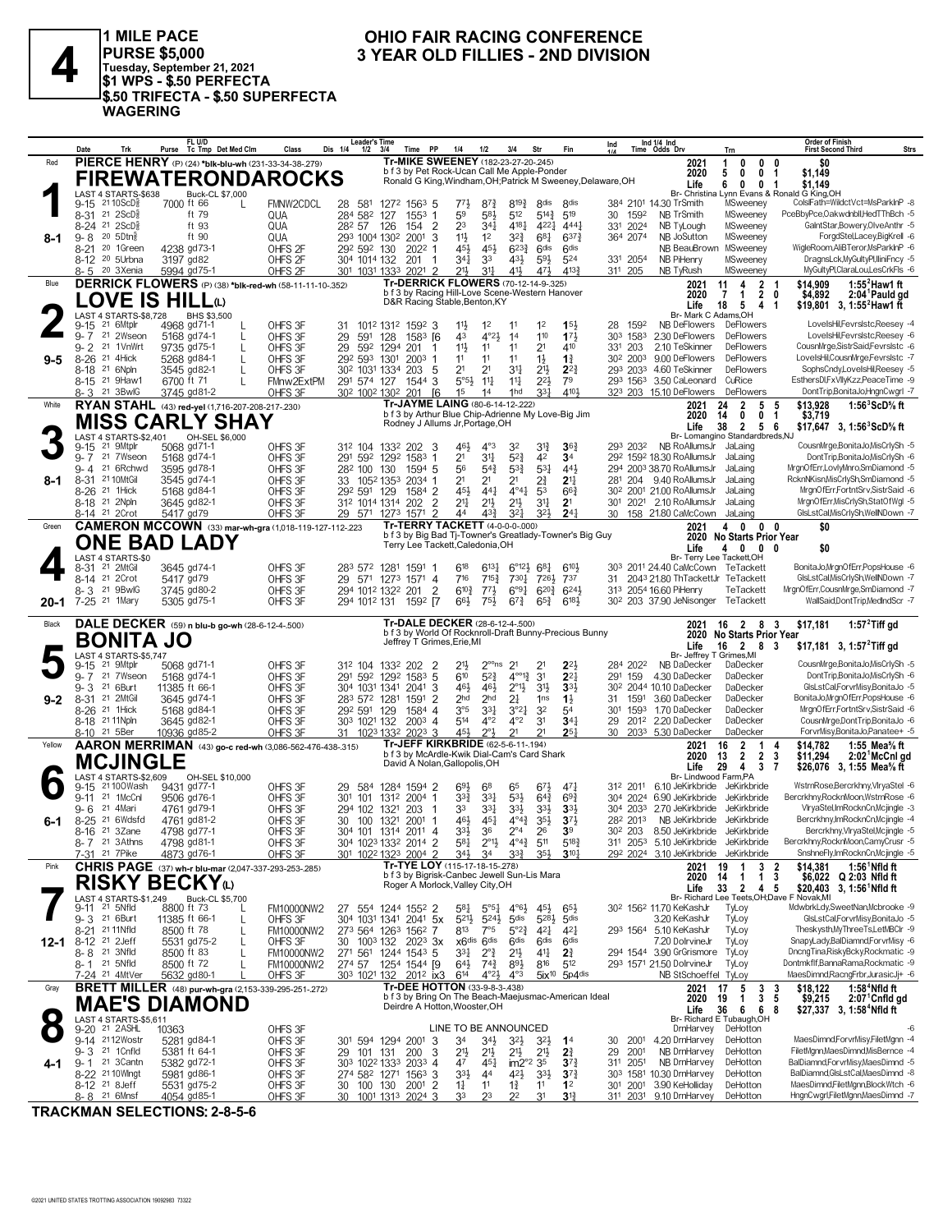# 4

**1 MILE PACE**
**PURSE $5,000**
**Tuesday, September 21, 2021**
**$1 WPS - $.50 PERFECTA**
**$.50 TRIFECTA - $.50 SUPERFECTA WAGERING**

## OHIO FAIR RACING CONFERENCE
## 3 YEAR OLD FILLIES - 2ND DIVISION

---

### 1 — Red — 8-1
**PIERCE HENRY** (P) (24) *blk-blu-wh (231-33-34-38-.279)
**FIREWATERONDAROCKS**
Tr-MIKE SWEENEY (182-23-27-20-.245)
b f 3 by Pet Rock-Ucan Call Me Apple-Ponder
Ronald G King,Windham,OH;Patrick M Sweeney,Delaware,OH
LAST 4 STARTS-$638 — Buck-CL $7,000
2021: 1 0 0 0 $0 | 2020: 5 0 0 1 $1,149 | Life: 6 0 0 1 $1,149
Br- Christina Lynn Evans & Ronald G King,OH

| Date | Trk | Purse | Class | Fin | Time | Odds | Drv | Trn | Order of Finish |
|---|---|---|---|---|---|---|---|---|---|
| 9-15 21 | 10ScD⅝ | 7000 ft 66 L | FMNW2CDCL | 8dis | 384 2101 | 14.30 | TrSmith | MSweeney | ColslFaith=WildctVct=MsParkInP -8 |
| 8-31 21 | 2ScD⅝ | ft 79 | QUA | 519 | 30 1592 | NB | TrSmith | MSweeney | PceBbyPce,OakwdnbllHedTThBch -5 |
| 8-24 21 | 2ScD⅝ | ft 93 | QUA | 444¼ | 331 2024 | NB | TyLough | MSweeney | GalntStar,Bowery,OlveAnthr -5 |
| 9-8 20 | 5Dtn⅝ | ft 90 | QUA | 637¾ | 364 2074 | NB | JoSutton | MSweeney | ForgdStel,Lacey,BigKrell -6 |
| 8-21 20 | 1Green | 4238 gd73-1 | OHFS 2F | 6dis | | NB | BeauBrown | MSweeney | WigleRoom,AliBTeror,MsParkInP -6 |
| 8-12 20 | 5Urbna | 3197 gd82 | OHFS 2F | 524 | 331 2054 | NB | PiHenry | MSweeney | DragnsLck,MyGultyPl,IliniFncy -5 |
| 8-5 20 | 3Xenia | 5994 gd75-1 | OHFS 2F | 413¾ | 311 205 | NB | TyRush | MSweeney | MyGultyPl,ClaraLou,LesCrkFls -6 |

### 2 — Blue — 9-5
**DERRICK FLOWERS** (P) (38) *blk-red-wh (58-11-11-10-.352)
**LOVE IS HILL**(L)
Tr-DERRICK FLOWERS (70-12-14-9-.325)
b f 3 by Racing Hill-Love Scene-Western Hanover
D&R Racing Stable,Benton,KY
LAST 4 STARTS-$8,728 — BHS $3,500
2021: 11 4 2 1 $14,909 1:55²Haw1 ft | 2020: 7 1 2 0 $4,892 2:04¹Pauld gd | Life: 18 5 4 1 $19,801 3, 1:55²Haw1 ft
Br- Mark C Adams,OH

| Date | Trk | Purse | Class | Fin | Time | Odds | Drv | Trn | Order of Finish |
|---|---|---|---|---|---|---|---|---|---|
| 9-15 21 | 6Mtplr | 4968 gd71-1 L | OHFS 3F | 15½ | 28 1592 | NB | DeFlowers | DeFlowers | LovelsHil,FevrsIstc,Reesey -4 |
| 9-7 21 | 2Wseon | 5168 gd74-1 L | OHFS 3F | 17½ | 303 1583 | 2.30 | DeFlowers | DeFlowers | LovelsHil,FevrsIstc,Reesey -6 |
| 9-2 21 | 1VnWrt | 9735 gd75-1 L | OHFS 3F | 410 | 331 203 | 2.10 | TeSkinner | DeFlowers | CousnMrge,SistrSaid,FevrsIstc -6 |
| 8-26 21 | 4Hick | 5268 gd84-1 L | OHFS 3F | 1¾ | 302 2003 | 9.00 | DeFlowers | DeFlowers | LovelsHil,CousnMrge,FevrsIstc -7 |
| 8-18 21 | 6Npln | 3545 gd82-1 L | OHFS 3F | 2²¾ | 293 2033 | 4.60 | TeSkinner | DeFlowers | SophsCndy,LovelsHil,Reesey -5 |
| 8-15 21 | 9Haw1 | 6700 ft 71 L | FMnw2ExtPM | 79 | 293 1563 | 3.50 | CaLeonard | CuRice | EsthersDf,FxVllyKzz,PeaceTime -9 |
| 8-3 21 | 3BwlG | 3745 gd81-2 | OHFS 3F | 410½ | 323 203 | 15.10 | DeFlowers | DeFlowers | DontTrip,BonitaJo,HngnCwgrl -7 |

### 3 — White — 8-1
**RYAN STAHL** (43) red-yel (1,716-207-208-217-.230)
**MISS CARLY SHAY**
Tr-JAYNE LAING (80-6-14-12-.222)
b f 3 by Arthur Blue Chip-Adrienne My Love-Big Jim
Rodney J Allums Jr,Portage,OH
LAST 4 STARTS-$2,401 — OH-SEL $6,000
2021: 24 2 5 5 $13,928 1:56³ScD⅝ ft | 2020: 14 0 0 1 $3,719 | Life: 38 2 5 6 $17,647 3, 1:56³ScD⅝ ft
Br- Lomangino Standardbreds,NJ

| Date | Trk | Purse | Class | Fin | Time | Odds | Drv | Trn | Order of Finish |
|---|---|---|---|---|---|---|---|---|---|
| 9-15 21 | 9Mtplr | 5068 gd71-1 | OHFS 3F | 36¾ | 293 2032 | NB | RoAllumsJr | JaLaing | CousnMrge,BonitaJo,MisCrlySh -5 |
| 9-7 21 | 7Wseon | 5168 gd74-1 | OHFS 3F | 34 | 292 1592 | 18.30 | RoAllumsJr | JaLaing | DontTrip,BonitaJo,MisCrlySh -6 |
| 9-4 21 | 6Rchwd | 3595 gd78-1 | OHFS 3F | 44½ | 294 2003 | 38.70 | RoAllumsJr | JaLaing | MrgnOfErr,LovlyMnro,SmDiamond -5 |
| 8-31 21 | 10MtGil | 3545 gd74-1 | OHFS 3F | 2½ | 281 204 | 9.40 | RoAllumsJr | JaLaing | RcknNKisn,MisCrlySh,SmDiamond -5 |
| 8-26 21 | 1Hick | 5168 gd84-1 | OHFS 3F | 6¾ | 302 2001 | 21.00 | RoAllumsJr | JaLaing | MrgnOfErr,SistrSaid,FevrsIstc -6 |
| 8-18 21 | 2Npln | 3645 gd82-1 | OHFS 3F | 21 | 301 2021 | 2.10 | RoAllumsJr | JaLaing | MrgnOfErr,MisCrlySh,StatOfWgl -5 |
| 8-14 21 | 2Crot | 5417 gd79 | OHFS 3F | 24¾ | 30 158 | 21.80 | CaMcCown | JaLaing | GlsLstCal,MisCrlySh,WellNDown -7 |

### 4 — Green — 20-1
**CAMERON MCCOWN** (33) mar-wh-gra (1,018-119-127-112-.223)
**ONE BAD LADY**
Tr-TERRY TACKETT (4-0-0-0-.000)
b f 3 by Big Bad Tj-Towner's Greatlady-Towner's Big Guy
Terry Lee Tackett,Caledonia,OH
LAST 4 STARTS-$0
2021: 4 0 0 0 $0 | 2020: No Starts Prior Year | Life: 4 0 0 0 $0
Br- Terry Lee Tackett,OH

| Date | Trk | Purse | Class | Fin | Time | Odds | Drv | Trn | Order of Finish |
|---|---|---|---|---|---|---|---|---|---|
| 8-31 21 | 2MtGil | 3645 gd74-1 | OHFS 3F | 610½ | 303 2011 | 24.40 | CaMcCown | TeTackett | BonitaJo,MrgnOfErr,PopsHouse -6 |
| 8-14 21 | 2Crot | 5417 gd79 | OHFS 3F | 737 | 31 2043 | 21.80 | ThTackettJr | TeTackett | GlsLstCal,MisCrlySh,WellNDown -7 |
| 8-3 21 | 9BwlG | 3745 gd80-2 | OHFS 3F | 624½ | 313 2054 | 16.60 | PiHenry | TeTackett | MrgnOfErr,CousnMrge,SmDiamond -7 |
| 7-25 21 | 1Mary | 5305 gd75-1 | OHFS 3F | 618½ | 302 203 | 37.90 | JeNisonger | TeTackett | WallSaid,DontTrip,MedlndScr -7 |

### 5 — Black — 9-2
**DALE DECKER** (59) n blu-b go-wh (28-6-12-4-.500)
**BONITA JO**
Tr-DALE DECKER (28-6-12-4-.500)
b f 3 by World Of Rocknroll-Draft Bunny-Precious Bunny
Jeffrey T Grimes,Erie,MI
LAST 4 STARTS-$5,747
2021: 16 2 8 3 $17,181 1:57²Tiff gd | 2020: No Starts Prior Year | Life: 16 2 8 3 $17,181 3, 1:57²Tiff gd
Br- Jeffrey T Grimes,MI

| Date | Trk | Purse | Class | Fin | Time | Odds | Drv | Trn | Order of Finish |
|---|---|---|---|---|---|---|---|---|---|
| 9-15 21 | 9Mtplr | 5068 gd71-1 | OHFS 3F | 2²½ | 284 2022 | NB | DaDecker | DaDecker | CousnMrge,BonitaJo,MisCrlySh -5 |
| 9-7 21 | 7Wseon | 5168 gd74-1 | OHFS 3F | 2²¼ | 291 159 | 4.30 | DaDecker | DaDecker | DontTrip,BonitaJo,MisCrlySh -6 |
| 9-3 21 | 6Burt | 11385 ft 66-1 | OHFS 3F | 3³½ | 302 2044 | 10.10 | DaDecker | DaDecker | GlsLstCal,ForvrMisy,BonitaJo -5 |
| 8-31 21 | 2MtGil | 3645 gd74-1 | OHFS 3F | 1¾ | 31 1591 | 3.60 | DaDecker | DaDecker | BonitaJo,MrgnOfErr,PopsHouse -6 |
| 8-26 21 | 1Hick | 5168 gd84-1 | OHFS 3F | 54 | 301 1593 | 1.70 | DaDecker | DaDecker | MrgnOfErr,FortntSrv,SistrSaid -6 |
| 8-18 21 | 11Npln | 3645 gd82-1 | OHFS 3F | 34¼ | 29 2012 | 2.20 | DaDecker | DaDecker | CousnMrge,DontTrip,BonitaJo -6 |
| 8-10 21 | 5Ber | 10936 gd85-2 | OHFS 3F | 25¼ | 30 2033 | 5.30 | DaDecker | DaDecker | ForvrMisy,BonitaJo,Panatee+ -5 |

### 6 — Yellow — 6-1
**AARON MERRIMAN** (43) go-c red-wh (3,086-562-476-438-.315)
**MCJINGLE**
Tr-JEFF KIRKBRIDE (62-5-6-11-.194)
b f 3 by McArdle-Kwik Dial-Cam's Card Shark
David A Nolan,Gallopolis,OH
LAST 4 STARTS-$2,609 — OH-SEL $10,000
2021: 16 2 1 4 $14,782 1:55 Mea⅝ ft | 2020: 13 2 2 3 $11,294 2:02¹McCnl gd | Life: 29 4 3 7 $26,076 3, 1:55 Mea⅝ ft
Br- Lindwood Farm,PA

| Date | Trk | Purse | Class | Fin | Time | Odds | Drv | Trn | Order of Finish |
|---|---|---|---|---|---|---|---|---|---|
| 9-15 21 | 10OWash | 9431 gd77-1 | OHFS 3F | 47¼ | 312 2011 | 6.10 | JeKirkbride | JeKirkbride | WstrnRose,Bercrkhny,VlryaStel -6 |
| 9-11 21 | 1McCnl | 9506 gd76-1 | OHFS 3F | 69¾ | 304 2024 | 6.90 | JeKirkbride | JeKirkbride | Bercrkhny,RocknMoon,WstrnRose -6 |
| 9-6 21 | 4Mari | 4761 gd79-1 | OHFS 3F | 3³½ | 304 2033 | 2.70 | JeKirkbride | JeKirkbride | VlryaStel,ImRocknCn,Mcjingle -3 |
| 8-25 21 | 6Wdsfd | 4761 gd81-2 | OHFS 3F | 37½ | 282 2013 | NB | JeKirkbride | JeKirkbride | Bercrkhny,ImRocknCn,Mcjingle -4 |
| 8-16 21 | 3Zane | 4798 gd77-1 | OHFS 3F | 39 | 302 203 | 8.50 | JeKirkbride | JeKirkbride | Bercrkhny,VlryaStel,Mcjingle -5 |
| 8-7 21 | 3Athns | 4798 gd81-1 | OHFS 3F | 5¹⁸¾ | 311 2053 | 5.10 | JeKirkbride | JeKirkbride | Bercrkhny,RocknMoon,CamyCrusr -5 |
| 7-31 21 | 7Pike | 4873 gd76-1 | OHFS 3F | 310½ | 292 2024 | 3.10 | JeKirkbride | JeKirkbride | SnshneFly,ImRocknCn,Mcjingle -5 |

### 7 — Pink — 12-1
**CHRIS PAGE** (37) wh-r blu-mar (2,047-337-293-253-.285)
**RISKY BECKY**(L)
Tr-TYE LOY (115-17-18-15-.278)
b f 3 by Bigrisk-Canbec Jewell Sun-Lis Mara
Roger A Morlock,Valley City,OH
LAST 4 STARTS-$1,249 — Buck-CL $5,700
2021: 19 1 3 2 $14,381 1:56¹Nfld ft | 2020: 14 1 1 3 $6,022 Q 2:03 Nfld ft | Life: 33 2 4 5 $20,403 3, 1:56¹Nfld ft
Br- Richard Lee Teets,OH;Dave F Novak,MI

| Date | Trk | Purse | Class | Fin | Time | Odds | Drv | Trn | Order of Finish |
|---|---|---|---|---|---|---|---|---|---|
| 9-11 21 | 5Nfld | 8800 ft 73 L | FM10000NW2 | 6⁵½ | 302 1562 | 11.70 | KaKashJr | TyLoy | MdwbrkLdy,SweetNan,Mcbrooke -9 |
| 9-3 21 | 6Burt | 11385 ft 66-1 L | OHFS 3F | 5dis | | 3.20 | KeKashJr | TyLoy | GlsLstCal,ForvrMisy,BonitaJo -5 |
| 8-21 21 | 11Nfld | 8500 ft 78 L | FM10000NW2 | 4²½ | 293 1564 | 5.10 | KeKashJr | TyLoy | Theskysth,MyThreeTs,LetMBClr -9 |
| 8-12 21 | 2Jeff | 5531 gd75-2 L | OHFS 3F | 6dis | | 7.20 | DolrvineJr | TyLoy | SnapyLady,BalDiamnd,ForvrMisy -6 |
| 8-8 21 | 3Nfld | 8500 ft 83 L | FM10000NW2 | 2¾ | 294 1544 | 3.90 | GrGrismore | TyLoy | DncngTina,RiskyBcky,Rockmatic -9 |
| 8-1 21 | 5Nfld | 8500 ft 72 L | FM10000NW2 | 512 | 293 1571 | 21.50 | DolrvineJr | TyLoy | Dontmkflf,BannaRama,Rockmatic -9 |
| 7-24 21 | 4MtVer | 5632 gd80-1 | OHFS 3F | 4p5dis | | NB | StSchoeffel | TyLoy | MaesDimnd,RacngFrbr,JurasicJj+ -6 |

### 8 — Gray — 4-1
**BRETT MILLER** (48) pur-wh-gra (2,153-339-295-251-.272)
**MAE'S DIAMOND**
Tr-DEE HOTTON (33-9-8-3-.438)
b f 3 by Bring On The Beach-Maejusmac-American Ideal
Deirdre A Hotton,Wooster,OH
LAST 4 STARTS-$5,611
2021: 17 5 3 3 $18,122 1:58⁴Nfld ft | 2020: 19 1 3 5 $9,215 2:07¹Cnfld gd | Life: 36 6 6 8 $27,337 3, 1:58⁴Nfld ft
Br- Richard E Tubaugh,OH

| Date | Trk | Purse | Class | Fin | Time | Odds | Drv | Trn | Order of Finish |
|---|---|---|---|---|---|---|---|---|---|
| 9-20 21 | 2ASHL | 10363 | OHFS 3F | LINE TO BE ANNOUNCED | | | DrnHarvey | DeHotton | -6 |
| 9-14 21 | 12Wostr | 5281 gd84-1 | OHFS 3F | 14 | 30 2001 | 4.20 | DrnHarvey | DeHotton | MaesDimnd,ForvrMisy,FiletMgnn -4 |
| 9-3 21 | 1Cnfld | 5381 ft 64-1 | OHFS 3F | 2¾ | 29 2001 | NB | DrnHarvey | DeHotton | FiletMgnn,MaesDimnd,MisBernce -4 |
| 9-1 21 | 3Cantn | 5382 gd72-1 | OHFS 3F | 37¾ | 311 2051 | NB | DrnHarvey | DeHotton | BalDiamnd,ForvrMisy,MaesDimnd -5 |
| 8-22 21 | 10Wlngt | 5981 gd86-1 | OHFS 3F | 37¾ | 303 1581 | 10.30 | DrnHarvey | DeHotton | BalDiamnd,GlsLstCal,MaesDimnd -8 |
| 8-12 21 | 8Jeff | 5531 gd75-2 | OHFS 3F | 1² | 301 2001 | 3.90 | KeHolliday | DeHotton | MaesDimnd,FiletMgnn,BlockWtch -6 |
| 8-8 21 | 6Mnsf | 4054 gd85-1 | OHFS 3F | 3¹¾ | 311 2031 | 9.10 | DrnHarvey | DeHotton | HngnCwgrl,FiletMgnn,MaesDimnd -7 |

**TRACKMAN SELECTIONS: 2-8-5-6**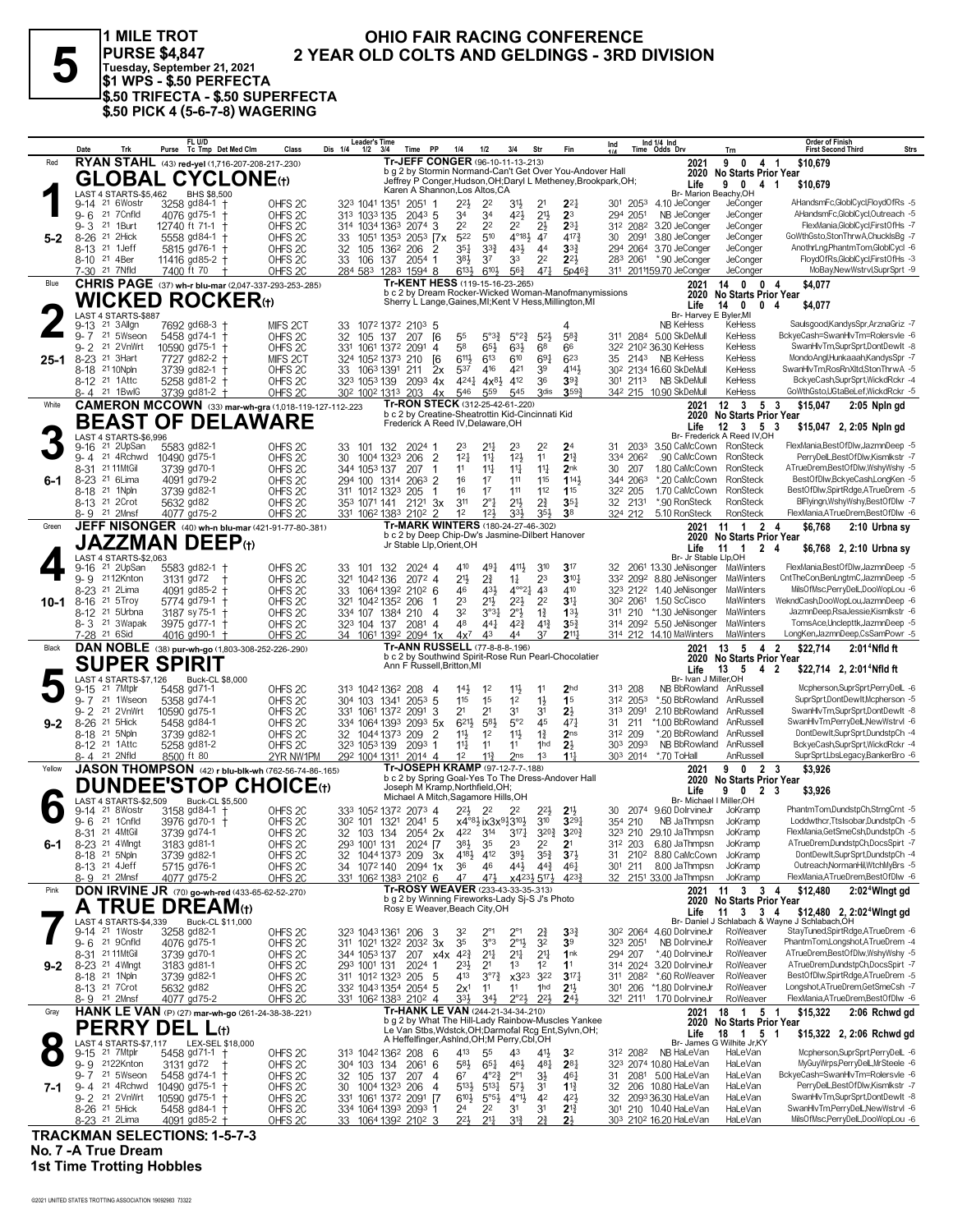# 5

**1 MILE TROT**
**PURSE $4,847**
**Tuesday, September 21, 2021**
**$1 WPS - $.50 PERFECTA**
**$.50 TRIFECTA - $.50 SUPERFECTA**
**$.50 PICK 4 (5-6-7-8) WAGERING**

## OHIO FAIR RACING CONFERENCE
## 2 YEAR OLD COLTS AND GELDINGS - 3RD DIVISION

---

### 1 — Red — GLOBAL CYCLONE(t) — 5-2

**RYAN STAHL** (43) red-yel (1,716-207-208-217-.230)
Tr-JEFF CONGER (96-10-11-13-.213)
b g 2 by Stormin Normand-Can't Get Over You-Andover Hall
Jeffrey P Conger,Hudson,OH;Daryl L Metheney,Brookpark,OH; Karen A Shannon,Los Altos,CA
LAST 4 STARTS-$5,462 BHS $8,500
2021: 9 0 4 1 $10,679 | 2020 No Starts Prior Year | Life: 9 0 4 1 $10,679
Br- Marion Beachy,OH

| Date | Trk | Purse | Cond | Class | 1/4 | 1/2 | 3/4 | Time | PP | 1/4 | 1/2 | 3/4 | Str | Fin | Ind | Odds Drv | Trn | Order of Finish |
|---|---|---|---|---|---|---|---|---|---|---|---|---|---|---|---|---|---|---|
| 9-14 21 | 6Wostr | 3258 | gd84-1 † | OHFS 2C | 32³ | 104¹ | 135¹ | 205¹ | 1 | 2²½ | 2² | 3¹½ | 2¹ | 2²½ | 30¹ 205³ | 4.10 JeConger | JeConger | AHandsmFc,GloblCycl,FloydOfRs -5 |
| 9-6 21 | 7Cnfld | 4076 | gd75-1 † | OHFS 2C | 31³ | 103³ | 135 | 204³ | 5 | 3⁴ | 3⁴ | 4²½ | 2¹½ | 2³ | 29⁴ 205¹ | NB JeConger | JeConger | AHandsmFc,GloblCycl,Outreach -5 |
| 9-3 21 | 1Burt | 12740 | ft 71-1 † | OHFS 2C | 31⁴ | 103⁴ | 136³ | 207⁴ | 3 | 2² | 2² | 2² | 2½ | 2³½ | 31² 208² | 3.20 JeConger | JeConger | FlexMania,GloblCycl,FirstOfHs -7 |
| 8-26 21 | 2Hick | 5558 | gd84-1 † | OHFS 2C | 33 | 105¹ | 135³ | 205³ | [7x | 5²² | 5¹⁰ | 4°¹⁸½ | 4⁷ | 4¹⁷¾ | 30 209¹ | 3.80 JeConger | JeConger | GoWthGsto,StonThrwA,ChucklsBg -7 |
| 8-13 21 | 1Jeff | 5815 | gd76-1 † | OHFS 2C | 32 | 105 | 136² | 206 | 2 | 3⁵½ | 3³¾ | 4³½ | 4⁴ | 3³¾ | 29⁴ 206⁴ | 3.70 JeConger | JeConger | AnothrLng,PhantmTom,GloblCycl -6 |
| 8-10 21 | 4Ber | 11416 | gd85-2 † | OHFS 2C | 33 | 106 | 137 | 205⁴ | 1 | 3⁸½ | 3⁷ | 3³ | 2² | 2²½ | 28³ 206¹ | *.90 JeConger | JeConger | FloydOfRs,GloblCycl,FirstOfHs -3 |
| 7-30 21 | 7Nfld | 7400 | ft 70 † | OHFS 2C | 28⁴ | 58³ | 128³ | 159⁴ | 8 | 6¹³½ | 6¹⁰½ | 5⁶¾ | 4⁷½ | 5p4⁶¾ | 31¹ 201¹ | 159.70 JeConger | JeConger | MoBay,NewWstrvl,SuprSprt -9 |

### 2 — Blue — WICKED ROCKER(t) — 25-1

**CHRIS PAGE** (37) wh-r blu-mar (2,047-337-293-253-.285)
Tr-KENT HESS (119-15-16-23-.265)
b c 2 by Dream Rocker-Wicked Woman-Manofmanymissions
Sherry L Lange,Gaines,MI;Kent V Hess,Millington,MI
LAST 4 STARTS-$887
2021: 14 0 0 4 $4,077 | 2020 No Starts Prior Year | Life: 14 0 0 4 $4,077
Br- Harvey E Byler,MI

| Date | Trk | Purse | Cond | Class | 1/4 | 1/2 | 3/4 | Time | PP | 1/4 | 1/2 | 3/4 | Str | Fin | Ind | Odds Drv | Trn | Order of Finish |
|---|---|---|---|---|---|---|---|---|---|---|---|---|---|---|---|---|---|---|
| 9-13 21 | 3Allgn | 7692 | gd68-3 † | MIFS 2CT | 33 | 107² | 137² | 210³ | 5 | | | | | 4 | | NB KeHess | KeHess | Saulsgood,KandysSpr,ArznaGriz -7 |
| 9-7 21 | 5Wseon | 5458 | gd74-1 † | OHFS 2C | 32 | 105 | 137 | 207 | [6 | 5⁵ | 5°³¾ | 5°²¾ | 5²½ | 5⁸¾ | 31¹ 208⁴ | 5.00 SkDeMull | KeHess | BckyeCash=SwanHlvTm=Rolersvle -6 |
| 9-2 21 | 2VnWrt | 10590 | gd75-1 † | OHFS 2C | 33¹ | 106¹ | 137² | 209¹ | 4 | 5⁸ | 6⁵½ | 6³½ | 6⁸ | 6⁶ | 32² 210² | 36.30 KeHess | KeHess | SwanHlvTm,SuprSprt,DontDewlt -8 |
| 8-23 21 | 3Hart | 7727 | gd82-2 † | MIFS 2CT | 32⁴ | 105² | 137³ | 210 | [6 | 6¹¹½ | 6¹³ | 6¹⁰ | 6⁹¼ | 6²³ | 35 214³ | NB KeHess | KeHess | MondoAngl,Hunkaaah,KandysSpr -7 |
| 8-18 21 | 10Npln | 3739 | gd82-1 † | OHFS 2C | 33 | 106³ | 139¹ | 211 | 2x | 5³⁷ | 4¹⁶ | 4²¹ | 3⁹ | 4¹⁴½ | 30² 213⁴ | 16.60 SkDeMull | KeHess | SwanHlvTm,RosRnXltd,StonThrwA -5 |
| 8-12 21 | 1Attc | 5258 | gd81-2 † | OHFS 2C | 32³ | 105³ | 139 | 209³ | 4x | 4²⁴½ | 4x⁸½ | 4¹² | 3⁶ | 3⁹¾ | 30¹ 211³ | NB SkDeMull | KeHess | BckyeCash,SuprSprt,WickdRokr -4 |
| 8-4 21 | 1BwlG | 3739 | gd81-2 † | OHFS 2C | 30² | 100² | 131³ | 203 | 4x | 5⁴⁶ | 5⁵⁹ | 5⁴⁵ | 3dis | 3⁵⁹¾ | 34² 215 | 10.90 SkDeMull | KeHess | GoWthGsto,UGtaBeLef,WickdRokr -5 |

### 3 — White — BEAST OF DELAWARE — 6-1

**CAMERON MCCOWN** (33) mar-wh-gra (1,018-119-127-112-.223)
Tr-RON STECK (312-25-42-61-.220)
b c 2 by Creatine-Sheatrottin Kid-Cincinnati Kid
Frederick A Reed IV,Delaware,OH
LAST 4 STARTS-$6,996
2021: 12 3 5 3 $15,047 2:05 Npln gd | 2020 No Starts Prior Year | Life: 12 3 5 3 $15,047 2, 2:05 Npln gd
Br- Frederick A Reed IV,OH

| Date | Trk | Purse | Cond | Class | 1/4 | 1/2 | 3/4 | Time | PP | 1/4 | 1/2 | 3/4 | Str | Fin | Ind | Odds Drv | Trn | Order of Finish |
|---|---|---|---|---|---|---|---|---|---|---|---|---|---|---|---|---|---|---|
| 9-16 21 | 2UpSan | 5583 | gd82-1 | OHFS 2C | 33 | 101 | 132 | 202⁴ | 1 | 2³ | 2¹½ | 2³ | 2² | 2⁴ | 31 203³ | 3.50 CaMcCown | RonSteck | FlexMania,BestOfDlw,JazmnDeep -5 |
| 9-4 21 | 4Rchwd | 10490 | gd75-1 | OHFS 2C | 30 | 100⁴ | 132³ | 206 | 2 | 1²½ | 1¹½ | 1²½ | 1¹ | 2¹¾ | 33⁴ 206² | .90 CaMcCown | RonSteck | PerryDelL,BestOfDlw,Kismlkstr -7 |
| 8-31 21 | 11MtGil | 3739 | gd70-1 | OHFS 2C | 34⁴ | 105³ | 137 | 207 | 1 | 1¹ | 1¹½ | 1¹½ | 1¹½ | 2nk | 30 207 | 1.80 CaMcCown | RonSteck | ATrueDrem,BestOfDlw,WshyWshy -5 |
| 8-23 21 | 6Lima | 4091 | gd79-2 | OHFS 2C | 29⁴ | 100 | 131⁴ | 206³ | 2 | 1⁶ | 1⁷ | 1¹¹ | 1¹⁵ | 1¹⁴½ | 34⁴ 206³ | *.20 CaMcCown | RonSteck | BestOfDlw,BckyeCash,LongKen -5 |
| 8-18 21 | 1Npln | 3739 | gd82-1 | OHFS 2C | 31¹ | 101² | 132³ | 205 | 1 | 1⁶ | 1⁷ | 1¹¹ | 1¹² | 1¹⁵ | 32² 205 | 1.70 CaMcCown | RonSteck | BestOfDlw,SpirtRdge,ATrueDrem -5 |
| 8-13 21 | 2Crot | 5632 | gd82 | OHFS 2C | 35³ | 107¹ | 141 | 212¹ | 3x | 3¹¹ | 2°½ | 2¹½ | 2¾ | 3⁵½ | 32 213¹ | *.90 RonSteck | RonSteck | BlFlyingn,WshyWshy,BestOfDlw -7 |
| 8-9 21 | 2Mnsf | 4077 | gd75-2 | OHFS 2C | 33¹ | 106² | 138³ | 210² | 2 | 1² | 1²½ | 3³½ | 3⁵½ | 3⁸ | 32⁴ 212 | 5.10 RonSteck | RonSteck | FlexMania,ATrueDrem,BestOfDlw -6 |

### 4 — Green — JAZZMAN DEEP(t) — 10-1

**JEFF NISONGER** (40) wh-n blu-mar (421-91-77-80-.381)
Tr-MARK WINTERS (180-24-27-46-.302)
b c 2 by Deep Chip-Dw's Jasmine-Dilbert Hanover
Jr Stable Llp,Orient,OH
LAST 4 STARTS-$2,063
2021: 11 1 2 4 $6,768 2:10 Urbna sy | 2020 No Starts Prior Year | Life: 11 1 2 4 $6,768 2, 2:10 Urbna sy
Br- Jr Stable Llp,OH

| Date | Trk | Purse | Cond | Class | 1/4 | 1/2 | 3/4 | Time | PP | 1/4 | 1/2 | 3/4 | Str | Fin | Ind | Odds Drv | Trn | Order of Finish |
|---|---|---|---|---|---|---|---|---|---|---|---|---|---|---|---|---|---|---|
| 9-16 21 | 2UpSan | 5583 | gd82-1 † | OHFS 2C | 33 | 101 | 132 | 202⁴ | 4 | 4¹⁰ | 4⁹¼ | 4¹¹½ | 3¹⁰ | 3¹⁷ | 32 206¹ | 13.30 JeNisonger | MaWinters | FlexMania,BestOfDlw,JazmnDeep -5 |
| 9-9 21 | 12Knton | 3131 | gd72 † | OHFS 2C | 32¹ | 104² | 136 | 207² | 4 | 2¹½ | 2¾ | 1½ | 2³ | 3¹⁰¼ | 33² 209² | 8.80 JeNisonger | MaWinters | CntTheCon,BenLngtmC,JazmnDeep -5 |
| 8-23 21 | 2Lima | 4091 | gd85-2 † | OHFS 2C | 33 | 106⁴ | 139² | 210² | 6 | 4⁶ | 4³½ | 4°°²½ | 4³ | 4¹⁰ | 32³ 212² | 1.40 JeNisonger | MaWinters | MilsOfMsc,PerryDelL,DooWopLou -6 |
| 8-16 21 | 5Troy | 5774 | gd79-1 † | OHFS 2C | 32¹ | 104² | 135² | 206 | 1 | 2³ | 2¹½ | 2²½ | 2² | 3¹½ | 30² 206¹ | 1.50 ScCisco | MaWinters | WekndCash,DooWopLou,JazmnDeep -6 |
| 8-12 21 | 5Urbna | 3187 | sy75-1 † | OHFS 2C | 33⁴ | 107 | 138⁴ | 210 | 4 | 3² | 3°³½ | 2°½ | 1¾ | 1³½ | 31¹ 210 | *1.30 JeNisonger | MaWinters | JazmnDeep,RsaJessie,Kismlkstr -6 |
| 8-3 21 | 3Wapak | 3975 | gd77-1 † | OHFS 2C | 32³ | 104 | 137 | 208¹ | 4 | 4⁸ | 4⁴½ | 4²¾ | 4¹¾ | 3⁵¾ | 31⁴ 209² | 5.50 JeNisonger | MaWinters | TomsAce,Unclepttk,JazmnDeep -5 |
| 7-28 21 | 6Sid | 4016 | gd90-1 † | OHFS 2C | 34 | 106¹ | 139² | 209¹ | 1x | 4x⁷ | 4³ | 4⁴ | 3⁷ | 2¹¹½ | 31⁴ 212 | 14.10 MaWinters | MaWinters | LongKen,JazmnDeep,CsSamPowr -5 |

### 5 — Black — SUPER SPIRIT — 9-2

**DAN NOBLE** (38) pur-wh-go (1,803-308-252-226-.290)
Tr-ANN RUSSELL (77-8-8-8-.196)
b c 2 by Southwind Spirit-Rose Run Pearl-Chocolatier
Ann F Russell,Britton,MI
LAST 4 STARTS-$7,126 Buck-CL $8,000
2021: 13 5 4 2 $22,714 2:01⁴Nfld ft | 2020 No Starts Prior Year | Life: 13 5 4 2 $22,714 2, 2:01⁴Nfld ft
Br- Ivan J Miller,OH

| Date | Trk | Purse | Cond | Class | 1/4 | 1/2 | 3/4 | Time | PP | 1/4 | 1/2 | 3/4 | Str | Fin | Ind | Odds Drv | Trn | Order of Finish |
|---|---|---|---|---|---|---|---|---|---|---|---|---|---|---|---|---|---|---|
| 9-15 21 | 7Mtplr | 5458 | gd71-1 | OHFS 2C | 31³ | 104² | 136² | 208 | 4 | 1⁴½ | 1² | 1¹½ | 1¹ | 2hd | 31³ 208 | NB BbRowland | AnRussell | Mcpherson,SuprSprt,PerryDelL -6 |
| 9-7 21 | 1Wseon | 5358 | gd74-1 | OHFS 2C | 30⁴ | 103 | 134¹ | 205³ | 5 | 1¹⁵ | 1⁵ | 1² | 1½ | 1⁵ | 33² 205³ | *.50 BbRowland | AnRussell | SuprSprt,DontDewlt,Mcpherson -5 |
| 9-2 21 | 2VnWrt | 10590 | gd75-1 | OHFS 2C | 33¹ | 106¹ | 137² | 209¹ | 3 | 2¹ | 2¹ | 3¹ | 3¹ | 2½ | 31³ 209¹ | 2.10 BbRowland | AnRussell | SwanHlvTm,SuprSprt,DontDewlt -8 |
| 8-26 21 | 5Hick | 5458 | gd84-1 | OHFS 2C | 33⁴ | 106⁴ | 139³ | 209³ | 5x | 6²¹½ | 5⁸½ | 5°² | 4⁵ | 4⁷½ | 31 211 | *1.00 BbRowland | AnRussell | SwanHlvTm,PerryDelL,NewWstrvl -6 |
| 8-18 21 | 5Npln | 3739 | gd82-1 | OHFS 2C | 32 | 104⁴ | 137³ | 209 | 2 | 1¹½ | 1² | 1¹½ | 1¾ | 2ns | 31² 209 | *.20 BbRowland | AnRussell | DontDewlt,SuprSprt,DundstpCh -4 |
| 8-12 21 | 1Attc | 5258 | gd81-2 | OHFS 2C | 32³ | 105³ | 139 | 209³ | 1 | 1¹½ | 1¹ | 1¹ | 1hd | 2½ | 30³ 209³ | NB BbRowland | AnRussell | BckyeCash,SuprSprt,WickdRokr -4 |
| 8-4 21 | 2Nfld | 8500 | ft 80 | 2YR NW1PM | 29² | 100⁴ | 131¹ | 201⁴ | 4 | 1² | 1¹¾ | 2ns | 1³ | 1¹½ | 30³ 201⁴ | *.70 ToHall | AnRussell | SuprSprt,LbsLegacy,BankerBro -6 |

### 6 — Yellow — DUNDEE'STOP CHOICE(t) — 6-1

**JASON THOMPSON** (42) r blu-blk-wh (762-56-74-86-.165)
Tr-JOSEPH KRAMP (97-12-7-7-.188)
b c 2 by Spring Goal-Yes To The Dress-Andover Hall
Joseph M Kramp,Northfield,OH; Michael A Mitch,Sagamore Hills,OH
LAST 4 STARTS-$2,509 Buck-CL $5,500
2021: 9 0 2 3 $3,926 | 2020 No Starts Prior Year | Life: 9 0 2 3 $3,926
Br- Michael I Miller,OH

| Date | Trk | Purse | Cond | Class | 1/4 | 1/2 | 3/4 | Time | PP | 1/4 | 1/2 | 3/4 | Str | Fin | Ind | Odds Drv | Trn | Order of Finish |
|---|---|---|---|---|---|---|---|---|---|---|---|---|---|---|---|---|---|---|
| 9-14 21 | 8Wostr | 3158 | gd84-1 † | OHFS 2C | 33³ | 105² | 137² | 207³ | 4 | 2²½ | 2² | 2² | 2²½ | 2¹½ | 30 207⁴ | 9.60 DoIrvineJr | JoKramp | PhantmTom,DundstpCh,StrngCrnt -5 |
| 9-6 21 | 1Cnfld | 3976 | gd70-1 † | OHFS 2C | 30² | 101 | 132¹ | 204¹ | 5 | x4°⁸½ | ix3x⁹½ | 3¹⁰½ | 3¹⁰ | 3²⁹¼ | 35⁴ 210 | NB JaThmpsn | JoKramp | Loddwthcr,TtsIsobar,DundstpCh -5 |
| 8-31 21 | 4MtGil | 3739 | gd74-1 | OHFS 2C | 32 | 103 | 134 | 205⁴ | 2x | 4²² | 3¹⁴ | 3¹⁷½ | 3²⁰¾ | 3²⁰¾ | 32³ 210 | 29.10 JaThmpsn | JoKramp | FlexMania,GetSmeCsh,DundstpCh -5 |
| 8-23 21 | 4Wlngt | 3183 | gd81-1 | OHFS 2C | 29³ | 100¹ | 131 | 202⁴ | [7 | 3⁸½ | 3⁵ | 2³ | 2² | 2¹ | 31² 203 | 6.80 JaThmpsn | JoKramp | ATrueDrem,DundstpCh,DocsSpirt -7 |
| 8-18 21 | 5Npln | 3739 | gd82-1 | OHFS 2C | 32 | 104⁴ | 137³ | 209 | 3x | 4¹⁸½ | 4¹² | 3⁹½ | 3⁵¾ | 3⁷½ | 31 210² | 8.80 CaMcCown | JoKramp | DontDewlt,SuprSprt,DundstpCh -4 |
| 8-13 21 | 4Jeff | 5715 | gd76-1 | OHFS 2C | 34 | 107² | 140 | 209⁴ | 1x | 3⁶ | 4⁶ | 4⁴½ | 4⁴¾ | 4⁶½ | 30¹ 211 | 8.00 JaThmpsn | JoKramp | Outreach,NormanHil,WtchMyBrs -5 |
| 8-9 21 | 2Mnsf | 4077 | gd75-2 | OHFS 2C | 33¹ | 106² | 138³ | 210² | 6 | 4⁷ | 4⁷½ | x4²³½ | 5¹⁷½ | 4²³¾ | 32 215¹ | 33.00 JaThmpsn | JoKramp | FlexMania,ATrueDrem,BestOfDlw -6 |

### 7 — Pink — A TRUE DREAM(t) — 9-2

**DON IRVINE JR** (70) go-wh-red (433-65-62-52-.270)
Tr-ROSY WEAVER (233-43-33-35-.313)
b g 2 by Winning Fireworks-Lady Sj-S J's Photo
Rosy E Weaver,Beach City,OH
LAST 4 STARTS-$4,339 Buck-CL $11,000
2021: 11 3 3 4 $12,480 2:02⁴Wlngt gd | 2020 No Starts Prior Year | Life: 11 3 3 4 $12,480 2, 2:02⁴Wlngt gd
Br- Daniel J Schlabach & Wayne J Schlabach,OH

| Date | Trk | Purse | Cond | Class | 1/4 | 1/2 | 3/4 | Time | PP | 1/4 | 1/2 | 3/4 | Str | Fin | Ind | Odds Drv | Trn | Order of Finish |
|---|---|---|---|---|---|---|---|---|---|---|---|---|---|---|---|---|---|---|
| 9-14 21 | 1Wostr | 3258 | gd82-1 | OHFS 2C | 32³ | 104³ | 136¹ | 206 | 3 | 3² | 2°¹ | 2°¹ | 2¾ | 3³¾ | 30² 206⁴ | 4.60 DoIrvineJr | RoWeaver | StayTuned,SpirtRdge,ATrueDrem -6 |
| 9-6 21 | 9Cnfld | 4076 | gd75-1 | OHFS 2C | 31¹ | 102¹ | 132² | 203² | 3x | 3⁵ | 3°³ | 2°¹½ | 3² | 3⁹ | 32³ 205¹ | NB DoIrvineJr | RoWeaver | PhantmTom,Longshot,ATrueDrem -4 |
| 8-31 21 | 11MtGil | 3739 | gd70-1 | OHFS 2C | 34⁴ | 105³ | 137 | 207 | x4x | 4²¾ | 2¹½ | 2¹½ | 2¹½ | 1nk | 29⁴ 207 | *.40 DoIrvineJr | RoWeaver | ATrueDrem,BestOfDlw,WshyWshy -5 |
| 8-23 21 | 4Wlngt | 3183 | gd81-1 | OHFS 2C | 29³ | 100¹ | 131 | 202⁴ | 1 | 2³½ | 2¹ | 1³ | 1² | 1¹ | 31⁴ 202⁴ | 3.20 DoIrvineJr | RoWeaver | ATrueDrem,DundstpCh,DocsSpirt -7 |
| 8-18 21 | 1Npln | 3739 | gd82-1 | OHFS 2C | 31¹ | 101² | 132³ | 205 | 5 | 4¹³ | 3°⁷¾ | x3²³ | 3²² | 3¹⁷¾ | 31¹ 208² | *.60 RoWeaver | RoWeaver | BestOfDlw,SpirtRdge,ATrueDrem -5 |
| 8-13 21 | 7Crot | 5632 | gd82 | OHFS 2C | 33² | 104³ | 135⁴ | 205⁴ | 5 | 2x¹ | 1¹ | 1¹ | 1hd | 2¹½ | 30¹ 206 | *1.80 DoIrvineJr | RoWeaver | Longshot,ATrueDrem,GetSmeCsh -7 |
| 8-9 21 | 2Mnsf | 4077 | gd75-2 | OHFS 2C | 33¹ | 106² | 138³ | 210² | 4 | 3³½ | 3⁴½ | 2°²½ | 2²½ | 2⁴½ | 32¹ 211¹ | 1.70 DoIrvineJr | RoWeaver | FlexMania,ATrueDrem,BestOfDlw -6 |

### 8 — Gray — PERRY DEL L(t) — 7-1

**HANK LE VAN** (P) (27) mar-wh-go (261-24-38-38-.221)
Tr-HANK LE VAN (244-21-34-34-.210)
b g 2 by What The Hill-Lady Rainbow-Muscles Yankee
Le Van Stbs,Wdstck,OH;Darmofal Rcg Ent,Sylvn,OH; A Heffelfinger,Ashlnd,OH;M Perry,Cbl,OH
LAST 4 STARTS-$7,117 LEX-SEL $18,000
2021: 18 1 5 1 $15,322 2:06 Rchwd gd | 2020 No Starts Prior Year | Life: 18 1 5 1 $15,322 2, 2:06 Rchwd gd
Br- James G Wilhite Jr,KY

| Date | Trk | Purse | Cond | Class | 1/4 | 1/2 | 3/4 | Time | PP | 1/4 | 1/2 | 3/4 | Str | Fin | Ind | Odds Drv | Trn | Order of Finish |
|---|---|---|---|---|---|---|---|---|---|---|---|---|---|---|---|---|---|---|
| 9-15 21 | 7Mtplr | 5458 | gd71-1 † | OHFS 2C | 31³ | 104² | 136² | 208 | 6 | 4¹³ | 5⁵ | 4³ | 4¹½ | 3² | 31² 208² | NB HaLeVan | HaLeVan | Mcpherson,SuprSprt,PerryDelL -6 |
| 9-9 21 | 22Knton | 3131 | gd72 † | OHFS 2C | 30⁴ | 103 | 134 | 206¹ | 6 | 5⁸½ | 6⁵½ | 4⁶½ | 4⁸½ | 2⁸¼ | 32³ 207⁴ | 10.80 HaLeVan | HaLeVan | MyGuyWrps,PerryDelL,MrSteele -6 |
| 9-7 21 | 5Wseon | 5458 | gd74-1 † | OHFS 2C | 32 | 105 | 137 | 207 | 4 | 6⁷ | 4°²¾ | 2°¹ | 3½ | 4⁶½ | 31 208¹ | 5.00 HaLeVan | HaLeVan | BckyeCash=SwanHlvTm=Rolersvle -6 |
| 9-4 21 | 4Rchwd | 10490 | gd75-1 † | OHFS 2C | 30 | 100⁴ | 132³ | 206 | 4 | 5¹³½ | 5¹³¾ | 5⁷½ | 3¹ | 1¹¾ | 32 206 | 10.80 HaLeVan | HaLeVan | PerryDelL,BestOfDlw,Kismlkstr -7 |
| 9-2 21 | 2VnWrt | 10590 | gd75-1 † | OHFS 2C | 33¹ | 106¹ | 137² | 209¹ | [7 | 6¹⁰½ | 5°⁵½ | 4°¹½ | 4² | 4²½ | 32 209³ | 36.30 HaLeVan | HaLeVan | SwanHlvTm,SuprSprt,DontDewlt -8 |
| 8-26 21 | 5Hick | 5458 | gd84-1 † | OHFS 2C | 33⁴ | 106⁴ | 139³ | 209³ | 1 | 2⁴ | 2² | 3¹ | 3¹ | 2¹¾ | 30¹ 210 | 10.40 HaLeVan | HaLeVan | SwanHlvTm,PerryDelL,NewWstrvl -6 |
| 8-23 21 | 2Lima | 4091 | gd85-2 † | OHFS 2C | 33 | 106⁴ | 139² | 210² | 3 | 2²½ | 2¹½ | 3¹¾ | 2¾ | 2½ | 30³ 210² | 16.20 HaLeVan | HaLeVan | MilsOfMsc,PerryDelL,DooWopLou -6 |

---

**TRACKMAN SELECTIONS: 1-5-7-3**
**No. 7 -A True Dream**
**1st Time Trotting Hobbles**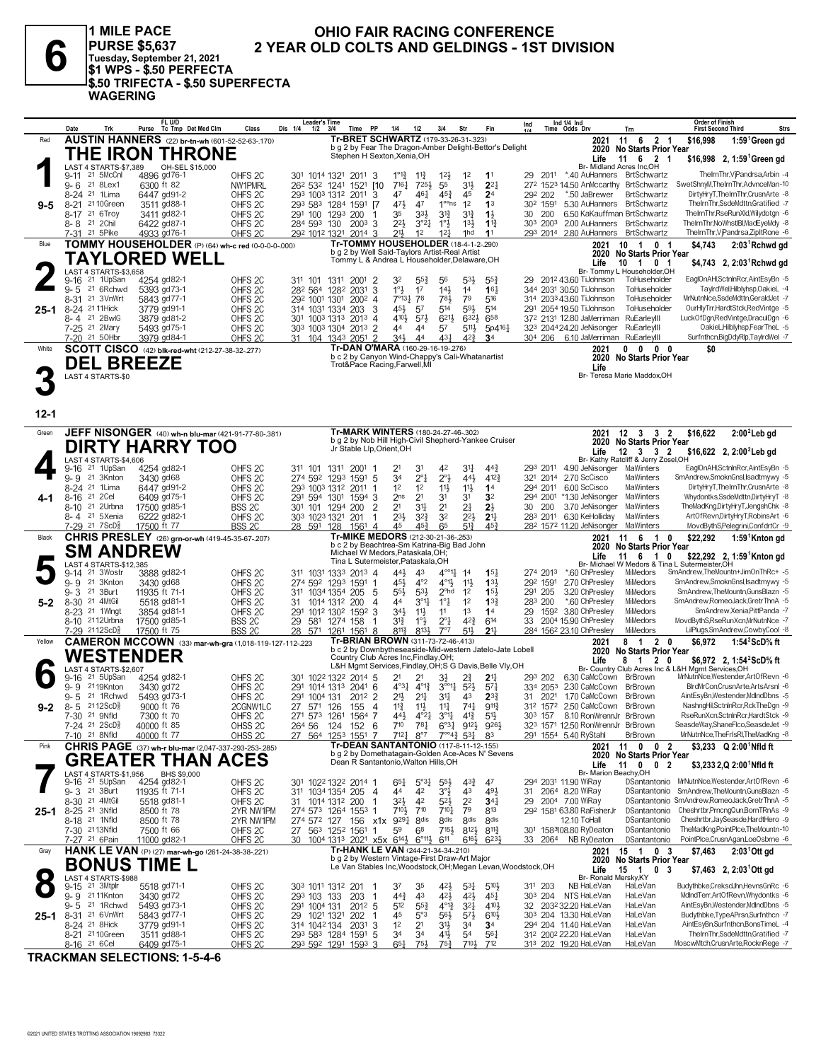# 6

**1 MILE PACE**
**PURSE $5,637**
**Tuesday, September 21, 2021**
**$1 WPS - $.50 PERFECTA**
**$.50 TRIFECTA - $.50 SUPERFECTA WAGERING**

## OHIO FAIR RACING CONFERENCE
## 2 YEAR OLD COLTS AND GELDINGS - 1ST DIVISION

---

**Red — 1 — 9-5**

**AUSTIN HANNERS** (22) br-tn-wh (601-52-52-63-.170)

### THE IRON THRONE

Tr-BRET SCHWARTZ (179-33-26-31-.323)
b g 2 by Fear The Dragon-Amber Delight-Bettor's Delight
Stephen H Sexton,Xenia,OH

LAST 4 STARTS-$7,389 OH-SEL $15,000

2021: 11 6 2 1 $16,998 1:59¹Green gd
2020 No Starts Prior Year
Life: 11 6 2 1 $16,998 2, 1:59¹Green gd
Br- Midland Acres Inc,OH

| Date | Trk | Purse | Cond | Class | Leader's Time | PP | 1/4 | 1/2 | 3/4 | Str | Fin | Ind Time | Odds | Drv | Trn | Order of Finish |
|---|---|---|---|---|---|---|---|---|---|---|---|---|---|---|---|---|
| 9-11 21 | 5McCnl | 4896 | gd76-1 | OHFS 2C | 30¹ 101⁴ 132¹ 201¹ | 3 | 1°¹¾ | 1½ | 1²½ | 1² | 1¹ | 29 201¹ | *.40 | AuHanners | BrtSchwartz | TheIrnThr,VjPandrsa,Arbin -4 |
| 9-6 21 | 8Lex1 | 6300 | ft 82 | NW1PMRL | 26² 53² 124¹ 152¹ | [10 | 7¹⁶¼ | 7²⁵½ | 5⁵ | 3¹½ | 2²¼ | 27² 152³ | 14.50 | AnMccarthy | BrtSchwartz | SwetShnyM,TheIrnThr,AdvnceMan-10 |
| 8-24 21 | 1Lima | 6447 | gd91-2 | OHFS 2C | 29³ 100³ 131² 201¹ | 3 | 4⁷ | 4⁶¼ | 4⁵¾ | 4⁵ | 2⁴ | 29² 202 | *.50 | JaBrewer | BrtSchwartz | DirtyHryT,TheIrnThr,CrusnArte -8 |
| 8-21 21 | 10Green | 3511 | gd88-1 | OHFS 2C | 29³ 58³ 128⁴ 159¹ | [7 | 4⁷½ | 4⁷ | 1°°ns | 1² | 1³ | 30² 159¹ | 5.30 | AuHanners | BrtSchwartz | TheIrnThr,SsdeMdttn,Gratified -7 |
| 8-17 21 | 6Troy | 3411 | gd82-1 | OHFS 2C | 29¹ 100 129³ 200 | 1 | 3⁵ | 3³½ | 3¹¾ | 3¹¾ | 1½ | 30 200 | 6.50 | KaKauffman | BrtSchwartz | TheIrnThr,RseRunXld,Wilydotgn -6 |
| 8-8 21 | 2Chil | 6422 | gd87-1 | OHFS 2C | 28⁴ 59³ 130 200³ | 3 | 2²½ | 3°²¼ | 1°½ | 1³½ | 1¹¾ | 30³ 200³ | 2.00 | AuHanners | BrtSchwartz | TheIrnThr,NoWhstlBl,MadEyeMdy -8 |
| 7-31 21 | 5Pike | 4933 | gd76-1 | OHFS 2C | 29² 101² 132¹ 201⁴ | 3 | 2¹½ | 1² | 1²½ | 1hd | 1¹ | 29³ 201⁴ | 2.80 | AuHanners | BrtSchwartz | TheIrnThr,VjPandrsa,ZipltRone -6 |

---

**Blue — 2 — 25-1**

**TOMMY HOUSEHOLDER** (P) (64) wh-c red (0-0-0-0-.000)

### TAYLORED WELL

Tr-TOMMY HOUSEHOLDER (18-4-1-2-.290)
b g 2 by Well Said-Taylors Artist-Real Artist
Tommy L & Andrea L Householder,Delaware,OH

LAST 4 STARTS-$3,658

2021: 10 1 0 1 $4,743 2:03¹Rchwd gd
2020 No Starts Prior Year
Life: 10 1 0 1 $4,743 2, 2:03¹Rchwd gd
Br- Tommy L Householder,OH

| Date | Trk | Purse | Cond | Class | Leader's Time | PP | 1/4 | 1/2 | 3/4 | Str | Fin | Ind Time | Odds | Drv | Trn | Order of Finish |
|---|---|---|---|---|---|---|---|---|---|---|---|---|---|---|---|---|
| 9-16 21 | 1UpSan | 4254 | gd82-1 | OHFS 2C | 31¹ 101 131¹ 200¹ | 2 | 3² | 5⁵¾ | 5⁶ | 5³½ | 5⁵¾ | 29 201² | 43.60 | TiJohnson | ToHouseholder | EaglOnAHl,SctnlnRcr,AintEsyBn -5 |
| 9-5 21 | 6Rchwd | 5393 | gd73-1 | OHFS 2C | 28² 56⁴ 128² 203¹ | 3 | 1°½ | 1⁷ | 1⁴½ | 1⁴ | 1⁶¼ | 34⁴ 203¹ | 30.50 | TiJohnson | ToHouseholder | TaylrdWel,Hllblyhsp,OakieL -4 |
| 8-31 21 | 3VnWrt | 5843 | gd77-1 | OHFS 2C | 29² 100¹ 130¹ 200² | 4 | 7°¹³¼ | 7⁸ | 7⁸½ | 7⁹ | 5¹⁶ | 31⁴ 203³ | 43.60 | TiJohnson | ToHouseholder | MrNutnNce,SsdeMdttn,GeraldJet -7 |
| 8-24 21 | 11Hick | 3779 | gd91-1 | OHFS 2C | 31⁴ 103¹ 133⁴ 203 | 3 | 4⁵½ | 5⁷ | 5¹⁴ | 5⁹½ | 5¹⁴ | 29¹ 205⁴ | 19.50 | TiJohnson | ToHouseholder | OurHlyTrr,HardtStck,RedVintge -5 |
| 8-4 21 | 2BwlG | 3879 | gd81-2 | OHFS 2C | 30¹ 100³ 131³ 201³ | 4 | 4¹⁰½ | 5⁷½ | 6²¹½ | 6³²½ | 6⁵⁸ | 37² 213¹ | 12.80 | JaMerriman | RuEarleyIII | LuckOfDgn,RedVintge,DraculDgn -6 |
| 7-25 21 | 2Mary | 5493 | gd75-1 | OHFS 2C | 30³ 100³ 130⁴ 201³ | 2 | 4⁴ | 4⁴ | 5⁷ | 5¹¹½ | 5p4¹⁶¼ | 32³ 204⁴ | 24.20 | JeNisonger | RuEarleyIII | OakieL,Hllblyhsp,FearTheL -5 |
| 7-20 21 | 50Hbr | 3979 | gd84-1 | OHFS 2C | 31 104 134³ 205¹ | 2 | 3⁴½ | 4⁴ | 4³¼ | 4²¾ | 3⁴ | 30⁴ 206 | 6.10 | JaMerriman | RuEarleyIII | Surfnthcn,BigDdyRlp,TaylrdWel -7 |

---

**White — 3 — 12-1**

**SCOTT CISCO** (42) blk-red-wht (212-27-38-32-.277)

### DEL BREEZE

Tr-DAN O'MARA (160-29-16-19-.276)
b c 2 by Canyon Wind-Chappy's Cali-Whatanartist
Trot&Pace Racing,Farwell,MI

LAST 4 STARTS-$0

2021: 0 0 0 0 $0
2020 No Starts Prior Year
Life
Br- Teresa Marie Maddox,OH

---

**Green — 4 — 4-1**

**JEFF NISONGER** (40) wh-n blu-mar (421-91-77-80-.381)

### DIRTY HARRY TOO

Tr-MARK WINTERS (180-24-27-46-.302)
b g 2 by Nob Hill High-Civil Shepherd-Yankee Cruiser
Jr Stable Llp,Orient,OH

LAST 4 STARTS-$4,606

2021: 12 3 3 2 $16,622 2:00²Leb gd
2020 No Starts Prior Year
Life: 12 3 3 2 $16,622 2, 2:00²Leb gd
Br- Kathy Ratcliff & Jerry Zosel,OH

| Date | Trk | Purse | Cond | Class | Leader's Time | PP | 1/4 | 1/2 | 3/4 | Str | Fin | Ind Time | Odds | Drv | Trn | Order of Finish |
|---|---|---|---|---|---|---|---|---|---|---|---|---|---|---|---|---|
| 9-16 21 | 1UpSan | 4254 | gd82-1 | OHFS 2C | 31¹ 101 131¹ 200¹ | 1 | 2¹ | 3¹ | 4² | 3¹¾ | 4⁴¾ | 29³ 201¹ | 4.90 | JeNisonger | MaWinters | EaglOnAHl,SctnlnRcr,AintEsyBn -5 |
| 9-9 21 | 3Knton | 3430 | gd68 | OHFS 2C | 27⁴ 59² 129³ 159¹ | 5 | 3⁴ | 2°½ | 2°½ | 4⁴½ | 4¹²¾ | 32¹ 201⁴ | 2.70 | ScCisco | MaWinters | SmAndrew,SmoknGnsl,Isadtmywy -5 |
| 8-24 21 | 1Lima | 6447 | gd91-2 | OHFS 2C | 29³ 100³ 131² 201¹ | 1 | 1² | 1² | 1¹½ | 1¹½ | 1⁴ | 29⁴ 201¹ | 6.00 | ScCisco | MaWinters | DirtyHryT,TheIrnThr,CrusnArte -8 |
| 8-16 21 | 2Cel | 6409 | gd75-1 | OHFS 2C | 29¹ 59⁴ 130¹ 159³ | 3 | 2ns | 2¹ | 3¹ | 3¹ | 3² | 29² 200¹ | *1.30 | JeNisonger | MaWinters | Whydontks,SsdeMdttn,DirtyHryT -8 |
| 8-10 21 | 2Urbna | 17500 | gd85-1 | BSS 2C | 30¹ 101 129⁴ 200 | 2 | 2¹ | 3¹½ | 2¹ | 2¾ | 2½ | 30 200 | 3.70 | JeNisonger | MaWinters | TheMadKng,DirtyHryT,JengshChk -8 |
| 8-4 21 | 5Xenia | 6222 | gd82-1 | OHFS 2C | 30³ 102³ 132¹ 201 | 1 | 2³½ | 3²¾ | 3² | 2²½ | 2¹½ | 28³ 201¹ | 6.30 | KeHolliday | MaWinters | ArtOfRevn,DirtyHryT,RobinsArt -6 |
| 7-29 21 | 7ScD⅝ | 17500 | ft 77 | BSS 2C | 28 59¹ 128 156¹ | 4 | 4⁵ | 4⁵¾ | 6⁵ | 5¹¾ | 4⁵¾ | 28² 157² | 11.20 | JeNisonger | MaWinters | MovdByth$,Pelegrini,ConfdrtCr -9 |

---

**Black — 5 — 5-2**

**CHRIS PRESLEY** (26) grn-or-wh (419-45-35-67-.207)

### SM ANDREW

Tr-MIKE MEDORS (212-30-21-36-.253)
b c 2 by Beachtrea-Sm Katrina-Big Bad John
Michael W Medors,Pataskala,OH;
Tina L Sutermeister,Pataskala,OH

LAST 4 STARTS-$12,385

2021: 11 6 1 0 $22,292 1:59¹Knton gd
2020 No Starts Prior Year
Life: 11 6 1 0 $22,292 2, 1:59¹Knton gd
Br- Michael W Medors & Tina L Sutermeister,OH

| Date | Trk | Purse | Cond | Class | Leader's Time | PP | 1/4 | 1/2 | 3/4 | Str | Fin | Ind Time | Odds | Drv | Trn | Order of Finish |
|---|---|---|---|---|---|---|---|---|---|---|---|---|---|---|---|---|
| 9-14 21 | 3Wostr | 3888 | gd82-1 | OHFS 2C | 31¹ 103¹ 133³ 201³ | 4 | 4⁴½ | 4³ | 4°°¹½ | 1⁴ | 1⁵½ | 27⁴ 201³ | *.60 | ChPresley | MiMedors | SmAndrew,TheMountn+JimOnThRc+ -5 |
| 9-9 21 | 3Knton | 3430 | gd68 | OHFS 2C | 27⁴ 59² 129³ 159¹ | 5 | 4⁵½ | 4°² | 4°¹½ | 1½ | 1³½ | 29² 159¹ | 2.70 | ChPresley | MiMedors | SmAndrew,SmoknGnsl,Isadtmywy -5 |
| 9-3 21 | 3Burt | 11935 | ft 71-1 | OHFS 2C | 31¹ 103⁴ 135⁴ 205 | 5 | 5⁵½ | 5³½ | 2°hd | 1² | 1⁵½ | 29¹ 205 | 3.20 | ChPresley | MiMedors | SmAndrew,TheMountn,GunsBlazn -5 |
| 8-30 21 | 4MtGil | 5518 | gd81-1 | OHFS 2C | 31 101⁴ 131² 200 | 4 | 4⁴ | 3°¹½ | 1°½ | 1² | 1³¾ | 28³ 200 | *.60 | ChPresley | MiMedors | SmAndrew,RomeoJack,GretrThnA -5 |
| 8-23 21 | 1Wlngt | 3854 | gd81-1 | OHFS 2C | 29¹ 101² 130² 159² | 3 | 3⁴½ | 1¹½ | 1¹ | 1³ | 1⁴ | 29 159² | 3.80 | ChPresley | MiMedors | SmAndrew,Xenia,PittPanda -7 |
| 8-10 21 | 12Urbna | 17500 | gd85-1 | BSS 2C | 29 58¹ 127⁴ 158 | 1 | 3¹¾ | 1°½ | 2°¾ | 4²¾ | 6¹⁴ | 33 200⁴ | 15.90 | ChPresley | MiMedors | MovdByth$,RseRunXcn,MrNutnNce -7 |
| 7-29 21 | 12ScD⅝ | 17500 | ft 75 | BSS 2C | 28 57¹ 126¹ 156¹ | 8 | 8¹¹¾ | 8¹³½ | 7°⁷ | 5¹½ | 2¹½ | 28⁴ 156² | 23.10 | ChPresley | MiMedors | LilPlugs,SmAndrew,CowbyCool -8 |

---

**Yellow — 6 — 9-2**

**CAMERON MCCOWN** (33) mar-wh-gra (1,018-119-127-112-.223)

### WESTENDER

Tr-BRIAN BROWN (311-73-72-46-.413)
b c 2 by Downbytheseaside-Mid-western Jatelo-Jate Lobell
Country Club Acres Inc,Findlay,OH;
L&H Mgmt Services,Findlay,OH;S G Davis,Belle Vly,OH

LAST 4 STARTS-$2,607

2021: 8 1 2 0 $6,972 1:54²ScD⅝ ft
2020 No Starts Prior Year
Life: 8 1 2 0 $6,972 2, 1:54²ScD⅝ ft
Br- Country Club Acres Inc & L&H Mgmt Services,OH

| Date | Trk | Purse | Cond | Class | Leader's Time | PP | 1/4 | 1/2 | 3/4 | Str | Fin | Ind Time | Odds | Drv | Trn | Order of Finish |
|---|---|---|---|---|---|---|---|---|---|---|---|---|---|---|---|---|
| 9-16 21 | 5UpSan | 4254 | gd82-1 | OHFS 2C | 30¹ 102² 132² 201⁴ | 5 | 2¹ | 2¹ | 3½ | 2¾ | 2¹¾ | 29³ 202 | 6.30 | CaMcCown | BrBrown | MrNutnNce,Westender,ArtOfRevn -6 |
| 9-9 21 | 19Knton | 3430 | gd72 | OHFS 2C | 29¹ 101⁴ 131³ 204¹ | 6 | 4°³¼ | 4°¹¾ | 3°°¹½ | 5²½ | 5⁷¼ | 33⁴ 205³ | 2.30 | CaMcCown | BrBrown | BirdMrCon,CrusnArte,ArtsArsnl -6 |
| 9-5 21 | 1Rchwd | 5493 | gd73-1 | OHFS 2C | 29¹ 100⁴ 131 | 201² 2 | 2¹½ | 2¹¼ | 3¹¾ | 4³ | 2³¾ | 31 202¹ | 1.70 | CaMcCown | BrBrown | AintEsyBn,Westender,MdlndDbns -5 |
| 8-5 21 | 12ScD⅝ | 9000 | ft 76 | 2CGNW1LC | 27 57¹ 126 155 | 4 | 1¹¾ | 1¹½ | 1¹¾ | 7⁴¼ | 9¹¹¾ | 31² 157² | 2.50 | CaMcCown | BrBrown | NashngHil,SctnlnRcr,RckTheDgn -9 |
| 7-30 21 | 9Nfld | 7300 | ft 70 | OHFS 2C | 27¹ 57³ 126¹ 156⁴ | 7 | 4⁴½ | 4°²¼ | 3°¹¼ | 4¹¾ | 5¹½ | 30³ 157 | 8.10 | RonWrennJr | BrBrown | RseRunXcn,SctnlnRcr,HardtStck -9 |
| 7-24 21 | 2ScD⅝ | 40000 | ft 85 | OHSS 2C | 26⁴ 56 124 152 | 6 | 7¹⁰ | 7⁸½ | 6°³½ | 9¹²½ | 9²⁶½ | 32³ 157¹ | 12.50 | RonWrennJr | BrBrown | SeasdeWay,ShaneFlco,SeasdeJet -9 |
| 7-10 21 | 8Nfld | 40000 | ft 77 | OHSS 2C | 27 56⁴ 125³ 155¹ | 7 | 7¹²½ | 8°⁷ | 7°°⁴½ | 5³½ | 8³ | 29¹ 155⁴ | 5.40 | RySiahl | BrBrown | MrNutnNce,TheFrlsRl,TheMadKng -8 |

---

**Pink — 7 — 25-1**

**CHRIS PAGE** (37) wh-r blu-mar (2,047-337-293-253-.285)

### GREATER THAN ACES

Tr-DEAN SANTANTONIO (117-8-11-12-.155)
b g 2 by Domethatagain-Golden Ace-Aces N' Sevens
Dean R Santantonio,Walton Hills,OH

LAST 4 STARTS-$1,956 BHS $9,000

2021: 11 0 0 2 $3,233 Q 2:00¹Nfld ft
2020 No Starts Prior Year
Life: 11 0 0 2 $3,233 2,Q 2:00¹Nfld ft
Br- Marion Beachy,OH

| Date | Trk | Purse | Cond | Class | Leader's Time | PP | 1/4 | 1/2 | 3/4 | Str | Fin | Ind Time | Odds | Drv | Trn | Order of Finish |
|---|---|---|---|---|---|---|---|---|---|---|---|---|---|---|---|---|
| 9-16 21 | 5UpSan | 4254 | gd82-1 | OHFS 2C | 30¹ 102² 132² 201⁴ | 6 | 6⁵½ | 5°³¼ | 5⁵½ | 4³¾ | 4⁷ | 29⁴ 203¹ | 11.90 | WiRay | DSantantonio | MrNutnNce,Westender,ArtOfRevn -6 |
| 9-3 21 | 3Burt | 11935 | ft 71-1 | OHFS 2C | 31¹ 103⁴ 135⁴ 205 | 4 | 4⁴ | 4² | 3°½ | 4³ | 4⁹½ | 31 206⁴ | 8.20 | WiRay | DSantantonio | SmAndrew,TheMountn,GunsBlazn -5 |
| 8-30 21 | 4MtGil | 5518 | gd81-1 | OHFS 2C | 31 101⁴ 131² 200 | 1 | 3²½ | 4² | 5²½ | 2² | 3⁴¼ | 29 200⁴ | 7.00 | WiRay | DSantantonio | SmAndrew,RomeoJack,GretrThnA -5 |
| 8-25 21 | 3Nfld | 8500 | ft 78 | 2YR NW1PM | 27⁴ 57³ 126⁴ 155³ | 1 | 7¹⁰½ | 7¹⁰ | 7¹⁰¾ | 7⁹ | 8¹³ | 29² 158¹ | 63.80 | RaFisherJr | DSantantonio | Cheshrtbr,PmcngQun,BornTRnAs -9 |
| 8-18 21 | 1Nfld | 8500 | ft 78 | 2YR NW1PM | 27⁴ 57² 127 156 | x1x | 9²⁹½ | 8dis | 8dis | 8dis | 8dis | | 12.10 | ToHall | DSantantonio | Cheshrtbr,JaySeasde,HardtHero -9 |
| 7-30 21 | 13Nfld | 7500 | ft 66 | OHFS 2C | 27 56³ 125² 156¹ | 1 | 5⁹ | 6⁸ | 7¹⁵½ | 8¹²½ | 8¹¹¾ | 30¹ 158³ | 108.80 | RyDeaton | DSantantonio | TheMadKng,PointPlce,TheMountn-10 |
| 7-27 21 | 6Pain | 11000 | gd82-1 | OHFS 2C | 30 100⁴ 131³ 202¹ | x5x | 6¹⁴½ | 6°¹¹½ | 6¹¹ | 6¹⁶½ | 6²³½ | 33 206⁴ | NB | RyDeaton | DSantantonio | PointPlce,CrusnAgan,LoeOsbrne -6 |

---

**Gray — 8 — 25-1**

**HANK LE VAN** (P) (27) mar-wh-go (261-24-38-38-.221)

### BONUS TIME L

Tr-HANK LE VAN (244-21-34-34-.210)
b g 2 by Western Vintage-First Draw-Art Major
Le Van Stables Inc,Woodstock,OH;Megan Levan,Woodstock,OH

LAST 4 STARTS-$988

2021: 15 1 0 3 $7,463 2:03¹Ott gd
2020 No Starts Prior Year
Life: 15 1 0 3 $7,463 2, 2:03¹Ott gd
Br- Ronald Mersky,KY

| Date | Trk | Purse | Cond | Class | Leader's Time | PP | 1/4 | 1/2 | 3/4 | Str | Fin | Ind Time | Odds | Drv | Trn | Order of Finish |
|---|---|---|---|---|---|---|---|---|---|---|---|---|---|---|---|---|
| 9-15 21 | 3Mtplr | 5518 | gd71-1 | OHFS 2C | 30³ 101¹ 131² 201 | 1 | 3⁷ | 3⁵ | 4²½ | 5³¼ | 5¹⁰½ | 31¹ 203 | NB | HaLeVan | HaLeVan | Budythbke,CreksdJhn,HevnsGnRc -6 |
| 9-9 21 | 11Knton | 3430 | gd72 | OHFS 2C | 29³ 103 133 | 203 1 | 4⁴¾ | 4³ | 4²½ | 4²½ | 4⁵¼ | 30³ 204 | NTS | HaLeVan | HaLeVan | MdlndTerr,ArtOfRevn,Whydontks -6 |
| 9-5 21 | 1Rchwd | 5493 | gd73-1 | OHFS 2C | 29¹ 100⁴ 131 | 201² 5 | 5¹² | 5⁵¾ | 4°¹¾ | 3²¼ | 4¹⁰½ | 32 203² | 32.20 | HaLeVan | HaLeVan | AintEsyBn,Westender,MdlndDbns -5 |
| 8-31 21 | 6VnWrt | 5843 | gd77-1 | OHFS 2C | 29 102¹ 132¹ 202 | 1 | 4⁵ | 5°³ | 5⁶½ | 5⁷½ | 6¹⁰½ | 30³ 204 | 13.30 | HaLeVan | HaLeVan | Budythbke,TypeAPrsn,Surfnthcn -7 |
| 8-24 21 | 8Hick | 3779 | gd91-1 | OHFS 2C | 31⁴ 104² 134 | 203¹ 3 | 1² | 2¹ | 3¹½ | 3⁴ | 3⁴ | 29⁴ 204 | 11.40 | HaLeVan | HaLeVan | AintEsyBn,Surfnthcn,BonsTimeL -4 |
| 8-21 21 | 10Green | 3511 | gd88-1 | OHFS 2C | 29³ 58³ 128⁴ 159¹ | 5 | 3⁴ | 3⁴ | 4¹½ | 5⁴ | 5⁶¼ | 31² 200² | 22.20 | HaLeVan | HaLeVan | TheIrnThr,SsdeMdttn,Gratified -7 |
| 8-16 21 | 6Cel | 6409 | gd75-1 | OHFS 2C | 29³ 59² 129¹ 159³ | 6 | 6⁵½ | 7⁵½ | 7⁵¾ | 7¹⁰½ | 7¹² | 31³ 202 | 19.20 | HaLeVan | HaLeVan | MoscwMtch,CrusnArte,RocknRege -7 |

---

**TRACKMAN SELECTIONS: 1-5-4-6**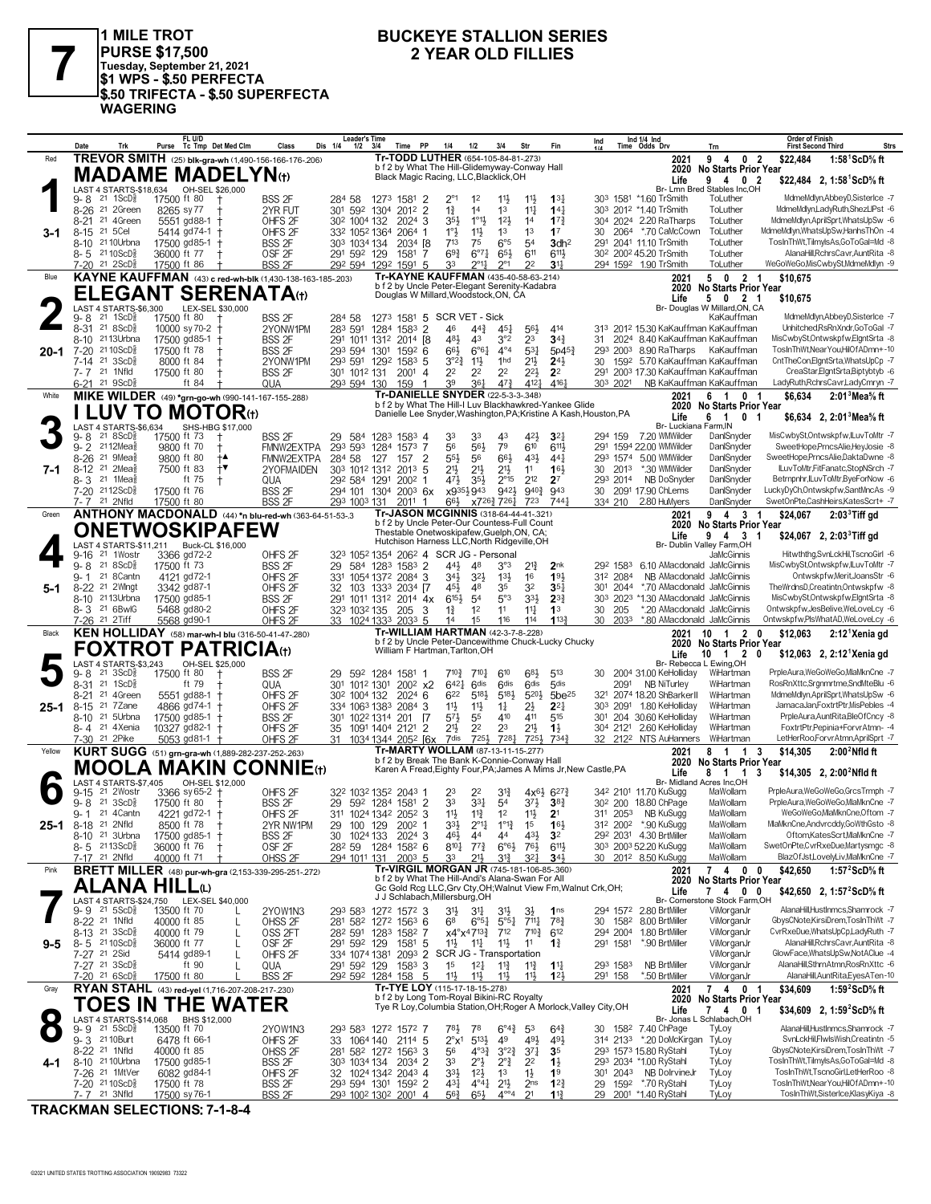# 7

**1 MILE TROT**
**PURSE $17,500**
**Tuesday, September 21, 2021**
**$1 WPS - $.50 PERFECTA**
**$.50 TRIFECTA - $.50 SUPERFECTA WAGERING**

## BUCKEYE STALLION SERIES
## 2 YEAR OLD FILLIES

---

### 1 — Red — 3-1
**TREVOR SMITH** (25) blk-gra-wh (1,490-156-166-176-.206)
**MADAME MADELYN(t)**
Tr-TODD LUTHER (654-105-84-81-.273)
b f 2 by What The Hill-Glidemyway-Conway Hall
Black Magic Racing, LLC,Blacklick,OH
2021: 9 4 0 2 $22,484 1:58¹ScD⅝ ft
2020 No Starts Prior Year
Life: 9 4 0 2 $22,484 2, 1:58¹ScD⅝ ft
Br- Lmn Bred Stables Inc,OH
LAST 4 STARTS-$18,634 OH-SEL $26,000

| Date | Trk | Purse | Cond | Class | 1/4 | 1/2 | 3/4 | Time | PP | 1/4 | 1/2 | 3/4 | Str | Fin | Ind | Time Odds Drv | Trn | Order of Finish |
|---|---|---|---|---|---|---|---|---|---|---|---|---|---|---|---|---|---|---|
| 9-8 21 | 1ScD⅝ | 17500 | ft 80 † | BSS 2F | 28⁴ | 58 | 127³ | 158¹ | 2 | 2°¹ | 1² | 1½ | 1½ | 1³½ | 30³ | 158¹ *1.60 TrSmith | ToLuther | MdmeMdlyn,AbbeyD,SisterIce -7 |
| 8-26 21 | 2Green | 8265 | sy 77 † | 2YR FUT | 30¹ | 59² | 130⁴ | 201² | 2 | 1¾ | 1⁴ | 1³ | 1¹½ | 1⁴¾ | 30³ | 201² *1.40 TrSmith | ToLuther | MdmeMdlyn,LadyRuth,ShezLlPst -6 |
| 8-21 21 | 4Green | 5551 | gd88-1 † | OHFS 2F | 30² | 100⁴ | 132 | 202⁴ | 3 | 3⁵½ | 1°¹½ | 1²½ | 1⁴ | 1⁷¾ | 30⁴ | 202⁴ 2.20 RaTharps | ToLuther | MdmeMdlyn,AprilSprt,WhatsUpSw -6 |
| 8-15 21 | 5Cel | 5414 | gd74-1 † | OHFS 2F | 33² | 105²136⁴ | | 206⁴ | 1 | 1°½ | 1¹½ | 1³ | 1³ | 1⁷ | 30 | 206⁴ *.70 CaMcCown | ToLuther | MdmeMdlyn,WhatsUpSw,HanhsThOn -4 |
| 8-10 21 | 10Urbna | 17500 | gd85-1 † | BSS 2F | 30³ | 103⁴ | 134 | 203⁴ | [8 | 7¹³ | 7⁵ | 6°⁵ | 5⁴ | 3dh² | 29¹ | 204¹ 11.10 TrSmith | ToLuther | TosInThWt,TilmylsAs,GoToGal=Md -8 |
| 8-5 21 | 10Scd⅝ | 36000 | ft 77 † | OSF 2F | 29¹ | 59² | 129 | 158¹ | 7 | 6⁹¾ | 6°⁷¾ | 6⁵½ | 6¹¹ | 6¹¹½ | 30² | 200² 45.20 TrSmith | ToLuther | AlanaHill,RchrsCavr,AuntRita -8 |
| 7-20 21 | 2ScD⅝ | 17500 | ft 86 † | BSS 2F | 29² | 59⁴ | 129² | 159¹ | 5 | 3³ | 2°¹¾ | 2°¹ | 2² | 3¹½ | 29⁴ | 159² 1.90 TrSmith | ToLuther | WeGoWeGo,MisCwbySt,MdmeMdlyn -9 |

---

### 2 — Blue — 20-1
**KAYNE KAUFFMAN** (43) c red-wh-blk (1,430-138-163-185-.203)
**ELEGANT SERENATA(t)**
Tr-KAYNE KAUFFMAN (435-40-58-63-.214)
b f 2 by Uncle Peter-Elegant Serenity-Kadabra
Douglas W Millard,Woodstock,ON, CA
2021: 5 0 2 1 $10,675
2020 No Starts Prior Year
Life: 5 0 2 1 $10,675
Br- Douglas W Millard,ON, CA
LAST 4 STARTS-$6,300 LEX-SEL $30,000

| Date | Trk | Purse | Cond | Class | 1/4 | 1/2 | 3/4 | Time | PP | 1/4 | 1/2 | 3/4 | Str | Fin | Ind | Time Odds Drv | Trn | Order of Finish |
|---|---|---|---|---|---|---|---|---|---|---|---|---|---|---|---|---|---|---|
| 9-8 21 | 1ScD⅝ | 17500 | ft 80 † | BSS 2F | 28⁴ | 58 | 127³ | 158¹ | 5 | SCR VET - Sick | | | | | | | KaKauffman | MdmeMdlyn,AbbeyD,SisterIce -7 |
| 8-31 21 | 8ScD⅝ | 10000 | sy 70-2 † | 2YONW1PM | 28³ | 59¹ | 128⁴ | 158³ | 2 | 4⁶ | 4⁴¾ | 4⁵½ | 5⁶½ | 4¹⁴ | 31³ | 201² 15.30 KaKauffman | KaKauffman | Unhitched,RsRnXndr,GoToGal -7 |
| 8-10 21 | 13Urbna | 17500 | gd85-1 † | BSS 2F | 29¹ | 101¹ | 131² | 201⁴ | [8 | 4⁸½ | 4³ | 3°² | 2³ | 3⁴¾ | 31 | 202⁴ 8.40 KaKauffman | KaKauffman | MisCwbySt,Ontwskpfw,ElgntSrta -8 |
| 7-20 21 | 10ScD⅝ | 17500 | ft 78 † | BSS 2F | 29³ | 59⁴ | 130¹ | 159² | 6 | 6⁶½ | 6°⁶¼ | 4°⁴ | 5³½ | 5p4⁵¾ | 29³ | 200³ 8.90 RaTharps | KaKauffman | TosInThWt,NearYou,HilOfADmn+-10 |
| 7-14 21 | 3ScD⅝ | 8000 | ft 84 † | 2YONW1PM | 29³ | 59¹ | 129² | 158³ | 5 | 3°²¾ | 1¹½ | 1hd | 2¹½ | 2⁴½ | 30 | 159² 5.70 KaKauffman | KaKauffman | CntTheCon,ElgntSrta,WhatsUpCp -7 |
| 7-7 21 | 1Nfld | 17500 | ft 80 † | BSS 2F | 30¹ | 101² | 131 | 200¹ | 4 | 2² | 2² | 2² | 2²½ | 2² | 29¹ | 200³ 17.30 KaKauffman | KaKauffman | CreaStar,ElgntSrta,Biptybtyb -6 |
| 6-21 21 | 9ScD⅝ | | ft 84 † | QUA | 29³ | 59⁴ | 130 | 159 | 1 | 3⁹ | 3⁶½ | 4⁷¾ | 4¹²¼ | 4¹⁶¼ | 30³ | 202¹ NB KaKauffman | KaKauffman | LadyRuth,RchrsCavr,LadyCmryn -7 |

---

### 3 — White — 7-1
**MIKE WILDER** (49) *grn-go-wh (990-141-167-155-.288)
**I LUV TO MOTOR(t)**
Tr-DANIELLE SNYDER (22-5-3-3-.348)
b f 2 by What The Hill-I Luv Blackhawkred-Yankee Glide
Danielle Lee Snyder,Washington,PA;Kristine A Kash,Houston,PA
2021: 6 1 0 1 $6,634 2:01³Mea⅝ ft
2020 No Starts Prior Year
Life: 6 1 0 1 $6,634 2, 2:01³Mea⅝ ft
Br- Luckiana Farm,IN
LAST 4 STARTS-$6,634 SHS-HBG $17,000

| Date | Trk | Purse | Cond | Class | 1/4 | 1/2 | 3/4 | Time | PP | 1/4 | 1/2 | 3/4 | Str | Fin | Ind | Time Odds Drv | Trn | Order of Finish |
|---|---|---|---|---|---|---|---|---|---|---|---|---|---|---|---|---|---|---|
| 9-8 21 | 8ScD⅝ | 17500 | ft 73 † | BSS 2F | 29 | 58⁴ | 128³ | 158³ | 4 | 3³ | 3³ | 4³ | 4²½ | 3²¼ | 29⁴ | 159 7.20 WMWilder | DaniSnyder | MisCwbySt,Ontwskpfw,ILuvToMtr -7 |
| 9-2 21 | 12Mea⅝ | 9800 | ft 70 † | FMNW2EXTPA | 29³ | 59³ | 128⁴ | 157³ | 7 | 5⁶ | 5⁶½ | 7⁹ | 6¹⁰ | 6¹¹½ | 29¹ | 159⁴ 22.00 WMWilder | DaniSnyder | SweetHope,PrncsAlie,HeyJosie -8 |
| 8-26 21 | 9Mea⅝ | 9800 | ft 80 †▲ | FMNW2EXTPA | 28⁴ | 58 | 127 | 157 | 2 | 5⁵½ | 5⁶ | 6⁶½ | 4³½ | 4⁴¼ | 29³ | 157⁴ 5.00 WMWilder | DaniSnyder | SweetHope,PrncsAlie,DaktaDwne -8 |
| 8-12 21 | 2Mea⅝ | 7500 | ft 83 †▼ | 2YOFMAIDEN | 30³ | 101² | 131² | 201³ | 5 | 2¹½ | 2¹½ | 2¹½ | 1¹ | 1⁶½ | 30 | 201³ *.30 WMWilder | DaniSnyder | ILuvToMtr,FitFanatc,StopNSrch -7 |
| 8-3 21 | 1Mea⅝ | | ft 75 † | QUA | 29² | 58⁴ | 129¹ | 200² | 1 | 4⁷½ | 3⁵½ | 2°¹⁵ | 2¹² | 2⁷ | 29³ | 201⁴ NB DoSnyder | DaniSnyder | Betrnpnhr,ILuvToMtr,ByeForNow -6 |
| 7-20 21 | 12ScD⅝ | 17500 | ft 76 | BSS 2F | 29⁴ | 101 | 130⁴ | 200³ | 6x | x9³⁵½ | 9⁴³ | 9⁴²½ | 9⁴⁰¾ | 9⁴³ | 30 | 209¹ 17.90 ChLems | DaniSnyder | LuckyDyCh,Ontwskpfw,SantMncAs -9 |
| 7-7 21 | 2Nfld | 17500 | ft 80 | BSS 2F | 29³ | 100³ | 131 | 200¹ | 1 | 6⁶½ | x7²⁶¾ | 7²⁶½ | 7²³ | 7⁴⁴¼ | 33⁴ | 210 2.80 HuMyers | DaniSnyder | SwetOnPte,CashHeirs,KatesScrt+ -7 |

---

### 4 — Green — 5-1
**ANTHONY MACDONALD** (44) *n blu-red-wh (363-64-51-53-.3
**ONETWOSKIPAFEW**
Tr-JASON MCGINNIS (318-64-44-41-.321)
b f 2 by Uncle Peter-Our Countess-Full Count
Thestable Onetwoskipafew,Guelph,ON, CA;
Hutchison Harness LLC,North Ridgeville,OH
2021: 9 4 3 1 $24,067 2:03³Tiff gd
2020 No Starts Prior Year
Life: 9 4 3 1 $24,067 2, 2:03³Tiff gd
Br- Dublin Valley Farm,OH
LAST 4 STARTS-$11,211 Buck-CL $16,000

| Date | Trk | Purse | Cond | Class | 1/4 | 1/2 | 3/4 | Time | PP | 1/4 | 1/2 | 3/4 | Str | Fin | Ind | Time Odds Drv | Trn | Order of Finish |
|---|---|---|---|---|---|---|---|---|---|---|---|---|---|---|---|---|---|---|
| 9-16 21 | 1Wostr | 3366 | gd72-2 | OHFS 2F | 32³ | 105² | 135⁴ | 206² | 4 | SCR JG - Personal | | | | | | | JaMcGinnis | Hitwthhg,SvnLckHil,TscnoGirl -6 |
| 9-8 21 | 8ScD⅝ | 17500 | ft 73 | BSS 2F | 29 | 58⁴ | 128³ | 158³ | 2 | 4⁴½ | 4⁸ | 3°³ | 2¹¾ | 2nk | 29² | 158³ 6.10 AMacdonald | JaMcGinnis | MisCwbySt,Ontwskpfw,ILuvToMtr -7 |
| 9-1 21 | 8Cantn | 4121 | gd72-1 | OHFS 2F | 33¹ | 105⁴ | 137² | 208⁴ | 3 | 3⁴½ | 3²½ | 1³½ | 1⁶ | 1⁹½ | 31² | 208⁴ NB AMacdonald | JaMcGinnis | Ontwskpfw,Merit,JoansStr -6 |
| 8-22 21 | 2Wlngt | 3342 | gd87-1 | OHFS 2F | 32 | 103 | 133³ | 203⁴ | [7 | 4⁵½ | 4⁸ | 3⁵ | 3² | 3⁵¼ | 30¹ | 204⁴ *.70 AMacdonald | JaMcGinnis | TheWrdnsD,Creatintn,Ontwskpfw -8 |
| 8-10 21 | 13Urbna | 17500 | gd85-1 | BSS 2F | 29¹ | 101¹ | 131² | 201⁴ | 4x | 6¹⁵½ | 5⁴ | 5°³ | 3³½ | 2³¾ | 30³ | 202³ *1.30 AMacdonald | JaMcGinnis | MisCwbySt,Ontwskpfw,ElgntSrta -8 |
| 8-3 21 | 6BwlG | 5468 | gd80-2 | OHFS 2F | 32³ | 103² | 135 | 205 | 3 | 1¾ | 1² | 1¹ | 1¹½ | 1³ | 30 | 205 *.20 AMacdonald | JaMcGinnis | Ontwskpfw,JesBelive,WeLoveLcy -6 |
| 7-26 21 | 2Tiff | 5568 | gd90-1 | OHFS 2F | 33 | 102⁴ | 133³ | 203³ | 5 | 1⁴ | 1⁵ | 1¹⁶ | 1¹⁴ | 1¹³¾ | 30 | 203³ *.80 AMacdonald | JaMcGinnis | Ontwskpfw,PlsWhatAD,WeLoveLcy -6 |

---

### 5 — Black — 25-1
**KEN HOLLIDAY** (58) mar-wh-l blu (316-50-41-47-.280)
**FOXTROT PATRICIA(t)**
Tr-WILLIAM HARTMAN (42-3-7-8-.228)
b f 2 by Uncle Peter-Dancewithme Chuck-Lucky Chucky
William F Hartman,Tarlton,OH
2021: 10 1 2 0 $12,063 2:12¹Xenia gd
2020 No Starts Prior Year
Life: 10 1 2 0 $12,063 2, 2:12¹Xenia gd
Br- Rebecca L Ewing,OH
LAST 4 STARTS-$3,243 OH-SEL $25,000

| Date | Trk | Purse | Cond | Class | 1/4 | 1/2 | 3/4 | Time | PP | 1/4 | 1/2 | 3/4 | Str | Fin | Ind | Time Odds Drv | Trn | Order of Finish |
|---|---|---|---|---|---|---|---|---|---|---|---|---|---|---|---|---|---|---|
| 9-8 21 | 3ScD⅝ | 17500 | ft 80 † | BSS 2F | 29 | 59² | 128⁴ | 158¹ | 1 | 7¹⁰¾ | 7¹⁰¼ | 6¹⁰ | 6⁸½ | 5¹³ | 30 | 200⁴ 31.00 KeHolliday | WiHartman | PrpleAura,WeGoWeGo,MlaMknCne -7 |
| 8-31 21 | 1ScD⅝ | | ft 79 † | QUA | 30¹ | 101² | 130¹ | 200² | x2 | 6⁴²½ | 6dis | 6dis | 6dis | 5dis | | 209¹ NB NiTurley | WiHartman | RosRnXttc,Srgnmrtme,SndMteBlu -6 |
| 8-21 21 | 4Green | 5551 | gd88-1 † | OHFS 2F | 30² | 100⁴ | 132 | 202⁴ | 6 | 6²² | 5¹⁸½ | 5¹⁸½ | 5²⁰½ | 5be²⁵ | 32¹ | 207⁴ 18.20 ShBarkerII | WiHartman | MdmeMdlyn,AprilSprt,WhatsUpSw -6 |
| 8-15 21 | 7Zane | 4866 | gd74-1 † | OHFS 2F | 33⁴ | 106³ | 138³ | 208⁴ | 3 | 1¹½ | 1¹½ | 1½ | 2½ | 2²¼ | 30³ | 209¹ 1.80 KeHolliday | WiHartman | JamacaJan,FoxtrtPtr,MisPebles -4 |
| 8-10 21 | 5Urbna | 17500 | gd85-1 † | BSS 2F | 30¹ | 102² | 131⁴ | 201 | [7 | 5⁷½ | 5⁵ | 4¹⁰ | 4¹¹ | 5¹⁵ | 30¹ | 204 30.60 KeHolliday | WiHartman | PrpleAura,AuntRita,BleOfCncy -8 |
| 8-4 21 | 4Xenia | 10327 | gd82-1 † | OHFS 2F | 35 | 109¹ | 140⁴ | 212¹ | 2 | 2¹½ | 2² | 2³ | 2¹½ | 1½ | 30⁴ | 212¹ 2.60 KeHolliday | WiHartman | FoxtrtPtr,Pepinia+ForvrAtmn- -4 |
| 7-30 21 | 2Pike | 5053 | gd81-1 † | OHFS 2F | 31 | 103⁴ | 134⁴ | 205² | [6x | 7dis | 7²⁵½ | 7²⁸¾ | 7²⁵½ | 7³⁴¾ | 32 | 212² NTS AuHanners | WiHartman | LetHerRoo,ForvrAtmn,AprilSprt -7 |

---

### 6 — Yellow — 25-1
**KURT SUGG** (51) grn-gra-wh (1,889-282-237-252-.263)
**MOOLA MAKIN CONNIE(t)**
Tr-MARTY WOLLAM (87-13-11-15-.277)
b f 2 by Break The Bank K-Connie-Conway Hall
Karen A Fread,Eighty Four,PA;James A Mims Jr,New Castle,PA
2021: 8 1 1 3 $14,305 2:00²Nfld ft
2020 No Starts Prior Year
Life: 8 1 1 3 $14,305 2, 2:00²Nfld ft
Br- Midland Acres Inc,OH
LAST 4 STARTS-$7,405 OH-SEL $12,000

| Date | Trk | Purse | Cond | Class | 1/4 | 1/2 | 3/4 | Time | PP | 1/4 | 1/2 | 3/4 | Str | Fin | Ind | Time Odds Drv | Trn | Order of Finish |
|---|---|---|---|---|---|---|---|---|---|---|---|---|---|---|---|---|---|---|
| 9-15 21 | 2Wostr | 3366 | sy65-2 † | OHFS 2F | 32² | 103² | 135² | 204³ | 1 | 2³ | 2² | 3¹¾ | 4x6½ | 6²⁷¾ | 34² | 210¹ 11.70 KuSugg | MaWollam | PrpleAura,WeGoWeGo,GrcsTrmph -7 |
| 9-8 21 | 3ScD⅝ | 17500 | ft 80 † | BSS 2F | 29 | 59² | 128⁴ | 158¹ | 2 | 3³ | 3³½ | 5⁴ | 3⁷½ | 3⁸¾ | 30² | 200 18.80 ChPage | MaWollam | PrpleAura,WeGoWeGo,MlaMknCne -7 |
| 9-1 21 | 4Cantn | 4221 | gd72-1 † | OHFS 2F | 31¹ | 102⁴ | 134² | 205² | 3 | 1¹½ | 1¹½ | 1² | 1¹½ | 2¹ | 31¹ | 205³ NB KuSugg | MaWollam | WeGoWeGo,MlaMknCne,Oftom -7 |
| 8-18 21 | 2Nfld | 8500 | ft 78 † | 2YR NW1PM | 29 | 100 | 129 | 200² | 1 | 3³½ | 2°¹¾ | 1°¹¾ | 1⁵ | 1⁶½ | 31² | 200² *.90 KuSugg | MaWollam | MlaMknCne,Andvrcddy,GoWthGsto -8 |
| 8-10 21 | 3Urbna | 17500 | gd85-1 † | BSS 2F | 30 | 102⁴ | 133 | 202⁴ | 3 | 4⁶½ | 4⁴ | 4⁴ | 4³½ | 3² | 29² | 203¹ 4.30 BrtMiller | MaWollam | Oftom,KatesScrt,MlaMknCne -7 |
| 8-5 21 | 13Scd⅝ | 36000 | ft 76 † | OSF 2F | 28² | 59 | 128⁴ | 158² | 6 | 8¹⁰½ | 7⁷¾ | 6°⁶¾ | 7⁶½ | 6¹¹½ | 30³ | 200³ 52.20 KuSugg | MaWollam | SwetOnPte,CvrRxeDue,Martysmgc -8 |
| 7-17 21 | 2Nfld | 40000 | ft 71 † | OHSS 2F | 29⁴ | 101¹ | 131 | 200³ | 5 | 3³ | 2¹½ | 3¹¾ | 3²¼ | 3⁴½ | 30 | 201² 8.50 KuSugg | MaWollam | BlazOfJst,LovelyLiv,MlaMknCne -7 |

---

### 7 — Pink — 9-5
**BRETT MILLER** (48) pur-wh-gra (2,153-339-295-251-.272)
**ALANA HILL(L)**
Tr-VIRGIL MORGAN JR (745-181-106-85-.360)
b f 2 by What The Hill-Andi's Alana-Swan For All
Gc Gold Rcg LLC,Grv Cty,OH;Walnut View Fm,Walnut Crk,OH;
J J Schlabach,Millersburg,OH
2021: 7 4 0 0 $42,650 1:57²ScD⅝ ft
2020 No Starts Prior Year
Life: 7 4 0 0 $42,650 2, 1:57²ScD⅝ ft
Br- Cornerstone Stock Farm,OH
LAST 4 STARTS-$24,750 LEX-SEL $40,000

| Date | Trk | Purse | Cond | Class | 1/4 | 1/2 | 3/4 | Time | PP | 1/4 | 1/2 | 3/4 | Str | Fin | Ind | Time Odds Drv | Trn | Order of Finish |
|---|---|---|---|---|---|---|---|---|---|---|---|---|---|---|---|---|---|---|
| 9-9 21 | 5ScD⅝ | 13500 | ft 70 L | 2YOW1N3 | 29³ | 58³ | 127² | 157² | 3 | 3¹½ | 3¹½ | 3¹½ | 3½ | 1ns | 29⁴ | 157² 2.80 BrtMiller | ViMorganJr | AlanaHill,HustInmcs,Shamrock -7 |
| 8-22 21 | 1Nfld | 40000 | ft 85 L | OHSS 2F | 28¹ | 58² | 127² | 156³ | 6 | 6⁸ | 6°⁶½ | 5°⁵½ | 7¹¹¼ | 7⁸¾ | 30 | 158² 8.00 BrtMiller | ViMorganJr | GbysCNote,KirsiDrem,TosInThWt -7 |
| 8-13 21 | 3ScD⅝ | 40000 | ft 79 L | OSS 2FT | 28² | 59¹ | 128³ | 158² | 7 | x4°x⁴7¹³¾ | | 7¹² | 7¹⁰¾ | 6¹² | 29⁴ | 200⁴ 1.80 BrtMiller | ViMorganJr | CvrRxeDue,WhatsUpCp,LadyRuth -7 |
| 8-5 21 | 10ScD⅝ | 36000 | ft 77 L | OSF 2F | 29¹ | 59² | 129 | 158¹ | 5 | 1¹½ | 1¹½ | 1¹½ | 1¹ | 1¾ | 29¹ | 158¹ *.90 BrtMiller | ViMorganJr | AlanaHill,RchrsCavr,AuntRita -8 |
| 7-27 21 | 2Sid | 5414 | gd89-1 L | OHFS 2F | 33⁴ | 107⁴ | 138¹ | 209³ | 2 | SCR JG - Transportation | | | | | | | ViMorganJr | GlowFace,WhatsUpSw,NotAClue -4 |
| 7-27 21 | 3ScD⅝ | | ft 90 L | QUA | 29¹ | 59² | 129 | 158³ | 3 | 1⁵ | 1²½ | 1¹¾ | 1¹¾ | 1¹½ | 29³ | 158³ NB BrtMiller | ViMorganJr | AlanaHill,SthrnAtmn,RosRnXttc -6 |
| 7-20 21 | 6ScD⅝ | 17500 | ft 80 L | BSS 2F | 29² | 59² | 128⁴ | 158 | 5 | 1¹½ | 1¹½ | 1¹½ | 1¹½ | 1²½ | 29¹ | 158 *.50 BrtMiller | ViMorganJr | AlanaHill,JesBelve,ATen-10 |

---

### 8 — Gray — 4-1
**RYAN STAHL** (43) red-yel (1,716-207-208-217-.230)
**TOES IN THE WATER**
Tr-TYE LOY (115-17-18-15-.278)
b f 2 by Long Tom-Royal Bikini-RC Royalty
Tye R Loy,Columbia Station,OH;Roger A Morlock,Valley City,OH
2021: 7 4 0 1 $34,609 1:59²ScD⅝ ft
2020 No Starts Prior Year
Life: 7 4 0 1 $34,609 2, 1:59²ScD⅝ ft
Br- Jonas L Schlabach,OH
LAST 4 STARTS-$14,068 BHS $12,000

| Date | Trk | Purse | Cond | Class | 1/4 | 1/2 | 3/4 | Time | PP | 1/4 | 1/2 | 3/4 | Str | Fin | Ind | Time Odds Drv | Trn | Order of Finish |
|---|---|---|---|---|---|---|---|---|---|---|---|---|---|---|---|---|---|---|
| 9-9 21 | 5ScD⅝ | 13500 | ft 70 | 2YOW1N3 | 29³ | 58³ | 127² | 157² | 7 | 7⁸½ | 7⁸ | 6°⁴¾ | 5³ | 6⁴¾ | 30 | 158² 7.40 ChPage | TyLoy | AlanaHill,HustInmcs,Shamrock -7 |
| 9-3 21 | 10Bucyr | 6478 | ft 66-1 | OHFS 2F | 33 | 106⁴ | 140 | 211⁴ | 5 | 2°x¹ | 5¹³½ | 4⁹ | 4⁹½ | 4⁹½ | 31⁴ | 213³ *.20 DoMcKirgan | TyLoy | SvnLckHil,FlwlsWish,Creatintn -5 |
| 8-22 21 | 1Nfld | 40000 | ft 85 | OHSS 2F | 28¹ | 58² | 127² | 156³ | 3 | 5⁶ | 4°³¾ | 3°²¾ | 3⁷¾ | 3⁵ | 29³ | 157³ 15.80 RyStahl | TyLoy | GbysCNote,KirsiDrem,TosInThWt -7 |
| 8-10 21 | 10Urbna | 17500 | gd85-1 | BSS 2F | 30³ | 103⁴ | 134 | 203⁴ | 2 | 3³ | 2°½ | 2°¾ | 2² | 1½ | 29³ | 203⁴ *1.00 RyStahl | TyLoy | TosInThWt,TilmylsAs,GoToGal=Md -8 |
| 7-26 21 | 1MtVer | 6082 | gd84-1 | OHFS 2F | 32 | 102⁴ | 134² | 204³ | 4 | 3³½ | 1²½ | 1³ | 1½ | 1⁹ | 30¹ | 204³ NB DolrvineJr | TyLoy | TosInThWt,TscnoGirl,LetHerRoo -8 |
| 7-20 21 | 10ScD⅝ | 17500 | ft 78 | BSS 2F | 29³ | 59⁴ | 130¹ | 159² | 2 | 4³½ | 4°⁴½ | 2¹½ | 2ns | 1²¾ | 29 | 159² *.70 RyStahl | TyLoy | TosInThWt,NearYou,HilOfADmn+-10 |
| 7-7 21 | 3Nfld | 17500 | sy76-1 | BSS 2F | 29³ | 100² | 130² | 200¹ | 4 | 5⁶¾ | 6⁵½ | 4°°⁴ | 2¹ | 1¹¾ | 29 | 200¹ *1.40 RyStahl | TyLoy | TosInThWt,SisterIce,KlasyKiya -8 |

---

**TRACKMAN SELECTIONS: 7-1-8-4**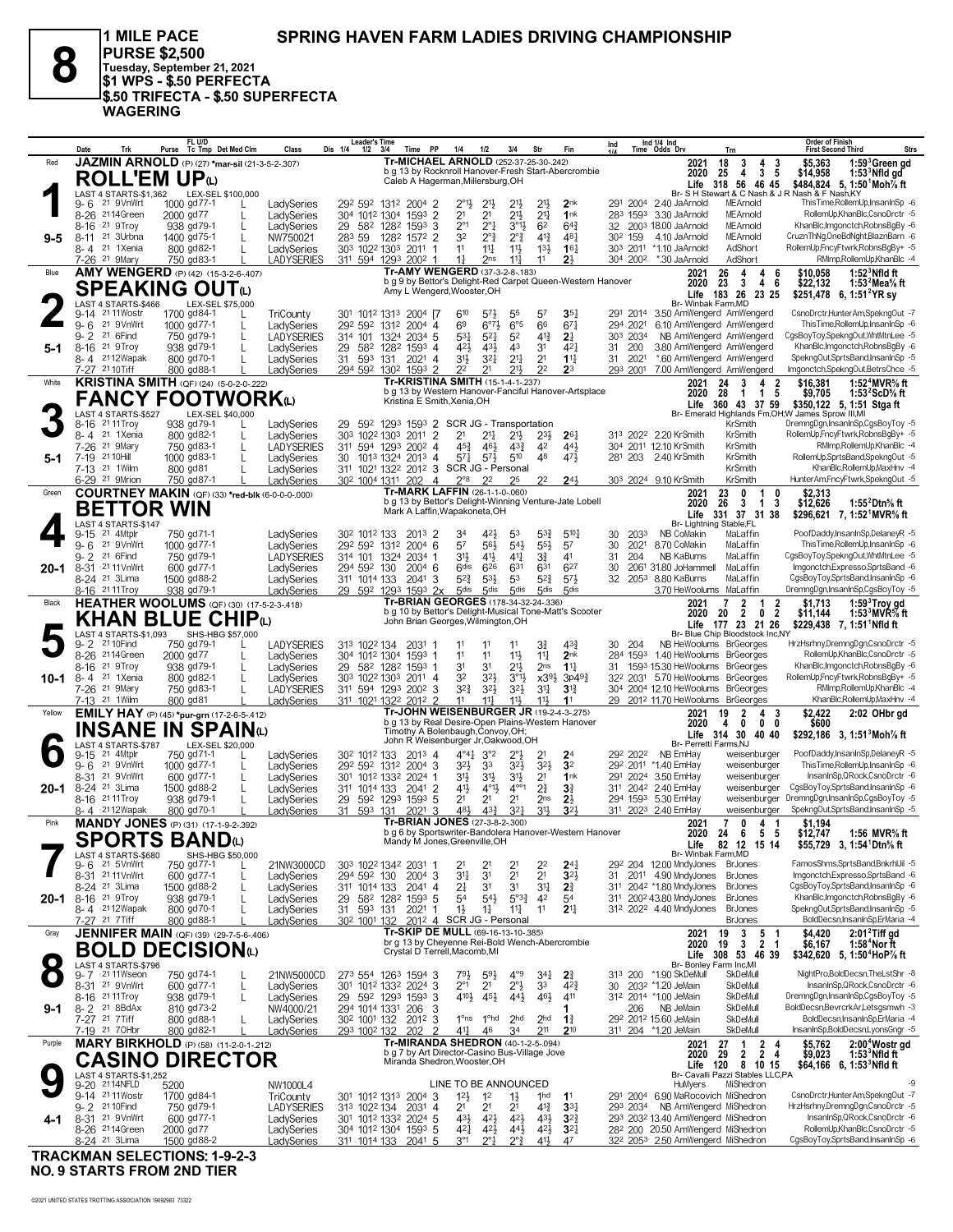# 8

**1 MILE PACE**
**SPRING HAVEN FARM LADIES DRIVING CHAMPIONSHIP**
**PURSE $2,500**
**Tuesday, September 21, 2021**
**$1 WPS - $.50 PERFECTA**
**$.50 TRIFECTA - $.50 SUPERFECTA WAGERING**

---

## 1 — Red — 9-5

**JAZMIN ARNOLD** (P) (27) *mar-sil (21-3-5-2-.307)

**ROLL'EM UP(L)**

Tr-MICHAEL ARNOLD (252-37-25-30-.242)
b g 13 by Rocknroll Hanover-Fresh Start-Abercrombie
Caleb A Hagerman,Millersburg,OH
Br- S H Stewart & C Nash & J R Nash & F Nash,KY

LAST 4 STARTS-$1,362 · LEX-SEL $100,000

2021: 18 3 4 3 $5,363 1:59³Green gd
2020: 25 4 3 5 $14,958 1:53³Nfld gd
Life: 318 56 46 45 $484,824 5, 1:50¹Moh⅞ ft

| Date | Trk | Purse | Cond | Class | Fractions | PP | 1/4 | 1/2 | 3/4 | Str | Fin | Time | Odds Drv | Trn | Order of Finish |
|---|---|---|---|---|---|---|---|---|---|---|---|---|---|---|---|
| 9-6 21 | 9VnWrt | 1000 | gd77-1 | LadySeries | 29² 59² 131² 200⁴ | 2 | 2°1½ | 2½ | 2½ | 2½ | 2nk | 29¹ 200⁴ | 2.40 JaArnold | MEArnold | ThisTime,RollemUp,InsanInSp -6 |
| 8-26 21 | 14Green | 2000 | gd77 | LadySeries | 30⁴ 101² 130⁴ 159³ | 2 | 2¹ | 2¹ | 2½ | 2½ | 1nk | 28³ 159³ | 3.30 JaArnold | MEArnold | RollemUp,KhanBlc,CsnoDrctr -5 |
| 8-16 21 | 9Troy | 938 | gd79-1 | LadySeries | 29 58² 128² 159³ | 3 | 2°1 | 2°½ | 3°1½ | 6² | 6⁴¾ | 32 200³ | 18.00 JaArnold | MEArnold | KhanBlc,Imgonctch,RobnsBgBy -6 |
| 8-11 21 | 3Urbna | 1400 | gd75-1 | NW750021 | 28³ 59 128² 157² | 2 | 3² | 2°½ | 2°½ | 4¹¾ | 4⁸¼ | 30² 159 | 4.10 JaArnold | MEArnold | CruznThNg,OneBdNght,BlaznBarn -6 |
| 8-4 21 | 1Xenia | 800 | gd82-1 | LadySeries | 30³ 102² 130³ 201¹ | 1 | 1¹ | 1¼ | 1½ | 1³½ | 1⁶½ | 30³ 201¹ | *1.10 JaArnold | AdShort | RollemUp,FncyFtwrk,RobnsBgBy+ -5 |
| 7-26 21 | 9Mary | 750 | gd83-1 | LADYSERIES | 31¹ 59⁴ 129³ 200² | 1 | 1½ | 2ns | 1¹¼ | 1¹ | 2½ | 30⁴ 200² | *.30 JaArnold | AdShort | RMImp,RollemUp,KhanBlc -4 |

## 2 — Blue — 5-1

**AMY WENGERD** (P) (42) (15-3-2-6-.407)

**SPEAKING OUT(L)**

Tr-AMY WENGERD (37-3-2-8-.183)
b g 9 by Bettor's Delight-Red Carpet Queen-Western Hanover
Amy L Wengerd,Wooster,OH
Br- Winbak Farm,MD

LAST 4 STARTS-$466 · LEX-SEL $75,000

2021: 26 4 4 6 $10,058 1:52³Nfld ft
2020: 23 3 4 6 $22,132 1:53²Mea⅝ ft
Life: 183 26 23 25 $251,478 6, 1:51²YR sy

| Date | Trk | Purse | Cond | Class | Fractions | PP | 1/4 | 1/2 | 3/4 | Str | Fin | Time | Odds Drv | Trn | Order of Finish |
|---|---|---|---|---|---|---|---|---|---|---|---|---|---|---|---|
| 9-14 21 | 11Wostr | 1700 | gd84-1 | TriCounty | 30¹ 101² 131³ 200⁴ | [7 | 6¹⁰ | 5⁷½ | 5⁵ | 5⁷ | 3⁵¼ | 29¹ 201⁴ | 3.50 AmWengerd | AmWengerd | CsnoDrctr,HunterAm,SpeknqOut -7 |
| 9-6 21 | 9VnWrt | 1000 | gd77-1 | LadySeries | 29² 59² 131² 200⁴ | 4 | 6⁹ | 6°⁷½ | 6°⁵ | 6⁶ | 6⁷¼ | 29⁴ 202¹ | 6.10 AmWengerd | AmWengerd | ThisTime,RollemUp,InsanInSp -6 |
| 9-2 21 | 6Find | 750 | gd79-1 | LADYSERIES | 31⁴ 101 132⁴ 203⁴ | 5 | 5³½ | 5²½ | 5² | 4¹¾ | 2½ | 30³ 203⁴ | NB AmWengerd | AmWengerd | CgsBoyToy,SpeknqOut,WhtMtnLee -5 |
| 8-16 21 | 9Troy | 938 | gd79-1 | LadySeries | 29 58² 128² 159³ | 4 | 4²½ | 4³½ | 4³ | 3¹ | 4²½ | 31 200 | 3.80 AmWengerd | AmWengerd | KhanBlc,Imgonctch,RobnsBgBy -6 |
| 8-4 21 | 12Wapak | 800 | gd70-1 | LadySeries | 31 59³ 131 202¹ | 4 | 3¹½ | 3²½ | 2¹¼ | 2¹ | 1¹¼ | 31 202¹ | *.60 AmWengerd | AmWengerd | SpeknqOut,SprtsBand,InsanInSp -5 |
| 7-27 21 | 10Tiff | 800 | gd88-1 | LadySeries | 29⁴ 59² 130² 159³ | 2 | 2² | 2¹ | 2¹½ | 2² | 2³ | 29³ 200¹ | 7.00 AmWengerd | AmWengerd | Imgonctch,SpeknqOut,BetrsChce -5 |

## 3 — White — 5-1

**KRISTINA SMITH** (QF) (24) (5-0-2-0-.222)

**FANCY FOOTWORK(L)**

Tr-KRISTINA SMITH (15-1-4-1-.237)
b g 13 by Western Hanover-Fanciful Hanover-Artsplace
Kristina E Smith,Xenia,OH
Br- Emerald Highlands Fm,OH;W James Sprow III,MI

LAST 4 STARTS-$527 · LEX-SEL $40,000

2021: 24 3 4 2 $16,381 1:52⁴MVR⅝ ft
2020: 28 1 1 5 $9,705 1:53²ScD⅝ ft
Life: 360 43 37 59 $350,122 5, 1:51 Stga ft

| Date | Trk | Purse | Cond | Class | Fractions | PP | 1/4 | 1/2 | 3/4 | Str | Fin | Time | Odds Drv | Trn | Order of Finish |
|---|---|---|---|---|---|---|---|---|---|---|---|---|---|---|---|
| 8-16 21 | 11Troy | 938 | gd79-1 | LadySeries | 29 59² 129³ 159³ | 2 | SCR JG - Transportation | | | | | | | KrSmith | DremngDgn,InsanInSp,CgsBoyToy -5 |
| 8-4 21 | 1Xenia | 800 | gd82-1 | LadySeries | 30³ 102² 130³ 201¹ | 2 | 2¹ | 2¹½ | 2¹½ | 2³½ | 2⁶½ | 31³ 202² | 2.20 KrSmith | KrSmith | RollemUp,FncyFtwrk,RobnsBgBy+ -5 |
| 7-26 21 | 9Mary | 750 | gd83-1 | LADYSERIES | 31¹ 59⁴ 129³ 200² | 3 | 4⁵¾ | 4⁶½ | 4³¾ | 4² | 4⁴½ | 30⁴ 201¹ | 12.10 KrSmith | KrSmith | RMImp,RollemUp,KhanBlc -4 |
| 7-19 21 | 10Hill | 1000 | gd83-1 | LadySeries | 30 101³ 132⁴ 201³ | 4 | 5⁷½ | 5⁷½ | 5¹⁰ | 4⁸ | 4⁷½ | 28¹ 203 | 2.40 KrSmith | KrSmith | RollemUp,SprtsBand,SpeknqOut -5 |
| 7-13 21 | 1Wilm | 800 | gd81 | LadySeries | 31¹ 102¹ 132² 201² | 3 | SCR JG - Personal | | | | | | | KrSmith | KhanBlc,RollemUp,MaxHnv -4 |
| 6-29 21 | 9Mrion | 750 | gd87-1 | LadySeries | 30² 100⁴ 131¹ 202 | 4 | 2°8 | 2² | 2⁵ | 2² | 2⁴½ | 30³ 202⁴ | 9.10 KrSmith | KrSmith | HunterAm,FncyFtwrk,SpeknqOut -5 |

## 4 — Green — 20-1

**COURTNEY MAKIN** (QF) (33) *red-blk (6-0-0-0-.000)

**BETTOR WIN**

Tr-MARK LAFFIN (26-1-1-0-.060)
b g 13 by Bettor's Delight-Winning Venture-Jate Lobell
Mark A Laffin,Wapakoneta,OH
Br- Lightning Stable,FL

LAST 4 STARTS-$147

2021: 23 0 1 0 $2,313
2020: 26 3 1 3 $12,626 1:55²Dtn⅝ ft
Life: 331 37 31 38 $296,621 7, 1:52¹MVR⅝ ft

| Date | Trk | Purse | Cond | Class | Fractions | PP | 1/4 | 1/2 | 3/4 | Str | Fin | Time | Odds Drv | Trn | Order of Finish |
|---|---|---|---|---|---|---|---|---|---|---|---|---|---|---|---|
| 9-15 21 | 4Mtplr | 750 | gd71-1 | LadySeries | 30² 101² 133 201³ | 2 | 3⁴ | 4²½ | 5³ | 5³¾ | 5¹⁰¼ | 30 203³ | NB CoMakin | MaLaffin | PoofDaddy,InsanInSp,DelaneyR -5 |
| 9-6 21 | 9VnWrt | 1000 | gd77-1 | LadySeries | 29² 59² 131² 200⁴ | 6 | 5⁷ | 5⁶½ | 5⁴½ | 5⁵½ | 5⁷ | 30 202¹ | 8.70 CoMakin | MaLaffin | ThisTime,RollemUp,InsanInSp -6 |
| 9-2 21 | 6Find | 750 | gd79-1 | LadySeries | 31⁴ 101 132⁴ 203⁴ | 1 | 3¹½ | 4¹½ | 4¹¼ | 3¾ | 4¹ | 31 204 | NB KaBurns | MaLaffin | CgsBoyToy,SpeknqOut,WhtMtnLee -5 |
| 8-31 21 | 11VnWrt | 600 | gd77-1 | LadySeries | 29⁴ 59² 130 200⁴ | 6 | 6dis | 6²⁶ | 6³¹ | 6³¹ | 6²⁷ | 30 206¹ | 31.80 JoHammell | MaLaffin | Imgonctch,Expresso,SprtsBand -6 |
| 8-24 21 | 3Lima | 1500 | gd88-2 | LadySeries | 31¹ 101⁴ 133 204¹ | 3 | 5²¾ | 5³½ | 5³ | 5²¾ | 5⁷½ | 32 205³ | 8.80 KaBurns | MaLaffin | CgsBoyToy,SprtsBand,InsanInSp -6 |
| 8-16 21 | 11Troy | 938 | gd79-1 | LadySeries | 29 59² 129³ 159³ | 2x | 5dis | 5dis | 5dis | 5dis | 5dis | | 3.70 HeWoolums | MaLaffin | DremngDgn,InsanInSp,CgsBoyToy -5 |

## 5 — Black — 10-1

**HEATHER WOOLUMS** (QF) (30) (17-5-2-3-.418)

**KHAN BLUE CHIP(L)**

Tr-BRIAN GEORGES (178-34-32-24-.336)
b g 10 by Bettor's Delight-Musical Tone-Matt's Scooter
John Brian Georges,Wilmington,OH
Br- Blue Chip Bloodstock Inc,NY

LAST 4 STARTS-$1,093 · SHS-HBG $57,000

2021: 7 2 1 2 $1,713 1:59³Troy gd
2020: 20 2 0 2 $11,144 1:53³MVR⅝ ft
Life: 177 23 21 26 $229,438 7, 1:51¹Nfld ft

| Date | Trk | Purse | Cond | Class | Fractions | PP | 1/4 | 1/2 | 3/4 | Str | Fin | Time | Odds Drv | Trn | Order of Finish |
|---|---|---|---|---|---|---|---|---|---|---|---|---|---|---|---|
| 9-2 21 | 10Find | 750 | gd79-1 | LADYSERIES | 31³ 102² 134 203¹ | 1 | 1¹ | 1¹ | 1¹ | 3¾ | 4³¾ | 30 204 | NB HeWoolums | BrGeorges | HrzHsrhny,DremngDgn,CsnoDrctr -5 |
| 8-26 21 | 14Green | 2000 | gd77 | LadySeries | 30⁴ 101² 130⁴ 159³ | 1 | 1¹ | 1¹ | 1½ | 1¹¼ | 2nk | 28⁴ 159³ | 1.40 HeWoolums | BrGeorges | RollemUp,KhanBlc,CsnoDrctr -5 |
| 8-16 21 | 9Troy | 938 | gd79-1 | LadySeries | 29 58² 128² 159³ | 1 | 3¹ | 3¹ | 2¹½ | 2ns | 1¹¼ | 31 159³ | 15.30 HeWoolums | BrGeorges | KhanBlc,Imgonctch,RobnsBgBy -6 |
| 8-4 21 | 1Xenia | 800 | gd82-1 | LadySeries | 30³ 102² 130³ 201¹ | 4 | 3² | 3²½ | 3°1½ | x3²½ | 3p4⁹¾ | 32² 203¹ | 5.70 HeWoolums | BrGeorges | RollemUp,FncyFtwrk,RobnsBgBy+ -5 |
| 7-26 21 | 9Mary | 750 | gd83-1 | LADYSERIES | 31¹ 59⁴ 129³ 200² | 3 | 3²¾ | 3²½ | 3²½ | 3¹½ | 3¹¾ | 30⁴ 200⁴ | 12.10 HeWoolums | BrGeorges | RMImp,RollemUp,KhanBlc -4 |
| 7-13 21 | 1Wilm | 800 | gd81 | LadySeries | 31¹ 102¹ 132² 201² | 2 | 1¹ | 1¹½ | 1¹½ | 1½ | 1¹ | 29 201² | 11.70 HeWoolums | BrGeorges | KhanBlc,RollemUp,MaxHnv -4 |

## 6 — Yellow — 20-1

**EMILY HAY** (P) (45) *pur-grn (17-2-6-5-.412)

**INSANE IN SPAIN(L)**

Tr-JOHN WEISENBURGER JR (19-2-4-3-.275)
b g 13 by Real Desire-Open Plains-Western Hanover
Timothy A Bolenbaugh,Convoy,OH;
John R Weisenburger Jr,Oakwood,OH
Br- Perretti Farms,NJ

LAST 4 STARTS-$787 · LEX-SEL $20,000

2021: 19 2 4 3 $2,422 2:02 OHbr gd
2020: 4 0 0 0 $600
Life: 314 30 40 40 $292,186 3, 1:51³Moh⅞ ft

| Date | Trk | Purse | Cond | Class | Fractions | PP | 1/4 | 1/2 | 3/4 | Str | Fin | Time | Odds Drv | Trn | Order of Finish |
|---|---|---|---|---|---|---|---|---|---|---|---|---|---|---|---|
| 9-15 21 | 4Mtplr | 750 | gd71-1 | LadySeries | 30² 101² 133 201³ | 4 | 4°4¼ | 3°2 | 2°½ | 2¹ | 2⁴ | 29² 202² | NB EmHay | weisenburger | PoofDaddy,InsanInSp,DelaneyR -5 |
| 9-6 21 | 9VnWrt | 1000 | gd77-1 | LadySeries | 29² 59² 131² 200⁴ | 5 | 3²½ | 3³ | 3²½ | 3²½ | 3² | 29² 201¹ | *1.40 EmHay | weisenburger | ThisTime,RollemUp,InsanInSp -6 |
| 8-31 21 | 9VnWrt | 600 | gd77-1 | LadySeries | 30¹ 101² 133² 202⁴ | 1 | 3¹½ | 3¹½ | 3¹½ | 2¹ | 1nk | 29¹ 202⁴ | 3.50 EmHay | weisenburger | InsanInSp,QRock,CsnoDrctr -6 |
| 8-24 21 | 3Lima | 1500 | gd88-2 | LadySeries | 31¹ 101⁴ 133 204¹ | 2 | 4¹½ | 4°1½ | 4°°1 | 2¾ | 3¾ | 31¹ 204² | 2.40 EmHay | weisenburger | CgsBoyToy,SprtsBand,InsanInSp -6 |
| 8-16 21 | 11Troy | 938 | gd79-1 | LadySeries | 29 59² 129³ 159³ | 5 | 2¹ | 2¹ | 2¹ | 2ns | 2½ | 29⁴ 159³ | 5.30 EmHay | weisenburger | DremngDgn,InsanInSp,CgsBoyToy -5 |
| 8-4 21 | 12Wapak | 800 | gd70-1 | LadySeries | 31 59³ 131 202¹ | 3 | 4⁸½ | 4³¾ | 3²½ | 3¹½ | 3²½ | 31¹ 202³ | 2.40 EmHay | weisenburger | SpeknqOut,SprtsBand,InsanInSp -5 |

## 7 — Pink — 20-1

**MANDY JONES** (P) (31) (17-1-9-2-.392)

**SPORTS BAND(L)**

Tr-BRIAN JONES (27-3-8-2-.300)
b g 6 by Sportswriter-Bandolera Hanover-Western Hanover
Mandy M Jones,Greenville,OH
Br- Winbak Farm,MD

LAST 4 STARTS-$680 · SHS-HBG $50,000

2021: 7 0 4 1 $1,194
2020: 24 6 5 5 $12,747 1:56 MVR⅝ ft
Life: 82 12 15 14 $55,729 3, 1:54¹Dtn⅝ ft

| Date | Trk | Purse | Cond | Class | Fractions | PP | 1/4 | 1/2 | 3/4 | Str | Fin | Time | Odds Drv | Trn | Order of Finish |
|---|---|---|---|---|---|---|---|---|---|---|---|---|---|---|---|
| 9-6 21 | 5VnWrt | 750 | gd77-1 | 21NW3000CD | 30³ 102² 134² 203¹ | 1 | 2¹ | 2¹ | 2¹ | 2² | 2⁴¼ | 29² 204 | 12.00 MndyJones | BrJones | FamosShms,SprtsBand,BnkrhlJil -5 |
| 8-31 21 | 11VnWrt | 600 | gd77-1 | LadySeries | 29⁴ 59² 130 200⁴ | 3 | 3¹½ | 3¹ | 2¹ | 2¹ | 3²½ | 31 201¹ | 4.90 MndyJones | BrJones | Imgonctch,Expresso,SprtsBand -6 |
| 8-24 21 | 3Lima | 1500 | gd88-2 | LadySeries | 31¹ 101⁴ 133 204¹ | 4 | 2½ | 3¹ | 3¹ | 3¹½ | 2¾ | 31¹ 204² | *1.80 MndyJones | BrJones | CgsBoyToy,SprtsBand,InsanInSp -6 |
| 8-16 21 | 9Troy | 938 | gd79-1 | LadySeries | 29 58² 128² 159³ | 5 | 5⁴ | 5⁴½ | 5°³¾ | 4² | 5⁴ | 31¹ 200² | 43.80 MndyJones | BrJones | KhanBlc,Imgonctch,RobnsBgBy -6 |
| 8-4 21 | 12Wapak | 800 | gd70-1 | LadySeries | 31 59³ 131 202¹ | 1 | 1½ | 1¾ | 1¹¾ | 1¹ | 2¹¼ | 31² 202² | 4.40 MndyJones | BrJones | SpeknqOut,SprtsBand,InsanInSp -5 |
| 7-27 21 | 7Tiff | 800 | gd88-1 | LadySeries | 30² 100¹ 132 201² | 4 | SCR JG - Personal | | | | | | | BrJones | BoldDecsn,InsanInSp,ErMaria -4 |

## 8 — Gray — 9-1

**JENNIFER MAIN** (QF) (39) (29-7-5-6-.406)

**BOLD DECISION(L)**

Tr-SKIP DE MULL (69-16-13-10-.385)
br g 13 by Cheyenne Rei-Bold Wench-Abercrombie
Crystal D Terrell,Macomb,MI
Br- Bonley Farm Inc,MI

LAST 4 STARTS-$796

2021: 19 3 5 1 $4,420 2:01²Tiff gd
2020: 19 3 2 1 $6,167 1:58⁴Nor ft
Life: 308 53 46 39 $342,620 5, 1:50⁴HoP⅞ ft

| Date | Trk | Purse | Cond | Class | Fractions | PP | 1/4 | 1/2 | 3/4 | Str | Fin | Time | Odds Drv | Trn | Order of Finish |
|---|---|---|---|---|---|---|---|---|---|---|---|---|---|---|---|
| 9-7 21 | 11Wseon | 750 | gd74-1 | 21NW5000CD | 27³ 55⁴ 126³ 159⁴ | 3 | 7⁹½ | 5⁹½ | 4°⁹ | 3⁴½ | 2¾ | 31³ 200 | *1.90 SkDeMull | SkDeMull | NightPro,BoldDecsn,TheLstShr -8 |
| 8-31 21 | 9VnWrt | 600 | gd77-1 | LadySeries | 30¹ 101² 133² 202⁴ | 3 | 2°1 | 2¹ | 2°½ | 3³ | 4²¾ | 30 203² | *1.20 JeMain | SkDeMull | InsanInSp,QRock,CsnoDrctr -6 |
| 8-16 21 | 11Troy | 938 | gd79-1 | LadySeries | 29 59² 129³ 159³ | 4 | 4¹⁰½ | 4⁵½ | 4⁴½ | 4⁶½ | 4¹¹ | 31² 201⁴ | *1.00 JeMain | SkDeMull | DremngDgn,InsanInSp,CgsBoyToy -5 |
| 8-2 21 | 8BdAx | 810 | gd73-2 | NW400/21 | 29⁴ 101⁴ 133¹ 206 | 3 | | | | | 1 | 206 | NB JeMain | SkDeMull | BoldDecsn,BevrcrkAr,Letsgsmwh -3 |
| 7-27 21 | 7Tiff | 800 | gd88-1 | LadySeries | 30² 100¹ 132 201² | 3 | 1°ns | 1°hd | 2hd | 2hd | 1¾ | 29² 201² | 15.60 JeMain | SkDeMull | BoldDecsn,InsanInSp,ErMaria -4 |
| 7-19 21 | 7OHbr | 800 | gd82-1 | LadySeries | 29³ 100² 132 202 | 2 | 4¹½ | 4⁶ | 3⁴ | 2¹¹ | 2¹⁰ | 31¹ 204 | *1.20 JeMain | SkDeMull | InsanInSp,BoldDecsn,LyonsGngr -5 |

## 9 — Purple — 4-1

**MARY BIRKHOLD** (P) (58) (11-2-0-1-.212)

**CASINO DIRECTOR**

Tr-MIRANDA SHEDRON (40-1-2-5-.094)
b g 7 by Art Director-Casino Bus-Village Jove
Miranda Shedron,Wooster,OH
Br- Cavalli Pazzi Stables LLC,PA

LAST 4 STARTS-$1,252

2021: 27 1 2 4 $5,762 2:00⁴Wostr gd
2020: 29 2 2 4 $9,023 1:53³Nfld ft
Life: 120 8 10 15 $64,166 6, 1:53³Nfld ft

| Date | Trk | Purse | Cond | Class | Fractions | PP | 1/4 | 1/2 | 3/4 | Str | Fin | Time | Odds Drv | Trn | Order of Finish |
|---|---|---|---|---|---|---|---|---|---|---|---|---|---|---|---|
| 9-20 21 | 14NFLD | 5200 | | NW1000L4 | LINE TO BE ANNOUNCED | | | | | | | | HuMyers | MiShedron | -9 |
| 9-14 21 | 11Wostr | 1700 | gd84-1 | TriCounty | 30¹ 101² 131³ 200⁴ | 3 | 1²½ | 1² | 1½ | 1hd | 1¹ | 29¹ 200⁴ | 6.90 MaRocovich | MiShedron | CsnoDrctr,HunterAm,SpeknqOut -7 |
| 9-2 21 | 10Find | 750 | gd79-1 | LADYSERIES | 31³ 102² 134 203¹ | 4 | 2¹ | 2¹ | 2¹ | 4¹¾ | 3³½ | 29³ 203⁴ | NB AmWengerd | MiShedron | HrzHsrhny,DremngDgn,CsnoDrctr -5 |
| 8-31 21 | 9VnWrt | 600 | gd77-1 | LadySeries | 30¹ 101² 133² 202⁴ | 5 | 4³½ | 4²½ | 4²½ | 4³½ | 3²¾ | 29³ 203² | 13.40 AmWengerd | MiShedron | InsanInSp,QRock,CsnoDrctr -6 |
| 8-26 21 | 14Green | 2000 | gd77 | LadySeries | 30⁴ 101² 130⁴ 159³ | 5 | 4²½ | 4²½ | 4⁴½ | 4²½ | 3²½ | 28² 200 | 20.50 AmWengerd | MiShedron | RollemUp,KhanBlc,CsnoDrctr -5 |
| 8-24 21 | 3Lima | 1500 | gd88-2 | LadySeries | 31¹ 101⁴ 133 204¹ | 5 | 3°1 | 2°½ | 2°¾ | 4¹½ | 4⁷ | 32² 205³ | 2.50 AmWengerd | MiShedron | CgsBoyToy,SprtsBand,InsanInSp -6 |

**TRACKMAN SELECTIONS: 1-9-2-3**
**NO. 9 STARTS FROM 2ND TIER**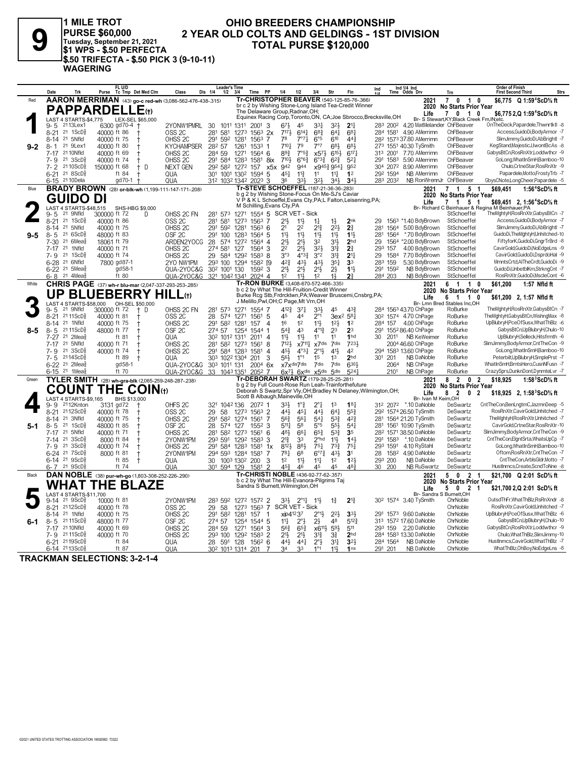# 9

**1 MILE TROT**
**PURSE $60,000**
**Tuesday, September 21, 2021**
**$1 WPS - $.50 PERFECTA**
**$.50 TRIFECTA - $.50 PICK 3 (9-10-11) WAGERING**

## OHIO BREEDERS CHAMPIONSHIP
## 2 YEAR OLD COLTS AND GELDINGS - 1ST DIVISION
## TOTAL PURSE $120,000

---

### 1 — Red — PAPPARDELLE(t) — 9-2

**AARON MERRIMAN** (43) go-c red-wh (3,086-562-476-438-.315)

Tr-CHRISTOPHER BEAVER (540-125-85-76-.366)

br c 2 by Wishing Stone-Long Island Tea-Credit Winner
The Delaware Group,Radnor,OH;
Equinex Racing Corp,Toronto,ON, CA;Joe Sbrocco,Brecksville,OH
Br- S Stewart,KY;Black Creek Fm,IN;etc.

LAST 4 STARTS-$4,775 LEX-SEL $65,000

2021: 7 0 1 0 $6,775 Q 1:59⁴ScD⅝ ft
2020: No Starts Prior Year
Life: 7 0 1 0 $6,775 2,Q 1:59⁴ScD⅝ ft

| Date | Trk | Purse | Cond | Class | Leader's Time | Time | PP | 1/4 | 1/2 | 3/4 | Str | Fin | Ind | Odds Drv | Trn | Order of Finish |
|---|---|---|---|---|---|---|---|---|---|---|---|---|---|---|---|---|
| 9-5 21 13Lex1 | | 6300 | gd70-4 † | 2YONW1PMRL | 30 101¹ 131¹ | 200¹ | 3 | 6⁷¼ | 4⁵ | 3³¼ | 3²½ | 2¹¼ | 28³ 200² | 4.20 MatMelander | ChFBeaver | OnTheDeck,Papardele,Thwnrtktl -8 |
| 8-21 21 1ScD⅝ | | 40000 | ft 86 † | OSS 2C | 28¹ 58¹ 127³ | 156³ | 2x | 7¹⁷½ | 6¹⁴¼ | 6⁸¾ | 6⁴¼ | 6⁸¼ | 28⁴ 158¹ | 4.90 AMerrimn | ChFBeaver | Access,GuidoDi,BodyArmor -7 |
| 8-14 21 5Nfld | | 40000 | ft 75 † | OHSS 2C | 29¹ 59² 128¹ | 156³ | 7 | 7⁸ | 7°⁷¼ | 6°⁵ | 6¹⁰ | 4⁴¾ | 28² 157³ | 37.80 AMerrimn | ChFBeaver | SlimJimmy,GuidoDi,AbBrightl -7 |
| 8-1 21 9Lex1 | | 40000 | ft 80 † | KYCHAMPSER | 28² 57 126¹ | 153³ | 1 | 7¹⁰½ | 7⁹ | 7°⁷ | 6⁸½ | 6⁸½ | 27³ 155¹ | 40.30 TySmith | ChFBeaver | KegStand,MajesticJ,IwontBCAs -8 |
| 7-17 21 10Nfld | | 40000 | ft 69 † | OHSS 2C | 28⁴ 59 127¹ | 156⁴ | 6 | 8⁹¾ | 7°⁶¾ | x5⁷¼ | 6¹⁵½ | 6¹⁷¼ | 31³ 200¹ | 7.70 AMerrimn | ChFBeaver | GabysBtCn,RosRnXtr,Loddwthcr -9 |
| 7-9 21 3ScD⅝ | | 40000 | ft 74 † | OHSS 2C | 29¹ 58⁴ 128³ | 158¹ | 8ix | 7¹⁰½ | 6°⁶¾ | 6°³¾ | 6²¾ | 5²¼ | 29¹ 158³ | 5.90 AMerrimn | ChFBeaver | GoLong,WhatInSmH,Bamboo-10 |
| 7-2 21 10ScD⅝ | | 150000 | ft 68 † D | NEXT GEN | 29² 58² 127² | 157 | x5x | 9⁴² | 9⁴⁴ | x9⁴⁵¾ | 9⁵⁴¼ | 9⁵² | 30⁴ 207² | 8.90 AMerrimn | ChFBeaver | Chulo,CrtneStar,RosRnXtr -9 |
| 6-21 21 8ScD⅝ | | | ft 84 † | QUA | 30¹ 100¹ 130² | 159⁴ | 5 | 4⁵¼ | 1¹¾ | 1¹ | 1¹¼ | 1² | 29² 159⁴ | NB AMerrimn | ChFBeaver | Papardele,Motto,FrostyTrb -7 |
| 6-15 21 10Dela | | | gd70-1 † | QUA | 31² 103² 134² | 202³ | 3 | 3⁶ | 3³½ | 3²½ | 3⁴½ | 3⁴½ | 28³ 203² | NB RonWrennJr | ChFBeaver | GbysCNote,LongCheer,Papardele -5 |

---

### 2 — Blue — GUIDO DI — 9-5

**BRADY BROWN** (28) or-blk-wh (1,199-111-147-171-.208)

Tr-STEVE SCHOEFFEL (187-21-36-36-.283)

b g 2 by Wishing Stone-Focus On Me-SJ's Caviar
V P & K L Schoeffel,Evans Cty,PA;L Falton,Leisenring,PA;
M Schilling,Evans Cty,PA
Br- Richard C Beinhauer & Regina M Beinhauer,PA

LAST 4 STARTS-$48,515 SHS-HBG $9,000

2021: 7 1 5 1 $69,451 1:56⁴ScD⅝ ft
2020: No Starts Prior Year
Life: 7 1 5 1 $69,451 2, 1:56⁴ScD⅝ ft

| Date | Trk | Purse | Cond | Class | Leader's Time | Time | PP | 1/4 | 1/2 | 3/4 | Str | Fin | Ind | Odds Drv | Trn | Order of Finish |
|---|---|---|---|---|---|---|---|---|---|---|---|---|---|---|---|---|
| 9-5 21 9Nfld | | 300000 | ft 72 D | OHSS 2C FN | 28¹ 57³ 127¹ | 155⁴ | 5 | SCR VET - Sick | | | | | | | StSchoeffel | TheMghtyH,RosRnXtr,GabysBtCn -7 |
| 8-21 21 1ScD⅝ | | 40000 | ft 86 | OSS 2C | 28¹ 58¹ 127³ | 156³ | 7 | 2¹½ | 1¹½ | 1½ | 1½ | 2ⁿᵏ | 29 156³ | *1.40 BdyBrown | StSchoeffel | Access,GuidoDi,BodyArmor -7 |
| 8-14 21 5Nfld | | 40000 | ft 75 | OHSS 2C | 29¹ 59² 128¹ | 156³ | 6 | 2¹ | 2² | 2¹¾ | 2²½ | 2¾ | 28¹ 156⁴ | 5.00 BdyBrown | StSchoeffel | SlimJimmy,GuidoDi,AbBrightl -7 |
| 8-5 21 6ScD⅝ | | 48000 | ft 83 | OSF 2C | 29¹ 100 128³ | 156⁴ | 5 | 1¹½ | 1¹½ | 1¹½ | 1¹½ | 1¹½ | 28¹ 156⁴ | *.70 BdyBrown | StSchoeffel | GuidoDi,TheMghtyH,Unhitched-10 |
| 7-30 21 6Mea⅝ | | 18061 | ft 79 | ARDEN2YOCG | 28 57⁴ 127² | 156⁴ | 4 | 2¹½ | 2¹½ | 3² | 3¹½ | 2ʰᵈ | 29 156⁴ | *2.00 BdyBrown | StSchoeffel | FiftyforK,GuidoDi,GngrTrBrd -8 |
| 7-17 21 1Nfld | | 40000 | ft 71 | OHSS 2C | 27⁴ 58¹ 127 | 156⁴ | 3 | 2² | 2¹½ | 3²½ | 3¹¾ | 2¾ | 29³ 157 | 4.00 BdyBrown | StSchoeffel | CavirGold,GuidoDi,NoEdgeLns -9 |
| 7-9 21 1ScD⅝ | | 40000 | ft 74 | OHSS 2C | 29 58⁴ 129² | 158³ | 8 | 3°³ | 4°³¾ | 3°² | 3¹¾ | 2¹¾ | 29 158⁴ | 7.70 BdyBrown | StSchoeffel | CavirGold,GuidoDi,DsprdoHal -9 |
| 6-28 21 6Nfld | | 7800 | gd87-1 | 2YO NW1PM | 29³ 100 129⁴ | 158² | [9 | 4²¾ | 4³½ | 4³½ | 3⁵½ | 3³ | 28³ 159 | 5.30 BdyBrown | StSchoeffel | MmntsCrtd,AlTheCrdt,GuidoDi -9 |
| 6-22 21 5Mea⅝ | | | gd58-1 | QUA-2YOC&G | 30² 100¹ 130 | 159² | 3 | 2¹½ | 2¹½ | 2¹½ | 2½ | 1¹½ | 29¹ 159² | NB BdyBrown | StSchoeffel | GuidoDi,UnbetblKm,StrkngCnt -7 |
| 6-8 21 4Mea⅝ | | | ft 80 | QUA-2YOC&G | 32¹ 104² 134¹ | 202⁴ | 4 | 1² | 1¹½ | 1² | 1½ | 2¾ | 28⁴ 203 | NB BdyBrown | StSchoeffel | RosRnXtr,GuidoDi,MscleCont -6 |

---

### 3 — White — UP BLUEBERRY HILL(t) — 8-5

**CHRIS PAGE** (37) wh-r blu-mar (2,047-337-293-253-.285)

Tr-RON BURKE (3,408-670-572-466-.335)

b c 2 by What The Hill-Fruition-Credit Winner
Burke Rcg Stb,Frdrcktwn,PA;Weaver Bruscemi,Cnsbrg,PA;
J Melillo,Pwl,OH;C Page,Mt Vrn,OH
Br- Lmn Bred Stables Inc,OH

LAST 4 STARTS-$58,000 OH-SEL $50,000

2021: 6 1 1 0 $61,200 1:57 Nfld ft
2020: No Starts Prior Year
Life: 6 1 1 0 $61,200 2, 1:57 Nfld ft

| Date | Trk | Purse | Cond | Class | Leader's Time | Time | PP | 1/4 | 1/2 | 3/4 | Str | Fin | Ind | Odds Drv | Trn | Order of Finish |
|---|---|---|---|---|---|---|---|---|---|---|---|---|---|---|---|---|
| 9-5 21 9Nfld | | 300000 | ft 72 † D | OHSS 2C FN | 28¹ 57³ 127¹ | 155⁴ | 7 | 4¹²¾ | 3⁷¼ | 3³½ | 4⁵ | 4³¾ | 28⁴ 156³ | 43.70 ChPage | RoBurke | TheMghtyH,RosRnXtr,GabysBtCn -7 |
| 8-21 21 11ScD⅝ | | 40000 | ft 81 † | OSS 2C | 28 57⁴ 127¹ | 156¹ | 5 | 4⁵ | 4⁴ | 2°¹ | 3ex² | 5⁸¼ | 30² 157⁴ | 4.70 ChPage | RoBurke | TheMghtyH,GabysBtCn,WishngMax -8 |
| 8-14 21 1Nfld | | 40000 | ft 75 † | OHSS 2C | 29¹ 58² 128¹ | 157 | 4 | 1⁶ | 1² | 1¹½ | 1²½ | 1² | 28⁴ 157 | 4.00 ChPage | RoBurke | UpBlubryH,PceOfSusx,WhatThBlz -6 |
| 8-5 21 11ScD⅝ | | 48000 | ft 77 † | OSF 2C | 27⁴ 57 125⁴ | 154⁴ | 1 | 5⁴¾ | 4³ | 4°¹¾ | 2³ | 2³ | 29¹ 155² | 86.40 ChPage | RoBurke | GabysBtCn,UpBlubryH,Chulo-10 |
| 7-27 21 2Mea⅝ | | | ft 81 † | QUA | 30² 101² 131¹ | 201¹ | 4 | 1¹½ | 1¹½ | 1¹ | 1¹ | 1ʰᵈ | 30 201¹ | NB KeWeimer | RoBurke | UpBlubryH,Selleck,Hitsfrmth -6 |
| 7-17 21 5Nfld | | 40000 | ft 71 † | OHSS 2C | 28¹ 58² 127³ | 156¹ | 8 | 7¹²½ | x7¹¹¾ | x7dis | 7dis | 7²³½ | | 200⁴ 46.60 ChPage | RoBurke | SlimJimmy,BodyArmor,CntTheCon -9 |
| 7-9 21 3ScD⅝ | | 40000 | ft 74 † | OHSS 2C | 29¹ 58⁴ 128³ | 158¹ | 4 | 4⁵½ | 4°³¼ | 2°¹½ | 4¹½ | 4² | 29⁴ 158³ | 13.60 ChPage | RoBurke | GoLong,WhatInSmH,Bamboo-10 |
| 7-5 21 14ScD⅝ | | | ft 89 † | QUA | 30³ 102² 130⁴ | 201 | 3 | 5⁶½ | 1°¹ | 1⁵ | 1³ | 2ʰᵈ | 30¹ 201 | NB DaNoble | RoBurke | Peterbilt,UpBlubryH,SmplePrst -7 |
| 6-22 21 2Mea⅝ | | | gd58-1 | QUA-2YOC&G | 30³ 101¹ 131 | 200⁴ | 6x | x7xdis | 7dis | 7dis | 7dis | 6³⁰½ | | 206⁴ NB ChPage | RoBurke | WhatInSmH,BrntsHero,CusnNFusn -7 |
| 6-15 21 1Mea⅝ | | | ft 70 | QUA-2YOC&G | 33 104³ 135¹ | 205² | 7 | 6x7½ | 6xdis | x5dis | 5dis | 5²⁴¼ | | 210¹ NB ChPage | RoBurke | CrazySprs,DunknDont,DynmteLvr -7 |

---

### 4 — Green — COUNT THE COIN(t) — 5-1

**TYLER SMITH** (28) wh-gra-blk (2,065-259-248-287-.238)

Tr-DEBORAH SWARTZ (179-28-25-25-.281)

b g 2 by Full Count-Rose Run Leah-Trainforthefuture
Deborah S Swartz,Spr Vly,OH;Bradley N Delaney,Wilmington,OH;
Scott B Albaugh,Maineville,OH
Br- Ivan M Keim,OH

LAST 4 STARTS-$9,165 BHS $13,000

2021: 8 2 0 2 $18,925 1:58³ScD⅝ ft
2020: No Starts Prior Year
Life: 8 2 0 2 $18,925 2, 1:58³ScD⅝ ft

| Date | Trk | Purse | Cond | Class | Leader's Time | Time | PP | 1/4 | 1/2 | 3/4 | Str | Fin | Ind | Odds Drv | Trn | Order of Finish |
|---|---|---|---|---|---|---|---|---|---|---|---|---|---|---|---|---|
| 9-9 21 12Knton | | 3131 | gd72 † | OHFS 2C | 32¹ 104² 136 | 207² | 1 | 3³½ | 1°¾ | 2°¾ | 1³ | 1⁸¼ | 31² 207² | *.10 DaNoble | DeSwartz | CntTheCon,BenLngtmC,JazmnDeep -5 |
| 8-21 21 12ScD⅝ | | 40000 | ft 78 † | OSS 2C | 29 58 127³ | 156³ | 2 | 4⁴½ | 4⁵¼ | 4⁴½ | 6⁴¼ | 5⁵¾ | 29² 157⁴ | 26.50 TySmith | DeSwartz | RosRnXtr,CavirGold,Unhitched -7 |
| 8-14 21 3Nfld | | 40000 | ft 75 † | OHSS 2C | 29¹ 58² 127⁴ | 156¹ | 7 | 5⁶¾ | 5⁶¼ | 5⁴¼ | 5³¾ | 4²¾ | 28¹ 156⁴ | 21.20 TySmith | DeSwartz | TheMghtyH,RosRnXtr,Unhitched -7 |
| 8-5 21 1ScD⅝ | | 48000 | ft 85 † | OSF 2C | 28 57⁴ 127 | 155² | 3 | 5¹¹½ | 5⁸ | 5°⁵ | 5⁵½ | 5⁴¼ | 28¹ 156¹ | 10.90 TySmith | DeSwartz | CavirGold,CrtneStar,RosRnXtr-10 |
| 7-17 21 5Nfld | | 40000 | ft 71 † | OHSS 2C | 28¹ 58² 127³ | 156¹ | 6 | 4⁸½ | 6⁶¼ | 6⁵¾ | 5³¾ | 3⁵ | 28² 157¹ | 38.50 DaNoble | DeSwartz | SlimJimmy,BodyArmor,CntTheCon -9 |
| 7-14 21 3ScD⅝ | | 8000 | ft 84 † | 2YONW1PM | 29³ 59¹ 129² | 158³ | 3 | 2¹¾ | 3³ | 2°ʰᵈ | 1¹½ | 1⁴½ | 29¹ 158³ | *.10 DaNoble | DeSwartz | CntTheCon,ElgntSrta,WhatsUpCp -7 |
| 7-9 21 3ScD⅝ | | 40000 | ft 74 † | OHSS 2C | 29¹ 58⁴ 128³ | 158¹ | 1x | 8¹²½ | 8⁸½ | 7⁵¾ | 7³¾ | 7⁵¼ | 29³ 159¹ | 4.10 RyStahl | DeSwartz | GoLong,WhatInSmH,Bamboo-10 |
| 6-24 21 7ScD⅝ | | 8000 | ft 81 † | 2YONW1PM | 29⁴ 59³ 128⁴ | 158¹ | 7 | 7⁸¼ | 6⁸ | 6°⁷¾ | 4³½ | 3¹ | 28 158² | 4.90 DaNoble | DeSwartz | Oftom,RosRnXtr,CntTheCon -7 |
| 6-14 21 9ScD⅝ | | | ft 85 † | QUA | 30 100³ 130² | 200 | 3 | 1² | 1¹½ | 1¹¾ | 1² | 1²½ | 29³ 200 | NB DaNoble | DeSwartz | CntTheCon,ArblsGldr,Motto -7 |
| 6-7 21 9ScD⅝ | | | ft 74 | QUA | 30¹ 59⁴ 129 | 158¹ | 2 | 4⁵¾ | 4⁶ | 4⁵ | 4⁵ | 4⁸¾ | 30 200 | NB RuSwartz | DeSwartz | Hustlnmcs,CreateSt,CondToNne -8 |

---

### 5 — Black — WHAT THE BLAZE — 6-1

**DAN NOBLE** (38) pur-wh-go (1,803-308-252-226-.290)

Tr-CHRISTI NOBLE (436-92-77-62-.357)

b c 2 by What The Hill-Evanora-Pilgrims Taj
Sandra S Burnett,Wilmington,OH
Br- Sandra S Burnett,OH

LAST 4 STARTS-$11,700

2021: 5 0 2 1 $21,700 Q 2:01 ScD⅝ ft
2020: No Starts Prior Year
Life: 5 0 2 1 $21,700 2,Q 2:01 ScD⅝ ft

| Date | Trk | Purse | Cond | Class | Leader's Time | Time | PP | 1/4 | 1/2 | 3/4 | Str | Fin | Ind | Odds Drv | Trn | Order of Finish |
|---|---|---|---|---|---|---|---|---|---|---|---|---|---|---|---|---|
| 9-14 21 9ScD⅝ | | 10000 | ft 81 | 2YONW1PM | 28³ 59² 127² | 157² | 2 | 3³½ | 2°¹¾ | 1¹½ | 1¾ | 2¹¾ | 30² 157⁴ | 3.40 TySmith | ChrNoble | OutsdThFr,WhatThBlz,RsRnXndr -8 |
| 8-21 21 12ScD⅝ | | 40000 | ft 78 | OSS 2C | 29 58 127³ | 156³ | 7 | SCR VET - Sick | | | | | | | ChrNoble | RosRnXtr,CavirGold,Unhitched -7 |
| 8-14 21 1Nfld | | 40000 | ft 75 | OHSS 2C | 29¹ 58² 128¹ | 157 | 1 | xip4¹²37 | | 2°¹½ | 2²½ | 3³½ | 29¹ 157³ | 9.60 DaNoble | ChrNoble | UpBlubryH,PceOfSusx,WhatThBlz -6 |
| 8-5 21 11ScD⅝ | | 48000 | ft 77 | OSF 2C | 27⁴ 57 125⁴ | 154⁴ | 5 | 1¹½ | 2°½ | 2½ | 4⁸ | 5¹²¾ | 31³ 157² | 17.60 DaNoble | ChrNoble | GabysBtCn,UpBlubryH,Chulo-10 |
| 7-17 21 10Nfld | | 40000 | ft 69 | OHSS 2C | 28⁴ 59 127¹ | 156⁴ | 3 | 5⁶¾ | 6⁵¾ | x6¹¹½ | 5⁹½ | 5¹¹ | 29³ 159 | 2.20 DaNoble | ChrNoble | GabysBtCn,RosRnXtr,Loddwthcr -9 |
| 7-9 21 11ScD⅝ | | 40000 | ft 70 | OHSS 2C | 29³ 100 129² | 158³ | 2 | 2¹½ | 2¹½ | 3¹¾ | 3¾ | 2ʰᵈ | 28⁴ 158³ | 13.30 DaNoble | ChrNoble | Chulo,WhatThBlz,SlimJimmy-10 |
| 6-21 21 19ScD⅝ | | | ft 84 | QUA | 28 59¹ 128 | 156² | 6 | 4⁴½ | 4⁴¼ | 2°½ | 3¹¼ | 3²½ | 28⁴ 156⁴ | NB DaNoble | ChrNoble | Hustlnmcs,CavirGold,WhatThBlz -7 |
| 6-14 21 13ScD⅝ | | | ft 87 | QUA | 30² 101³ 131⁴ | 201 | 7 | 3⁴ | 3³ | 1°¹ | 1½ | 1ⁿˢ | 29¹ 201 | NB DaNoble | ChrNoble | WhatThBlz,OhBoy,NoEdgeLns -8 |

**TRACKMAN SELECTIONS: 3-2-1-4**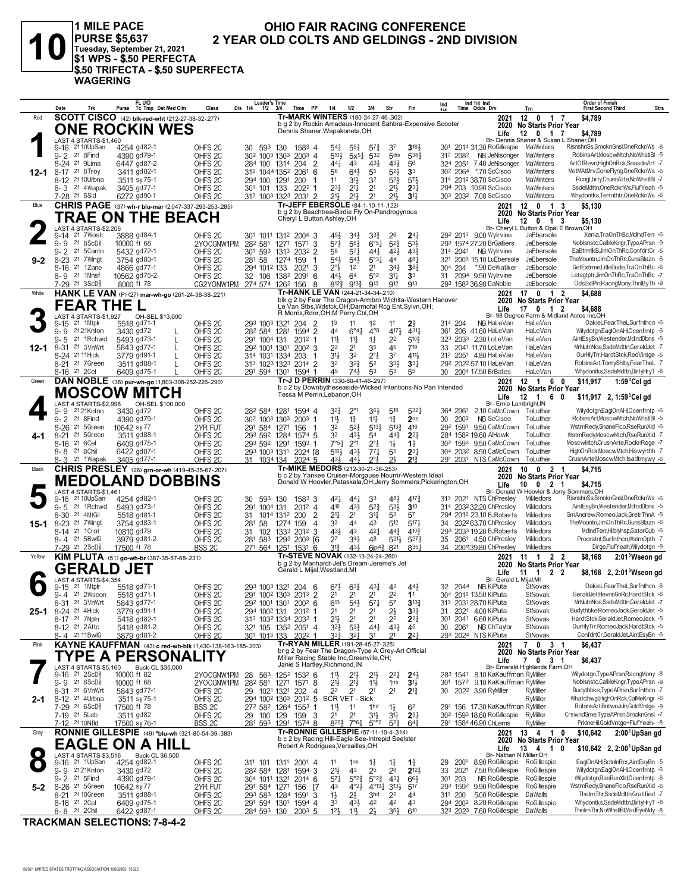# 10

**1 MILE PACE**
**PURSE $5,637**
**Tuesday, September 21, 2021**
**$1 WPS - $.50 PERFECTA**
**$.50 TRIFECTA - $.50 SUPERFECTA WAGERING**

## OHIO FAIR RACING CONFERENCE
## 2 YEAR OLD COLTS AND GELDINGS - 2ND DIVISION

---

### 1 — Red — 12-1
**SCOTT CISCO** (42) blk-red-wht (212-27-38-32-.277)
**ONE ROCKIN WES**
Tr-MARK WINTERS (180-24-27-46-.302)
b g 2 by Rockin Amadeus-Innocent Sahbra-Expensive Scooter
Dennis Shaner,Wapakoneta,OH
Br- Dennis Shaner & Susan L Shaner,OH
2021: 12 0 1 7 $4,789 | 2020 No Starts Prior Year | Life 12 0 1 7 $4,789
LAST 4 STARTS-$1,460

| Date | Trk | Purse | Cond | Class | 1/4 | 1/2 | 3/4 | Time | PP | 1/4 | 1/2 | 3/4 | Str | Fin | Ind 1/4 | Ind Time | Odds | Drv | Trn | Order of Finish | Strs |
|---|---|---|---|---|---|---|---|---|---|---|---|---|---|---|---|---|---|---|---|---|---|
| 9-16 21 | 10UpSan | 4254 | gd82-1 | OHFS 2C | 30 | 593 | 130 | 1583 | 4 | 54¼ | 55¾ | 57¾ | 37 | 316½ | 301 | 2014 | 31.30 | RoGillespie | MaWinters | RisnshnSs,SmoknGnsl,OneRcknWs | 6 |
| 9-2 21 | 8Find | 4390 | gd79-1 | OHFS 2C | 302 | 1003 | 1303 | 2003 | 4 | 510½ | 5x5¼ | 532 | 5dis | 538¾ | 312 | 2082 | NB | JeNisonger | MaWinters | RobinsArt,MoscwMtch,NoWhstlBl | 5 |
| 8-24 21 | 9Lima | 6447 | gd87-2 | OHFS 2C | 284 | 100 | 1314 | 204 | 2 | 44¼ | 43 | 43½ | 43½ | 56 | 324 | 2051 | 7.40 | JeNisonger | MaWinters | ArtOfRevn,HighOnRck,SeasdeArt | 7 |
| 8-17 21 | 8Troy | 3411 | gd82-1 | OHFS 2C | 312 | 1044 | 1352 | 2061 | 6 | 56 | 64½ | 55 | 52½ | 33 | 302 | 2064 | *.70 | ScCisco | MaWinters | MetMAtMrv,GoneFlyng,OneRcknWs | 6 |
| 8-12 21 | 10Urbna | 3511 | sy75-1 | OHFS 2C | 294 | 100 | 1291 | 200 | 1 | 11 | 31½ | 32 | 52½ | 57½ | 314 | 2012 | 38.70 | ScCisco | MaWinters | RcngLbrty,CrusnArte,NoWhstlBl | 7 |
| 8-3 21 | 4Wapak | 3405 | gd77-1 | OHFS 2C | 301 | 101 | 133 | 2022 | 1 | 23¼ | 21¾ | 21 | 21½ | 23¼ | 294 | 203 | 10.90 | ScCisco | MaWinters | SsdeMdttn,OneRcknWs,FlufYeah | 5 |
| 7-28 21 | 5Sid | 6272 | gd90-1 | OHFS 2C | 312 | 1003 | 1323 | 2031 | 2 | 21½ | 21½ | 21 | 21½ | 31¼ | 303 | 2032 | 7.00 | ScCisco | MaWinters | Whydontks,Terrnthtr,OneRcknWs | 6 |

### 2 — Blue — 9-2
**CHRIS PAGE** (37) wh-r blu-mar (2,047-337-293-253-.285)
**TRAE ON THE BEACH**
Tr-JEFF EBERSOLE (84-1-10-11-.122)
b g 2 by Beachtrea-Birdie Fly On-Pandrogynous
Cheryl L Button,Ashley,OH
Br- Cheryl L Button & Opal E Brown,OH
2021: 12 0 1 3 $5,130 | 2020 No Starts Prior Year | Life 12 0 1 3 $5,130
LAST 4 STARTS-$2,206

| Date | Trk | Purse | Cond | Class | 1/4 | 1/2 | 3/4 | Time | PP | 1/4 | 1/2 | 3/4 | Str | Fin | Ind 1/4 | Ind Time | Odds | Drv | Trn | Order of Finish | Strs |
|---|---|---|---|---|---|---|---|---|---|---|---|---|---|---|---|---|---|---|---|---|---|
| 9-14 21 | 7Wostr | 3888 | gd84-1 | OHFS 2C | 301 | 1011 | 1312 | 2004 | 3 | 45½ | 34½ | 33¾ | 26 | 24¼ | 292 | 2013 | 9.00 | WyIrvine | JeEbersole | Xenia,TraOnThBc,MdlndTerr | 6 |
| 9-9 21 | 8ScD⅝ | 10000 | ft 68 | 2YOCGNW1PM | 282 | 581 | 1271 | 1571 | 3 | 57½ | 56¾ | 6°5¼ | 52¾ | 53½ | 293 | 1574 | 27.20 | BrGalliers | JeEbersole | Noblsnstc,CalMeKngr,TypeAPrsn | 9 |
| 9-2 21 | 5Cantn | 5432 | gd72-1 | OHFS 2C | 301 | 593 | 1313 | 2032 | 2 | 58 | 57½ | 44¼ | 42¼ | 43¾ | 314 | 2041 | NB | WyIrvine | JeEbersole | EaBtrmlkB,JimOnThRc,ConfdrtCr | 5 |
| 8-23 21 | 7Wlngt | 3754 | gd83-1 | OHFS 2C | 281 | 58 | 1274 | 159 | 1 | 54¾ | 54½ | 5°3¼ | 44 | 48½ | 321 | 2003 | 15.10 | LuEbersole | JeEbersole | TheMountn,JimOnThRc,GunsBlazn | 6 |
| 8-16 21 | 1Zane | 4866 | gd77-1 | OHFS 2C | 294 | 1012 | 133 | 2021 | 3 | 2°½ | 12 | 21 | 34½ | 38¾ | 304 | 204 | *.90 | DeWatiker | JeEbersole | GetExtrme,LittleDude,TraOnThBc | 6 |
| 8-9 21 | 1Mnsf | 10562 | gd75-2 | OHFS 2C | 32 | 106 | 1382 | 2091 | 6 | 44½ | 64 | 5°2 | 31¼ | 33 | 31 | 2094 | 9.50 | WyIrvine | JeEbersole | Letsgtptr,JimOnThRc,TraOnThBc | 7 |
| 7-29 21 | 3ScD⅝ | 8000 | ft 78 | CG2YONW1PM | 274 | 574 | 1262 | 156 | 8 | 812¾ | 913¾ | 913 | 912 | 913 | 293 | 1583 | 36.90 | DaNoble | JeEbersole | OdsExtPln,RacngMony,ThnlByTh | 9 |

### 3 — White — 12-1
**HANK LE VAN** (P) (27) mar-wh-go (261-24-38-38-.221)
**FEAR THE L**
Tr-HANK LE VAN (244-21-34-34-.210)
blk g 2 by Fear The Dragon-Armbro Wichita-Western Hanover
Le Van Stbs,Wdstck,OH;Darmofal Rcg Ent,Sylvn,OH;
R Morris,Rdnr,OH;M Perry,Cbl,OH
Br- 98 Degree Farm & Midland Acres Inc,OH
2021: 17 0 1 2 $4,688 | 2020 No Starts Prior Year | Life 17 0 1 2 $4,688
LAST 4 STARTS-$1,927 OH-SEL $13,000

| Date | Trk | Purse | Cond | Class | 1/4 | 1/2 | 3/4 | Time | PP | 1/4 | 1/2 | 3/4 | Str | Fin | Ind 1/4 | Ind Time | Odds | Drv | Trn | Order of Finish | Strs |
|---|---|---|---|---|---|---|---|---|---|---|---|---|---|---|---|---|---|---|---|---|---|
| 9-15 21 | 1Mtplr | 5518 | gd71-1 | OHFS 2C | 293 | 1003 | 1321 | 204 | 2 | 13 | 11 | 12 | 11 | 2¾ | 314 | 204 | NB | HaLeVan | HaLeVan | OakieL,FearTheL,Surfnthcn | 6 |
| 9-9 21 | 21Knton | 3430 | gd72 L | OHFS 2C | 282 | 584 | 1281 | 1594 | 2 | 44 | 6°4¼ | 4°8 | 417½ | 431¼ | 361 | 206 | 41.60 | HaLeVan | HaLeVan | Wilydotgn,EaglOnAHl,Ocenfrntp | 6 |
| 9-5 21 | 1Rchwd | 5493 | gd73-1 L | OHFS 2C | 291 | 1004 | 131 | 2012 | 1 | 11½ | 11½ | 1½ | 22 | 510¾ | 323 | 2033 | 2.30 | LoLeVan | HaLeVan | AintEsyBn,Westender,MdlndDbns | 5 |
| 8-31 21 | 3VnWrt | 5843 | gd77-1 L | OHFS 2C | 292 | 1001 | 1301 | 2002 | 3 | 22 | 21 | 35 | 46 | 719 | 33 | 2041 | 11.70 | LoLeVan | HaLeVan | MrNutnNce,SsdeMdttn,GeraldJet | 7 |
| 8-24 21 | 11Hick | 3779 | gd91-1 L | OHFS 2C | 314 | 1031 | 1334 | 203 | 1 | 31½ | 32 | 2°½ | 37 | 411½ | 312 | 2051 | 4.80 | HaLeVan | HaLeVan | OurHlyTrr,HardtStck,RedVintge | 5 |
| 8-21 21 | 7Green | 3511 | gd88-1 L | OHFS 2C | 313 | 1023 | 1323 | 2014 | 2 | 32 | 32¾ | 52 | 33½ | 33¼ | 292 | 2022 | 57.10 | HaLeVan | HaLeVan | RobinsArt,TomyShlby,FearTheL | 7 |
| 8-16 21 | 2Cel | 6409 | gd75-1 L | OHFS 2C | 291 | 594 | 1301 | 1594 | 1 | 45 | 74½ | 53 | 53 | 55 | 30 | 2004 | 17.50 | BrBates | HaLeVan | Whydontks,SsdeMdttn,DirtyHryT | 8 |

### 4 — Green — 4-1
**DAN NOBLE** (38) pur-wh-go (1,803-308-252-226-.290)
**MOSCOW MITCH**
Tr-J D PERRIN (330-60-41-46-.297)
b c 2 by Downbytheseaside-Wicked Intentions-No Pan Intended
Tessa M Perrin,Lebanon,OH
Br- Ernie Lambright,IN
2021: 12 1 6 0 $11,917 1:59³Cel gd | 2020 No Starts Prior Year | Life 12 1 6 0 $11,917 2, 1:59³Cel gd
LAST 4 STARTS-$2,996 OH-SEL $100,000

| Date | Trk | Purse | Cond | Class | 1/4 | 1/2 | 3/4 | Time | PP | 1/4 | 1/2 | 3/4 | Str | Fin | Ind 1/4 | Ind Time | Odds | Drv | Trn | Order of Finish | Strs |
|---|---|---|---|---|---|---|---|---|---|---|---|---|---|---|---|---|---|---|---|---|---|
| 9-9 21 | 21Knton | 3430 | gd72 | OHFS 2C | 282 | 584 | 1281 | 1594 | 4 | 32¾ | 2°1 | 36½ | 518 | 532¼ | 364 | 2061 | 2.10 | CaMcCown | ToLuther | Wilydotgn,EaglOnAHl,Ocenfrntp | 6 |
| 9-2 21 | 8Find | 4390 | gd79-1 | OHFS 2C | 302 | 1003 | 1303 | 2003 | 1 | 11½ | 1¾ | 11¼ | 1¾ | 2ns | 30 | 2003 | NB | ScCisco | ToLuther | RobinsArt,MoscwMtch,NoWhstlBl | 5 |
| 8-26 21 | 5Green | 10642 | sy77 | 2YR FUT | 291 | 584 | 1271 | 156 | 1 | 32 | 52½ | 513½ | 513¾ | 416 | 292 | 1591 | 9.50 | CaMcCown | ToLuther | WstrnRedy,ShaneFlco,RseRunXld | 6 |
| 8-21 21 | 5Green | 3511 | gd88-1 | OHFS 2C | 293 | 592 | 1284 | 1574 | 5 | 32 | 43½ | 54 | 44¾ | 22¾ | 284 | 1582 | 19.60 | AlHawk | ToLuther | WstrnRedy,MoscwMtch,RseRunXld | 7 |
| 8-16 21 | 6Cel | 6409 | gd75-1 | OHFS 2C | 293 | 592 | 1291 | 1593 | 1 | 7°5¼ | 2°1 | 2°½ | 1½ | 1½ | 302 | 1593 | 9.50 | CaMcCown | ToLuther | MoscwMtch,CrusnArte,RocknRege | 7 |
| 8-8 21 | 8Cel | 6422 | gd87-1 | OHFS 2C | 293 | 1003 | 1311 | 2024 | [8 | 510½ | 43½ | 77¼ | 55 | 23½ | 304 | 2032 | 8.50 | CaMcCown | ToLuther | HighOnRck,MoscwMtch,Hiswyrthh | 7 |
| 8-3 21 | 1Wapak | 3405 | gd77-1 | OHFS 2C | 31 | 1034 | 134 | 2024 | 5 | 43½ | 44½ | 2°½ | 2½ | 21¾ | 291 | 2031 | NTS | CaMcCown | ToLuther | CrusnArte,MoscwMtch,Isadtmywy | 6 |

### 5 — Black — 15-1
**CHRIS PRESLEY** (26) grn-or-wh (419-45-35-67-.207)
**MEDOLAND DOBBINS**
Tr-MIKE MEDORS (212-30-21-36-.253)
b c 2 by Yankee Cruiser-Morgause Nourrir-Western Ideal
Donald W Hoover,Pataskala,OH;Jerry Sommers,Pickerington,OH
Br- Donald W Hoover & Jerry Sommers,OH
2021: 10 0 2 1 $4,715 | 2020 No Starts Prior Year | Life 10 0 2 1 $4,715
LAST 4 STARTS-$1,461

| Date | Trk | Purse | Cond | Class | 1/4 | 1/2 | 3/4 | Time | PP | 1/4 | 1/2 | 3/4 | Str | Fin | Ind 1/4 | Ind Time | Odds | Drv | Trn | Order of Finish | Strs |
|---|---|---|---|---|---|---|---|---|---|---|---|---|---|---|---|---|---|---|---|---|---|
| 9-16 21 | 10UpSan | 4254 | gd82-1 | OHFS 2C | 30 | 593 | 130 | 1583 | 5 | 42¼ | 44¼ | 33 | 48¼ | 417¾ | 313 | 2021 | NTS | ChPresley | MiMedors | RisnshnSs,SmoknGnsl,OneRcknWs | 6 |
| 9-5 21 | 1Rchwd | 5493 | gd73-1 | OHFS 2C | 291 | 1004 | 131 | 2012 | 4 | 410 | 43¾ | 52¾ | 53½ | 310 | 314 | 2032 | 32.20 | ChPresley | MiMedors | AintEsyBn,Westender,MdlndDbns | 5 |
| 8-30 21 | 4MtGil | 5518 | gd81-1 | OHFS 2C | 31 | 1014 | 1312 | 200 | 2 | 21½ | 21 | 31¼ | 53 | 57 | 294 | 2012 | 23.10 | BJRoberts | MiMedors | SmAndrew,RomeoJack,GretrThnA | 5 |
| 8-23 21 | 7Wlngt | 3754 | gd83-1 | OHFS 2C | 281 | 58 | 1274 | 159 | 4 | 33 | 44 | 43 | 512 | 517¼ | 34 | 2022 | 63.70 | ChPresley | MiMedors | TheMountn,JimOnThRc,GunsBlazn | 6 |
| 8-14 21 | 1Crot | 10810 | gd79 | OHFS 2C | 31 | 102 | 1333 | 2012 | 3 | 43½ | 43 | 42¼ | 44¾ | 410¾ | 293 | 2033 | 19.20 | BJRoberts | MiMedors | MdlndTerr,Hlblyhsp,GatorCub | 6 |
| 8-4 21 | 5BwlG | 3979 | gd81-2 | OHFS 2C | 281 | 583 | 1293 | 2003 | [6 | 27 | 34¾ | 48 | 521½ | 527¾ | 35 | 2061 | 4.50 | ChPresley | MiMedors | Procrstnt,Surfnthcn,WstrnDpth | 7 |
| 7-29 21 | 2ScD⅝ | 17500 | ft 78 | BSS 2C | 271 | 564 | 1251 | 1531 | 6 | 31¾ | 43½ | 6ip4¾ | 821 | 835¼ | 34 | 2001 | 139.80 | ChPresley | MiMedors | DirgeFlufYeah,Wilydotgn | 9 |

### 6 — Yellow — 25-1
**KIM PLUTA** (51) go-wh-br (387-35-57-68-.231)
**GERALD JET**
Tr-STEVE NOVAK (132-13-24-24-.260)
b g 2 by Manhardt-Jet's Dream-Jereme's Jet
Gerald L Mijal,Westland,MI
Br- Gerald L Mijal,MI
2021: 11 1 2 2 $8,168 2:01³Wseon gd | 2020 No Starts Prior Year | Life 11 1 2 2 $8,168 2, 2:01³Wseon gd
LAST 4 STARTS-$4,354

| Date | Trk | Purse | Cond | Class | 1/4 | 1/2 | 3/4 | Time | PP | 1/4 | 1/2 | 3/4 | Str | Fin | Ind 1/4 | Ind Time | Odds | Drv | Trn | Order of Finish | Strs |
|---|---|---|---|---|---|---|---|---|---|---|---|---|---|---|---|---|---|---|---|---|---|
| 9-15 21 | 1Mtplr | 5518 | gd71-1 | OHFS 2C | 293 | 1003 | 1321 | 204 | 6 | 67½ | 63¾ | 43¼ | 42 | 44½ | 32 | 2044 | NB | KiPluta | StNovak | OakieL,FearTheL,Surfnthcn | 6 |
| 9-4 21 | 2Wseon | 5518 | gd71-1 | OHFS 2C | 291 | 1002 | 1303 | 2013 | 2 | 21 | 21 | 21 | 22 | 11 | 304 | 2013 | 13.50 | KiPluta | StNovak | GeraldJet,HevnsGnRc,HardtStck | 6 |
| 8-31 21 | 3VnWrt | 5843 | gd77-1 | OHFS 2C | 292 | 1001 | 1301 | 2002 | 6 | 613 | 54½ | 57¼ | 57 | 313¾ | 313 | 2031 | 28.70 | KiPluta | StNovak | MrNutnNce,SsdeMdttn,GeraldJet | 7 |
| 8-24 21 | 4Hick | 3779 | gd91-1 | OHFS 2C | 294 | 1002 | 131 | 2012 | 1 | 21 | 21 | 21 | 2½ | 33¾ | 31 | 2021 | 4.00 | KiPluta | StNovak | Budythbke,RomeoJack,GeraldJet | 5 |
| 8-17 21 | 7Npln | 5418 | gd82-1 | OHFS 2C | 313 | 1032 | 1334 | 2033 | 1 | 21½ | 21 | 21 | 22 | 22¾ | 301 | 2041 | 6.60 | KiPluta | StNovak | HardtStck,GeraldJet,RomeoJack | 5 |
| 8-12 21 | 2Attc | 5418 | gd81-2 | OHFS 2C | 321 | 105 | 1352 | 2051 | 4 | 32½ | 53½ | 44¼ | 43½ | 45 | 30 | 2061 | NB | ChTaylor | StNovak | OurHlyTrr,RomeoJack,HardtStck | 5 |
| 8-4 21 | 11BwlG | 3879 | gd81-2 | OHFS 2C | 301 | 1013 | 133 | 2022 | 1 | 33¼ | 32¼ | 31 | 21 | 22¼ | 293 | 2024 | NTS | KiPluta | StNovak | ConfdrtCr,GeraldJet,AintEsyBn | 6 |

### 7 — Pink — 2-1
**KAYNE KAUFFMAN** (43) c red-wh-blk (1,430-138-163-185-.203)
**TYPE A PERSONALITY**
Tr-RYAN MILLER (191-28-45-27-.325)
br g 2 by Fear The Dragon-Type A Grey-Art Official
Miller Racing Stable Inc,Greenville,OH;
Janie S Hartley,Richmond,IN
Br- Emerald Highlands Farm,OH
2021: 7 0 3 1 $6,437 | 2020 No Starts Prior Year | Life 7 0 3 1 $6,437
LAST 4 STARTS-$5,160 Buck-CL $35,000

| Date | Trk | Purse | Cond | Class | 1/4 | 1/2 | 3/4 | Time | PP | 1/4 | 1/2 | 3/4 | Str | Fin | Ind 1/4 | Ind Time | Odds | Drv | Trn | Order of Finish | Strs |
|---|---|---|---|---|---|---|---|---|---|---|---|---|---|---|---|---|---|---|---|---|---|
| 9-16 21 | 2ScD⅝ | 10000 | ft 82 | 2YOCGNW1PM | 28 | 563 | 1252 | 1532 | 6 | 11½ | 21½ | 21½ | 22¼ | 24½ | 283 | 1541 | 8.10 | KaKauffman | RyMiller | Wilydotgn,TypeAPrsn,RacngMony | 8 |
| 9-9 21 | 8ScD⅝ | 10000 | ft 68 | 2YOCGNW1PM | 282 | 581 | 1271 | 1571 | 8 | 2½ | 21½ | 11½ | 1ns | 3½ | 301 | 1572 | 9.10 | KaKauffman | RyMiller | Noblsnstc,CalMeKngr,TypeAPrsn | 9 |
| 8-31 21 | 6VnWrt | 5843 | gd77-1 | OHFS 2C | 29 | 1021 | 1321 | 202 | 4 | 22 | 21 | 21 | 21 | 21¾ | 30 | 2022 | 3.90 | RyMiller | RyMiller | Budythbke,TypeAPrsn,Surfnthcn | 7 |
| 8-12 21 | 4Urbna | 3511 | sy75-1 | OHFS 2C | 294 | 1002 | 1303 | 2012 | 5 | SCR VET - Sick | | | | | | | | | RyMiller | Whatchwgl,HighOnRck,CalMeKngr | 6 |
| 7-29 21 | 6ScD⅝ | 17500 | ft 78 | BSS 2C | 272 | 582 | 1264 | 1553 | 1 | 11½ | 11 | 1hd | 1½ | 62 | 291 | 156 | 17.30 | KaKauffman | RyMiller | RobinsArt,BntwnJuln,GoldVntge | 9 |
| 7-19 21 | 5Leb | 3511 | gd82 | OHFS 2C | 29 | 100 | 129 | 159 | 3 | 21 | 21 | 31½ | 31¾ | 23¼ | 302 | 1593 | 18.60 | RoGillespie | RyMiller | CrswndSme,TypeAPrsn,SmoknGnsl | 7 |
| 7-12 21 | 10Nfld | 17500 | sy76-1 | BSS 2C | 281 | 593 | 1291 | 1574 | 8 | 820½ | 7°6¼ | 5°°2 | 52¾ | 64¾ | 291 | 1584 | 46.90 | ChLems | RyMiller | PrklneHil,GoldVntge+FlufYeah | 8 |

### 8 — Gray — 5-2
**RONNIE GILLESPIE** (49) *blu-wh (321-80-54-39-.383)
**EAGLE ON A HILL**
Tr-RONNIE GILLESPIE (57-11-10-4-.314)
b c 2 by Racing Hill-Eagle See-Intrepid Seelster
Robert A Rodrigues,Versailles,OH
Br- Nathan N Miller,OH
2021: 13 4 1 0 $10,642 2:00¹UpSan gd | 2020 No Starts Prior Year | Life 13 4 1 0 $10,642 2, 2:00¹UpSan gd
LAST 4 STARTS-$3,516 Buck-CL $6,500

| Date | Trk | Purse | Cond | Class | 1/4 | 1/2 | 3/4 | Time | PP | 1/4 | 1/2 | 3/4 | Str | Fin | Ind 1/4 | Ind Time | Odds | Drv | Trn | Order of Finish | Strs |
|---|---|---|---|---|---|---|---|---|---|---|---|---|---|---|---|---|---|---|---|---|---|
| 9-16 21 | 1UpSan | 4254 | gd82-1 | OHFS 2C | 311 | 101 | 1311 | 2001 | 4 | 11 | 1ns | 1½ | 1½ | 1½ | 29 | 2001 | 8.90 | RoGillespie | RoGillespie | EaglOnAHl,SctnlnRcr,AintEsyBn | 5 |
| 9-9 21 | 21Knton | 3430 | gd72 | OHFS 2C | 282 | 584 | 1281 | 1594 | 3 | 21½ | 43 | 25 | 28 | 212½ | 33 | 2021 | 7.50 | RoGillespie | RoGillespie | Wilydotgn,EaglOnAHl,Ocenfrntp | 6 |
| 9-2 21 | 5Find | 4390 | gd79-1 | OHFS 2C | 304 | 1011 | 1321 | 2014 | 6 | 57¼ | 5°2¾ | 5°2¾ | 43¼ | 66½ | 301 | 203 | NB | RoGillespie | RoGillespie | Wilydotgn,RseRunXld,Ocenfrntp | 6 |
| 8-26 21 | 5Green | 10642 | sy77 | 2YR FUT | 291 | 584 | 1271 | 156 | [7 | 43 | 4°2½ | 4°13¼ | 313½ | 517 | 293 | 1592 | 9.90 | RoGillespie | RoGillespie | WstrnRedy,ShaneFlco,RseRunXld | 6 |
| 8-21 21 | 10Green | 3511 | gd88-1 | OHFS 2C | 293 | 583 | 1284 | 1591 | 3 | 1½ | 2½ | 3hd | 22 | 44 | 311 | 200 | 5.00 | RoGillespie | DaWalls | ThelrnThr,SsdeMdttn,Gratified | 7 |
| 8-16 21 | 2Cel | 6409 | gd75-1 | OHFS 2C | 291 | 594 | 1301 | 1594 | 4 | 33 | 43½ | 42 | 42 | 43 | 294 | 2002 | 8.20 | RoGillespie | RoGillespie | Whydontks,SsdeMdttn,DirtyHryT | 8 |
| 8-8 21 | 2Chil | 6422 | gd87-1 | OHFS 2C | 284 | 593 | 130 | 2003 | 5 | 12½ | 11½ | 2½ | 35½ | 610 | 323 | 2023 | 7.60 | RoGillespie | DaWalls | ThelrnThr,NoWhstlBl,MadEyeMdy | 8 |

**TRACKMAN SELECTIONS: 7-8-4-2**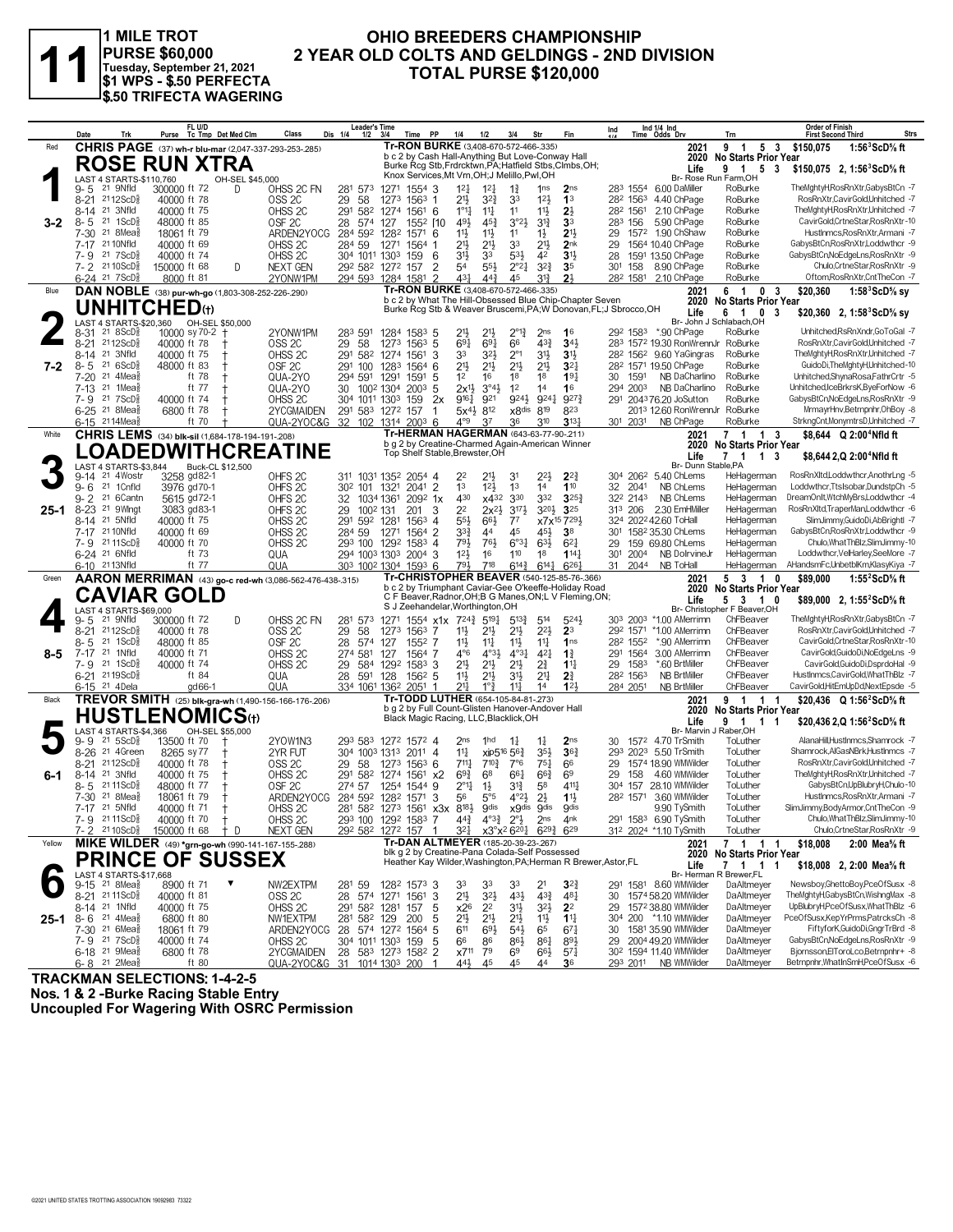# 11

**1 MILE TROT**
**PURSE $60,000**
**Tuesday, September 21, 2021**
**$1 WPS - $.50 PERFECTA**
**$.50 TRIFECTA WAGERING**

## OHIO BREEDERS CHAMPIONSHIP
## 2 YEAR OLD COLTS AND GELDINGS - 2ND DIVISION
## TOTAL PURSE $120,000

---

### 1 — Red — 3-2
**CHRIS PAGE** (37) wh-r blu-mar (2,047-337-293-253-.285)
**ROSE RUN XTRA**
Tr-RON BURKE (3,408-670-572-466-.335)
b c 2 by Cash Hall-Anything But Love-Conway Hall
Burke Rcg Stb,Frdrcktwn,PA;Hatfield Stbs,Clmbs,OH; Knox Services,Mt Vrn,OH;J Melillo,Pwl,OH
Br- Rose Run Farm,OH
LAST 4 STARTS-$110,760 — OH-SEL $45,000
2021: 9 1 5 3 $150,075 1:56³ScD⅝ ft
2020: No Starts Prior Year
Life: 9 1 5 3 $150,075 2, 1:56³ScD⅝ ft

| Date | Trk | Purse | Tc Tmp | Class | 1/4 | 1/2 | 3/4 | Time | PP | 1/4 | 1/2 | 3/4 | Str | Fin | Ind Time | Odds | Drv | Trn | Order of Finish |
|---|---|---|---|---|---|---|---|---|---|---|---|---|---|---|---|---|---|---|---|
| 9-5 21 9Nfld | | 300000 | ft 72 D | OHSS 2C FN | 28¹ | 57³ | 127¹ | 155⁴ | 3 | 1²½ | 1²½ | 1¾ | 1ns | 2ns | 28³ 155⁴ | 6.00 | DaMiller | RoBurke | TheMghtyH,RosRnXtr,GabysBtCn -7 |
| 8-21 21 12ScD⅝ | | 40000 | ft 78 | OSS 2C | 29 | 58 | 127³ | 156³ | 1 | 2½ | 3²¾ | 3³ | 1²½ | 1³ | 28² 156³ | 4.40 | ChPage | RoBurke | RosRnXtr,CavirGold,Unhitched -7 |
| 8-14 21 3Nfld | | 40000 | ft 75 | OHSS 2C | 29¹ | 58² | 127⁴ | 156¹ | 6 | 1°¹½ | 1½ | 1¹ | 1½ | 2½ | 28² 156¹ | 2.10 | ChPage | RoBurke | TheMghtyH,RosRnXtr,Unhitched -7 |
| 8-5 21 1ScD⅝ | | 48000 | ft 85 | OSF 2C | 28 | 57⁴ | 127 | 155² | [10 | 4⁹½ | 4⁵¾ | 3°²½ | 3¹¾ | 3³ | 28³ 156 | 5.90 | ChPage | RoBurke | CavirGold,CrtneStar,RosRnXtr -10 |
| 7-30 21 8Mea⅝ | | 18061 | ft 79 | ARDEN2YOCG | 28⁴ | 59² | 128² | 157¹ | 6 | 1½ | 1½ | 1¹ | 1½ | 2½ | 29 157² | 1.90 | ChShaw | RoBurke | Hustlnmcs,RosRnXtr,Armani -7 |
| 7-17 21 10Nfld | | 40000 | ft 69 | OHSS 2C | 28⁴ | 59 | 127¹ | 156⁴ | 1 | 2½ | 2½ | 3³ | 2½ | 2nk | 29 156⁴ | 10.40 | ChPage | RoBurke | GabysBtCn,RosRnXtr,Loddwthcr -9 |
| 7-9 21 7ScD⅝ | | 40000 | ft 74 | OHSS 2C | 30⁴ | 101¹ | 130³ | 159 | 6 | 3¹½ | 3³ | 5³½ | 4² | 3½ | 28 159¹ | 13.50 | ChPage | RoBurke | GabysBtCn,NoEdgeLns,RosRnXtr -9 |
| 7-2 21 10ScD⅝ | | 150000 | ft 68 D | NEXT GEN | 29² | 58² | 127² | 157 | 2 | 5⁴ | 5⁵½ | 2°²½ | 3²¾ | 3⁵ | 30¹ 158 | 8.90 | ChPage | RoBurke | Chulo,CrtneStar,RosRnXtr -9 |
| 6-24 21 7ScD⅝ | | 8000 | ft 81 | 2YONW1PM | 29⁴ | 59³ | 128⁴ | 158¹ | 2 | 4³½ | 4⁴¾ | 4⁵ | 3¹¾ | 2½ | 28² 158¹ | 2.10 | ChPage | RoBurke | Oftorn,RosRnXtr,CntTheCon -7 |

### 2 — Blue — 7-2
**DAN NOBLE** (38) pur-wh-go (1,803-308-252-226-.290)
**UNHITCHED(t)**
Tr-RON BURKE (3,408-670-572-466-.335)
b c 2 by What The Hill-Obsessed Blue Chip-Chapter Seven
Burke Rcg Stb & Weaver Bruscemi,PA;W Donovan,FL;J Sbrocco,OH
Br- John J Schlabach,OH
LAST 4 STARTS-$20,360 — OH-SEL $50,000
2021: 6 1 0 3 $20,360 1:58³ScD⅝ sy
2020: No Starts Prior Year
Life: 6 1 0 3 $20,360 2, 1:58³ScD⅝ sy

| Date | Trk | Purse | Tc Tmp | Class | 1/4 | 1/2 | 3/4 | Time | PP | 1/4 | 1/2 | 3/4 | Str | Fin | Ind Time | Odds | Drv | Trn | Order of Finish |
|---|---|---|---|---|---|---|---|---|---|---|---|---|---|---|---|---|---|---|---|
| 8-31 21 8ScD⅝ | | 10000 | sy 70-2 † | 2YONW1PM | 28³ | 59¹ | 128⁴ | 158³ | 5 | 2½ | 2½ | 2°¹¾ | 2ns | 1⁶ | 29² 158³ | *.90 | ChPage | RoBurke | Unhitched,RsRnXndr,GoToGal -7 |
| 8-21 21 12ScD⅝ | | 40000 | ft 78 † | OSS 2C | 29 | 58 | 127³ | 156³ | 5 | 6⁹½ | 6⁹½ | 6⁶ | 4³¾ | 3⁴½ | 28³ 157² | 19.30 | RonWrennJr | RoBurke | RosRnXtr,CavirGold,Unhitched -7 |
| 8-14 21 3Nfld | | 40000 | ft 75 † | OHSS 2C | 29¹ | 58² | 127⁴ | 156¹ | 3 | 3³ | 3²½ | 2°¹ | 3¹½ | 3¹½ | 28² 156² | 9.60 | YaGingras | RoBurke | TheMghtyH,RosRnXtr,Unhitched -7 |
| 8-5 21 6ScD⅝ | | 48000 | ft 83 † | OSF 2C | 29¹ | 100 | 128³ | 156⁴ | 6 | 2½ | 2½ | 2½ | 2½ | 3²¼ | 28² 157¹ | 19.50 | ChPage | RoBurke | GuidoDi,TheMghtyH,Unhitched -10 |
| 7-20 21 4Mea⅝ | | | ft 78 † | QUA-2YO | 29⁴ | 59¹ | 129¹ | 159¹ | 5 | 1² | 1⁶ | 1⁸ | 1⁸ | 1⁹¾ | 30 159¹ | NB | DaCharlino | RoBurke | Unhitched,ShynaRosa,FathrCrtr -5 |
| 7-13 21 1Mea⅝ | | | ft 77 † | QUA-2YO | 30 | 100² | 130⁴ | 200³ | 5 | 2x1½ | 3°⁴½ | 1² | 1⁴ | 1⁶ | 29⁴ 200³ | NB | DaCharlino | RoBurke | Unhitched,IceBrkrsK,ByeForNow -6 |
| 7-9 21 7ScD⅝ | | 40000 | ft 74 † | OHSS 2C | 30⁴ | 101¹ | 130³ | 159 | 2x | 9¹⁶½ | 9²¹ | 9²⁴½ | 9²⁴½ | 9²⁷¾ | 29¹ 204³ | 76.20 | JoSutton | RoBurke | GabysBtCn,NoEdgeLns,RosRnXtr -9 |
| 6-25 21 8Mea⅝ | | 6800 | ft 78 † | 2YCGMAIDEN | 29¹ | 58³ | 127² | 157 | 1 | 5x4½ | 8¹² | x8dis | 8¹⁹ | 8²³ | 201³ | 12.60 | RonWrennJr | RoBurke | MrmayrHnv,Betrnpnhr,OhBoy -8 |
| 6-15 21 14Mea⅝ | | | ft 70 † | QUA-2YOC&G | 32 | 102 | 131⁴ | 200³ | 6 | 4°⁹ | 3⁷ | 3⁶ | 3¹⁰ | 3¹³¾ | 30¹ 203¹ | NB | ChPage | RoBurke | StrkngCnt,MonymtrsD,Unhitched -7 |

### 3 — White — 25-1
**CHRIS LEMS** (34) blk-sil (1,684-178-194-191-.208)
**LOADEDWITHCREATINE**
Tr-HERMAN HAGERMAN (643-63-77-90-.211)
b g 2 by Creatine-Charmed Again-American Winner
Top Shelf Stable,Brewster,OH
Br- Dunn Stable,PA
LAST 4 STARTS-$3,844 — Buck-CL $12,500
2021: 7 1 1 3 $8,644 Q 2:00⁴Nfld ft
2020: No Starts Prior Year
Life: 7 1 1 3 $8,644 2,Q 2:00⁴Nfld ft

| Date | Trk | Purse | Tc Tmp | Class | 1/4 | 1/2 | 3/4 | Time | PP | 1/4 | 1/2 | 3/4 | Str | Fin | Ind Time | Odds | Drv | Trn | Order of Finish |
|---|---|---|---|---|---|---|---|---|---|---|---|---|---|---|---|---|---|---|---|
| 9-14 21 4Wostr | | 3258 | gd82-1 | OHFS 2C | 31¹ | 103¹ | 135² | 205⁴ | 4 | 2² | 2¹½ | 3¹ | 2²½ | 2²¾ | 30⁴ 206² | 5.40 | ChLems | HeHagerman | RosRnXltd,Loddwthcr,AnothrLng -5 |
| 9-6 21 1Cnfld | | 3976 | gd70-1 | OHFS 2C | 30² | 101 | 132¹ | 204¹ | 2 | 1³ | 1²½ | 1³ | 1⁴ | 1¹⁰ | 32 204¹ | NB | ChLems | HeHagerman | Loddwthcr,TtsIsobar,DundstpCh -5 |
| 9-2 21 6Cantn | | 5615 | gd72-1 | OHFS 2C | 32 | 103⁴ | 136¹ | 209² | 1x | 4³⁰ | x4³² | 3³⁰ | 3³² | 3²⁵¾ | 32² 214³ | NB | ChLems | HeHagerman | DreamOnIt,WtchMyBrs,Loddwthcr -4 |
| 8-23 21 9Wlngt | | 3083 | gd83-1 | OHFS 2C | 29 | 100² | 131 | 201 | 3 | 2² | 2x2½ | 3¹⁷½ | 3²⁰½ | 3²⁵ | 31³ 206 | 2.30 | EmHMiller | HeHagerman | RosRnXltd,TraperMan,Loddwthcr -6 |
| 8-14 21 5Nfld | | 40000 | ft 75 | OHSS 2C | 29¹ | 59² | 128¹ | 156³ | 4 | 5⁵½ | 6⁶½ | 7⁷ | x7x¹⁵ | 7²⁹½ | 32⁴ 202⁴ | 42.60 | ToHall | HeHagerman | SlimJimmy,GuidoDi,AbBrightl -7 |
| 7-17 21 10Nfld | | 40000 | ft 69 | OHSS 2C | 28⁴ | 59 | 127¹ | 156⁴ | 2 | 3³¾ | 4⁴ | 4⁵ | 4⁵½ | 3⁸ | 30¹ 158² | 35.30 | ChLems | HeHagerman | GabysBtCn,RosRnXtr,Loddwthcr -9 |
| 7-9 21 11ScD⅝ | | 40000 | ft 70 | OHSS 2C | 29³ | 100 | 129² | 158³ | 4 | 7⁹½ | 7⁶½ | 6°³½ | 6³½ | 6²¼ | 29 159 | 69.80 | ChLems | HeHagerman | Chulo,WhatThBlz,SlimJimmy -10 |
| 6-24 21 6Nfld | | | ft 73 | QUA | 29⁴ | 100³ | 130³ | 200⁴ | 3 | 1²½ | 1⁶ | 1¹⁰ | 1⁸ | 1¹⁴½ | 30¹ 200⁴ | NB | DolrvineJr | HeHagerman | Loddwthcr,VelHarley,SeeMore -7 |
| 6-10 21 13Nfld | | | ft 77 | QUA | 30³ | 100² | 130⁴ | 159³ | 6 | 7⁹½ | 7¹⁸ | 6¹⁴¾ | 6¹⁴½ | 6²⁶½ | 31 204⁴ | NB | ToHall | HeHagerman | AHandsmFc,UnbetblKrn,KlasyKiya -7 |

### 4 — Green — 8-5
**AARON MERRIMAN** (43) go-c red-wh (3,086-562-476-438-.315)
**CAVIAR GOLD**
Tr-CHRISTOPHER BEAVER (540-125-85-76-.366)
b c 2 by Triumphant Caviar-Gee O'keeffe-Holiday Road
C F Beaver,Radnor,OH;B G Manes,ON;L V Fleming,ON; S J Zeehandelar,Worthington,OH
Br- Christopher F Beaver,OH
LAST 4 STARTS-$69,000
2021: 5 3 1 0 $89,000 1:55²ScD⅝ ft
2020: No Starts Prior Year
Life: 5 3 1 0 $89,000 2, 1:55²ScD⅝ ft

| Date | Trk | Purse | Tc Tmp | Class | 1/4 | 1/2 | 3/4 | Time | PP | 1/4 | 1/2 | 3/4 | Str | Fin | Ind Time | Odds | Drv | Trn | Order of Finish |
|---|---|---|---|---|---|---|---|---|---|---|---|---|---|---|---|---|---|---|---|
| 9-5 21 9Nfld | | 300000 | ft 72 D | OHSS 2C FN | 28¹ | 57³ | 127¹ | 155⁴ | x1x | 7²⁴³ | 5¹⁹½ | 5¹³¾ | 5¹⁴ | 5²⁴½ | 30³ 200³ | *1.00 | AMerrimn | ChFBeaver | TheMghtyH,RosRnXtr,GabysBtCn -7 |
| 8-21 21 12ScD⅝ | | 40000 | ft 78 | OSS 2C | 29 | 58 | 127³ | 156³ | 7 | 1½ | 2½ | 2½ | 2²½ | 2³ | 29² 157¹ | *1.00 | AMerrimn | ChFBeaver | RosRnXtr,CavirGold,Unhitched -7 |
| 8-5 21 1ScD⅝ | | 48000 | ft 85 | OSF 2C | 28 | 57⁴ | 127 | 155² | 7 | 1½ | 1½ | 1½ | 1½ | 1ns | 28² 155² | *.90 | AMerrimn | ChFBeaver | CavirGold,CrtneStar,RosRnXtr -10 |
| 7-17 21 1Nfld | | 40000 | ft 71 | OHSS 2C | 27⁴ | 58¹ | 127 | 156⁴ | 7 | 4°⁶ | 4°³½ | 4°³½ | 4²½ | 1¾ | 29¹ 156⁴ | 3.00 | AMerrimn | ChFBeaver | CavirGold,GuidoDi,NoEdgeLns -9 |
| 7-9 21 1ScD⅝ | | 40000 | ft 74 | OHSS 2C | 29 | 58⁴ | 129² | 158³ | 3 | 2½ | 2½ | 2½ | 2¾ | 1¹½ | 29 158³ | *.60 | BrtMiller | ChFBeaver | CavirGold,GuidoDi,DsprdoHal -9 |
| 6-21 21 19ScD⅝ | | | ft 84 | QUA | 28 | 59¹ | 128 | 156² | 5 | 1½ | 2½ | 3¹½ | 2¹½ | 2¾ | 28² 156³ | NB | BrtMiller | ChFBeaver | HustInmcs,CavirGold,WhatThBlz -7 |
| 6-15 21 4Dela | | | gd66-1 | QUA | 33⁴ | 106¹ | 136² | 205¹ | 1 | 2¹½ | 1°¾ | 1¹½ | 1⁴ | 1²½ | 28⁴ 205¹ | NB | BrtMiller | ChFBeaver | CavirGold,HitEmUpDd,NextEpsde -5 |

### 5 — Black — 6-1
**TREVOR SMITH** (25) blk-gra-wh (1,490-156-166-176-.206)
**HUSTLENOMICS(t)**
Tr-TODD LUTHER (654-105-84-81-.273)
b g 2 by Full Count-Glisten Hanover-Andover Hall
Black Magic Racing, LLC,Blacklick,OH
Br- Marvin J Raber,OH
LAST 4 STARTS-$4,366 — OH-SEL $55,000
2021: 9 1 1 1 $20,436 Q 1:56²ScD⅝ ft
2020: No Starts Prior Year
Life: 9 1 1 1 $20,436 2,Q 1:56²ScD⅝ ft

| Date | Trk | Purse | Tc Tmp | Class | 1/4 | 1/2 | 3/4 | Time | PP | 1/4 | 1/2 | 3/4 | Str | Fin | Ind Time | Odds | Drv | Trn | Order of Finish |
|---|---|---|---|---|---|---|---|---|---|---|---|---|---|---|---|---|---|---|---|
| 9-9 21 5ScD⅝ | | 13500 | ft 70 † | 2YOW1N3 | 29³ | 58³ | 127² | 157² | 4 | 2ns | 1hd | 1½ | 1½ | 2ns | 30 157² | 4.70 | TrSmith | ToLuther | AlanaHill,HustInmcs,Shamrock -7 |
| 8-26 21 4Green | | 8265 | sy 77 † | 2YR FUT | 30⁴ | 100³ | 131³ | 201¹ | 4 | 1¹½ | xip5¹⁶ | 5⁶¾ | 3⁵½ | 3⁶¾ | 29³ 202³ | 5.50 | TrSmith | ToLuther | Shamrock,AlGasNBrk,HustInmcs -7 |
| 8-21 21 12ScD⅝ | | 40000 | ft 78 † | OSS 2C | 29 | 58 | 127³ | 156³ | 6 | 7¹¹½ | 7¹⁰¾ | 7°⁶ | 7⁵½ | 6⁶ | 29 157⁴ | 18.90 | WMWilder | ToLuther | RosRnXtr,CavirGold,Unhitched -7 |
| 8-14 21 3Nfld | | 40000 | ft 75 † | OHSS 2C | 29¹ | 58² | 127⁴ | 156¹ | x2 | 6⁹¾ | 6⁸ | 6⁶½ | 6⁶¾ | 6⁹ | 29 158 | 4.60 | WMWilder | ToLuther | TheMghtyH,RosRnXtr,Unhitched -7 |
| 8-5 21 11ScD⅝ | | 48000 | ft 77 † | OSF 2C | 27⁴ | 57 | 125⁴ | 154⁴ | 2 | 2°¹½ | 1½ | 3¹¾ | 5⁸ | 4¹¹½ | 30⁴ 157 | 28.10 | WMWilder | ToLuther | GabysBtCn,UpBlubryH,Chulo -10 |
| 7-30 21 8Mea⅝ | | 18061 | ft 79 † | ARDEN2YOCG | 28⁴ | 59² | 128² | 157¹ | 3 | 5⁶ | 5°⁵ | 4°²½ | 2½ | 1½ | 28² 157¹ | 3.60 | WMWilder | ToLuther | HustInmcs,RosRnXtr,Armani -7 |
| 7-17 21 5Nfld | | 40000 | ft 71 † | OHSS 2C | 28¹ | 58² | 127³ | 156¹ | x3x | 8¹⁸½ | 9dis | x9dis | 9dis | 9dis | | 9.90 | TySmith | ToLuther | SlimJimmy,BodyArmor,CntTheCon -9 |
| 7-9 21 11ScD⅝ | | 40000 | ft 70 † | OHSS 2C | 29³ | 100 | 129² | 158³ | 7 | 4⁴¾ | 4°³¾ | 2°½ | 2ns | 4nk | 29¹ 158³ | 6.90 | TySmith | ToLuther | Chulo,WhatThBlz,SlimJimmy -10 |
| 7-2 21 10ScD⅝ | | 150000 | ft 68 † D | NEXT GEN | 29² | 58² | 127² | 157 | 1 | 3²½ | x3°x² | 6²⁰½ | 6²⁹¾ | 6²⁹ | 31² 202⁴ | *1.10 | TySmith | ToLuther | Chulo,CrtneStar,RosRnXtr -9 |

### 6 — Yellow — 25-1
**MIKE WILDER** (49) *grn-go-wh (990-141-167-155-.288)
**PRINCE OF SUSSEX**
Tr-DAN ALTMEYER (185-20-39-23-.267)
blk g 2 by Creatine-Pana Colada-Self Possessed
Heather Kay Wilder,Washington,PA;Herman R Brewer,Astor,FL
Br- Herman R Brewer,FL
LAST 4 STARTS-$17,668
2021: 7 1 1 1 $18,008 2:00 Mea⅝ ft
2020: No Starts Prior Year
Life: 7 1 1 1 $18,008 2, 2:00 Mea⅝ ft

| Date | Trk | Purse | Tc Tmp | Class | 1/4 | 1/2 | 3/4 | Time | PP | 1/4 | 1/2 | 3/4 | Str | Fin | Ind Time | Odds | Drv | Trn | Order of Finish |
|---|---|---|---|---|---|---|---|---|---|---|---|---|---|---|---|---|---|---|---|
| 9-15 21 8Mea⅝ | | 8900 | ft 71 ▼ | NW2EXTPM | 28¹ | 59 | 128² | 157³ | 3 | 3³ | 3³ | 3³ | 2¹ | 3²¾ | 29¹ 158¹ | 8.60 | WMWilder | DaAltmeyer | Newsboy,GhettoBoy,PceOfSusx -8 |
| 8-21 21 11ScD⅝ | | 40000 | ft 81 | OSS 2C | 28 | 57⁴ | 127¹ | 156¹ | 3 | 2½ | 3²½ | 4³½ | 4³¾ | 4⁸½ | 30 157⁴ | 58.20 | WMWilder | DaAltmeyer | TheMghtyH,GabysBtCn,WishngMax -8 |
| 8-14 21 1Nfld | | 40000 | ft 75 | OHSS 2C | 29¹ | 58² | 128¹ | 157 | 5 | x2⁶ | 2² | 3¹½ | 3²½ | 2² | 29 157² | 38.80 | WMWilder | DaAltmeyer | UpBlubryH,PceOfSusx,WhatThBlz -6 |
| 8-6 21 4Mea⅝ | | 6800 | ft 80 | NW1EXTPM | 28¹ | 58² | 129 | 200 | 5 | 2½ | 2½ | 2½ | 1½ | 1¹½ | 30⁴ 200 | *1.10 | WMWilder | DaAltmeyer | PceOfSusx,KepYrPrms,PatrcksCh -8 |
| 7-30 21 6Mea⅝ | | 18061 | ft 79 | ARDEN2YOCG | 28 | 57⁴ | 127² | 156⁴ | 5 | 6¹¹ | 6⁹½ | 5⁴½ | 6⁵ | 6⁷¼ | 30 158¹ | 35.90 | WMWilder | DaAltmeyer | FiftyforK,GuidoDi,GngrTrBrd -8 |
| 7-9 21 7ScD⅝ | | 40000 | ft 74 | OHSS 2C | 30⁴ | 101¹ | 130³ | 159 | 5 | 6⁶ | 8⁶ | 8⁶½ | 8⁶½ | 8⁹½ | 29 200⁴ | 49.20 | WMWilder | DaAltmeyer | GabysBtCn,NoEdgeLns,RosRnXtr -9 |
| 6-18 21 9Mea⅝ | | 6800 | ft 78 | 2YCGMAIDEN | 28 | 58³ | 127³ | 158² | 2 | x7¹¹ | 7⁹ | 6⁹ | 6⁶½ | 5⁷¼ | 30² 159⁴ | 11.40 | WMWilder | DaAltmeyer | Bjornsson,ElToroLoco,Betrnpnhr -8 |
| 6-8 21 2Mea⅝ | | | ft 80 | QUA-2YOC&G | 31 | 101⁴ | 130³ | 200 | 1 | 4⁴½ | 4⁵ | 4⁵ | 4⁴ | 3⁶ | 29³ 201¹ | NB | WMWilder | DaAltmeyer | Betrnpnhr,WhatInSmH,PceOfSusx -6 |

**TRACKMAN SELECTIONS: 1-4-2-5**
**Nos. 1 & 2 -Burke Racing Stable Entry**
**Uncoupled For Wagering With OSRC Permission**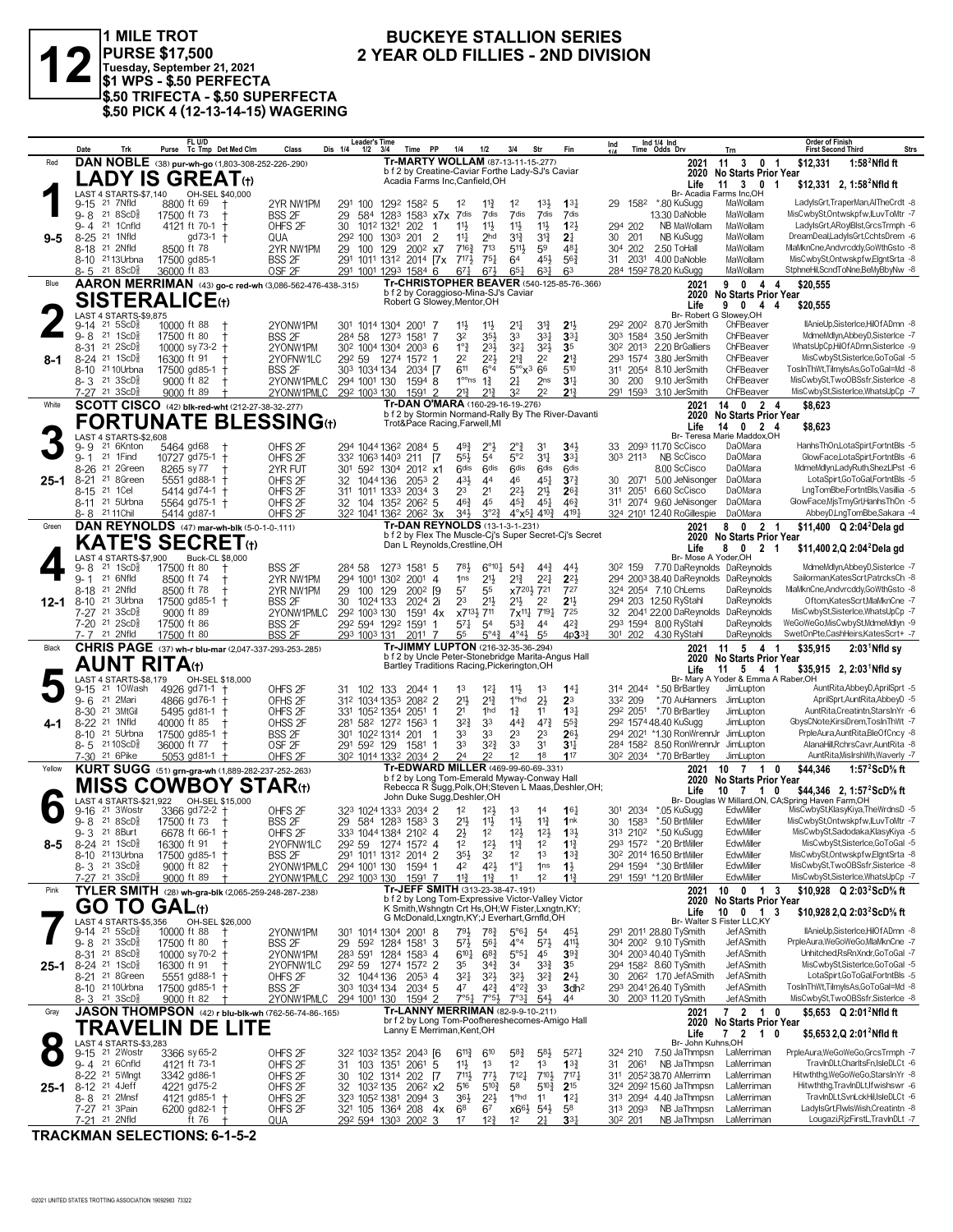# 12

**1 MILE TROT**
**PURSE $17,500**
**Tuesday, September 21, 2021**
**$1 WPS - $.50 PERFECTA**
**$.50 TRIFECTA - $.50 SUPERFECTA**
**$.50 PICK 4 (12-13-14-15) WAGERING**

## BUCKEYE STALLION SERIES
## 2 YEAR OLD FILLIES - 2ND DIVISION

---

### 1 — Red — 9-5
**DAN NOBLE** (38) pur-wh-go (1,803-308-252-226-.290)
**LADY IS GREAT(t)**
Tr-MARTY WOLLAM (87-13-11-15-.277)
b f 2 by Creatine-Caviar Forthe Lady-SJ's Caviar
Acadia Farms Inc,Canfield,OH
LAST 4 STARTS-$7,140 — OH-SEL $40,000
2021: 11 3 0 1 $12,331 1:58²Nfld ft
2020: No Starts Prior Year
Life: 11 3 0 1 $12,331 2, 1:58²Nfld ft
Br- Acadia Farms Inc,OH

| Date | Trk | Purse | Cond | Class | 1/4 | 1/2 | 3/4 | Time | PP | 1/4 | 1/2 | 3/4 | Str | Fin | Ind | Odds Drv | Trn | Order of Finish |
|---|---|---|---|---|---|---|---|---|---|---|---|---|---|---|---|---|---|---|
| 9-15 21 | 7Nfld | 8800 | ft 69 † | 2YR NW1PM | 29¹ | 100 | 129² | 158² | 5 | 1² | 1¹½ | 1² | 1³½ | 1³¼ | 29 158² | *.80 KuSugg | MaWollam | LadyIsGrt,TraperMan,AlTheCrdt -8 |
| 9-8 21 | 8ScD⅝ | 17500 | ft 73 † | BSS 2F | 29 | 58⁴ | 128³ | 158³ | x7x | 7dis | 7dis | 7dis | 7dis | 7dis | | 13.30 DaNoble | MaWollam | MisCwbySt,Ontwskpfw,ILuvToMtr -7 |
| 9-4 21 | 1Cnfld | 4121 | ft 70-1 † | OHFS 2F | 30 | 101² | 132¹ | 202 | 1 | 1¹½ | 1¹½ | 1¹½ | 1¹½ | 1²½ | 29⁴ 202 | NB MaWollam | MaWollam | LadyIsGrt,ARoylBlst,GrcsTrmph -6 |
| 8-25 21 | 1Nfld | | gd73-1 † | QUA | 29² | 100 | 130³ | 201 | 2 | 1¹½ | 2hd | 3¹¾ | 3¹¾ | 2¾ | 30 201 | NB KuSugg | MaWollam | DreamDeal,LadyIsGrt,CchtsDrem -6 |
| 8-18 21 | 2Nfld | 8500 | ft 78 | 2YR NW1PM | 29 | 100 | 129 | 200² | x7 | 7¹⁶¾ | 7¹³ | 5¹¹½ | 5⁹ | 4⁸¼ | 30⁴ 202 | 2.50 ToHall | MaWollam | MlaMknCne,Andvrcddy,GoWthGsto -8 |
| 8-10 21 | 13Urbna | 17500 | gd85-1 | BSS 2F | 29¹ | 101¹ | 131² | 201⁴ | [7x | 7¹⁷½ | 7⁵½ | 6⁴ | 4⁵½ | 5⁶¾ | 31 203¹ | 4.00 DaNoble | MaWollam | MisCwbySt,Ontwskpfw,ElgntSrta -8 |
| 8-5 21 | 8ScD⅝ | 36000 | ft 83 | OSF 2F | 29¹ | 100¹ | 129³ | 158⁴ | 6 | 6⁷¼ | 6⁷½ | 6⁵¼ | 6³¾ | 6³ | 28⁴ 159² | 78.20 KuSugg | MaWollam | StphneHil,ScndToNne,BeMyBbyNw -8 |

### 2 — Blue — 8-1
**AARON MERRIMAN** (43) go-c red-wh (3,086-562-476-438-.315)
**SISTERALICE(t)**
Tr-CHRISTOPHER BEAVER (540-125-85-76-.366)
b f 2 by Coraggioso-Mina-SJ's Caviar
Robert G Slowey,Mentor,OH
LAST 4 STARTS-$9,875
2021: 9 0 4 4 $20,555
2020: No Starts Prior Year
Life: 9 0 4 4 $20,555
Br- Robert G Slowey,OH

| Date | Trk | Purse | Cond | Class | 1/4 | 1/2 | 3/4 | Time | PP | 1/4 | 1/2 | 3/4 | Str | Fin | Ind | Odds Drv | Trn | Order of Finish |
|---|---|---|---|---|---|---|---|---|---|---|---|---|---|---|---|---|---|---|
| 9-14 21 | 5ScD⅝ | 10000 | ft 88 † | 2YONW1PM | 30¹ | 101⁴ | 130⁴ | 200¹ | 7 | 1¹½ | 1¹½ | 2¹¼ | 3¹¾ | 2¹½ | 29² 200² | 8.70 JerSmith | ChFBeaver | IlAnieUp,Sisterlce,HilOfADmn -8 |
| 9-8 21 | 1ScD⅝ | 17500 | ft 80 † | BSS 2F | 28⁴ | 58 | 127³ | 158¹ | 7 | 3² | 3⁵½ | 3³ | 3³¾ | 3³¼ | 30³ 158⁴ | 3.50 JerSmith | ChFBeaver | MdmeMdlyn,AbbeyD,Sisterlce -7 |
| 8-31 21 | 2ScD⅝ | 10000 | sy73-2 † | 2YONW1PM | 30² | 100⁴ | 130⁴ | 200³ | 6 | 1°¾ | 2³½ | 3²¼ | 3²¾ | 3⁵ | 30² 201³ | 2.20 BrGalliers | ChFBeaver | WhatsUpCp,HilOfADmn,Sisterlce -9 |
| 8-24 21 | 1ScD⅝ | 16300 | ft 91 † | 2YOFNW1LC | 29² | 59 | 127⁴ | 157² | 1 | 2² | 2²½ | 2¹¾ | 2² | 2¹¾ | 29³ 157⁴ | 3.80 JerSmith | ChFBeaver | MisCwbySt,Sisterlce,GoToGal -5 |
| 8-10 21 | 10Urbna | 17500 | gd85-1 † | BSS 2F | 30³ | 103⁴ | 134 | 203⁴ | [7 | 6¹¹ | 6°⁴ | 5°°x³ | 6⁶ | 5¹⁰ | 31¹ 205⁴ | 8.10 JerSmith | ChFBeaver | TosInThWt,TilmylsAs,GoToGal=Md -8 |
| 8-3 21 | 3ScD⅝ | 9000 | ft 82 † | 2YONW1PMLC | 29⁴ | 100¹ | 130 | 159⁴ | 8 | 1°°ns | 1¾ | 2½ | 2ns | 3¹½ | 30 200 | 9.10 JerSmith | ChFBeaver | MisCwbySt,TwoOBSsfr,Sisterlce -8 |
| 7-27 21 | 3ScD⅝ | 9000 | ft 89 † | 2YONW1PMLC | 29² | 100³ | 130 | 159¹ | 2 | 2¹¾ | 2¹¾ | 3² | 2² | 2¹¾ | 29¹ 159³ | 3.10 JerSmith | ChFBeaver | MisCwbySt,Sisterlce,WhatsUpCp -7 |

### 3 — White — 25-1
**SCOTT CISCO** (42) blk-red-wht (212-27-38-32-.277)
**FORTUNATE BLESSING(t)**
Tr-DAN O'MARA (160-29-16-19-.276)
b f 2 by Stormin Normand-Rally By The River-Davanti
Trot&Pace Racing,Farwell,MI
LAST 4 STARTS-$2,608
2021: 14 0 2 4 $8,623
2020: No Starts Prior Year
Life: 14 0 2 4 $8,623
Br- Teresa Marie Maddox,OH

| Date | Trk | Purse | Cond | Class | 1/4 | 1/2 | 3/4 | Time | PP | 1/4 | 1/2 | 3/4 | Str | Fin | Ind | Odds Drv | Trn | Order of Finish |
|---|---|---|---|---|---|---|---|---|---|---|---|---|---|---|---|---|---|---|
| 9-9 21 | 6Knton | 5464 | gd68 † | OHFS 2F | 29⁴ | 104⁴ | 136² | 208⁴ | 5 | 4⁹¾ | 2°½ | 2°¾ | 3¹ | 3⁴½ | 33 | 209³ 11.70 ScCisco | DaOMara | HanhsThOn,LotaSpirt,FortntBls -5 |
| 9-1 21 | 1Find | 10727 | gd75-1 † | OHFS 2F | 33² | 106³ | 140³ | 211 | [7 | 5⁵½ | 5⁴ | 5°² | 3¹½ | 3³¼ | 30³ 211³ | NB ScCisco | DaOMara | GlowFace,LotaSpirt,FortntBls -6 |
| 8-26 21 | 2Green | 8265 | sy77 † | 2YR FUT | 30¹ | 59² | 130⁴ | 201² | x1 | 6dis | 6dis | 6dis | 6dis | 6dis | | 8.00 ScCisco | DaOMara | MdmeMdlyn,LadyRuth,ShezLlPst -6 |
| 8-21 21 | 8Green | 5551 | gd88-1 † | OHFS 2F | 32 | 104⁴ | 136 | 205³ | 2 | 4³½ | 4⁴ | 4⁶ | 4⁵½ | 3⁷¾ | 30 207¹ | 5.00 JeNisonger | DaOMara | LotaSpirt,GoToGal,FortntBls -5 |
| 8-15 21 | 1Cel | 5414 | gd74-1 † | OHFS 2F | 31¹ | 101¹ | 133³ | 203⁴ | 3 | 2³ | 2¹ | 2²½ | 2¹½ | 2⁶¾ | 31³ 205¹ | 6.60 ScCisco | DaOMara | LngTomBbe,FortntBls,Vasilia -5 |
| 8-11 21 | 5Urbna | 5564 | gd75-1 † | OHFS 2F | 32 | 104 | 135² | 206² | 5 | 4⁶¾ | 4⁵ | 4⁵¾ | 4⁵½ | 4⁶¾ | 31¹ 207⁴ | 9.60 JeNisonger | DaOMara | GlowFace,MjsTmyGrl,HanhsThOn -5 |
| 8-8 21 | 11Chil | 5414 | gd87-1 | OHFS 2F | 32² | 104¹ | 136² | 206² | 3x | 3⁴½ | 3°²¾ | 4°x⁵½ | 4¹⁰¾ | 4¹⁹¼ | 32⁴ 210¹ | 12.40 RoGillespie | DaOMara | AbbeyD,LngTomBbe,Sakara -4 |

### 4 — Green — 12-1
**DAN REYNOLDS** (47) mar-wh-blk (5-0-1-0-.111)
**KATE'S SECRET(t)**
Tr-DAN REYNOLDS (13-1-3-1-.231)
b f 2 by Flex The Muscle-Cj's Super Secret-Cj's Secret
Dan L Reynolds,Crestline,OH
LAST 4 STARTS-$7,900 — Buck-CL $8,000
2021: 8 0 2 1 $11,400 Q 2:04²Dela gd
2020: No Starts Prior Year
Life: 8 0 2 1 $11,400 2,Q 2:04²Dela gd
Br- Mose A Yoder,OH

| Date | Trk | Purse | Cond | Class | 1/4 | 1/2 | 3/4 | Time | PP | 1/4 | 1/2 | 3/4 | Str | Fin | Ind | Odds Drv | Trn | Order of Finish |
|---|---|---|---|---|---|---|---|---|---|---|---|---|---|---|---|---|---|---|
| 9-8 21 | 1ScD⅝ | 17500 | ft 80 † | BSS 2F | 28⁴ | 58 | 127³ | 158¹ | 5 | 7⁸½ | 6°¹⁰¼ | 5⁴¾ | 4⁴¾ | 4⁴½ | 30² 159 | 7.70 DaReynolds | DaReynolds | MdmeMdlyn,AbbeyD,Sisterlce -7 |
| 9-1 21 | 6Nfld | 8500 | ft 74 † | 2YR NW1PM | 29⁴ | 100¹ | 130² | 200¹ | 4 | 1ns | 2¹½ | 2¹¾ | 2²¼ | 2²½ | 29⁴ 200³ | 38.40 DaReynolds | DaReynolds | Sailorman,KatesScrt,PatrcksCh -8 |
| 8-18 21 | 2Nfld | 8500 | ft 78 † | 2YR NW1PM | 29 | 100 | 129 | 200² | [9 | 5⁷ | 5⁵ | x7²⁰½ | 7²¹ | 7²⁷ | 32⁴ 205⁴ | 7.10 ChLems | DaReynolds | MlaMknCne,Andvrcddy,GoWthGsto -8 |
| 8-10 21 | 3Urbna | 17500 | gd85-1 † | BSS 2F | 30 | 102⁴ | 133 | 202⁴ | 2i | 2³ | 2¹½ | 2¹½ | 2² | 2² | 29⁴ 203 | 12.50 RyStahl | DaReynolds | Oftom,KatesScrt,MlaMknCne -7 |
| 7-27 21 | 3ScD⅝ | 9000 | ft 89 † | 2YONW1PMLC | 29² | 100³ | 130 | 159¹ | 4x | x7¹³½ | 7¹¹ | 7x¹¹¾ | 7¹⁹¼ | 7²⁵ | 32 | 204¹ 22.00 DaReynolds | DaReynolds | MisCwbySt,Sisterlce,WhatsUpCp -7 |
| 7-20 21 | 2ScD⅝ | 17500 | ft 86 | BSS 2F | 29² | 59⁴ | 129² | 159¹ | 1 | 5⁷¼ | 5⁴ | 5³¾ | 4⁴ | 4²¾ | 29³ 159⁴ | 8.00 RyStahl | DaReynolds | WeGoWeGo,MisCwbySt,MdmeMdlyn -9 |
| 7-7 21 | 2Nfld | 17500 | ft 80 | BSS 2F | 29³ | 100³ | 131 | 201¹ | 7 | 5⁵ | 5°⁴¾ | 4°⁴¼ | 5⁵ | 4p3³¾ | 30¹ 202 | 4.30 RyStahl | DaReynolds | SwetOnPte,CashHeirs,KatesScrt+ -7 |

### 5 — Black — 4-1
**CHRIS PAGE** (37) wh-r blu-mar (2,047-337-293-253-.285)
**AUNT RITA(t)**
Tr-JIMMY LUPTON (216-32-35-36-.294)
b f 2 by Uncle Peter-Stonebridge Marita-Angus Hall
Bartley Traditions Racing,Pickerington,OH
LAST 4 STARTS-$8,179 — OH-SEL $18,000
2021: 11 5 4 1 $35,915 2:03¹Nfld sy
2020: No Starts Prior Year
Life: 11 5 4 1 $35,915 2, 2:03¹Nfld sy
Br- Mary A Yoder & Emma A Raber,OH

| Date | Trk | Purse | Cond | Class | 1/4 | 1/2 | 3/4 | Time | PP | 1/4 | 1/2 | 3/4 | Str | Fin | Ind | Odds Drv | Trn | Order of Finish |
|---|---|---|---|---|---|---|---|---|---|---|---|---|---|---|---|---|---|---|
| 9-15 21 | 10Wash | 4926 | gd71-1 † | OHFS 2F | 31 | 102 | 133 | 204⁴ | 1 | 1³ | 1²½ | 1¹½ | 1³ | 1⁴¼ | 31⁴ 204⁴ | *.50 BrBartley | JimLupton | AuntRita,AbbeyD,AprilSprt -5 |
| 9-6 21 | 2Mari | 4866 | gd76-1 † | OFHS 2F | 31² | 103⁴ | 135³ | 208² | 2 | 2¹½ | 2¹¾ | 2¹¾ | 1°hd | 2½ | 2³ | 33² 209 | *.70 AuHanners | JimLupton | AprilSprt,AuntRita,AbbeyD -5 |
| 8-30 21 | 3MtGil | 5495 | gd81-1 † | OHFS 2F | 33¹ | 105² | 135⁴ | 205¹ | 1 | 2¹ | 1hd | 1¾ | 1¹ | 1³½ | 29² 205¹ | *.70 BrBartley | JimLupton | AuntRita,Creatintn,StarsInYr -6 |
| 8-22 21 | 1Nfld | 40000 | ft 85 † | OHSS 2F | 28¹ | 58² | 127² | 156³ | 1 | 3²¾ | 3³ | 4⁴¾ | 4⁷¾ | 5⁵¾ | 29² 157⁴ | 48.40 KuSugg | JimLupton | GbysCNote,KirsiDrem,TosInThWt -7 |
| 8-10 21 | 5Urbna | 17500 | gd85-1 † | BSS 2F | 30¹ | 102² | 131³ | 201 | 1 | 3³ | 3³ | 2³ | 2³ | 2⁶½ | 29⁴ 202¹ | *1.30 RonWrennJr | JimLupton | PrpleAura,AuntRita,BleOfCncy -8 |
| 8-5 21 | 10ScD⅝ | 36000 | ft 77 † | OSF 2F | 29¹ | 59² | 129 | 158¹ | 1 | 3³ | 3²¾ | 3³ | 3¹ | 3¹¾ | 28⁴ 158² | 8.50 RonWrennJr | JimLupton | AlanaHill,RchrsCavr,AuntRita -8 |
| 7-30 21 | 6Pike | 5053 | gd81-1 † | OHFS 2F | 30² | 101⁴ | 133² | 203⁴ | 2 | 2⁴ | 2² | 1² | 1⁸ | 1¹⁷ | 30² 203⁴ | *.70 BrBartley | JimLupton | AuntRita,MisIrshWh,Waverly -7 |

### 6 — Yellow — 8-5
**KURT SUGG** (51) grn-gra-wh (1,889-282-237-252-.263)
**MISS COWBOY STAR(t)**
Tr-EDWARD MILLER (469-99-60-69-.331)
b f 2 by Long Tom-Emerald Myway-Conway Hall
Rebecca R Sugg,Polk,OH;Steven L Maas,Deshler,OH;
John Duke Sugg,Deshler,OH
LAST 4 STARTS-$21,922 — OH-SEL $15,000
2021: 10 7 1 0 $44,346 1:57²ScD⅝ ft
2020: No Starts Prior Year
Life: 10 7 1 0 $44,346 2, 1:57²ScD⅝ ft
Br- Douglas W Millard,ON, CA;Spring Haven Farm,OH

| Date | Trk | Purse | Cond | Class | 1/4 | 1/2 | 3/4 | Time | PP | 1/4 | 1/2 | 3/4 | Str | Fin | Ind | Odds Drv | Trn | Order of Finish |
|---|---|---|---|---|---|---|---|---|---|---|---|---|---|---|---|---|---|---|
| 9-16 21 | 3Wostr | 3366 | gd72-2 † | OHFS 2F | 32³ | 102⁴ | 133³ | 203⁴ | 2 | 1² | 1²½ | 1³ | 1⁴ | 1⁶¾ | 30¹ 203⁴ | *.05 KuSugg | EdwMiller | MisCwbySt,KlasyKiya,TheWrdnsD -5 |
| 9-8 21 | 8ScD⅝ | 17500 | ft 73 † | BSS 2F | 29 | 58⁴ | 128³ | 158³ | 3 | 2¹½ | 1¹½ | 1¹½ | 1¹¾ | 1nk | 30 158³ | *.50 BrtMiller | EdwMiller | MisCwbySt,Ontwskpfw,ILuvToMtr -7 |
| 9-3 21 | 8Burt | 6678 | ft 66-1 † | OHFS 2F | 33³ | 104⁴ | 138⁴ | 210² | 4 | 2½ | 1² | 1²½ | 1²½ | 1³½ | 31³ 210² | *.50 KuSugg | EdwMiller | MisCwbySt,Sadodaka,KlasyKiya -5 |
| 8-24 21 | 1ScD⅝ | 16300 | ft 91 † | 2YOFNW1LC | 29² | 59 | 127⁴ | 157² | 4 | 1² | 1²½ | 1¹¾ | 1² | 1¹¾ | 29³ 157² | *.20 BrtMiller | EdwMiller | MisCwbySt,Sisterlce,GoToGal -5 |
| 8-10 21 | 13Urbna | 17500 | gd85-1 † | BSS 2F | 29¹ | 101¹ | 131² | 201⁴ | 2 | 3⁵½ | 3² | 1² | 1³ | 1³¾ | 30² 201⁴ | 16.50 BrtMiller | EdwMiller | MisCwbySt,Ontwskpfw,ElgntSrta -8 |
| 8-3 21 | 3ScD⅝ | 9000 | ft 82 † | 2YONW1PMLC | 29⁴ | 100¹ | 130 | 159⁴ | 1 | 4² | 4²½ | 1°¾ | 1ns | 1½ | 29⁴ 159⁴ | *.30 BrtMiller | EdwMiller | MisCwbySt,TwoOBSsfr,Sisterlce -8 |
| 7-27 21 | 3ScD⅝ | 9000 | ft 89 † | 2YONW1PMLC | 29² | 100³ | 130 | 159¹ | 7 | 1¹¾ | 1¹¾ | 1¹ | 1² | 1¹¾ | 29¹ 159¹ | *1.20 BrtMiller | EdwMiller | MisCwbySt,Sisterlce,WhatsUpCp -7 |

### 7 — Pink — 25-1
**TYLER SMITH** (28) wh-gra-blk (2,065-259-248-287-.238)
**GO TO GAL(t)**
Tr-JEFF SMITH (313-23-38-47-.191)
b f 2 by Long Tom-Expressive Victor-Valley Victor
K Smith,Wshngtn Crt Hs,OH;W Fister,Lxngtn,KY;
G McDonald,Lxngtn,KY;J Everhart,Grnfld,OH
LAST 4 STARTS-$5,356 — OH-SEL $26,000
2021: 10 0 1 3 $10,928 Q 2:03²ScD⅝ ft
2020: No Starts Prior Year
Life: 10 0 1 3 $10,928 2,Q 2:03²ScD⅝ ft
Br- Walter S Fister LLC,KY

| Date | Trk | Purse | Cond | Class | 1/4 | 1/2 | 3/4 | Time | PP | 1/4 | 1/2 | 3/4 | Str | Fin | Ind | Odds Drv | Trn | Order of Finish |
|---|---|---|---|---|---|---|---|---|---|---|---|---|---|---|---|---|---|---|
| 9-14 21 | 5ScD⅝ | 10000 | ft 88 † | 2YONW1PM | 30¹ | 101⁴ | 130⁴ | 200¹ | 8 | 7⁹½ | 7⁶¾ | 5°⁶¼ | 5⁴ | 4⁵½ | 29¹ | 201¹ 28.80 TySmith | JefASmith | IlAnieUp,Sisterlce,HilOfADmn -8 |
| 9-8 21 | 3ScD⅝ | 17500 | ft 80 † | BSS 2F | 29 | 59² | 128⁴ | 158¹ | 3 | 5⁷½ | 5⁶¼ | 4°⁴ | 5⁷½ | 4¹¹½ | 30⁴ 200² | 9.10 TySmith | JefASmith | PrpleAura,WeGoWeGo,MlaMknCne -7 |
| 8-31 21 | 8ScD⅝ | 10000 | sy70-2 † | 2YONW1PM | 28³ | 59¹ | 128⁴ | 158³ | 4 | 6¹⁰¼ | 6⁸¾ | 5°⁵¼ | 4⁵ | 3⁹¾ | 30⁴ | 200³ 40.40 TySmith | JefASmith | Unhitched,RsRnXndr,GoToGal -7 |
| 8-24 21 | 1ScD⅝ | 16300 | ft 91 † | 2YOFNW1LC | 29² | 59 | 127⁴ | 157² | 2 | 3⁵ | 3⁴¾ | 3⁴ | 3³¾ | 3⁵ | 29⁴ 158² | 8.60 TySmith | JefASmith | MisCwbySt,Sisterlce,GoToGal -5 |
| 8-21 21 | 8Green | 5551 | gd88-1 † | OHFS 2F | 32 | 104⁴ | 136 | 205³ | 4 | 3²½ | 3²½ | 3²½ | 3²¾ | 2⁴½ | 30 206² | 1.70 JefASmith | JefASmith | LotaSpirt,GoToGal,FortntBls -5 |
| 8-10 21 | 10Urbna | 17500 | gd85-1 † | BSS 2F | 30³ | 103⁴ | 134 | 203⁴ | 5 | 4⁷ | 4²¾ | 4°²¾ | 3³ | 3dh² | 29³ | 204¹ 26.40 TySmith | JefASmith | TosInThWt,TilmylsAs,GoToGal=Md -8 |
| 8-3 21 | 3ScD⅝ | 9000 | ft 82 † | 2YONW1PMLC | 29⁴ | 100¹ | 130 | 159⁴ | 2 | 7°⁶½ | 7°⁶½ | 7°³¼ | 5⁴½ | 4⁴ | 30 | 200³ 11.20 TySmith | JefASmith | MisCwbySt,TwoOBSsfr,Sisterlce -8 |

### 8 — Gray — 25-1
**JASON THOMPSON** (42) r blu-blk-wh (762-56-74-86-.165)
**TRAVELIN DE LITE**
Tr-LANNY MERRIMAN (82-9-9-10-.211)
br f 2 by Long Tom-Poofhereshecomes-Amigo Hall
Lanny E Merriman,Kent,OH
LAST 4 STARTS-$3,283
2021: 7 2 1 0 $5,653 Q 2:01²Nfld ft
2020: No Starts Prior Year
Life: 7 2 1 0 $5,653 2,Q 2:01²Nfld ft
Br- John Kuhns,OH

| Date | Trk | Purse | Cond | Class | 1/4 | 1/2 | 3/4 | Time | PP | 1/4 | 1/2 | 3/4 | Str | Fin | Ind | Odds Drv | Trn | Order of Finish |
|---|---|---|---|---|---|---|---|---|---|---|---|---|---|---|---|---|---|---|
| 9-15 21 | 2Wostr | 3366 | sy65-2 | OHFS 2F | 32² | 103² | 135² | 204³ | [6 | 6¹¹¾ | 6¹⁰ | 5⁸¾ | 5⁸½ | 5²⁷¼ | 32⁴ 210 | 7.50 JaThmpsn | LaMerriman | PrpleAura,WeGoWeGo,GrcsTrmph -7 |
| 9-4 21 | 6Cnfld | 4121 | ft 73-1 | OHFS 2F | 31 | 103 | 135¹ | 206¹ | 5 | 1¹½ | 1³ | 1² | 1³ | 1³¾ | 31 206¹ | NB JaThmpsn | LaMerriman | TravlnDLt,CharltsFn,IsleDLt -6 |
| 8-22 21 | 5Wlngt | 3342 | gd86-1 | OHFS 2F | 30 | 102 | 131⁴ | 202 | [7 | 7¹¹½ | 7⁷½ | 7¹²¾ | 7¹⁰½ | 7¹⁷¼ | 31¹ | 205² 38.70 AMerrimn | LaMerriman | Hitwththg,WeGoWeGo,StarsInYr -8 |
| 8-12 21 | 4Jeff | 4221 | gd75-2 | OHFS 2F | 32 | 103² | 135 | 206² | x2 | 5¹⁶ | 5¹⁰¾ | 5⁸ | 5¹⁰¾ | 2¹⁵ | 32⁴ | 209² 15.60 JaThmpsn | LaMerriman | Hitwththg,TravlnDLt,Ifwishswr -6 |
| 8-8 21 | 2Mnsf | 4121 | gd85-1 † | OHFS 2F | 32³ | 105² | 138¹ | 209⁴ | 3 | 3⁶½ | 2²½ | 1°hd | 1¹ | 1²¾ | 31³ 209⁴ | 4.40 JaThmpsn | LaMerriman | TravlnDLt,SvnLckHil,IsleDLt -6 |
| 7-27 21 | 3Pain | 6200 | gd82-1 † | OHFS 2F | 32¹ | 105 | 136⁴ | 208 | 4x | 6⁸ | 6⁷ | x6⁶¾ | 5⁴½ | 5⁸ | 31³ 209³ | NB JaThmpsn | LaMerriman | LadylsGrt,FlwlsWish,Creatintn -8 |
| 7-21 21 | 2Nfld | | ft 76 † | QUA | 29² | 59⁴ | 130³ | 200² | 3 | 1⁷ | 1²¾ | 1² | 2¾ | 3³½ | 30² 201 | NB JaThmpsn | LaMerriman | Lougazi,RjzFirstL,TravlnDLt -7 |

**TRACKMAN SELECTIONS: 6-1-5-2**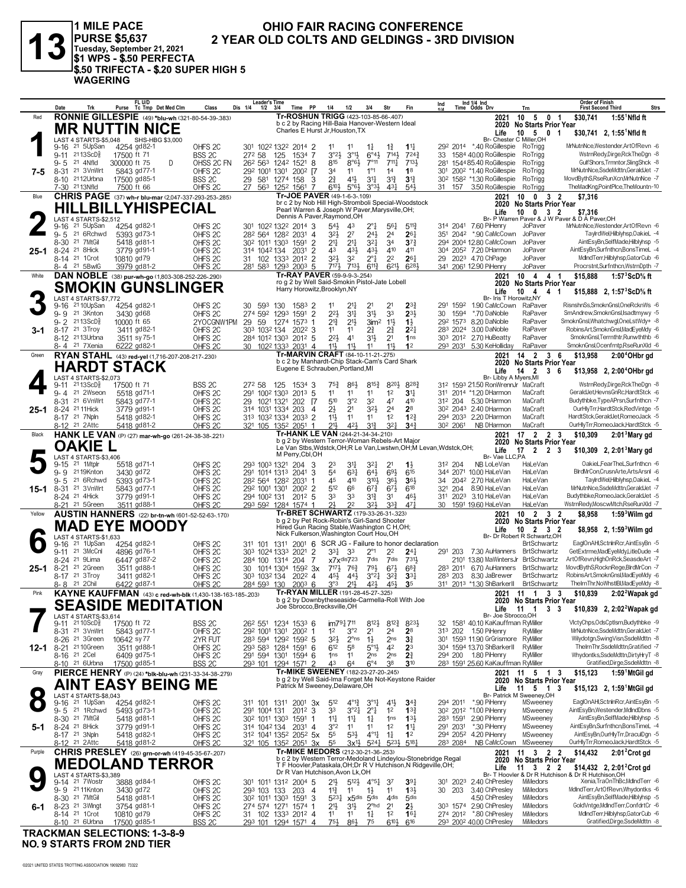# 13

**1 MILE PACE**
**PURSE $5,637**
**Tuesday, September 21, 2021**
**$1 WPS - $.50 PERFECTA**
**$.50 TRIFECTA - $.20 SUPER HIGH 5 WAGERING**

## OHIO FAIR RACING CONFERENCE
## 2 YEAR OLD COLTS AND GELDINGS - 3RD DIVISION

---

### 1 — Red — 7-5
**RONNIE GILLESPIE** (49) *blu-wh (321-80-54-39-.383)
**MR NUTTIN NICE**
Tr-ROSHUN TRIGG (423-103-85-66-.407)
b c 2 by Racing Hill-Baia Hanover-Western Ideal
Charles E Hurst Jr,Houston,TX
2021: 10 5 0 1 $30,741 1:55¹Nfld ft
2020 No Starts Prior Year
Life: 10 5 0 1 $30,741 2, 1:55¹Nfld ft
Br- Chester C Miller,OH
LAST 4 STARTS-$5,048 SHS-HBG $3,000

| Date | Trk | Purse | Cond | Class | 1/4 | 1/2 | 3/4 | Time | PP | 1/4 | 1/2 | 3/4 | Str | Fin | Ind 1/4 | Ind Time | Odds | Drv | Trn | Order of Finish |
|---|---|---|---|---|---|---|---|---|---|---|---|---|---|---|---|---|---|---|---|---|
| 9-16 21 | 5UpSan | 4254 | gd82-1 | OHFS 2C | 30¹ | 102² | 132² | 2014 | 2 | 1¹ | 1¹ | 1½ | 1¾ | 1½ | 29² | 2014 | *.40 | RoGillespie | RoTrigg | MrNutnNce,Westender,ArtOfRevn -6 |
| 9-11 21 | 13ScD⅝ | 17500 | ft 71 | BSS 2C | 27² 58 | 125 | | 1534 | 7 | 3°2½ | 3°1½ | 6°4½ | 714½ | 724¾ | 33 | 1584 | 40.00 | RoGillespie | RoTrigg | WstrnRedy,Dirge,RckTheDgn -8 |
| 9-5 21 | 4Nfld | 300000 | ft 75 | D OHSS 2C FN | 26² 56³ | 124² | | 1521 | 8 | 8¹5 | 8°6½ | 7°11 | 711½ | 713½ | 28¹ | 1544 | 85.40 | RoGillespie | RoTrigg | GulfShors,Trmntor,SlingShck -8 |
| 8-31 21 | 3VnWrt | 5843 | gd77-1 | OHFS 2C | 29² | 100¹ | 130¹ | 2002 | [7 | 3⁴ | 1¹ | 1°1 | 1⁴ | 1⁸ | 30¹ | 2002 | *1.40 | RoGillespie | RoTrigg | MrNutnNce,SsdeMdttn,GeraldJet -7 |
| 8-10 21 | 12Urbna | 17500 | gd85-1 | BSS 2C | 29 | 58¹ | 127⁴ | 158 | 3 | 2¾ | 4¹½ | 3¹¼ | 3¹¾ | 3¹¾ | 30² | 1582 | *1.30 | RoGillespie | RoTrigg | MovdBythS,RseRunXcn,MrNutnNce -7 |
| 7-30 21 | 13Nfld | 7500 | ft 66 | OHFS 2C | 27 | 56³ | 125² | 1561 | 7 | 6¹0½ | 5°6½ | 3°3½ | 4³¼ | 5⁴½ | 31 | 157 | 3.50 | RoGillespie | RoTrigg | TheMadKng,PointPlce,TheMountn-10 |

---

### 2 — Blue — 25-1
**CHRIS PAGE** (37) wh-r blu-mar (2,047-337-293-253-.285)
**HILLBILLYHISPECIAL**
Tr-JOE PAVER (49-1-6-3-.109)
br c 2 by Nob Hill High-Stromboli Special-Woodstock
Pearl Warren & Joseph W Paver,Marysville,OH;
Dennis A Paver,Raymond,OH
2021: 10 0 3 2 $7,316
2020 No Starts Prior Year
Life: 10 0 3 2 $7,316
Br- P Warren Paver & J W Paver & D A Paver,OH
LAST 4 STARTS-$2,512

| Date | Trk | Purse | Cond | Class | 1/4 | 1/2 | 3/4 | Time | PP | 1/4 | 1/2 | 3/4 | Str | Fin | Ind 1/4 | Ind Time | Odds | Drv | Trn | Order of Finish |
|---|---|---|---|---|---|---|---|---|---|---|---|---|---|---|---|---|---|---|---|---|
| 9-16 21 | 5UpSan | 4254 | gd82-1 | OHFS 2C | 30¹ | 102² | 132² | 2014 | 3 | 5⁴½ | 4³ | 2°¾ | 5⁶½ | 5¹¹¾ | 31⁴ | 2041 | 7.60 | PiHenry | JoPaver | MrNutnNce,Westender,ArtOfRevn -6 |
| 9-5 21 | 6Rchwd | 5393 | gd73-1 | OHFS 2C | 28² 56⁴ | 128² | | 2031 | 4 | 3²½ | 2⁷ | 2⁴½ | 2⁴ | 2⁶¼ | 35¹ | 2042 | *.90 | CaMcCown | JoPaver | TaylrdWel,Hllblyhsp,OakieL -4 |
| 8-30 21 | 7MtGil | 5418 | gd81-1 | OHFS 2C | 30² | 101¹ | 130³ | 1591 | 2 | 2¹¾ | 2¹½ | 3²¼ | 3⁴ | 3⁷¾ | 29⁴ | 2004 | 12.80 | CaMcCown | JoPaver | AintEsyBn,SelfMade,Hllblyhsp -5 |
| 8-24 21 | 8Hick | 3779 | gd91-1 | OHFS 2C | 31⁴ | 104² | 134 | 2031 | 2 | 4³ | 4³½ | 4³½ | 4¹0 | 4¹¹ | 30⁴ | 2052 | 7.20 | DHarmon | JoPaver | AintEsyBn,Surfnthcn,BonsTimeL -4 |
| 8-14 21 | 1Crot | 10810 | gd79 | OHFS 2C | 31 | 102 | 133³ | 2012 | 2 | 3²½ | 3² | 2°¾ | 2² | 2⁶¼ | 29 | 2023 | 4.70 | ChPage | JoPaver | MdlndTerr,Hllblyhsp,GatorCub -6 |
| 8-4 21 | 5BwlG | 3979 | gd81-2 | OHFS 2C | 28¹ 58³ | 129³ | | 2003 | 5 | 7¹7½ | 7¹3½ | 6¹1¾ | 6²1½ | 6²8¼ | 34¹ | 2061 | 12.90 | PiHenry | JoPaver | Procrstnt,Surfnthcn,WstrnDpth -7 |

---

### 3 — White — 3-1
**DAN NOBLE** (38) pur-wh-go (1,803-308-252-226-.290)
**SMOKIN GUNSLINGER**
Tr-RAY PAVER (59-9-9-3-.254)
ro g 2 by Well Said-Smokin Pistol-Jate Lobell
Harry Horowitz,Brooklyn,NY
2021: 10 4 4 1 $15,888 1:57³ScD⅝ ft
2020 No Starts Prior Year
Life: 10 4 4 1 $15,888 2, 1:57³ScD⅝ ft
Br- Iris T Horowitz,NY
LAST 4 STARTS-$7,772

| Date | Trk | Purse | Cond | Class | 1/4 | 1/2 | 3/4 | Time | PP | 1/4 | 1/2 | 3/4 | Str | Fin | Ind 1/4 | Ind Time | Odds | Drv | Trn | Order of Finish |
|---|---|---|---|---|---|---|---|---|---|---|---|---|---|---|---|---|---|---|---|---|
| 9-16 21 | 10UpSan | 4254 | gd82-1 | OHFS 2C | 30 | 59³ | 130 | 1583 | 2 | 1¹ | 2¹½ | 2¹ | 2¹ | 2³¾ | 29¹ | 1592 | 1.90 | CaMcCown | RaPaver | RisnshnSs,SmoknGnsl,OneRcknWs -6 |
| 9-9 21 | 3Knton | 3430 | gd68 | OHFS 2C | 27⁴ 59² | 129³ | | 1591 | 2 | 2²½ | 3¹½ | 3¹½ | 3³ | 2³½ | 30 | 1594 | *.70 | DaNoble | RaPaver | SmAndrew,SmoknGnsl,Isadtmywy -5 |
| 9-2 21 | 13ScD⅝ | 10000 | ft 65 | 2YOCGNW1PM | 29 | 59 | 127⁴ | 1573 | 1 | 2¹¾ | 2¹½ | 3im² | 1¹½ | 1½ | 29² | 1573 | 8.20 | DaNoble | RaPaver | SmoknGnsl,Whatchwgl,OneLstWdy+ -8 |
| 8-17 21 | 3Troy | 3411 | gd82-1 | OHFS 2C | 30³ | 103² | 134 | 2022 | 3 | 1¹ | 1¹ | 2¾ | 2¾ | 2²½ | 28³ | 2024 | 3.00 | DaNoble | RaPaver | RobinsArt,SmoknGnsl,MadEyeMdy -6 |
| 8-12 21 | 13Urbna | 3511 | sy75-1 | OHFS 2C | 28⁴ | 101² | 130³ | 2012 | 5 | 2²½ | 4¹ | 3¹½ | 2¹ | 1ns | 30³ | 2012 | 2.70 | HuBeatty | RaPaver | SmoknGnsl,Terrnthtr,Runwththb -6 |
| 8-4 21 | 7Xenia | 6222 | gd82-1 | OHFS 2C | 30 | 102² | 133³ | 2031 | 4 | 1¹½ | 1¹½ | 1¹ | 1¹½ | 1² | 29³ | 2031 | 5.30 | KeHolliday | RaPaver | SmoknGnsl,Ocenfrntp,RseRunXld -6 |

---

### 4 — Green — 25-1
**RYAN STAHL** (43) red-yel (1,716-207-208-217-.230)
**HARDT STACK**
Tr-MARVIN CRAFT (84-10-11-21-.275)
b c 2 by Manhardt-Chip Stack-Cam's Card Shark
Eugene E Schrauben,Portland,MI
2021: 14 2 3 6 $13,958 2:00⁴OHbr gd
2020 No Starts Prior Year
Life: 14 2 3 6 $13,958 2, 2:00⁴OHbr gd
Br- Libby A Myers,MI
LAST 4 STARTS-$2,073

| Date | Trk | Purse | Cond | Class | 1/4 | 1/2 | 3/4 | Time | PP | 1/4 | 1/2 | 3/4 | Str | Fin | Ind 1/4 | Ind Time | Odds | Drv | Trn | Order of Finish |
|---|---|---|---|---|---|---|---|---|---|---|---|---|---|---|---|---|---|---|---|---|
| 9-11 21 | 13ScD⅝ | 17500 | ft 71 | BSS 2C | 27² 58 | 125 | | 1534 | 3 | 7⁵¾ | 8⁶½ | 8¹5¾ | 8²0½ | 8²8¾ | 31² | 1593 | 21.50 | RonWrennJr | MaCraft | WstrnRedy,Dirge,RckTheDgn -8 |
| 9-4 21 | 2Wseon | 5518 | gd71-1 | OHFS 2C | 29¹ | 100² | 130³ | 2013 | 5 | 1¹ | 1¹ | 1¹ | 1² | 3¹¼ | 31¹ | 2014 | *1.20 | DHarmon | MaCraft | GeraldJet,HevnsGnRc,HardtStck -6 |
| 8-31 21 | 6VnWrt | 5843 | gd77-1 | OHFS 2C | 29 | 102¹ | 132¹ | 202 | [7 | 5¹0 | 3°² | 3² | 4⁷ | 4¹0 | 31² | 204 | 5.30 | DHarmon | MaCraft | Budythbke,TypeAPrsn,Surfnthcn -7 |
| 8-24 21 | 11Hick | 3779 | gd91-1 | OHFS 2C | 31⁴ | 103¹ | 133⁴ | 203 | 4 | 2½ | 2¹ | 3²½ | 2⁴ | 2⁸ | 30² | 2043 | 2.40 | DHarmon | MaCraft | OurHlyTrr,HardtStck,RedVintge -5 |
| 8-17 21 | 7Npln | 5418 | gd82-1 | OHFS 2C | 31³ | 103² | 133⁴ | 2033 | 2 | 1¹½ | 1¹ | 1¹ | 1² | 1²¾ | 29⁴ | 2033 | 2.20 | DHarmon | MaCraft | HardtStck,GeraldJet,RomeoJack -5 |
| 8-12 21 | 2Attc | 5418 | gd81-2 | OHFS 2C | 32¹ | 105 | 135² | 2051 | 1 | 2¹½ | 4²½ | 3¹¾ | 3²¼ | 3⁴¾ | 30² | 2061 | NB | DHarmon | MaCraft | OurHlyTrr,RomeoJack,HardtStck -5 |

---

### 5 — Black — 15-1
**HANK LE VAN** (P) (27) mar-wh-go (261-24-38-38-.221)
**OAKIE L**
Tr-HANK LE VAN (244-21-34-34-.210)
b g 2 by Western Terror-Woman Rebels-Art Major
Le Van Stbs,Wdstck,OH;R Le Van,Lwstwn,OH;M Levan,Wdstck,OH;
M Perry,Cbl,OH
2021: 17 2 2 3 $10,309 2:01³Mary gd
2020 No Starts Prior Year
Life: 17 2 2 3 $10,309 2, 2:01³Mary gd
Br- Vae LLC,PA
LAST 4 STARTS-$3,406

| Date | Trk | Purse | Cond | Class | 1/4 | 1/2 | 3/4 | Time | PP | 1/4 | 1/2 | 3/4 | Str | Fin | Ind 1/4 | Ind Time | Odds | Drv | Trn | Order of Finish |
|---|---|---|---|---|---|---|---|---|---|---|---|---|---|---|---|---|---|---|---|---|
| 9-15 21 | 1Mtplr | 5518 | gd71-1 | OHFS 2C | 29³ | 100³ | 132¹ | 204 | 3 | 2³ | 3¹½ | 3²¼ | 2¹ | 1½ | 31² | 204 | NB | LoLeVan | HaLeVan | OakieL,FearTheL,Surfnthcn -6 |
| 9-9 21 | 19Knton | 3430 | gd72 | OHFS 2C | 29¹ | 101⁴ | 131³ | 2041 | 3 | 5⁴ | 6³¼ | 6⁴½ | 6⁹½ | 6¹5 | 34⁴ | 2071 | 10.00 | HaLeVan | HaLeVan | BlrdMrCon,CrusnArte,ArtsArsnl -6 |
| 9-5 21 | 6Rchwd | 5393 | gd73-1 | OHFS 2C | 28² 56⁴ | 128² | | 2031 | 1 | 4⁵ | 4¹0 | 3¹0½ | 3⁶½ | 3⁶½ | 34 | 2042 | 2.70 | HaLeVan | HaLeVan | TaylrdWel,Hllblyhsp,OakieL -4 |
| 8-31 21 | 3VnWrt | 5843 | gd77-1 | OHFS 2C | 29² | 100¹ | 130¹ | 2002 | 2 | 5¹² | 6⁹ | 6⁷¾ | 6⁷½ | 6¹8 | 32¹ | 204 | 8.90 | HaLeVan | HaLeVan | MrNutnNce,SsdeMdttn,GeraldJet -7 |
| 8-24 21 | 4Hick | 3779 | gd91-1 | OHFS 2C | 29⁴ | 100² | 131 | 2012 | 5 | 3³ | 3³ | 3¹¾ | 3¹ | 4⁶½ | 31¹ | 2023 | 3.10 | HaLeVan | HaLeVan | Budythbke,RomeoJack,GeraldJet -5 |
| 8-21 21 | 5Green | 3511 | gd88-1 | OHFS 2C | 29³ | 59² | 128⁴ | 1574 | 1 | 2½ | 2² | 3²½ | 3³¾ | 4⁷½ | 30 | 1591 | 19.60 | HaLeVan | HaLeVan | WstrnRedy,MoscwMtch,RseRunXld -7 |

---

### 6 — Yellow — 25-1
**AUSTIN HANNERS** (22) br-tn-wh (601-52-52-63-.170)
**MAD EYE MOODY**
Tr-BRET SCHWARTZ (179-33-26-31-.323)
b g 2 by Pet Rock-Robin's Girl-Sand Shooter
Hired Gun Racing Stable,Washington C H,OH;
Nick Fulkerson,Washington Court Hou,OH
2021: 10 2 3 2 $8,958 1:59³Wilm gd
2020 No Starts Prior Year
Life: 10 2 3 2 $8,958 2, 1:59³Wilm gd
Br- Dr Robert R Schwartz,OH
LAST 4 STARTS-$1,633

| Date | Trk | Purse | Cond | Class | 1/4 | 1/2 | 3/4 | Time | PP | 1/4 | 1/2 | 3/4 | Str | Fin | Ind 1/4 | Ind Time | Odds | Drv | Trn | Order of Finish |
|---|---|---|---|---|---|---|---|---|---|---|---|---|---|---|---|---|---|---|---|---|
| 9-16 21 | 1UpSan | 4254 | gd82-1 | OHFS 2C | 31¹ | 101 | 131¹ | 2001 | 6 | SCR JG - Failure to honor declaration | | | | | | | | | BrtSchwartz | EaglOnAHl,SctnInRcr,AintEsyBn -5 |
| 9-11 21 | 3McCnl | 4896 | gd76-1 | OHFS 2C | 30³ | 102⁴ | 133³ | 2021 | 3 | 3³¼ | 3³ | 2°¹ | 2² | 2⁴¼ | 29¹ | 203 | 7.30 | AuHanners | BrtSchwartz | GetExtrme,MadEyeMdy,LitleDude -4 |
| 8-24 21 | 9Lima | 6447 | gd87-2 | OHFS 2C | 28⁴ | 100 | 131⁴ | 204 | 7 | x7xdis723 | | 7dis | 7dis | 731½ | | 2101 | 13.80 | MaWintersJr | BrtSchwartz | ArtOfRevn,HighOnRck,SeasdeArt -7 |
| 8-21 21 | 2Green | 3511 | gd88-1 | OHFS 2C | 30 | 101⁴ | 130⁴ | 1592 | 3x | 7¹7½ | 7⁶¾ | 7⁹½ | 6⁷½ | 6⁸¾ | 28³ | 2011 | 6.70 | AuHanners | BrtSchwartz | MovdBythS,RocknRege,BlrdMrCon -7 |
| 8-17 21 | 3Troy | 3411 | gd82-1 | OHFS 2C | 30³ | 103² | 134 | 2022 | 4 | 4⁵½ | 4⁴½ | 3°2¼ | 3²¾ | 3³¼ | 28³ | 203 | 8.30 | JaBrewer | BrtSchwartz | RobinsArt,SmoknGnsl,MadEyeMdy -6 |
| 8-8 21 | 2Chil | 6422 | gd87-1 | OHFS 2C | 28⁴ | 59³ | 130 | 2003 | 6 | 3°³ | 2¹½ | 4²½ | 4⁵½ | 3⁵ | 31¹ | 2013 | *1.30 | ShBarkerII | BrtSchwartz | ThelrnThr,NoWhstlBl,MadEyeMdy -8 |

---

### 7 — Pink — 12-1
**KAYNE KAUFFMAN** (43) c red-wh-blk (1,430-138-163-185-.203)
**SEASIDE MEDITATION**
Tr-RYAN MILLER (191-28-45-27-.325)
b g 2 by Downbytheseaside-Carmella-Roll With Joe
Joe Sbrocco,Brecksville,OH
2021: 11 1 3 3 $10,839 2:02²Wapak gd
2020 No Starts Prior Year
Life: 11 1 3 3 $10,839 2, 2:02²Wapak gd
Br- Joe Sbrocco,OH
LAST 4 STARTS-$3,614

| Date | Trk | Purse | Cond | Class | 1/4 | 1/2 | 3/4 | Time | PP | 1/4 | 1/2 | 3/4 | Str | Fin | Ind 1/4 | Ind Time | Odds | Drv | Trn | Order of Finish |
|---|---|---|---|---|---|---|---|---|---|---|---|---|---|---|---|---|---|---|---|---|
| 9-11 21 | 10ScD⅝ | 17500 | ft 72 | BSS 2C | 26² 55¹ | 123⁴ | | 1533 | 6 | im7⁹¾ | 7¹¹ | 8¹2½ | 8¹2¾ | 8²3½ | 32 | 1581 | 40.10 | KaKauffman | RyMiller | VlctyChps,OdsCptlsm,Budythbke -9 |
| 8-31 21 | 3VnWrt | 5843 | gd77-1 | OHFS 2C | 29² | 100¹ | 130¹ | 2002 | 1 | 1² | 3°² | 2¹ | 2⁴ | 2⁸ | 31³ | 202 | 1.50 | PiHenry | RyMiller | MrNutnNce,SsdeMdttn,GeraldJet -7 |
| 8-26 21 | 3Green | 10642 | sy77 | 2YR FUT | 28³ 59⁴ | 129² | | 1592 | 5 | 3²½ | 2°ns | 1½ | 2ns | 3¾ | 30¹ | 1593 | 11.90 | GrGrismore | RyMiller | Wllydotgn,SwingVisn,SsdeMdttn -8 |
| 8-21 21 | 10Green | 3511 | gd88-1 | OHFS 2C | 29³ 58³ | 128⁴ | | 1591 | 6 | 6¹² | 5⁸ | 5°1¼ | 4² | 2³ | 30⁴ | 1594 | 13.70 | ShBarkerII | RyMiller | ThelrnThr,SsdeMdttn,Gratified -7 |
| 8-16 21 | 2Cel | 6409 | gd75-1 | OHFS 2C | 29¹ 59⁴ | 130¹ | | 1594 | 6 | 1ns | 1¹ | 2ns | 2ns | 2¾ | 29⁴ | 200 | 1.80 | PiHenry | RyMiller | Whydontks,SsdeMdttn,DirtyHryT -8 |
| 8-10 21 | 6Urbna | 17500 | gd85-1 | BSS 2C | 29³ | 101 | 129⁴ | 1571 | 2 | 4³ | 6⁴ | 6°⁴ | 3⁸ | 3¹0 | 28³ | 1591 | 25.60 | KaKauffman | RyMiller | Gratified,Dirge,SsdeMdttn -8 |

---

### 8 — Gray — 5-1
**PIERCE HENRY** (P) (24) *blk-blu-wh (231-33-34-38-.279)
**AINT EASY BEING ME**
Tr-MIKE SWEENEY (182-23-27-20-.245)
b g 2 by Well Said-Ima Forget Me Not-Keystone Raider
Patrick M Sweeney,Delaware,OH
2021: 11 5 1 3 $15,123 1:59¹MtGil gd
2020 No Starts Prior Year
Life: 11 5 1 3 $15,123 2, 1:59¹MtGil gd
Br- Patrick M Sweeney,OH
LAST 4 STARTS-$8,043

| Date | Trk | Purse | Cond | Class | 1/4 | 1/2 | 3/4 | Time | PP | 1/4 | 1/2 | 3/4 | Str | Fin | Ind 1/4 | Ind Time | Odds | Drv | Trn | Order of Finish |
|---|---|---|---|---|---|---|---|---|---|---|---|---|---|---|---|---|---|---|---|---|
| 9-16 21 | 1UpSan | 4254 | gd82-1 | OHFS 2C | 31¹ | 101 | 131¹ | 2001 | 3x | 5¹² | 4°1¾ | 3°1½ | 4¹½ | 3⁴¾ | 29⁴ | 2011 | *.90 | PiHenry | MSweeney | EaglOnAHl,SctnInRcr,AintEsyBn -5 |
| 9-5 21 | 1Rchwd | 5493 | gd73-1 | OHFS 2C | 29¹ | 100⁴ | 131 | 2012 | 3 | 3³ | 3°2½ | 2°¾ | 1² | 1³¾ | 30² | 2012 | *1.00 | PiHenry | MSweeney | AintEsyBn,Westender,MdlndDbns -5 |
| 8-30 21 | 7MtGil | 5418 | gd81-1 | OHFS 2C | 30² | 101¹ | 130³ | 1591 | 1 | 1¹½ | 1¹½ | 1½ | 1ns | 1³½ | 28³ | 1591 | 2.90 | PiHenry | MSweeney | AintEsyBn,SelfMade,Hllblyhsp -5 |
| 8-24 21 | 8Hick | 3779 | gd91-1 | OHFS 2C | 31⁴ | 104² | 134 | 2031 | 4 | 3°² | 1¹ | 1¹ | 1² | 1¹½ | 29¹ | 2031 | *.30 | PiHenry | MSweeney | AintEsyBn,Surfnthcn,BonsTimeL -4 |
| 8-17 21 | 3Npln | 5418 | gd82-1 | OHFS 2C | 31² | 104¹ | 135² | 2052 | 5x | 5⁵ | 5³½ | 4°1¾ | 1¾ | 1² | 29⁴ | 2052 | 4.20 | PiHenry | MSweeney | AintEsyBn,OurHlyTrr,DraculDgn -5 |
| 8-12 21 | 2Attc | 5418 | gd81-2 | OHFS 2C | 32¹ | 105 | 135² | 2051 | 3x | 5⁵ | 3x1½ | 5²4½ | 5²3½ | 5¹8½ | 28³ | 2084 | NB | CaMcCown | MSweeney | OurHlyTrr,RomeoJack,HardtStck -5 |

---

### 9 — Purple — 6-1
**CHRIS PRESLEY** (26) grn-or-wh (419-45-35-67-.207)
**MEDOLAND TERROR**
Tr-MIKE MEDORS (212-30-21-36-.253)
b c 2 by Western Terror-Medoland Lindeylou-Stonebridge Regal
T F Hoovler,Pataskala,OH;Dr R V Hutchison,N Ridgeville,OH;
Dr R Van Hutchison,Avon Lk,OH
2021: 11 3 2 2 $14,432 2:01²Crot gd
2020 No Starts Prior Year
Life: 11 3 2 2 $14,432 2, 2:01²Crot gd
Br- T Hoovler & Dr R Hutchison & Dr R Hutchison,OH
LAST 4 STARTS-$3,389

| Date | Trk | Purse | Cond | Class | 1/4 | 1/2 | 3/4 | Time | PP | 1/4 | 1/2 | 3/4 | Str | Fin | Ind 1/4 | Ind Time | Odds | Drv | Trn | Order of Finish |
|---|---|---|---|---|---|---|---|---|---|---|---|---|---|---|---|---|---|---|---|---|
| 9-14 21 | 7Wostr | 3888 | gd84-1 | OHFS 2C | 30¹ | 101¹ | 131² | 2004 | 5 | 2¹½ | 5¹2½ | 4°5½ | 3⁷ | 3⁹¼ | 30¹ | 2023 | 2.40 | ChPresley | MiMedors | Xenia,TraOnThBc,MdlndTerr -6 |
| 9-9 21 | 11Knton | 3430 | gd72 | OHFS 2C | 29³ | 103 | 133 | 203 | 4 | 1¹¾ | 1¹ | 1½ | 1¹ | 1³½ | 30 | 203 | 3.40 | ChPresley | MiMedors | MdlndTerr,ArtOfRevn,Whydontks -6 |
| 8-30 21 | 7MtGil | 5418 | gd81-1 | OHFS 2C | 30² | 101¹ | 130³ | 1591 | 3 | 5²3½ | x5dis | 5dis | 4dis | 5dis | | | 4.50 | ChPresley | MiMedors | AintEsyBn,SelfMade,Hllblyhsp -5 |
| 8-23 21 | 3Wlngt | 3754 | gd81-1 | OHFS 2C | 27⁴ 57⁴ | 127¹ | | 1574 | 1 | 2¹½ | 3¹½ | 2°hd | 2¹ | 2½ | 30³ | 1574 | 2.90 | ChPresley | MiMedors | GoldVntge,MdlndTerr,ConfdrtCr -6 |
| 8-14 21 | 1Crot | 10810 | gd79 | OHFS 2C | 31 | 102 | 133³ | 2012 | 4 | 1¹ | 1¹ | 1½ | 1² | 1⁶½ | 27⁴ | 2012 | *.80 | ChPresley | MiMedors | MdlndTerr,Hllblyhsp,GatorCub -6 |
| 8-10 21 | 6Urbna | 17500 | gd85-1 | BSS 2C | 29³ | 101 | 129⁴ | 1571 | 4 | 7⁵½ | 8⁶½ | 7⁵ | 6¹0½ | 6¹6 | 29³ | 2002 | 40.00 | ChPresley | MiMedors | Gratified,Dirge,SsdeMdttn -8 |

---

**TRACKMAN SELECTIONS: 1-3-8-9**
**NO. 9 STARTS FROM 2ND TIER**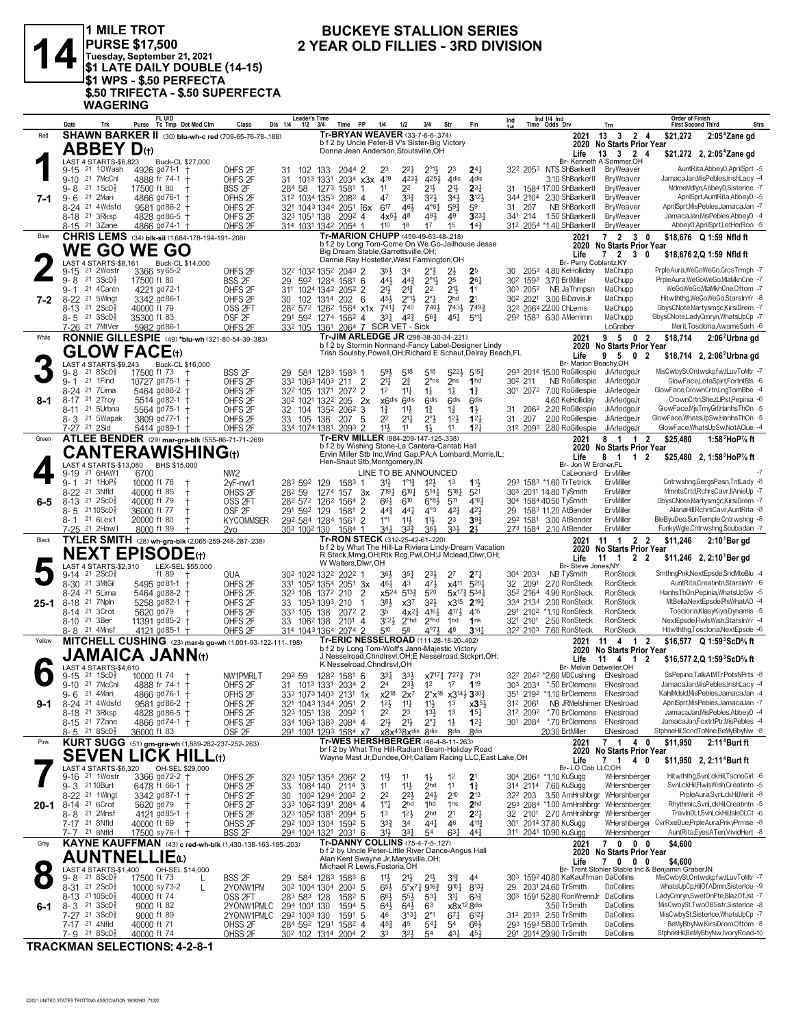# 14

**1 MILE TROT**
**PURSE $17,500**
**Tuesday, September 21, 2021**
**$1 LATE DAILY DOUBLE (14-15)**
**$1 WPS - $.50 PERFECTA**
**$.50 TRIFECTA - $.50 SUPERFECTA**
**WAGERING**

## BUCKEYE STALLION SERIES
## 2 YEAR OLD FILLIES - 3RD DIVISION

---

### 1 — Red — 7-1
**SHAWN BARKER II** (30) blu-wh-c red (709-65-76-78-.188)

**ABBEY D(t)**
Tr-BRYAN WEAVER (33-7-6-6-.374)
b f 2 by Uncle Peter-B V's Sister-Big Victory
Donna Jean Anderson,Stoutsville,OH
Br- Kenneth A Sommer,OH
LAST 4 STARTS-$6,823 Buck-CL $27,000

2021: 13 3 2 4 $21,272 2:05⁴Zane gd
2020 No Starts Prior Year
Life: 13 3 2 4 $21,272 2, 2:05⁴Zane gd

| Date | Trk | Purse | Cond | Class | 1/4 | 1/2 | 3/4 | Time | PP | 1/4 | 1/2 | 3/4 | Str | Fin | Ind | Odds Drv | Trn | Order of Finish |
|---|---|---|---|---|---|---|---|---|---|---|---|---|---|---|---|---|---|---|
| 9-15 21 | 10Wash | 4926 | gd71-1 † | OHFS 2F | 31 | 102 | 133 | 2044 | 2 | 2³ | 2²¼ | 2°¹½ | 2³ | 2⁴¾ | 32² 2053 NTS ShBarkerII | BryWeaver | AuntRita,AbbeyD,AprilSprt -5 |
| 9-10 21 | 7McCnl | 4888 | fr 74-1 † | OHFS 2F | 31 | 1013 | 1331 | 2034 x3x | | 4¹⁹ | 4²³½ | 4²⁵½ | 4dis | 4dis | 3.10 ShBarkerII | BryWeaver | JamacaJan,MisPebles,IrishLacy -4 |
| 9-8 21 | 1ScD⅝ | 17500 | ft 80 † | BSS 2F | 28⁴ | 58 | 127³ | 1581 | 1 | 1¹ | 2² | 2¹½ | 2¹½ | 2³¼ | 31 1584 17.00 ShBarkerII | BryWeaver | MdmeMdlyn,AbbeyD,Sisterlce -7 |
| 9-6 21 | 2Mari | 4866 | gd76-1 † | OFHS 2F | 31² | 1034 | 1353 | 2082 | 4 | 4⁷ | 3³¾ | 3²½ | 3⁴½ | 3¹²½ | 34⁴ 2104 2.30 ShBarkerII | BryWeaver | AprilSprt,AuntRita,AbbeyD -5 |
| 8-24 21 | 4Wdsfd | 9581 | gd86-2 † | OHFS 2F | 32¹ | 1043 | 1344 | 2051 [6x | | 6¹⁷ | 4⁶½ | 4°⁶¼ | 5⁹¾ | 5⁹ | 31 207 NB ShBarkerII | BryWeaver | AprilSprt,MisPebles,JamacaJan -7 |
| 8-18 21 | 3Rksp | 4828 | gd86-5 † | OHFS 2F | 32³ | 1051 | 138 | 2092 | 4 | 4x⁵½ | 4⁸ | 4⁹½ | 4⁹ | 3²³¼ | 34¹ 214 1.50 ShBarkerII | BryWeaver | JamacaJan,MisPebles,AbbeyD -4 |
| 8-15 21 | 3Zane | 4866 | gd74-1 † | OHFS 2F | 31⁴ | 1031 | 1342 | 2054 | 1 | 1¹⁰ | 1⁸ | 1⁷ | 1⁵ | 1⁴¾ | 31² 2054 *1.40 ShBarkerII | BryWeaver | AbbeyD,AprilSprt,LetHerRoo -5 |

### 2 — Blue — 7-2
**CHRIS LEMS** (34) blk-sil (1,684-178-194-191-.208)

**WE GO WE GO**
Tr-MARION CHUPP (459-49-63-48-.218)
b f 2 by Long Tom-Come On We Go-Jailhouse Jesse
Big Dream Stable,Garrettsville,OH;
Dannie Ray Hostetler,West Farmington,OH
Br- Perry Coblentz,KY
LAST 4 STARTS-$8,161 Buck-CL $14,000

2021: 7 2 3 0 $18,676 Q 1:59 Nfld ft
2020 No Starts Prior Year
Life: 7 2 3 0 $18,676 2,Q 1:59 Nfld ft

| Date | Trk | Purse | Cond | Class | 1/4 | 1/2 | 3/4 | Time | PP | 1/4 | 1/2 | 3/4 | Str | Fin | Ind | Odds Drv | Trn | Order of Finish |
|---|---|---|---|---|---|---|---|---|---|---|---|---|---|---|---|---|---|---|
| 9-15 21 | 2Wostr | 3366 | sy 65-2 | OHFS 2F | 32² | 1032 | 1352 | 2043 | 2 | 3⁵½ | 3⁴ | 2°¾ | 2½ | 2⁵ | 30 2053 4.80 KeHolliday | MaChupp | PrpleAura,WeGoWeGo,GrcsTrmph -7 |
| 9-8 21 | 3ScD⅝ | 17500 | ft 80 | BSS 2F | 29 | 59² | 1284 | 1581 | 6 | 4⁴½ | 4⁴¾ | 2°¹½ | 2⁵ | 2⁶¼ | 30² 1592 3.70 BrtMiller | MaChupp | PrpleAura,WeGoWeGo,MlaMknCne -7 |
| 9-1 21 | 4Cantn | 4221 | gd72-1 | OHFS 2F | 31¹ | 1024 | 1342 | 2052 | 2 | 2¹½ | 2¹¾ | 2² | 2¹½ | 1¹ | 30³ 2052 NB JaThmpsn | MaChupp | WeGoWeGo,MlaMknCne,Oftom -7 |
| 8-22 21 | 5Wlngt | 3342 | gd86-1 | OHFS 2F | 30 | 102 | 1314 | 202 | 6 | 4⁵½ | 2°¹½ | 2°¾ | 2hd | 2¹ | 30² 2021 3.00 BiDavisJr | MaChupp | Hitwththg,WeGoWeGo,StarsInYr -8 |
| 8-13 21 | 2ScD⅝ | 40000 | ft 79 | OSS 2FT | 28² | 57² | 126² | 1564 x1x | | 7⁴¹¼ | 7⁴⁰ | 7⁴⁰¼ | 7⁴³½ | 7⁴⁹¾ | 32² 2064 22.00 ChLems | MaChupp | GbysCNote,Martysmgc,KirsiDrem -7 |
| 8-5 21 | 3ScD⅝ | 35300 | ft 83 | OSF 2F | 29¹ | 59² | 127⁴ | 1562 | 4 | 3³½ | 4²¾ | 5⁶¾ | 4⁵½ | 5¹¹½ | 29² 1583 6.30 AMerrimn | MaChupp | GbysCNote,LadyCmryn,WhatsUpCp -7 |
| 7-26 21 | 7MtVer | 5982 | gd86-1 | OHFS 2F | 33² | 105 | 1361 | 2064 | 7 | SCR VET - Sick | | | | | | LoGraber | Merit,Tosclora,AwsmeSarh -6 |

### 3 — White — 8-1
**RONNIE GILLESPIE** (49) *blu-wh (321-80-54-39-.383)

**GLOW FACE(t)**
Tr-JIM ARLEDGE JR (298-38-30-34-.221)
b f 2 by Stormin Normand-Fancy Label-Designer Lindy
Trish Soulsby,Powell,OH;Richard E Schaut,Delray Beach,FL
Br- Marion Beachy,OH
LAST 4 STARTS-$9,243 Buck-CL $16,000

2021: 9 5 0 2 $18,714 2:06²Urbna gd
2020 No Starts Prior Year
Life: 9 5 0 2 $18,714 2, 2:06²Urbna gd

| Date | Trk | Purse | Cond | Class | 1/4 | 1/2 | 3/4 | Time | PP | 1/4 | 1/2 | 3/4 | Str | Fin | Ind | Odds Drv | Trn | Order of Finish |
|---|---|---|---|---|---|---|---|---|---|---|---|---|---|---|---|---|---|---|
| 9-8 21 | 8ScD⅝ | 17500 | ft 73 † | BSS 2F | 29 | 58⁴ | 128³ | 1583 | 1 | 5⁹½ | 5¹⁸ | 5¹⁸ | 5²²½ | 5¹⁵¾ | 29³ 2014 15.00 RoGillespie | JiArledgeJr | MisCwbySt,Ontwskpfw,ILuvToMtr -7 |
| 9-1 21 | 1Find | 10727 | gd75-1 † | OHFS 2F | 33² | 1063 | 1403 | 211 | 2 | 2¹½ | 2¾ | 2°ns | 2ns | 1hd | 30² 211 NB RoGillespie | JiArledgeJr | GlowFace,LotaSpirt,FortntBls -6 |
| 8-24 21 | 7Lima | 5464 | gd88-2 † | OHFS 2F | 32² | 105 | 1371 | 2072 | 2 | 1² | 1¹½ | 1¾ | 1¾ | 1¾ | 30¹ 2072 7.00 RoGillespie | JiArledgeJr | GlowFace,CrownCrtn,LngTomBbe -4 |
| 8-17 21 | 2Troy | 5514 | gd82-1 † | OHFS 2F | 30² | 1021 | 1322 | 205 | 2x | x6dis | 6dis | 6dis | 6dis | 6dis | 4.60 KeHolliday | JiArledgeJr | CrownCrtn,ShezLlPst,Pepinia -6 |
| 8-11 21 | 5Urbna | 5564 | gd75-1 † | OHFS 2F | 32 | 104 | 1352 | 2062 | 3 | 1¾ | 1¹½ | 1¾ | 1¾ | 1½ | 31 2062 2.20 RoGillespie | JiArledgeJr | GlowFace,MjsTmyGrl,HanhsThOn -5 |
| 8-3 21 | 5Wapak | 3809 | gd77-1 † | OHFS 2F | 33 | 105 | 136 | 207 | 5 | 2² | 2¹½ | 2°½ | 1²½ | 1²½ | 31 207 2.00 RoGillespie | JiArledgeJr | GlowFace,WhatsUpSw,HanhsThOn -5 |
| 7-27 21 | 2Sid | 5414 | gd89-1 † | OHFS 2F | 33⁴ | 1074 | 1381 | 2093 | 2 | 1¹½ | 1¹ | 1½ | 1¹ | 1²¼ | 31² 2093 2.80 RoGillespie | JiArledgeJr | GlowFace,WhatsUpSw,NotAClue -4 |

### 4 — Green — 6-5
**ATLEE BENDER** (29) mar-gra-blk (555-86-71-71-.269)

**CANTERAWISHING(t)**
Tr-ERV MILLER (984-209-147-125-.338)
b f 2 by Wishing Stone-La Cantera-Cantab Hall
Ervin Miller Stb Inc,Wind Gap,PA;A Lombardi,Morris,IL;
Hen-Shaut Stb,Montgomery,IN
Br- Jon W Erdner,FL
LAST 4 STARTS-$13,080 BHS $15,000

2021: 8 1 1 2 $25,480 1:58³HoP⅞ ft
2020 No Starts Prior Year
Life: 8 1 1 2 $25,480 2, 1:58³HoP⅞ ft

| Date | Trk | Purse | Cond | Class | 1/4 | 1/2 | 3/4 | Time | PP | 1/4 | 1/2 | 3/4 | Str | Fin | Ind | Odds Drv | Trn | Order of Finish |
|---|---|---|---|---|---|---|---|---|---|---|---|---|---|---|---|---|---|---|
| 9-19 21 | 6HAW1 | 6700 | | NW2 | | | | | | LINE TO BE ANNOUNCED | | | | | CaLeonard | ErvMiller | -7 |
| 9-1 21 | 1HoP⅞ | 10000 | ft 76 † | 2yF-nw1 | 28³ | 59² | 129 | 1583 | 1 | 3¹½ | 1°¹¾ | 1²½ | 1³ | 1¹½ | 29³ 1583 *1.60 TrTetrick | ErvMiller | Cntrwshng,GergsPasn,TntLady -8 |
| 8-22 21 | 3Nfld | 40000 | ft 85 † | OHSS 2F | 28² | 59 | 127⁴ | 157 | 3x | 7¹⁹½ | 6¹⁰½ | 5¹⁴½ | 5¹⁸½ | 5²¹ | 30³ 2011 14.80 TySmith | ErvMiller | MmntsCrtd,RchrsCavr,IlAnieUp -7 |
| 8-13 21 | 2ScD⅝ | 40000 | ft 79 † | OSS 2FT | 28² | 57² | 126² | 1564 | 2 | 6⁶½ | 6¹⁰ | 6°⁸½ | 5¹¹ | 4¹⁰¼ | 30⁴ 1584 40.50 TySmith | ErvMiller | GbysCNote,Martysmgc,KirsiDrem -7 |
| 8-5 21 | 10ScD⅝ | 36000 | ft 77 † | OSF 2F | 29¹ | 59² | 129 | 1581 | 2 | 4⁴¾ | 4⁴½ | 4°³ | 4²¾ | 4²½ | 29 1583 11.20 AtBender | ErvMiller | AlanaHill,RchrsCavr,AuntRita -8 |
| 8-1 21 | 6Lex1 | 20000 | ft 80 † | KYCOMMSER | 29² | 58⁴ | 128⁴ | 1561 | 2 | 1°¹ | 1¹½ | 1¹½ | 2³ | 3⁹¾ | 29² 1581 3.00 AtBender | ErvMiller | BleByuDeo,SunTemple,Cntrwshng -8 |
| 7-25 21 | 2Haw1 | 8000 | ft 89 † | 2yo | 30³ | 1002 | 130 | 1584 | 1 | 3⁴¼ | 3³¾ | 3⁶½ | 3³½ | 2½ | 27³ 1584 2.10 AtBender | ErvMiller | FunkyWgle,Cntrwshng,Scubadan -7 |

### 5 — Black — 25-1
**TYLER SMITH** (28) wh-gra-blk (2,065-259-248-287-.238)

**NEXT EPISODE(t)**
Tr-RON STECK (312-25-42-61-.220)
b f 2 by What The Hill-La Riviera Lindy-Dream Vacation
R Steck,Mrng,OH;Rtk Rcg,Pwl,OH;J Mclead,Dlwr,OH;
W Walters,Dlwr,OH
Br- Steve Jones,NY
LAST 4 STARTS-$2,310 LEX-SEL $55,000

2021: 11 1 2 2 $11,246 2:10¹Ber gd
2020 No Starts Prior Year
Life: 11 1 2 2 $11,246 2, 2:10¹Ber gd

| Date | Trk | Purse | Cond | Class | 1/4 | 1/2 | 3/4 | Time | PP | 1/4 | 1/2 | 3/4 | Str | Fin | Ind | Odds Drv | Trn | Order of Finish |
|---|---|---|---|---|---|---|---|---|---|---|---|---|---|---|---|---|---|---|
| 9-14 21 | 2ScD⅝ | | ft 89 † | QUA | 30² | 1022 | 1322 | 2022 | 1 | 3⁶½ | 3⁵½ | 2³½ | 2⁷ | 2⁷¼ | 30⁴ 2034 NB TySmith | RonSteck | SmthngPnk,NextEpsde,SndMteBlu -4 |
| 8-30 21 | 3MtGil | 5495 | gd81-1 † | OHFS 2F | 33¹ | 1052 | 1354 | 2051 | 3x | 4⁶½ | 4³ | 4⁷½ | x4¹¹ | 5²⁰½ | 32 2091 2.70 RonSteck | RonSteck | AuntRita,Creatintn,StarsInYr -6 |
| 8-24 21 | 5Lima | 5464 | gd88-2 † | OHFS 2F | 32³ | 106 | 1372 | 210 | 2 | x5²⁴ | 5¹³¾ | 5²⁰ | 5x¹⁷¾ | 5³⁴¼ | 35² 2164 4.90 RonSteck | RonSteck | HanhsThOn,Pepinia,WhatsUpSw -5 |
| 8-18 21 | 7Npln | 5258 | gd82-1 † | OHFS 2F | 33 | 1053 | 1393 | 210 | 1 | 3⁸½ | x3⁷ | 3²½ | x3¹⁵ | 2¹⁹¼ | 33⁴ 2134 2.00 RonSteck | RonSteck | MtBella,NextEpsde,PlsWhatAD -4 |
| 8-14 21 | 3Crot | 5620 | gd79 † | OHFS 2F | 33³ | 105 | 138 | 2072 | 2 | 3⁵ | 4x²¾ | 4¹⁶½ | 4¹⁷½ | 4¹⁵ | 29¹ 2102 *1.10 RonSteck | RonSteck | Tosclora,KlasyKiya,Dynamis -5 |
| 8-10 21 | 3Ber | 11391 | gd85-2 † | OHFS 2F | 33 | 1062 | 138 | 2101 | 4 | 3°²½ | 2°hd | 2°hd | 1hd | 1nk | 32¹ 2101 2.50 RonSteck | RonSteck | NextEpsde,FlwlsWish,StarsInYr -4 |
| 8-8 21 | 4Mnsf | 4121 | gd85-1 † | OHFS 2F | 31⁴ | 1043 | 1364 | 2074 | 2 | 5¹⁰ | 5⁸ | 4°⁷¼ | 4⁸ | 3¹⁴¼ | 32² 2103 7.60 RonSteck | RonSteck | Hitwththg,Tosclora,NextEpsde -6 |

### 6 — Yellow — 9-1
**MITCHELL CUSHING** (23) mar-b go-wh (1,001-93-122-111-.198)

**JAMAICA JANN(t)**
Tr-ERIC NESSELROAD (111-28-18-20-.402)
b f 2 by Long Tom-Wolf's Jann-Majestic Victory
J Nesselroad,Chndlrsvl,OH;E Nesselroad,Stckprt,OH;
K Nesselroad,Chndlrsvl,OH
Br- Melvin Detweiler,OH
LAST 4 STARTS-$4,610

2021: 11 4 1 2 $16,577 Q 1:59³ScD⅝ ft
2020 No Starts Prior Year
Life: 11 4 1 2 $16,577 2,Q 1:59³ScD⅝ ft

| Date | Trk | Purse | Cond | Class | 1/4 | 1/2 | 3/4 | Time | PP | 1/4 | 1/2 | 3/4 | Str | Fin | Ind | Odds Drv | Trn | Order of Finish |
|---|---|---|---|---|---|---|---|---|---|---|---|---|---|---|---|---|---|---|
| 9-15 21 | 1ScD⅝ | 10000 | ft 74 † | NW1PMRLT | 29² | 59 | 128² | 1581 | 6 | 3³½ | 3³½ | x7¹⁷¾ | 7²⁷¾ | 7³¹ | 32² 2042 *2.60 MDCushing | ENeslroad | SsPepino,TalkAtMTr,PotsNPrts -8 |
| 9-10 21 | 7McCnl | 4888 | fr 74-1 † | OHFS 2F | 31 | 1013 | 1331 | 2034 | 2 | 2⁴ | 2³½ | 1² | 1⁷ | 1¹⁹ | 30³ 2034 *.50 BrClemens | ENeslroad | JamacaJan,MisPebles,IrishLacy -4 |
| 9-6 21 | 4Mari | 4866 | gd76-1 † | OHFS 2F | 33³ | 1073 | 1403 | 2131 | 1x | x2¹⁸ | 2x⁷ | 2°x¹⁸ | x3¹⁴½ | 3³⁰¾ | 35¹ 2192 *1.10 BrClemens | ENeslroad | KahMdsld,MisPebles,JamacaJan -4 |
| 8-24 21 | 4Wdsfd | 9581 | gd86-2 † | OHFS 2F | 32¹ | 1043 | 1344 | 2051 | 2 | 1²½ | 1¹½ | 1¹½ | 1³ | x3⁵¼ | 31² 2061 NB JRMelshimer | ENeslroad | AprilSprt,MisPebles,JamacaJan -7 |
| 8-18 21 | 3Rksp | 4828 | gd86-5 † | OHFS 2F | 32³ | 1051 | 138 | 2092 | 1 | 2² | 2³ | 1³½ | 1³ | 1⁵½ | 31² 2092 *.70 BrClemens | ENeslroad | JamacaJan,MisPebles,AbbeyD -4 |
| 8-15 21 | 7Zane | 4866 | gd74-1 † | OHFS 2F | 33⁴ | 1063 | 1383 | 2084 | 4 | 2¹½ | 2¹½ | 2°¾ | 1½ | 1²¼ | 30¹ 2084 *.70 BrClemens | ENeslroad | JamacaJan,FoxtrtPtr,MisPebles -4 |
| 8-5 21 | 8ScD⅝ | 36000 | ft 83 | OSF 2F | 29¹ | 1001 | 129³ | 1584 | x7 | x8x⁴³⁸xdis | 8dis | 8dis | 8dis | 8dis | 20.30 BrtMiller | ENeslroad | StphneHil,ScndToNne,BeMyBbyNw -8 |

### 7 — Pink — 20-1
**KURT SUGG** (51) grn-gra-wh (1,889-282-237-252-.263)

**SEVEN LICK HILL(t)**
Tr-WES HERSHBERGER (46-4-8-11-.263)
br f 2 by What The Hill-Radiant Beam-Holiday Road
Wayne Mast Jr,Dundee,OH;Callam Racing LLC,East Lake,OH
Br- LO Cob LLC,OH
LAST 4 STARTS-$6,320 OH-SEL $29,000

2021: 7 1 4 0 $11,950 2:11⁴Burt ft
2020 No Starts Prior Year
Life: 7 1 4 0 $11,950 2, 2:11⁴Burt ft

| Date | Trk | Purse | Cond | Class | 1/4 | 1/2 | 3/4 | Time | PP | 1/4 | 1/2 | 3/4 | Str | Fin | Ind | Odds Drv | Trn | Order of Finish |
|---|---|---|---|---|---|---|---|---|---|---|---|---|---|---|---|---|---|---|
| 9-16 21 | 1Wostr | 3366 | gd72-2 † | OHFS 2F | 32³ | 1052 | 1354 | 2062 | 2 | 1¹½ | 1¹ | 1½ | 1² | 2¹ | 30⁴ 2063 *1.10 KuSugg | WHershberger | Hitwththg,SvnLckHil,TscnoGirl -6 |
| 9-3 21 | 10Burt | 6478 | ft 66-1 † | OHFS 2F | 33 | 1064 | 140 | 2114 | 3 | 1¹ | 1¹½ | 2hd | 1¹ | 1¾ | 31⁴ 2114 7.60 KuSugg | WHershberger | SvnLckHil,FlwlsWish,Creatintn -5 |
| 8-22 21 | 1Wlngt | 3342 | gd87-1 † | OHFS 2F | 30 | 1002 | 1294 | 2002 | 2 | 2² | 2²½ | 2⁴½ | 2¹⁰ | 2¹³ | 32² 203 3.50 AmHrshbrgr | WHershberger | PrpleAura,SvnLckHil,Merit -8 |
| 8-14 21 | 6Crot | 5620 | gd79 † | OHFS 2F | 33³ | 1062 | 1391 | 2084 | 4 | 1°½ | 2hd | 1hd | 1ns | 2hd | 29³ 2084 *1.00 AmHrshbrgr | WHershberger | Rhythmic,SvnLckHil,Creatintn -5 |
| 8-8 21 | 2Mnsf | 4121 | gd85-1 † | OHFS 2F | 32³ | 1052 | 1381 | 2094 | 5 | 1³ | 1²½ | 2hd | 2¹ | 2²½ | 32 2101 2.70 AmHrshbrgr | WHershberger | TravlnDLt,SvnLckHil,IsleDLCt -6 |
| 7-17 21 | 8Nfld | 40000 | ft 69 † | OHSS 2F | 29² | 1003 | 130 | 1592 | 5 | 3³¾ | 3⁴ | 4⁴½ | 4⁶ | 4¹¹¾ | 30¹ 2014 37.80 KuSugg | WHershberger | CvrRxeDue,PrpleAura,PnkyPrmse -8 |
| 7-7 21 | 8Nfld | 17500 | sy 76-1 † | BSS 2F | 29⁴ | 1004 | 1321 | 2031 | 6 | 3¹½ | 3³½ | 5⁴ | 6³½ | 4⁴¾ | 31¹ 2041 10.90 KuSugg | WHershberger | AuntRita,EyesATen,VividHert -8 |

### 8 — Gray — 6-1
**KAYNE KAUFFMAN** (43) c red-wh-blk (1,430-138-163-185-.203)

**AUNTNELLIE(L)**
Tr-DANNY COLLINS (75-4-7-5-.127)
b f 2 by Uncle Peter-Little River Dance-Angus Hall
Alan Kent Swayne Jr,Marysville,OH;
Michael R Lewis,Fostoria,OH
Br- Trent Stohler Stable Inc & Benjamin Graber,IN
LAST 4 STARTS-$1,400 OH-SEL $14,000

2021: 7 0 0 0 $4,600
2020 No Starts Prior Year
Life: 7 0 0 0 $4,600

| Date | Trk | Purse | Cond | Class | 1/4 | 1/2 | 3/4 | Time | PP | 1/4 | 1/2 | 3/4 | Str | Fin | Ind | Odds Drv | Trn | Order of Finish |
|---|---|---|---|---|---|---|---|---|---|---|---|---|---|---|---|---|---|---|
| 9-8 21 | 8ScD⅝ | 17500 | ft 73 L | BSS 2F | 29 | 58⁴ | 128³ | 1583 | 6 | 1¹½ | 2¹½ | 2¹½ | 3¹¾ | 4⁴ | 30³ 1592 40.80 KaKauffman | DaCollins | MisCwbySt,Ontwskpfw,ILuvToMtr -7 |
| 8-31 21 | 2ScD⅝ | 10000 | sy 73-2 L | 2YONW1PM | 30² | 1004 | 1303 | 2003 | 5 | 6⁵½ | 5°x⁷¾ | 9¹⁶¾ | 9¹⁰¼ | 8¹³½ | 29 2031 24.60 TrSmith | DaCollins | WhatsUpCp,HilOfADrm,Sisterlce -9 |
| 8-13 21 | 10ScD⅝ | 40000 | ft 74 | OSS 2FT | 28³ | 58³ | 128 | 1582 | 5 | 6⁶½ | 5⁵½ | 5³¼ | 3¹½ | 6³¾ | 30³ 1591 52.80 RonWrennJr | DaCollins | LadyCmryn,SwetOnPte,BlazOfJst -7 |
| 8-3 21 | 3ScD⅝ | 9000 | ft 82 | 2YONW1PMLC | 29⁴ | 1001 | 130 | 1594 | 5 | 6⁴½ | 6⁴½ | 6³ | x8x¹² | 8dis | 3.50 TrSmith | DaCollins | MisCwbySt,TwoOBSsfr,Sisterlce -8 |
| 7-27 21 | 3ScD⅝ | 9000 | ft 89 | 2YONW1PMLC | 29² | 1003 | 130 | 1591 | 5 | 4⁶ | 3°³¼ | 2°¹ | 6⁷½ | 6¹²½ | 31² 2013 2.50 TrSmith | DaCollins | MisCwbySt,Sisterlce,WhatsUpCp -7 |
| 7-17 21 | 4Nfld | 40000 | ft 71 | OHSS 2F | 28⁴ | 59² | 129¹ | 1582 | 4 | 4⁵¾ | 4⁵ | 5⁴¾ | 5⁴ | 6⁵½ | 29³ 1593 58.00 TrSmith | DaCollins | BeMyBbyNw,KirsiDrem,Oftom -8 |
| 7-9 21 | 8ScD⅝ | 40000 | ft 74 | OHSS 2F | 30² | 102 | 1314 | 2004 | 2 | 3³ | 3²½ | 5⁴ | 4³½ | 4⁵½ | 29¹ 2014 29.90 TrSmith | DaCollins | StphneHil,BeMyBbyNw,IvoryRoad-10 |

**TRACKMAN SELECTIONS: 4-2-8-1**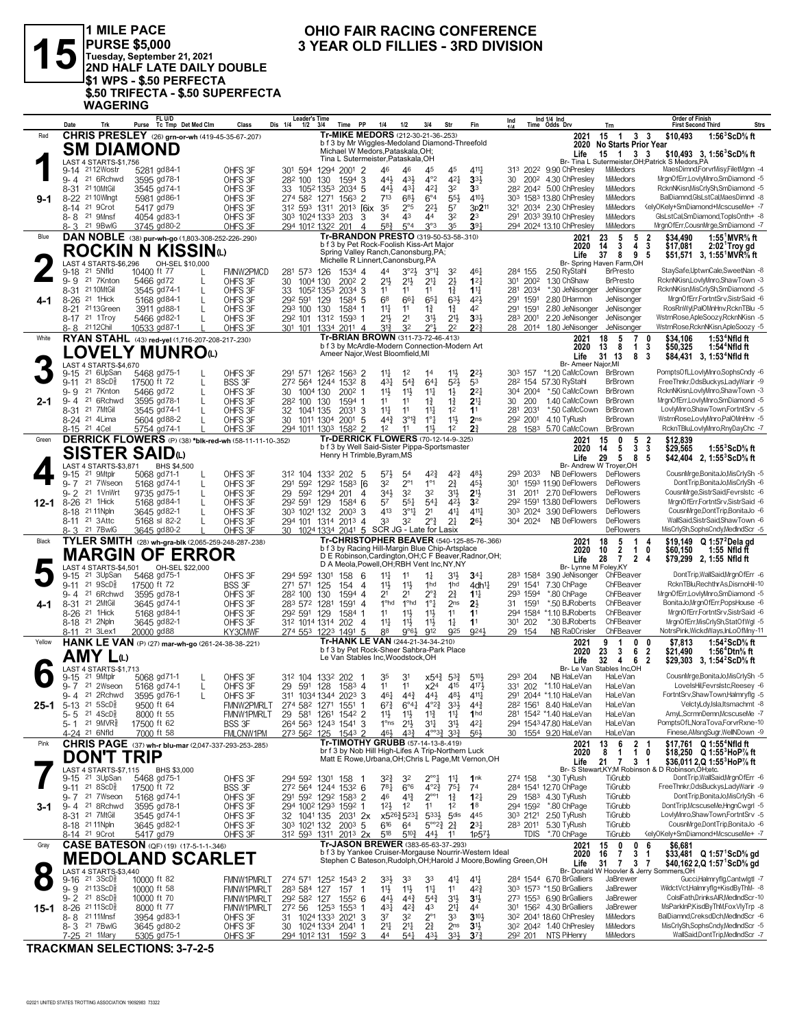# 15

**1 MILE PACE**
**PURSE $5,000**
**Tuesday, September 21, 2021**
**2ND HALF LATE DAILY DOUBLE**
**$1 WPS - $.50 PERFECTA**
**$.50 TRIFECTA - $.50 SUPERFECTA**
**WAGERING**

## OHIO FAIR RACING CONFERENCE
## 3 YEAR OLD FILLIES - 3RD DIVISION

---

### 1 — Red — 9-1
**CHRIS PRESLEY** (26) grn-or-wh (419-45-35-67-.207)
**SM DIAMOND**
Tr-MIKE MEDORS (212-30-21-36-.253)
b f 3 by Mr Wiggles-Medoland Diamond-Threefold
Michael W Medors,Pataskala,OH;
Tina L Sutermeister,Pataskala,OH
Br- Tina L Sutermeister,OH;Patrick S Medors,PA
2021: 15 1 3 3 $10,493 1:56³ScD⅝ ft
2020: No Starts Prior Year
Life: 15 1 3 3 $10,493 3, 1:56³ScD⅝ ft
LAST 4 STARTS-$1,756

| Date | Trk | Purse | Cond | Class | 1/4 | 1/2 | 3/4 | Time | PP | 1/4 | 1/2 | 3/4 | Str | Fin | Ind | Odds Drv | Trn | Order of Finish |
|---|---|---|---|---|---|---|---|---|---|---|---|---|---|---|---|---|---|---|
| 9-14 | 21 12Wostr | 5281 | gd84-1 | OHFS 3F | 30¹ | 59⁴ | 129⁴ | 200¹ 2 | | 4⁶ | 4⁶ | 4⁵ | 4⁵ | 4¹¹¾ | 31³ 202² | 9.90 ChPresley | MiMedors | MaesDimnd,ForvrMisy,FiletMgnn -4 |
| 9-4 | 21 6Rchwd | 3595 | gd78-1 | OHFS 3F | 28² | 100 | 130 | 159⁴ 3 | | 4⁴½ | 4³½ | 4°² | 4²½ | 3³½ | 30 200² | 4.30 ChPresley | MiMedors | MrgnOfErr,LovlyMnro,SmDiamond -5 |
| 8-31 | 21 10MtGil | 3545 | gd74-1 | OHFS 3F | 33 | 105² | 135³ | 203⁴ 5 | | 4⁴½ | 4³¼ | 4²½ | 3² | 3³ | 28² 204² | 5.00 ChPresley | MiMedors | RcknNKisn,MisCrlySh,SmDiamond -5 |
| 8-22 | 21 10Wlngt | 5981 | gd86-1 | OHFS 3F | 27⁴ | 58² | 127¹ | 156³ 2 | | 7¹³ | 6⁸½ | 6°⁴ | 5⁵½ | 4¹⁰½ | 30³ 158³ | 13.80 ChPresley | MiMedors | BalDiamnd,GlsLstCal,MaesDimnd -8 |
| 8-14 | 21 9Crot | 5417 | gd79 | OHFS 3F | 31² | 59³ | 131¹ | 201³ [6ix | | 3⁵ | 2°⁵ | 2²½ | 5⁷ | 3p2¹¹ | 32¹ 203⁴ | 2.30 ChPresley | MiMedors | KelyOKely+SmDiamond+McscuseMe+ -7 |
| 8-8 | 21 9Mnsf | 4054 | gd83-1 | OHFS 3F | 30³ | 102⁴ | 133³ | 203 3 | | 3⁴ | 4³ | 4⁴ | 3² | 2³ | 29¹ 203³ | 39.10 ChPresley | MiMedors | GlsLstCal,SmDiamond,TopIsOnth+ -8 |
| 8-3 | 21 9BwlG | 3745 | gd80-2 | OHFS 3F | 29⁴ | 101² | 132² | 201 4 | | 5⁸½ | 5°⁴ | 3°³ | 3⁵ | 3⁹½ | 29⁴ 202⁴ | 13.10 ChPresley | MiMedors | MrgnOfErr,CousnMrge,SmDiamond -7 |

### 2 — Blue — 4-1
**DAN NOBLE** (38) pur-wh-go (1,803-308-252-226-.290)
**ROCKIN N KISSIN(L)**
Tr-BRANDON PRESTO (319-50-53-58-.310)
b f 3 by Pet Rock-Foolish Kiss-Art Major
Spring Valley Ranch,Canonsburg,PA;
Michelle R Linnert,Canonsburg,PA
Br- Spring Haven Farm,OH
2021: 23 5 5 2 $34,490 1:55¹MVR⅝ ft
2020: 14 3 4 3 $17,081 2:02¹Troy gd
Life: 37 8 9 5 $51,571 3, 1:55¹MVR⅝ ft
LAST 4 STARTS-$6,296 OH-SEL $10,000

| Date | Trk | Purse | Cond | Class | 1/4 | 1/2 | 3/4 | Time | PP | 1/4 | 1/2 | 3/4 | Str | Fin | Ind | Odds Drv | Trn | Order of Finish |
|---|---|---|---|---|---|---|---|---|---|---|---|---|---|---|---|---|---|---|
| 9-18 | 21 5Nfld | 10400 | ft 77 | L FMNW2PMCD | 28¹ | 57³ | 126 | 153⁴ 4 | | 4⁴ | 3°2½ | 3°¹¼ | 3² | 4⁶½ | 28⁴ 155 | 2.50 RyStahl | BrPresto | StaySafe,UptwnCale,SweetNan -8 |
| 9-9 | 21 7Knton | 5466 | gd72 | L OHFS 3F | 30 | 100⁴ | 130 | 200² 2 | | 2¹½ | 2¹½ | 2¹¾ | 2½ | 1²½ | 30¹ 200² | 1.30 ChShaw | BrPresto | RcknNKisn,LovlyMnro,ShawTown -3 |
| 8-31 | 21 10MtGil | 3545 | gd74-1 | L OHFS 3F | 33 | 105² | 135³ | 203⁴ 3 | | 1¹ | 1¹ | 1¹ | 1¾ | 1¹¾ | 28¹ 203⁴ | *.30 JeNisonger | JeNisonger | RcknNKisn,MisCrlySh,SmDiamond -5 |
| 8-26 | 21 1Hick | 5168 | gd84-1 | L OHFS 3F | 29² | 59¹ | 129 | 158⁴ 5 | | 6⁸ | 6⁶¼ | 6⁵¼ | 6³½ | 4²½ | 29¹ 159¹ | 2.80 DHarmon | JeNisonger | MrgnOfErr,FortntSrv,SistrSaid -6 |
| 8-21 | 21 13Green | 3911 | gd88-1 | L OHFS 3F | 29³ | 100 | 130 | 158⁴ 1 | | 1¹½ | 1¹ | 1¾ | 1¾ | 4² | 29¹ 159¹ | 2.80 JeNisonger | JeNisonger | RosRnWy,PalOMnHnv,RcknTBlu -5 |
| 8-17 | 21 1Troy | 5466 | gd82-1 | L OHFS 3F | 29² | 101 | 131² | 159³ 1 | | 2¹½ | 2¹ | 3¹½ | 2¹½ | 3³½ | 28³ 200¹ | 2.20 JeNisonger | JeNisonger | WstrnRose,ApleSoozy,RcknNKisn -5 |
| 8-8 | 21 12Chil | 10533 | gd87-1 | L OHFS 3F | 30¹ | 101 | 133⁴ | 201¹ 4 | | 3¹½ | 3² | 2°½ | 2² | 2²¾ | 28 201⁴ | 1.80 JeNisonger | JeNisonger | WstrnRose,RcknNKisn,ApleSoozy -5 |

### 3 — White — 2-1
**RYAN STAHL** (43) red-yel (1,716-207-208-217-.230)
**LOVELY MUNRO(L)**
Tr-BRIAN BROWN (311-73-72-46-.413)
b f 3 by McArdle-Modern Connection-Modern Art
Ameer Najor,West Bloomfield,MI
Br- Ameer Najor,MI
2021: 18 5 7 0 $34,106 1:53⁴Nfld ft
2020: 13 8 1 3 $50,325 1:54⁴Nfld ft
Life: 31 13 8 3 $84,431 3, 1:53⁴Nfld ft
LAST 4 STARTS-$4,670

| Date | Trk | Purse | Cond | Class | 1/4 | 1/2 | 3/4 | Time | PP | 1/4 | 1/2 | 3/4 | Str | Fin | Ind | Odds Drv | Trn | Order of Finish |
|---|---|---|---|---|---|---|---|---|---|---|---|---|---|---|---|---|---|---|
| 9-15 | 21 6UpSan | 5468 | gd75-1 | L OHFS 3F | 29¹ | 57¹ | 126² | 156³ 2 | | 1¹½ | 1² | 1⁴ | 1¹½ | 2²½ | 30³ 157 | *1.20 CaMcCown | BrBrown | PomptsOfL,LovlyMnro,SophsCndy -6 |
| 9-11 | 21 8ScD⅝ | 17500 | ft 72 | L BSS 3F | 27² | 56⁴ | 124⁴ | 153² 8 | | 4³½ | 5⁴¾ | 6⁴½ | 5²½ | 5³ | 28² 154 | 57.30 RyStahl | BrBrown | FreeThnkr,OdsBuckys,LadyWarir -9 |
| 9-9 | 21 7Knton | 5466 | gd72 | L OHFS 3F | 30 | 100⁴ | 130 | 200² 1 | | 1¹½ | 1¹½ | 1¹¾ | 1½ | 2²½ | 30⁴ 200⁴ | *.50 CaMcCown | BrBrown | RcknNKisn,LovlyMnro,ShawTown -3 |
| 9-4 | 21 6Rchwd | 3595 | gd78-1 | L OHFS 3F | 28² | 100 | 130 | 159⁴ 1 | | 1¹ | 1¹ | 1¾ | 1¾ | 2¹¾ | 30 200 | 1.40 CaMcCown | BrBrown | MrgnOfErr,LovlyMnro,SmDiamond -5 |
| 8-31 | 21 7MtGil | 3545 | gd74-1 | L OHFS 3F | 32 | 104¹ | 135 | 203¹ 3 | | 1¹½ | 1¹ | 1¹¼ | 1² | 1¹ | 28¹ 203¹ | *.50 CaMcCown | BrBrown | LovlyMnro,ShawTown,FortntSrv -5 |
| 8-24 | 21 4Lima | 5604 | gd88-2 | L OHFS 3F | 30 | 101¹ | 130⁴ | 200¹ 5 | | 4⁴½ | 3°¹¾ | 1°¼ | 1¹½ | 2ns | 29² 200¹ | 4.10 TyRush | BrBrown | WstrnRose,LovlyMnro,PalOMnHnv -5 |
| 8-15 | 21 4Cel | 5754 | gd74-1 | L OHFS 3F | 29⁴ | 101¹ | 130³ | 158² 2 | | 1² | 1¹ | 1¹½ | 1² | 2¾ | 28 158³ | 5.70 CaMcCown | BrBrown | RcknTBlu,LovlyMnro,RnyDayChc -7 |

### 4 — Green — 12-1
**DERRICK FLOWERS** (P) (38) *blk-red-wh (58-11-11-10-.352)
**SISTER SAID(L)**
Tr-DERRICK FLOWERS (70-12-14-9-.325)
b f 3 by Well Said-Sister Pippa-Sportsmaster
Henry H Trimble,Byram,MS
Br- Andrew W Troyer,OH
2021: 15 0 5 2 $12,839
2020: 14 5 3 3 $29,565 1:55³ScD⅝ ft
Life: 29 5 8 5 $42,404 2, 1:55³ScD⅝ ft
LAST 4 STARTS-$3,871 BHS $4,500

| Date | Trk | Purse | Cond | Class | 1/4 | 1/2 | 3/4 | Time | PP | 1/4 | 1/2 | 3/4 | Str | Fin | Ind | Odds Drv | Trn | Order of Finish |
|---|---|---|---|---|---|---|---|---|---|---|---|---|---|---|---|---|---|---|
| 9-15 | 21 9Mtplr | 5068 | gd71-1 | L OHFS 3F | 31² | 104 | 133² | 202 5 | | 5⁷½ | 5⁴ | 4²¾ | 4²¾ | 4⁸½ | 29³ 203³ | NB DeFlowers | DeFlowers | CousnMrge,BonitaJo,MisCrlySh -5 |
| 9-7 | 21 7Wseon | 5168 | gd74-1 | L OHFS 3F | 29¹ | 59² | 129² | 158³ [6 | | 3² | 2°¹ | 1°¹ | 2¾ | 4⁵½ | 30¹ 159³ | 11.90 DeFlowers | DeFlowers | DontTrip,BonitaJo,MisCrlySh -6 |
| 9-2 | 21 1VnWrt | 9735 | gd75-1 | L OHFS 3F | 29 | 59² | 129⁴ | 201 4 | | 3⁴½ | 3² | 3² | 3¹½ | 2¹½ | 31 201¹ | 2.70 DeFlowers | DeFlowers | CousnMrge,SistrSaid,Fevrslstc -6 |
| 8-26 | 21 1Hick | 5168 | gd84-1 | L OHFS 3F | 29² | 59¹ | 129 | 158⁴ 6 | | 5⁷ | 5⁵½ | 5⁴¼ | 4²½ | 3² | 29² 159¹ | 13.80 DeFlowers | DeFlowers | MrgnOfErr,FortntSrv,SistrSaid -6 |
| 8-18 | 21 11Npln | 3645 | gd82-1 | L OHFS 3F | 30³ | 102¹ | 132 | 200³ 3 | | 4¹³ | 3°¹¾ | 2¹ | 4¹¾ | 4¹¹¾ | 30³ 202⁴ | 3.90 DeFlowers | DeFlowers | CousnMrge,DontTrip,BonitaJo -6 |
| 8-11 | 21 3Attc | 5168 | sl 82-2 | L OHFS 3F | 29⁴ | 101 | 131⁴ | 201³ 4 | | 3³ | 3² | 2°¾ | 2¾ | 2⁶½ | 30⁴ 202⁴ | NB DeFlowers | DeFlowers | WallSaid,SistrSaid,ShawTown -6 |
| 8-3 | 21 7BwlG | 3645 | gd80-2 | OHFS 3F | 30 | 102⁴ | 133⁴ | 204¹ 5 | | SCR JG - Late for Lasix | | | | | | | DeFlowers | MisCrlySh,SophsCndy,MedlndScr -5 |

### 5 — Black — 4-1
**TYLER SMITH** (28) wh-grn-blk (2,065-259-248-287-.238)
**MARGIN OF ERROR**
Tr-CHRISTOPHER BEAVER (540-125-85-76-.366)
b f 3 by Racing Hill-Margin Blue Chip-Artsplace
D E Robinson,Cardington,OH;C F Beaver,Radnor,OH;
D A Meola,Powell,OH;RBH Vent Inc,NY,NY
Br- Lynne M Foley,KY
2021: 18 5 1 4 $19,149 Q 1:57²Dela gd
2020: 10 2 1 0 $60,150 1:55 Nfld ft
Life: 28 7 2 4 $79,299 2, 1:55 Nfld ft
LAST 4 STARTS-$4,501 OH-SEL $22,000

| Date | Trk | Purse | Cond | Class | 1/4 | 1/2 | 3/4 | Time | PP | 1/4 | 1/2 | 3/4 | Str | Fin | Ind | Odds Drv | Trn | Order of Finish |
|---|---|---|---|---|---|---|---|---|---|---|---|---|---|---|---|---|---|---|
| 9-15 | 21 3UpSan | 5468 | gd75-1 | OHFS 3F | 29⁴ | 59² | 130¹ | 158 6 | | 1¹½ | 1¹ | 1¾ | 3¹½ | 3⁴¼ | 28³ 158⁴ | 3.90 JeNisonger | ChFBeaver | DontTrip,WallSaid,MrgnOfErr -6 |
| 9-11 | 21 9ScD⅝ | 17500 | ft 72 | BSS 3F | 27¹ | 57¹ | 125 | 154 4 | | 1¹½ | 1¹½ | 1hd | 1hd | 4dh1¾ | 29¹ 154¹ | 7.30 ChPage | ChFBeaver | RcknTBlu,RechthrAs,DisrnoHil-10 |
| 9-4 | 21 6Rchwd | 3595 | gd78-1 | OHFS 3F | 28² | 100 | 130 | 159⁴ 4 | | 2¹ | 2¹ | 2°¾ | 2¾ | 1¹¾ | 29³ 159⁴ | *.80 ChPage | ChFBeaver | MrgnOfErr,LovlyMnro,SmDiamond -5 |
| 8-31 | 21 2MtGil | 3645 | gd74-1 | OHFS 3F | 28³ | 57² | 128¹ | 159¹ 4 | | 1°hd | 1°hd | 1°¼ | 2ns | 2½ | 31 159¹ | *.50 BJRoberts | ChFBeaver | BonitaJo,MrgnOfErr,PopsHouse -6 |
| 8-26 | 21 1Hick | 5168 | gd84-1 | OHFS 3F | 29² | 59¹ | 129 | 158⁴ 1 | | 1¹ | 1¹½ | 1¹½ | 1¹ | 1¹ | 29⁴ 158⁴ | *1.10 BJRoberts | ChFBeaver | MrgnOfErr,FortntSrv,SistrSaid -6 |
| 8-18 | 21 2Npln | 3645 | gd82-1 | OHFS 3F | 31² | 101⁴ | 131⁴ | 202 4 | | 1¹½ | 1¹½ | 1¹½ | 1¾ | 1¹ | 30¹ 202 | *.30 BJRoberts | ChFBeaver | MrgnOfErr,MisCrlySh,StatOfWgl -5 |
| 8-11 | 21 3Lex1 | 20000 | gd88 | KY3CMWF | 27⁴ | 55³ | 122³ | 149¹ 5 | | 8⁸ | 9°6½ | 9¹² | 9²⁵ | 9²⁴½ | 29 154 | NB RaDCrisler | ChFBeaver | NotrsPink,WickdWays,InLofWlny-11 |

### 6 — Yellow — 25-1
**HANK LE VAN** (P) (27) mar-wh-go (261-24-38-38-.221)
**AMY L(L)**
Tr-HANK LE VAN (244-21-34-34-.210)
b f 3 by Pet Rock-Sewer Sahbra-Park Place
Le Van Stables Inc,Woodstock,OH
Br- Le Van Stables Inc,OH
2021: 9 1 0 0 $7,813 1:54²ScD⅝ ft
2020: 23 3 6 2 $21,490 1:56⁴Dtn⅝ ft
Life: 32 4 6 2 $29,303 3, 1:54²ScD⅝ ft
LAST 4 STARTS-$1,713

| Date | Trk | Purse | Cond | Class | 1/4 | 1/2 | 3/4 | Time | PP | 1/4 | 1/2 | 3/4 | Str | Fin | Ind | Odds Drv | Trn | Order of Finish |
|---|---|---|---|---|---|---|---|---|---|---|---|---|---|---|---|---|---|---|
| 9-15 | 21 9Mtplr | 5068 | gd71-1 | L OHFS 3F | 31² | 104 | 133² | 202 1 | | 3⁵ | 3¹ | x5⁴¾ | 5³¾ | 5¹⁰½ | 29³ 204 | NB HaLeVan | HaLeVan | CousnMrge,BonitaJo,MisCrlySh -5 |
| 9-7 | 21 2Wseon | 5168 | gd74-1 | L OHFS 3F | 29 | 59¹ | 128 | 158³ 4 | | 1¹ | 1¹ | x2⁴ | 4¹⁵ | 4¹⁷½ | 33¹ 202 | *1.10 HaLeVan | HaLeVan | LovelsHil,Fevrslstc,Reesey -6 |
| 9-4 | 21 2Rchwd | 3595 | gd76-1 | L OHFS 3F | 31¹ | 103⁴ | 134⁴ | 202³ 3 | | 4⁶½ | 4⁴¾ | 4⁴½ | 4⁸½ | 4¹¹¾ | 29¹ 204⁴ | *1.10 HaLeVan | HaLeVan | FortntSrv,ShawTown,Halmryflg -5 |
| 5-13 | 21 5ScD⅝ | 9500 | ft 64 | FMNW2PMRLT | 27⁴ | 58² | 127¹ | 155¹ 1 | | 6⁷¾ | 6°⁴¼ | 4°²¾ | 3³½ | 4⁴¾ | 28² 156¹ | 8.40 HaLeVan | HaLeVan | VelctyLdy,Isla,Itsmachmt -8 |
| 5-5 | 21 4ScD⅝ | 8000 | ft 55 | FMNW1PMRLT | 29 | 58¹ | 126¹ | 154² 2 | | 1¹½ | 1¹½ | 1¹¾ | 1¹½ | 1hd | 28¹ 154² | *1.40 HaLeVan | HaLeVan | AmyL,ScrmnDemn,McscuseMe -7 |
| 5-1 | 21 9MVR⅝ | 17500 | ft 62 | BSS 3F | 26⁴ | 56³ | 124³ | 154¹ 3 | | 1°ns | 2¹½ | 3¹¾ | 3¹½ | 4²½ | 29⁴ 154³ | 47.80 HaLeVan | HaLeVan | PomptsOfL,NoraTova,ForvrRxne-10 |
| 4-24 | 21 6Nfld | 7000 | ft 58 | FMLCNW1PM | 27³ | 56² | 125 | 154³ 2 | | 4⁶½ | 4³¾ | 4°°³½ | 3³¾ | 5⁶½ | 30 155⁴ | 9.20 HaLeVan | HaLeVan | Finese,AMsngSugr,WellNDown -9 |

### 7 — Pink — 3-1
**CHRIS PAGE** (37) wh-r blu-mar (2,047-337-293-253-.285)
**DON'T TRIP**
Tr-TIMOTHY GRUBB (57-14-13-8-.419)
br f 3 by Nob Hill High-Lifes A Trip-Northern Luck
Matt E Rowe,Urbana,OH;Chris L Page,Mt Vernon,OH
Br- S Stewart,KY;M Robinson & D Robinson,OH;etc.
2021: 13 6 2 1 $17,761 Q 1:55⁴Nfld ft
2020: 8 1 1 0 $18,250 Q 1:55³HoP⅞ ft
Life: 21 7 3 1 $36,011 2,Q 1:55³HoP⅞ ft
LAST 4 STARTS-$7,115 BHS $3,000

| Date | Trk | Purse | Cond | Class | 1/4 | 1/2 | 3/4 | Time | PP | 1/4 | 1/2 | 3/4 | Str | Fin | Ind | Odds Drv | Trn | Order of Finish |
|---|---|---|---|---|---|---|---|---|---|---|---|---|---|---|---|---|---|---|
| 9-15 | 21 3UpSan | 5468 | gd75-1 | OHFS 3F | 29⁴ | 59² | 130¹ | 158 1 | | 3²¾ | 3² | 2°°¹ | 1¹¾ | 1nk | 27⁴ 158 | *.30 TyRush | TiGrubb | DontTrip,WallSaid,MrgnOfErr -6 |
| 9-11 | 21 8ScD⅝ | 17500 | ft 72 | BSS 3F | 27² | 56⁴ | 124⁴ | 153² 6 | | 7⁸½ | 6°⁶ | 4°²¾ | 7⁵½ | 7⁴ | 28⁴ 154¹ | 12.70 ChPage | TiGrubb | FreeThnkr,OdsBuckys,LadyWarir -9 |
| 9-7 | 21 7Wseon | 5168 | gd74-1 | OHFS 3F | 29¹ | 59² | 129² | 158³ 2 | | 4⁶ | 4¹¾ | 2°°¹ | 1¾ | 1²½ | 29 158³ | 4.30 TyRush | TiGrubb | DontTrip,BonitaJo,MisCrlySh -6 |
| 9-4 | 21 8Rchwd | 3595 | gd78-1 | OHFS 3F | 29⁴ | 100² | 129³ | 159² 1 | | 1²½ | 1² | 1¹ | 1² | 1⁸ | 29⁴ 159² | *.80 ChPage | TiGrubb | DontTrip,McscuseMe,HngnCwgrl -5 |
| 8-31 | 21 7MtGil | 3545 | gd74-1 | OHFS 3F | 32 | 104¹ | 135 | 203¹ 2x | | x5²⁶¾ | 5²³¼ | 5³³¼ | 5dis | 4⁴⁵ | 30³ 212¹ | 2.50 TyRush | TiGrubb | LovlyMnro,ShawTown,FortntSrv -5 |
| 8-18 | 21 11Npln | 3645 | gd82-1 | OHFS 3F | 30³ | 102¹ | 132 | 200³ 5 | | 6¹⁶ | 6⁴ | 5°°²¾ | 2³ | 2³¼ | 28³ 201¹ | 5.30 TyRush | TiGrubb | CousnMrge,DontTrip,BonitaJo -6 |
| 8-14 | 21 9Crot | 5417 | gd79 | OHFS 3F | 31² | 59³ | 131¹ | 201³ 2x | | 5¹⁸ | 5¹⁰½ | 4⁴½ | 1¹ | 1p5⁷½ | TDIS | *.70 ChPage | TiGrubb | KelyOKely+SmDiamond+McscuseMe+ -7 |

### 8 — Gray — 15-1
**CASE BATESON** (QF) (19) (17-5-1-1-.346)
**MEDOLAND SCARLET**
Tr-JASON BREWER (383-65-63-37-.293)
b f 3 by Yankee Cruiser-Morgause Nourrir-Western Ideal
Stephen C Bateson,Rudolph,OH;Harold J Moore,Bowling Green,OH
Br- Donald W Hoovler & Jerry Sommers,OH
2021: 15 0 0 6 $6,681
2020: 16 7 3 1 $33,481 Q 1:57¹ScD⅝ gd
Life: 31 7 3 7 $40,162 2,Q 1:57¹ScD⅝ gd
LAST 4 STARTS-$3,440

| Date | Trk | Purse | Cond | Class | 1/4 | 1/2 | 3/4 | Time | PP | 1/4 | 1/2 | 3/4 | Str | Fin | Ind | Odds Drv | Trn | Order of Finish |
|---|---|---|---|---|---|---|---|---|---|---|---|---|---|---|---|---|---|---|
| 9-16 | 21 3ScD⅝ | 10000 | ft 82 | FMNW1PMRLT | 27⁴ | 57¹ | 125² | 154³ 2 | | 3³½ | 3³ | 3³ | 4¹½ | 4¹¾ | 28⁴ 154⁴ | 6.70 BrGalliers | JaBrewer | Gucci,Halmryflg,Cantwlgtl -7 |
| 9-9 | 21 13ScD⅝ | 10000 | ft 58 | FMNW1PMRLT | 28³ | 58⁴ | 127 | 157 1 | | 1¹½ | 1¹½ | 1¹¾ | 1¹ | 4²¾ | 30³ 157³ | *1.50 BrGalliers | JaBrewer | WildctVct,Halmryflg+KisdByThM- -8 |
| 9-2 | 21 8ScD⅝ | 10000 | ft 70 | FMNW1PMRLT | 29² | 58² | 127 | 155² 6 | | 4⁴½ | 4⁴¾ | 5⁴¾ | 3¹½ | 3¹½ | 27³ 155³ | 6.90 BrGalliers | JaBrewer | ColslFath,DrinksAIR,MedlndScr-10 |
| 8-26 | 21 11ScD⅝ | 8000 | ft 77 | FMNW1PMRLT | 27² | 56 | 125³ | 155³ 1 | | 4³½ | 4²½ | 4³ | 2¹½ | 4⁴ | 30¹ 156² | 4.30 BrGalliers | JaBrewer | MsParkInP,KisdByThM,FoxVlyTrp -8 |
| 8-8 | 21 11Mnsf | 3954 | gd83-1 | OHFS 3F | 31 | 102⁴ | 133³ | 202¹ 3 | | 3⁷ | 3² | 2°¹ | 3³ | 3¹⁰½ | 30² 204¹ | 18.60 ChPresley | MiMedors | BalDiamnd,CreksdDch,MedlndScr -6 |
| 8-3 | 21 7BwlG | 3645 | gd80-2 | OHFS 3F | 30 | 102⁴ | 133⁴ | 204¹ 1 | | 2¹½ | 2¹½ | 2¾ | 2ns | 3¹½ | 30² 204² | 1.40 ChPresley | MiMedors | MisCrlySh,SophsCndy,MedlndScr -5 |
| 7-25 | 21 1Mary | 5305 | gd75-1 | OHFS 3F | 29⁴ | 101² | 131 | 159² 3 | | 4⁴ | 5⁴½ | 4³½ | 3³½ | 3⁷¾ | 29² 201 | NTS PiHenry | MiMedors | WallSaid,DontTrip,MedlndScr -7 |

**TRACKMAN SELECTIONS: 3-7-2-5**